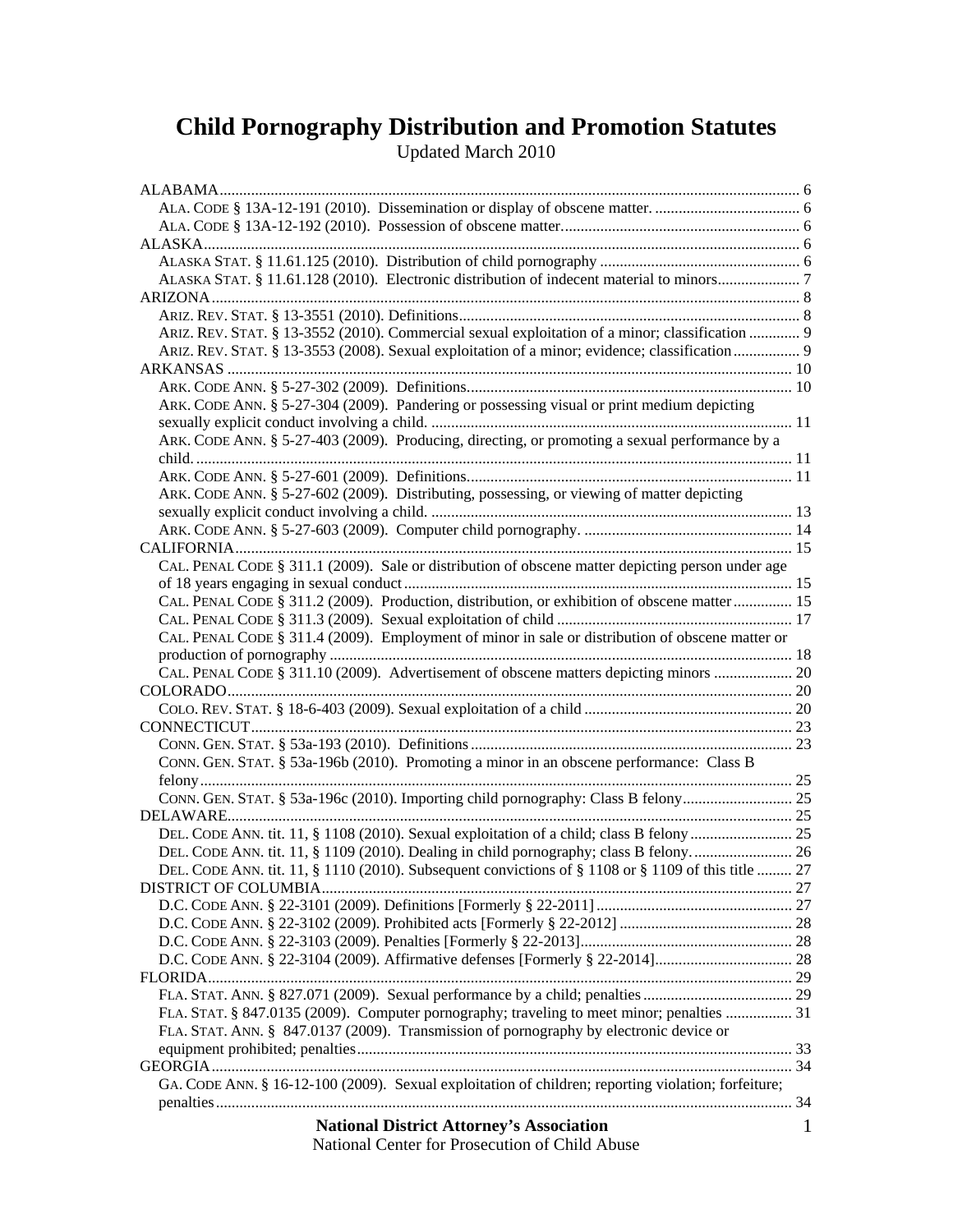# Child Pornography Distribution and Promotion Statutes

Updated March 2010

ALABAMA ... 6
- ALA. CODE § 13A-12-191 (2010). Dissemination or display of obscene matter. ... 6
- ALA. CODE § 13A-12-192 (2010). Possession of obscene matter ... 6

ALASKA ... 6
- ALASKA STAT. § 11.61.125 (2010). Distribution of child pornography ... 6
- ALASKA STAT. § 11.61.128 (2010). Electronic distribution of indecent material to minors ... 7

ARIZONA ... 8
- ARIZ. REV. STAT. § 13-3551 (2010). Definitions ... 8
- ARIZ. REV. STAT. § 13-3552 (2010). Commercial sexual exploitation of a minor; classification ... 9
- ARIZ. REV. STAT. § 13-3553 (2008). Sexual exploitation of a minor; evidence; classification ... 9

ARKANSAS ... 10
- ARK. CODE ANN. § 5-27-302 (2009). Definitions ... 10
- ARK. CODE ANN. § 5-27-304 (2009). Pandering or possessing visual or print medium depicting sexually explicit conduct involving a child. ... 11
- ARK. CODE ANN. § 5-27-403 (2009). Producing, directing, or promoting a sexual performance by a child. ... 11
- ARK. CODE ANN. § 5-27-601 (2009). Definitions ... 11
- ARK. CODE ANN. § 5-27-602 (2009). Distributing, possessing, or viewing of matter depicting sexually explicit conduct involving a child. ... 13
- ARK. CODE ANN. § 5-27-603 (2009). Computer child pornography. ... 14

CALIFORNIA ... 15
- CAL. PENAL CODE § 311.1 (2009). Sale or distribution of obscene matter depicting person under age of 18 years engaging in sexual conduct ... 15
- CAL. PENAL CODE § 311.2 (2009). Production, distribution, or exhibition of obscene matter ... 15
- CAL. PENAL CODE § 311.3 (2009). Sexual exploitation of child ... 17
- CAL. PENAL CODE § 311.4 (2009). Employment of minor in sale or distribution of obscene matter or production of pornography ... 18
- CAL. PENAL CODE § 311.10 (2009). Advertisement of obscene matters depicting minors ... 20

COLORADO ... 20
- COLO. REV. STAT. § 18-6-403 (2009). Sexual exploitation of a child ... 20

CONNECTICUT ... 23
- CONN. GEN. STAT. § 53a-193 (2010). Definitions ... 23
- CONN. GEN. STAT. § 53a-196b (2010). Promoting a minor in an obscene performance: Class B felony ... 25
- CONN. GEN. STAT. § 53a-196c (2010). Importing child pornography: Class B felony ... 25

DELAWARE ... 25
- DEL. CODE ANN. tit. 11, § 1108 (2010). Sexual exploitation of a child; class B felony ... 25
- DEL. CODE ANN. tit. 11, § 1109 (2010). Dealing in child pornography; class B felony. ... 26
- DEL. CODE ANN. tit. 11, § 1110 (2010). Subsequent convictions of § 1108 or § 1109 of this title ... 27

DISTRICT OF COLUMBIA ... 27
- D.C. CODE ANN. § 22-3101 (2009). Definitions [Formerly § 22-2011] ... 27
- D.C. CODE ANN. § 22-3102 (2009). Prohibited acts [Formerly § 22-2012] ... 28
- D.C. CODE ANN. § 22-3103 (2009). Penalties [Formerly § 22-2013] ... 28
- D.C. CODE ANN. § 22-3104 (2009). Affirmative defenses [Formerly § 22-2014] ... 28

FLORIDA ... 29
- FLA. STAT. ANN. § 827.071 (2009). Sexual performance by a child; penalties ... 29
- FLA. STAT. § 847.0135 (2009). Computer pornography; traveling to meet minor; penalties ... 31
- FLA. STAT. ANN. § 847.0137 (2009). Transmission of pornography by electronic device or equipment prohibited; penalties ... 33

GEORGIA ... 34
- GA. CODE ANN. § 16-12-100 (2009). Sexual exploitation of children; reporting violation; forfeiture; penalties ... 34

**National District Attorney's Association**
National Center for Prosecution of Child Abuse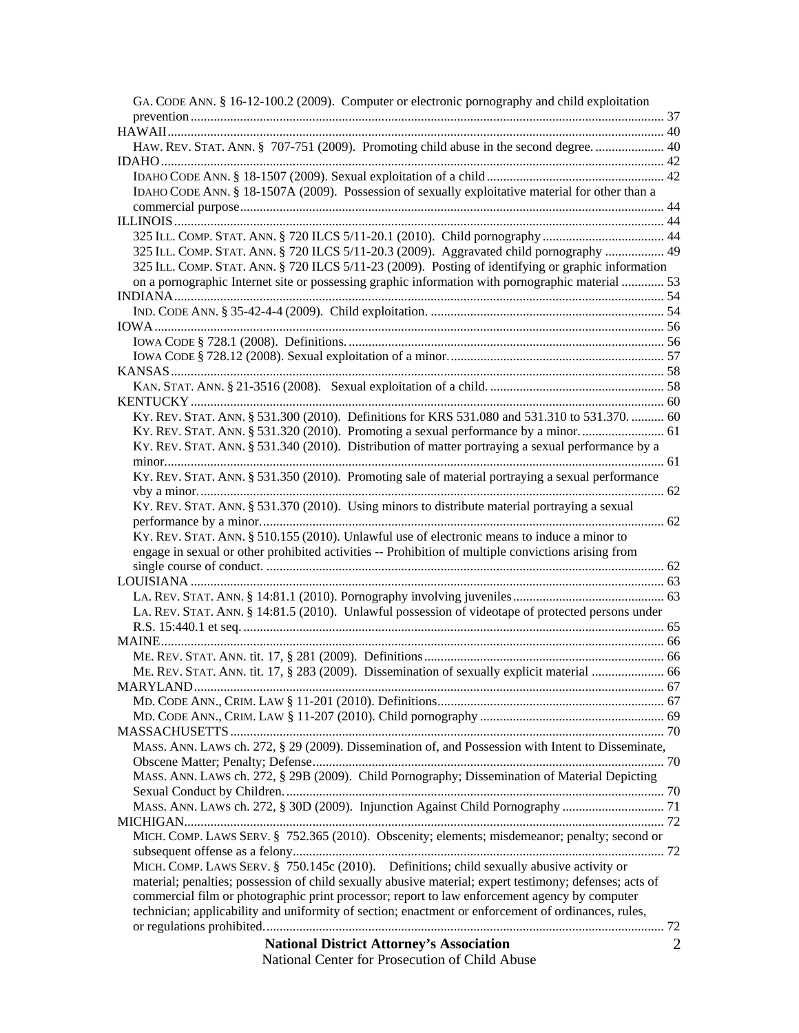GA. CODE ANN. § 16-12-100.2 (2009). Computer or electronic pornography and child exploitation prevention ........................................................................................................................................ 37

HAWAII ................................................................................................................................................ 40

HAW. REV. STAT. ANN. § 707-751 (2009). Promoting child abuse in the second degree. .................... 40

IDAHO .................................................................................................................................................. 42

IDAHO CODE ANN. § 18-1507 (2009). Sexual exploitation of a child ................................................... 42

IDAHO CODE ANN. § 18-1507A (2009). Possession of sexually exploitative material for other than a commercial purpose ............................................................................................................................. 44

ILLINOIS .............................................................................................................................................. 44

325 ILL. COMP. STAT. ANN. § 720 ILCS 5/11-20.1 (2010). Child pornography .................................... 44

325 ILL. COMP. STAT. ANN. § 720 ILCS 5/11-20.3 (2009). Aggravated child pornography ................. 49

325 ILL. COMP. STAT. ANN. § 720 ILCS 5/11-23 (2009). Posting of identifying or graphic information on a pornographic Internet site or possessing graphic information with pornographic material ............ 53

INDIANA .............................................................................................................................................. 54

IND. CODE ANN. § 35-42-4-4 (2009). Child exploitation. ..................................................................... 54

IOWA .................................................................................................................................................... 56

IOWA CODE § 728.1 (2008). Definitions. ............................................................................................. 56

IOWA CODE § 728.12 (2008). Sexual exploitation of a minor. .............................................................. 57

KANSAS ............................................................................................................................................... 58

KAN. STAT. ANN. § 21-3516 (2008). Sexual exploitation of a child. ................................................... 58

KENTUCKY .......................................................................................................................................... 60

KY. REV. STAT. ANN. § 531.300 (2010). Definitions for KRS 531.080 and 531.310 to 531.370. .......... 60

KY. REV. STAT. ANN. § 531.320 (2010). Promoting a sexual performance by a minor. ........................ 61

KY. REV. STAT. ANN. § 531.340 (2010). Distribution of matter portraying a sexual performance by a minor. .................................................................................................................................................. 61

KY. REV. STAT. ANN. § 531.350 (2010). Promoting sale of material portraying a sexual performance vby a minor. ......................................................................................................................................... 62

KY. REV. STAT. ANN. § 531.370 (2010). Using minors to distribute material portraying a sexual performance by a minor. ...................................................................................................................... 62

KY. REV. STAT. ANN. § 510.155 (2010). Unlawful use of electronic means to induce a minor to engage in sexual or other prohibited activities -- Prohibition of multiple convictions arising from single course of conduct. ...................................................................................................................... 62

LOUISIANA .......................................................................................................................................... 63

LA. REV. STAT. ANN. § 14:81.1 (2010). Pornography involving juveniles ............................................ 63

LA. REV. STAT. ANN. § 14:81.5 (2010). Unlawful possession of videotape of protected persons under R.S. 15:440.1 et seq. ............................................................................................................................. 65

MAINE .................................................................................................................................................. 66

ME. REV. STAT. ANN. tit. 17, § 281 (2009). Definitions ....................................................................... 66

ME. REV. STAT. ANN. tit. 17, § 283 (2009). Dissemination of sexually explicit material ...................... 66

MARYLAND ......................................................................................................................................... 67

MD. CODE ANN., CRIM. LAW § 11-201 (2010). Definitions .................................................................... 67

MD. CODE ANN., CRIM. LAW § 11-207 (2010). Child pornography ....................................................... 69

MASSACHUSETTS ................................................................................................................................. 70

MASS. ANN. LAWS ch. 272, § 29 (2009). Dissemination of, and Possession with Intent to Disseminate, Obscene Matter; Penalty; Defense ........................................................................................................ 70

MASS. ANN. LAWS ch. 272, § 29B (2009). Child Pornography; Dissemination of Material Depicting Sexual Conduct by Children. ................................................................................................................ 70

MASS. ANN. LAWS ch. 272, § 30D (2009). Injunction Against Child Pornography .............................. 71

MICHIGAN ............................................................................................................................................ 72

MICH. COMP. LAWS SERV. § 752.365 (2010). Obscenity; elements; misdemeanor; penalty; second or subsequent offense as a felony .............................................................................................................. 72

MICH. COMP. LAWS SERV. § 750.145c (2010). Definitions; child sexually abusive activity or material; penalties; possession of child sexually abusive material; expert testimony; defenses; acts of commercial film or photographic print processor; report to law enforcement agency by computer technician; applicability and uniformity of section; enactment or enforcement of ordinances, rules, or regulations prohibited. ...................................................................................................................... 72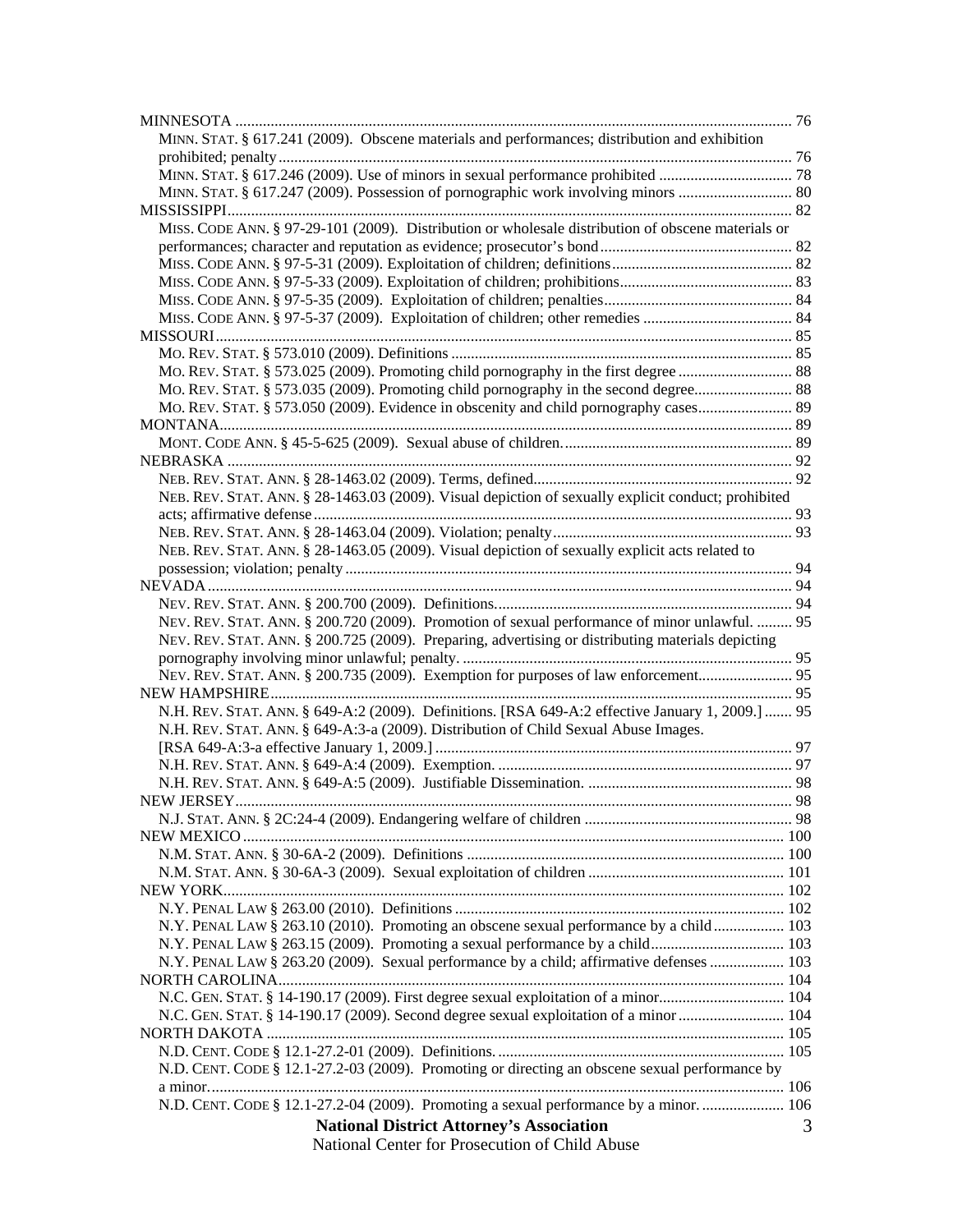MINNESOTA ........................................................................................................................................ 76

MINN. STAT. § 617.241 (2009). Obscene materials and performances; distribution and exhibition prohibited; penalty ........................................................................................................................ 76

MINN. STAT. § 617.246 (2009). Use of minors in sexual performance prohibited .................................. 78

MINN. STAT. § 617.247 (2009). Possession of pornographic work involving minors ............................. 80

MISSISSIPPI........................................................................................................................................ 82

MISS. CODE ANN. § 97-29-101 (2009). Distribution or wholesale distribution of obscene materials or performances; character and reputation as evidence; prosecutor's bond ................................................ 82

MISS. CODE ANN. § 97-5-31 (2009). Exploitation of children; definitions ............................................ 82

MISS. CODE ANN. § 97-5-33 (2009). Exploitation of children; prohibitions ........................................... 83

MISS. CODE ANN. § 97-5-35 (2009). Exploitation of children; penalties ............................................... 84

MISS. CODE ANN. § 97-5-37 (2009). Exploitation of children; other remedies ...................................... 84

MISSOURI ........................................................................................................................................... 85

MO. REV. STAT. § 573.010 (2009). Definitions ..................................................................................... 85

MO. REV. STAT. § 573.025 (2009). Promoting child pornography in the first degree ............................. 88

MO. REV. STAT. § 573.035 (2009). Promoting child pornography in the second degree......................... 88

MO. REV. STAT. § 573.050 (2009). Evidence in obscenity and child pornography cases........................ 89

MONTANA........................................................................................................................................... 89

MONT. CODE ANN. § 45-5-625 (2009). Sexual abuse of children. .......................................................... 89

NEBRASKA ......................................................................................................................................... 92

NEB. REV. STAT. ANN. § 28-1463.02 (2009). Terms, defined................................................................. 92

NEB. REV. STAT. ANN. § 28-1463.03 (2009). Visual depiction of sexually explicit conduct; prohibited acts; affirmative defense ........................................................................................................................ 93

NEB. REV. STAT. ANN. § 28-1463.04 (2009). Violation; penalty ............................................................ 93

NEB. REV. STAT. ANN. § 28-1463.05 (2009). Visual depiction of sexually explicit acts related to possession; violation; penalty ................................................................................................................. 94

NEVADA ............................................................................................................................................... 94

NEV. REV. STAT. ANN. § 200.700 (2009). Definitions. .......................................................................... 94

NEV. REV. STAT. ANN. § 200.720 (2009). Promotion of sexual performance of minor unlawful. ......... 95

NEV. REV. STAT. ANN. § 200.725 (2009). Preparing, advertising or distributing materials depicting pornography involving minor unlawful; penalty. ................................................................................... 95

NEV. REV. STAT. ANN. § 200.735 (2009). Exemption for purposes of law enforcement........................ 95

NEW HAMPSHIRE ............................................................................................................................... 95

N.H. REV. STAT. ANN. § 649-A:2 (2009). Definitions. [RSA 649-A:2 effective January 1, 2009.] ....... 95

N.H. REV. STAT. ANN. § 649-A:3-a (2009). Distribution of Child Sexual Abuse Images. [RSA 649-A:3-a effective January 1, 2009.] ......................................................................................... 97

N.H. REV. STAT. ANN. § 649-A:4 (2009). Exemption. ........................................................................... 97

N.H. REV. STAT. ANN. § 649-A:5 (2009). Justifiable Dissemination. .................................................... 98

NEW JERSEY ........................................................................................................................................ 98

N.J. STAT. ANN. § 2C:24-4 (2009). Endangering welfare of children .................................................... 98

NEW MEXICO ..................................................................................................................................... 100

N.M. STAT. ANN. § 30-6A-2 (2009). Definitions ................................................................................. 100

N.M. STAT. ANN. § 30-6A-3 (2009). Sexual exploitation of children ................................................. 101

NEW YORK.......................................................................................................................................... 102

N.Y. PENAL LAW § 263.00 (2010). Definitions ................................................................................... 102

N.Y. PENAL LAW § 263.10 (2010). Promoting an obscene sexual performance by a child .................. 103

N.Y. PENAL LAW § 263.15 (2009). Promoting a sexual performance by a child .................................. 103

N.Y. PENAL LAW § 263.20 (2009). Sexual performance by a child; affirmative defenses ................... 103

NORTH CAROLINA............................................................................................................................. 104

N.C. GEN. STAT. § 14-190.17 (2009). First degree sexual exploitation of a minor................................ 104

N.C. GEN. STAT. § 14-190.17 (2009). Second degree sexual exploitation of a minor ........................... 104

NORTH DAKOTA ............................................................................................................................... 105

N.D. CENT. CODE § 12.1-27.2-01 (2009). Definitions. ......................................................................... 105

N.D. CENT. CODE § 12.1-27.2-03 (2009). Promoting or directing an obscene sexual performance by a minor. .................................................................................................................................................. 106

N.D. CENT. CODE § 12.1-27.2-04 (2009). Promoting a sexual performance by a minor. ...................... 106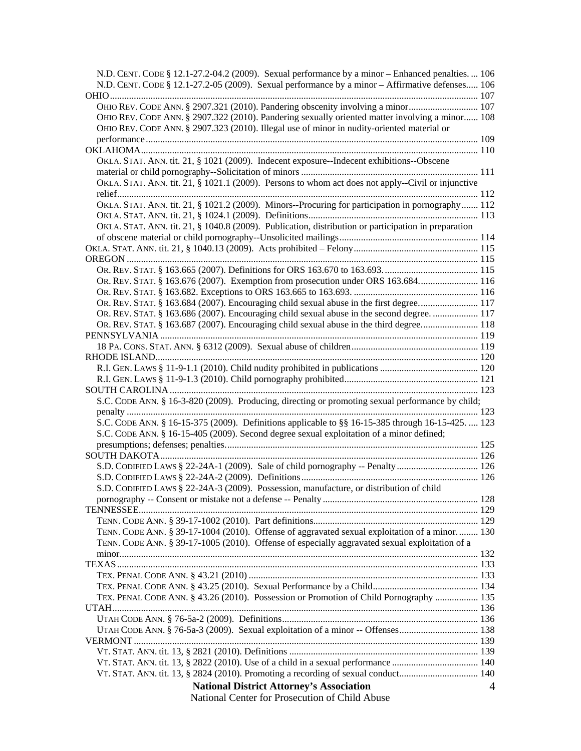N.D. CENT. CODE § 12.1-27.2-04.2 (2009). Sexual performance by a minor – Enhanced penalties. ... 106
N.D. CENT. CODE § 12.1-27.2-05 (2009). Sexual performance by a minor – Affirmative defenses..... 106
OHIO ... 107
OHIO REV. CODE ANN. § 2907.321 (2010). Pandering obscenity involving a minor ... 107
OHIO REV. CODE ANN. § 2907.322 (2010). Pandering sexually oriented matter involving a minor...... 108
OHIO REV. CODE ANN. § 2907.323 (2010). Illegal use of minor in nudity-oriented material or performance ... 109
OKLAHOMA ... 110
OKLA. STAT. ANN. tit. 21, § 1021 (2009). Indecent exposure--Indecent exhibitions--Obscene material or child pornography--Solicitation of minors ... 111
OKLA. STAT. ANN. tit. 21, § 1021.1 (2009). Persons to whom act does not apply--Civil or injunctive relief ... 112
OKLA. STAT. ANN. tit. 21, § 1021.2 (2009). Minors--Procuring for participation in pornography ... 112
OKLA. STAT. ANN. tit. 21, § 1024.1 (2009). Definitions ... 113
OKLA. STAT. ANN. tit. 21, § 1040.8 (2009). Publication, distribution or participation in preparation of obscene material or child pornography--Unsolicited mailings ... 114
OKLA. STAT. ANN. tit. 21, § 1040.13 (2009). Acts prohibited – Felony ... 115
OREGON ... 115
OR. REV. STAT. § 163.665 (2007). Definitions for ORS 163.670 to 163.693. ... 115
OR. REV. STAT. § 163.676 (2007). Exemption from prosecution under ORS 163.684. ... 116
OR. REV. STAT. § 163.682. Exceptions to ORS 163.665 to 163.693. ... 116
OR. REV. STAT. § 163.684 (2007). Encouraging child sexual abuse in the first degree. ... 117
OR. REV. STAT. § 163.686 (2007). Encouraging child sexual abuse in the second degree. ... 117
OR. REV. STAT. § 163.687 (2007). Encouraging child sexual abuse in the third degree. ... 118
PENNSYLVANIA ... 119
18 PA. CONS. STAT. ANN. § 6312 (2009). Sexual abuse of children ... 119
RHODE ISLAND ... 120
R.I. GEN. LAWS § 11-9-1.1 (2010). Child nudity prohibited in publications ... 120
R.I. GEN. LAWS § 11-9-1.3 (2010). Child pornography prohibited ... 121
SOUTH CAROLINA ... 123
S.C. CODE ANN. § 16-3-820 (2009). Producing, directing or promoting sexual performance by child; penalty ... 123
S.C. CODE ANN. § 16-15-375 (2009). Definitions applicable to §§ 16-15-385 through 16-15-425. ... 123
S.C. CODE ANN. § 16-15-405 (2009). Second degree sexual exploitation of a minor defined; presumptions; defenses; penalties. ... 125
SOUTH DAKOTA ... 126
S.D. CODIFIED LAWS § 22-24A-1 (2009). Sale of child pornography -- Penalty ... 126
S.D. CODIFIED LAWS § 22-24A-2 (2009). Definitions ... 126
S.D. CODIFIED LAWS § 22-24A-3 (2009). Possession, manufacture, or distribution of child pornography -- Consent or mistake not a defense -- Penalty ... 128
TENNESSEE ... 129
TENN. CODE ANN. § 39-17-1002 (2010). Part definitions ... 129
TENN. CODE ANN. § 39-17-1004 (2010). Offense of aggravated sexual exploitation of a minor. ... 130
TENN. CODE ANN. § 39-17-1005 (2010). Offense of especially aggravated sexual exploitation of a minor ... 132
TEXAS ... 133
TEX. PENAL CODE ANN. § 43.21 (2010) ... 133
TEX. PENAL CODE ANN. § 43.25 (2010). Sexual Performance by a Child ... 134
TEX. PENAL CODE ANN. § 43.26 (2010). Possession or Promotion of Child Pornography ... 135
UTAH ... 136
UTAH CODE ANN. § 76-5a-2 (2009). Definitions ... 136
UTAH CODE ANN. § 76-5a-3 (2009). Sexual exploitation of a minor -- Offenses ... 138
VERMONT ... 139
VT. STAT. ANN. tit. 13, § 2821 (2010). Definitions ... 139
VT. STAT. ANN. tit. 13, § 2822 (2010). Use of a child in a sexual performance ... 140
VT. STAT. ANN. tit. 13, § 2824 (2010). Promoting a recording of sexual conduct ... 140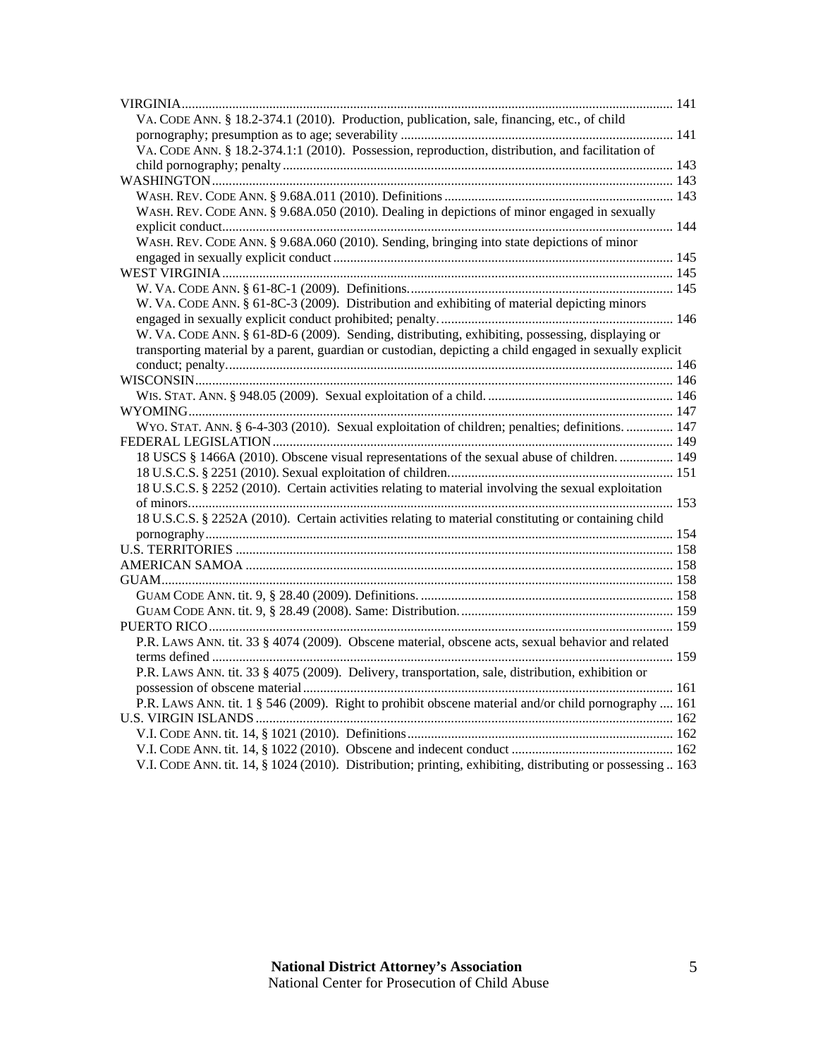VIRGINIA ..... 141

VA. CODE ANN. § 18.2-374.1 (2010). Production, publication, sale, financing, etc., of child pornography; presumption as to age; severability ..... 141

VA. CODE ANN. § 18.2-374.1:1 (2010). Possession, reproduction, distribution, and facilitation of child pornography; penalty ..... 143

WASHINGTON ..... 143

WASH. REV. CODE ANN. § 9.68A.011 (2010). Definitions ..... 143

WASH. REV. CODE ANN. § 9.68A.050 (2010). Dealing in depictions of minor engaged in sexually explicit conduct ..... 144

WASH. REV. CODE ANN. § 9.68A.060 (2010). Sending, bringing into state depictions of minor engaged in sexually explicit conduct ..... 145

WEST VIRGINIA ..... 145

W. VA. CODE ANN. § 61-8C-1 (2009). Definitions. ..... 145

W. VA. CODE ANN. § 61-8C-3 (2009). Distribution and exhibiting of material depicting minors engaged in sexually explicit conduct prohibited; penalty. ..... 146

W. VA. CODE ANN. § 61-8D-6 (2009). Sending, distributing, exhibiting, possessing, displaying or transporting material by a parent, guardian or custodian, depicting a child engaged in sexually explicit conduct; penalty. ..... 146

WISCONSIN ..... 146

WIS. STAT. ANN. § 948.05 (2009). Sexual exploitation of a child. ..... 146

WYOMING ..... 147

WYO. STAT. ANN. § 6-4-303 (2010). Sexual exploitation of children; penalties; definitions. ..... 147

FEDERAL LEGISLATION ..... 149

18 USCS § 1466A (2010). Obscene visual representations of the sexual abuse of children. ..... 149

18 U.S.C.S. § 2251 (2010). Sexual exploitation of children. ..... 151

18 U.S.C.S. § 2252 (2010). Certain activities relating to material involving the sexual exploitation of minors. ..... 153

18 U.S.C.S. § 2252A (2010). Certain activities relating to material constituting or containing child pornography ..... 154

U.S. TERRITORIES ..... 158

AMERICAN SAMOA ..... 158

GUAM ..... 158

GUAM CODE ANN. tit. 9, § 28.40 (2009). Definitions. ..... 158

GUAM CODE ANN. tit. 9, § 28.49 (2008). Same: Distribution. ..... 159

PUERTO RICO ..... 159

P.R. LAWS ANN. tit. 33 § 4074 (2009). Obscene material, obscene acts, sexual behavior and related terms defined ..... 159

P.R. LAWS ANN. tit. 33 § 4075 (2009). Delivery, transportation, sale, distribution, exhibition or possession of obscene material ..... 161

P.R. LAWS ANN. tit. 1 § 546 (2009). Right to prohibit obscene material and/or child pornography ..... 161

U.S. VIRGIN ISLANDS ..... 162

V.I. CODE ANN. tit. 14, § 1021 (2010). Definitions ..... 162

V.I. CODE ANN. tit. 14, § 1022 (2010). Obscene and indecent conduct ..... 162

V.I. CODE ANN. tit. 14, § 1024 (2010). Distribution; printing, exhibiting, distributing or possessing ..... 163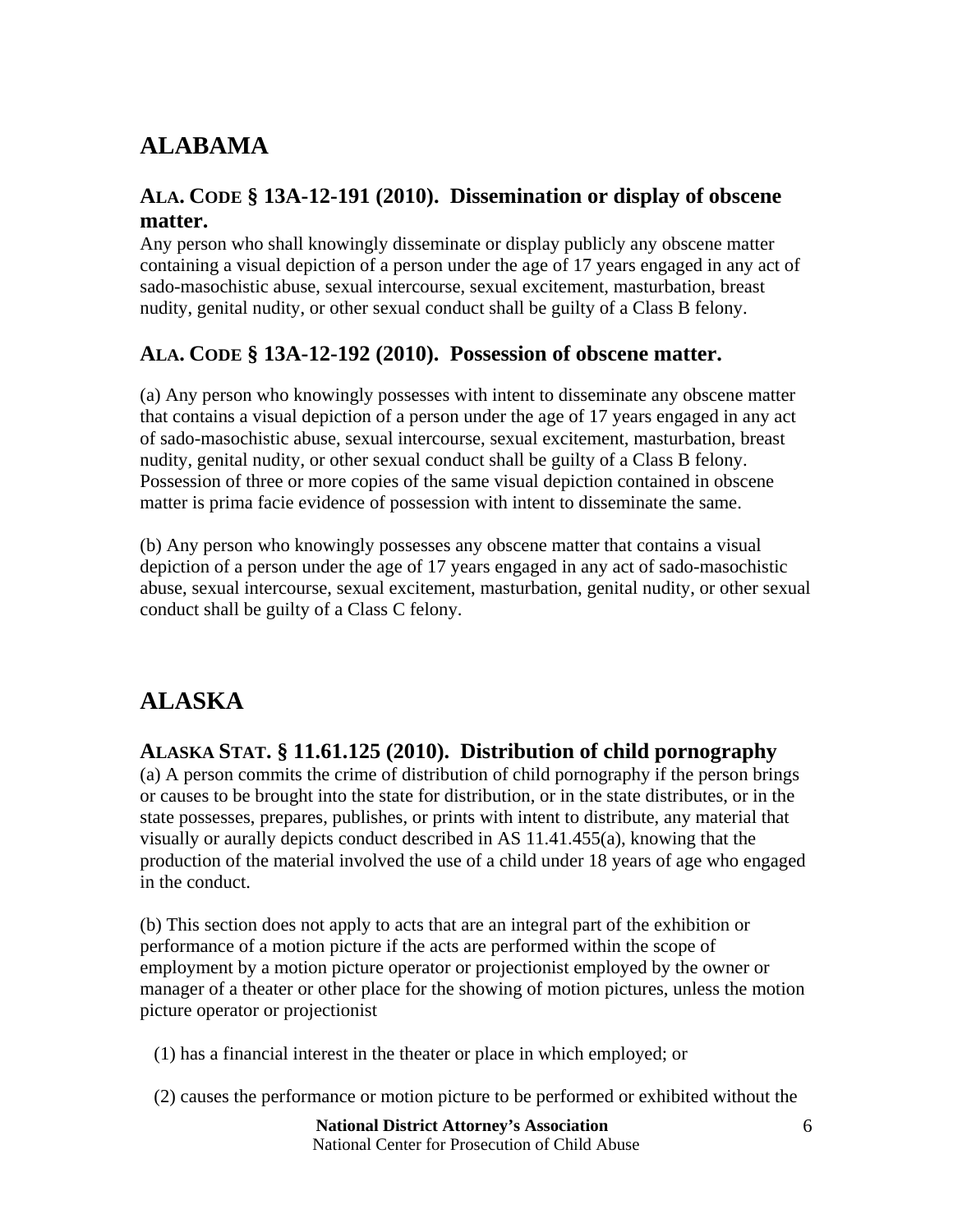# ALABAMA

## ALA. CODE § 13A-12-191 (2010). Dissemination or display of obscene matter.

Any person who shall knowingly disseminate or display publicly any obscene matter containing a visual depiction of a person under the age of 17 years engaged in any act of sado-masochistic abuse, sexual intercourse, sexual excitement, masturbation, breast nudity, genital nudity, or other sexual conduct shall be guilty of a Class B felony.

## ALA. CODE § 13A-12-192 (2010). Possession of obscene matter.

(a) Any person who knowingly possesses with intent to disseminate any obscene matter that contains a visual depiction of a person under the age of 17 years engaged in any act of sado-masochistic abuse, sexual intercourse, sexual excitement, masturbation, breast nudity, genital nudity, or other sexual conduct shall be guilty of a Class B felony. Possession of three or more copies of the same visual depiction contained in obscene matter is prima facie evidence of possession with intent to disseminate the same.

(b) Any person who knowingly possesses any obscene matter that contains a visual depiction of a person under the age of 17 years engaged in any act of sado-masochistic abuse, sexual intercourse, sexual excitement, masturbation, genital nudity, or other sexual conduct shall be guilty of a Class C felony.

# ALASKA

## ALASKA STAT. § 11.61.125 (2010). Distribution of child pornography

(a) A person commits the crime of distribution of child pornography if the person brings or causes to be brought into the state for distribution, or in the state distributes, or in the state possesses, prepares, publishes, or prints with intent to distribute, any material that visually or aurally depicts conduct described in AS 11.41.455(a), knowing that the production of the material involved the use of a child under 18 years of age who engaged in the conduct.

(b) This section does not apply to acts that are an integral part of the exhibition or performance of a motion picture if the acts are performed within the scope of employment by a motion picture operator or projectionist employed by the owner or manager of a theater or other place for the showing of motion pictures, unless the motion picture operator or projectionist

(1) has a financial interest in the theater or place in which employed; or

(2) causes the performance or motion picture to be performed or exhibited without the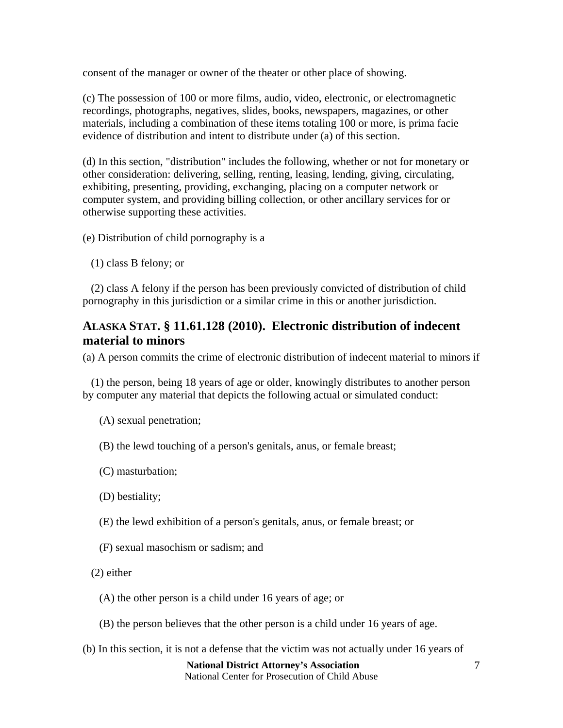consent of the manager or owner of the theater or other place of showing.

(c) The possession of 100 or more films, audio, video, electronic, or electromagnetic recordings, photographs, negatives, slides, books, newspapers, magazines, or other materials, including a combination of these items totaling 100 or more, is prima facie evidence of distribution and intent to distribute under (a) of this section.

(d) In this section, "distribution" includes the following, whether or not for monetary or other consideration: delivering, selling, renting, leasing, lending, giving, circulating, exhibiting, presenting, providing, exchanging, placing on a computer network or computer system, and providing billing collection, or other ancillary services for or otherwise supporting these activities.

(e) Distribution of child pornography is a

(1) class B felony; or

(2) class A felony if the person has been previously convicted of distribution of child pornography in this jurisdiction or a similar crime in this or another jurisdiction.

## ALASKA STAT. § 11.61.128 (2010). Electronic distribution of indecent material to minors

(a) A person commits the crime of electronic distribution of indecent material to minors if

(1) the person, being 18 years of age or older, knowingly distributes to another person by computer any material that depicts the following actual or simulated conduct:

(A) sexual penetration;

(B) the lewd touching of a person's genitals, anus, or female breast;

(C) masturbation;

(D) bestiality;

(E) the lewd exhibition of a person's genitals, anus, or female breast; or

(F) sexual masochism or sadism; and

(2) either

(A) the other person is a child under 16 years of age; or

(B) the person believes that the other person is a child under 16 years of age.

(b) In this section, it is not a defense that the victim was not actually under 16 years of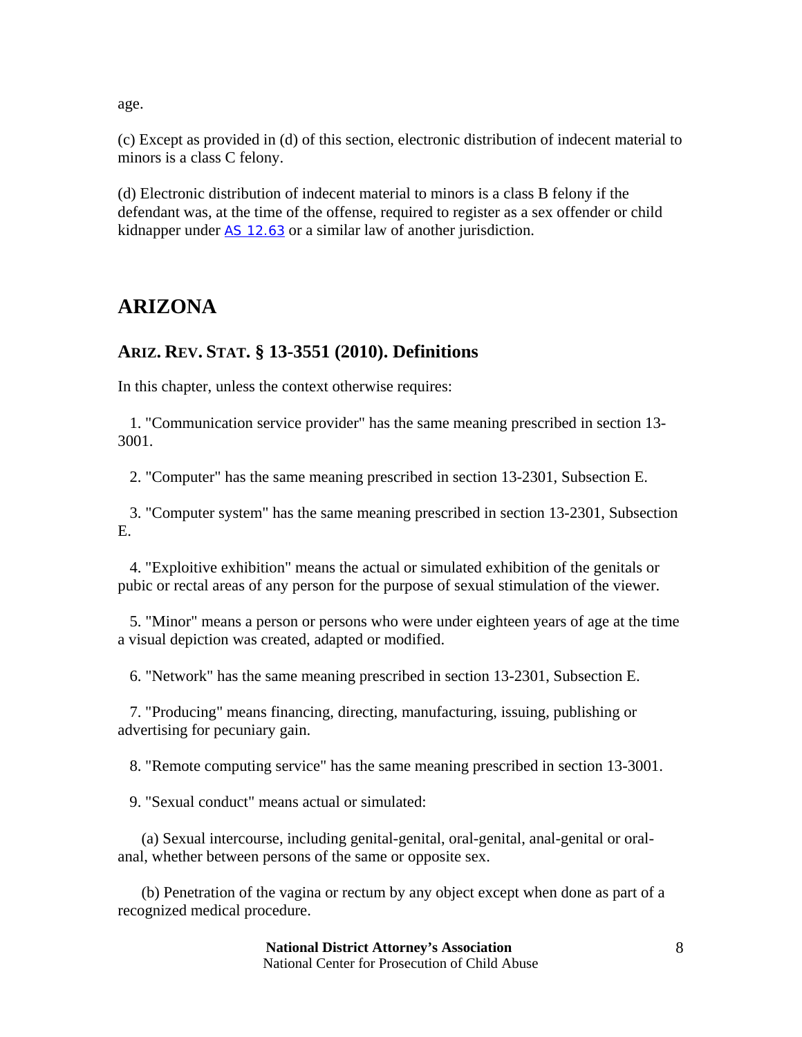age.

(c) Except as provided in (d) of this section, electronic distribution of indecent material to minors is a class C felony.

(d) Electronic distribution of indecent material to minors is a class B felony if the defendant was, at the time of the offense, required to register as a sex offender or child kidnapper under AS 12.63 or a similar law of another jurisdiction.

## ARIZONA

### ARIZ. REV. STAT. § 13-3551 (2010). Definitions

In this chapter, unless the context otherwise requires:

1. "Communication service provider" has the same meaning prescribed in section 13-3001.

2. "Computer" has the same meaning prescribed in section 13-2301, Subsection E.

3. "Computer system" has the same meaning prescribed in section 13-2301, Subsection E.

4. "Exploitive exhibition" means the actual or simulated exhibition of the genitals or pubic or rectal areas of any person for the purpose of sexual stimulation of the viewer.

5. "Minor" means a person or persons who were under eighteen years of age at the time a visual depiction was created, adapted or modified.

6. "Network" has the same meaning prescribed in section 13-2301, Subsection E.

7. "Producing" means financing, directing, manufacturing, issuing, publishing or advertising for pecuniary gain.

8. "Remote computing service" has the same meaning prescribed in section 13-3001.

9. "Sexual conduct" means actual or simulated:

(a) Sexual intercourse, including genital-genital, oral-genital, anal-genital or oral-anal, whether between persons of the same or opposite sex.

(b) Penetration of the vagina or rectum by any object except when done as part of a recognized medical procedure.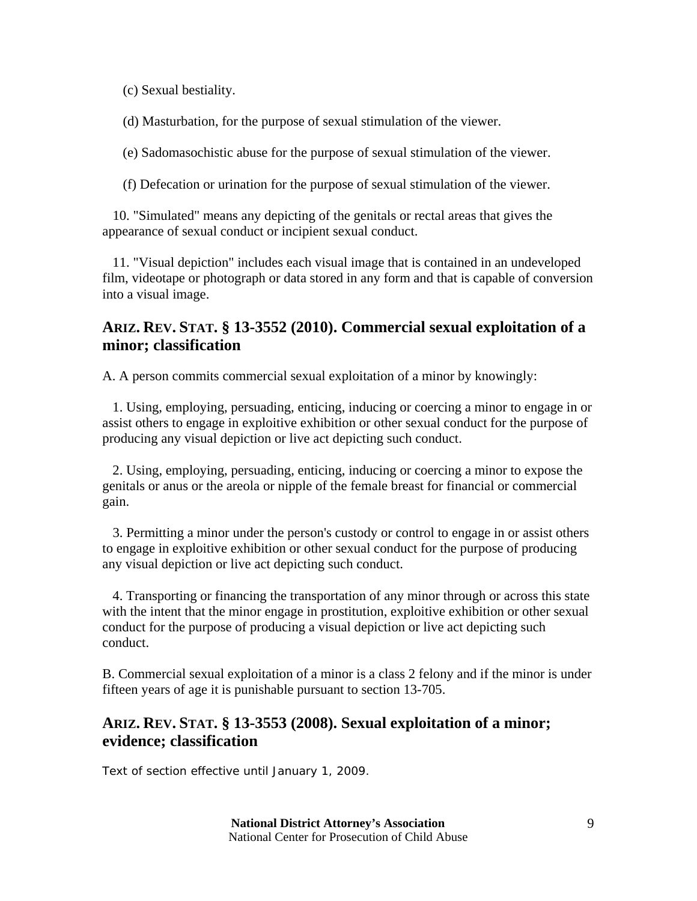(c) Sexual bestiality.

(d) Masturbation, for the purpose of sexual stimulation of the viewer.

(e) Sadomasochistic abuse for the purpose of sexual stimulation of the viewer.

(f) Defecation or urination for the purpose of sexual stimulation of the viewer.

10. "Simulated" means any depicting of the genitals or rectal areas that gives the appearance of sexual conduct or incipient sexual conduct.

11. "Visual depiction" includes each visual image that is contained in an undeveloped film, videotape or photograph or data stored in any form and that is capable of conversion into a visual image.

## ARIZ. REV. STAT. § 13-3552 (2010). Commercial sexual exploitation of a minor; classification

A. A person commits commercial sexual exploitation of a minor by knowingly:

1. Using, employing, persuading, enticing, inducing or coercing a minor to engage in or assist others to engage in exploitive exhibition or other sexual conduct for the purpose of producing any visual depiction or live act depicting such conduct.

2. Using, employing, persuading, enticing, inducing or coercing a minor to expose the genitals or anus or the areola or nipple of the female breast for financial or commercial gain.

3. Permitting a minor under the person's custody or control to engage in or assist others to engage in exploitive exhibition or other sexual conduct for the purpose of producing any visual depiction or live act depicting such conduct.

4. Transporting or financing the transportation of any minor through or across this state with the intent that the minor engage in prostitution, exploitive exhibition or other sexual conduct for the purpose of producing a visual depiction or live act depicting such conduct.

B. Commercial sexual exploitation of a minor is a class 2 felony and if the minor is under fifteen years of age it is punishable pursuant to section 13-705.

## ARIZ. REV. STAT. § 13-3553 (2008). Sexual exploitation of a minor; evidence; classification

Text of section effective until January 1, 2009.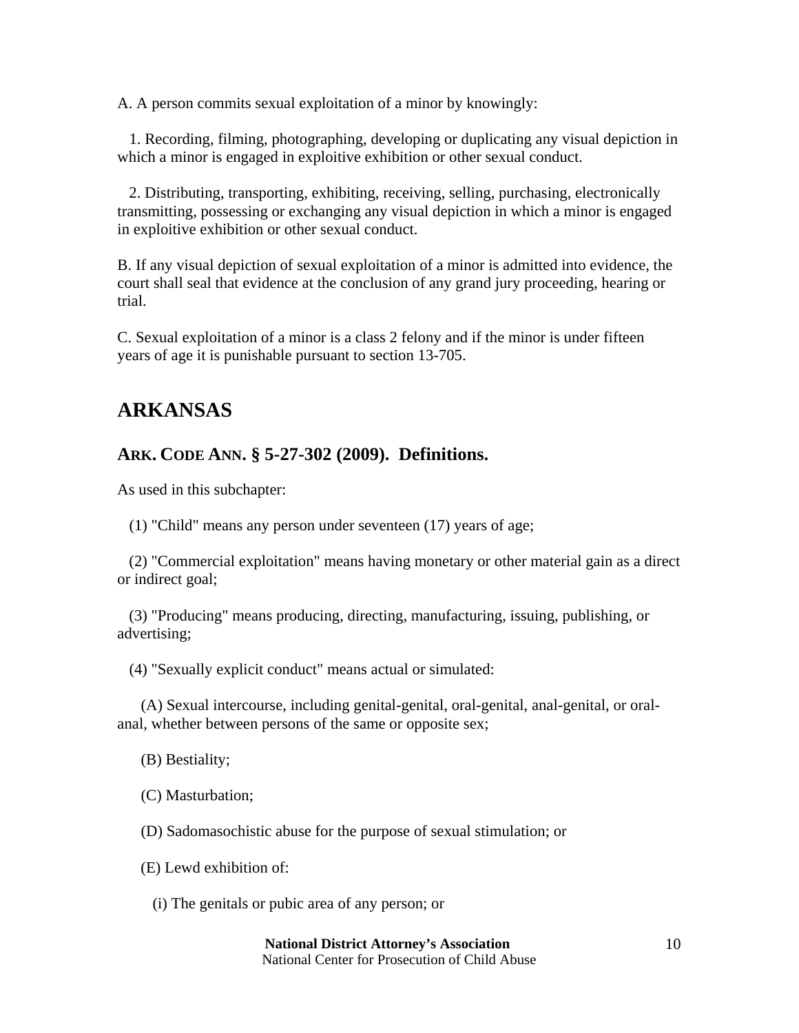A. A person commits sexual exploitation of a minor by knowingly:

1. Recording, filming, photographing, developing or duplicating any visual depiction in which a minor is engaged in exploitive exhibition or other sexual conduct.

2. Distributing, transporting, exhibiting, receiving, selling, purchasing, electronically transmitting, possessing or exchanging any visual depiction in which a minor is engaged in exploitive exhibition or other sexual conduct.

B. If any visual depiction of sexual exploitation of a minor is admitted into evidence, the court shall seal that evidence at the conclusion of any grand jury proceeding, hearing or trial.

C. Sexual exploitation of a minor is a class 2 felony and if the minor is under fifteen years of age it is punishable pursuant to section 13-705.

## ARKANSAS

### ARK. CODE ANN. § 5-27-302 (2009). Definitions.

As used in this subchapter:

(1) "Child" means any person under seventeen (17) years of age;

(2) "Commercial exploitation" means having monetary or other material gain as a direct or indirect goal;

(3) "Producing" means producing, directing, manufacturing, issuing, publishing, or advertising;

(4) "Sexually explicit conduct" means actual or simulated:

(A) Sexual intercourse, including genital-genital, oral-genital, anal-genital, or oral-anal, whether between persons of the same or opposite sex;

(B) Bestiality;

(C) Masturbation;

(D) Sadomasochistic abuse for the purpose of sexual stimulation; or

(E) Lewd exhibition of:

(i) The genitals or pubic area of any person; or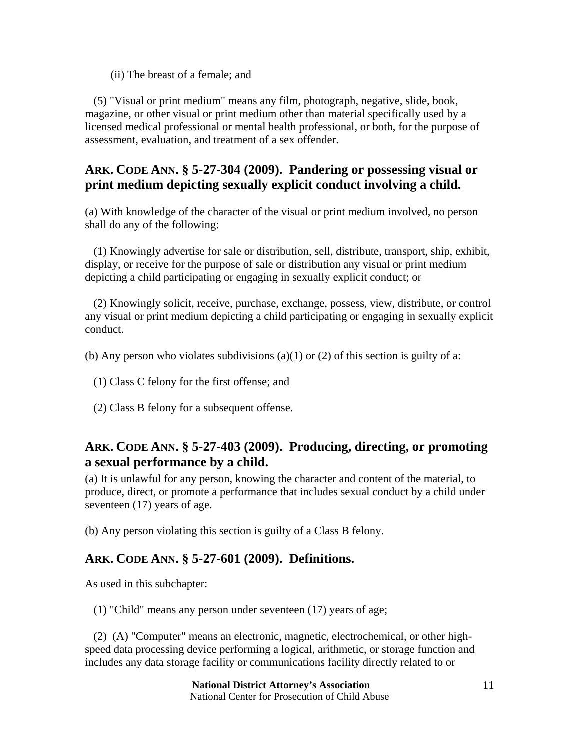(ii) The breast of a female; and

(5) "Visual or print medium" means any film, photograph, negative, slide, book, magazine, or other visual or print medium other than material specifically used by a licensed medical professional or mental health professional, or both, for the purpose of assessment, evaluation, and treatment of a sex offender.

## ARK. CODE ANN. § 5-27-304 (2009). Pandering or possessing visual or print medium depicting sexually explicit conduct involving a child.

(a) With knowledge of the character of the visual or print medium involved, no person shall do any of the following:

(1) Knowingly advertise for sale or distribution, sell, distribute, transport, ship, exhibit, display, or receive for the purpose of sale or distribution any visual or print medium depicting a child participating or engaging in sexually explicit conduct; or

(2) Knowingly solicit, receive, purchase, exchange, possess, view, distribute, or control any visual or print medium depicting a child participating or engaging in sexually explicit conduct.

(b) Any person who violates subdivisions (a)(1) or (2) of this section is guilty of a:

(1) Class C felony for the first offense; and

(2) Class B felony for a subsequent offense.

## ARK. CODE ANN. § 5-27-403 (2009). Producing, directing, or promoting a sexual performance by a child.

(a) It is unlawful for any person, knowing the character and content of the material, to produce, direct, or promote a performance that includes sexual conduct by a child under seventeen (17) years of age.

(b) Any person violating this section is guilty of a Class B felony.

## ARK. CODE ANN. § 5-27-601 (2009). Definitions.

As used in this subchapter:

(1) "Child" means any person under seventeen (17) years of age;

(2) (A) "Computer" means an electronic, magnetic, electrochemical, or other high-speed data processing device performing a logical, arithmetic, or storage function and includes any data storage facility or communications facility directly related to or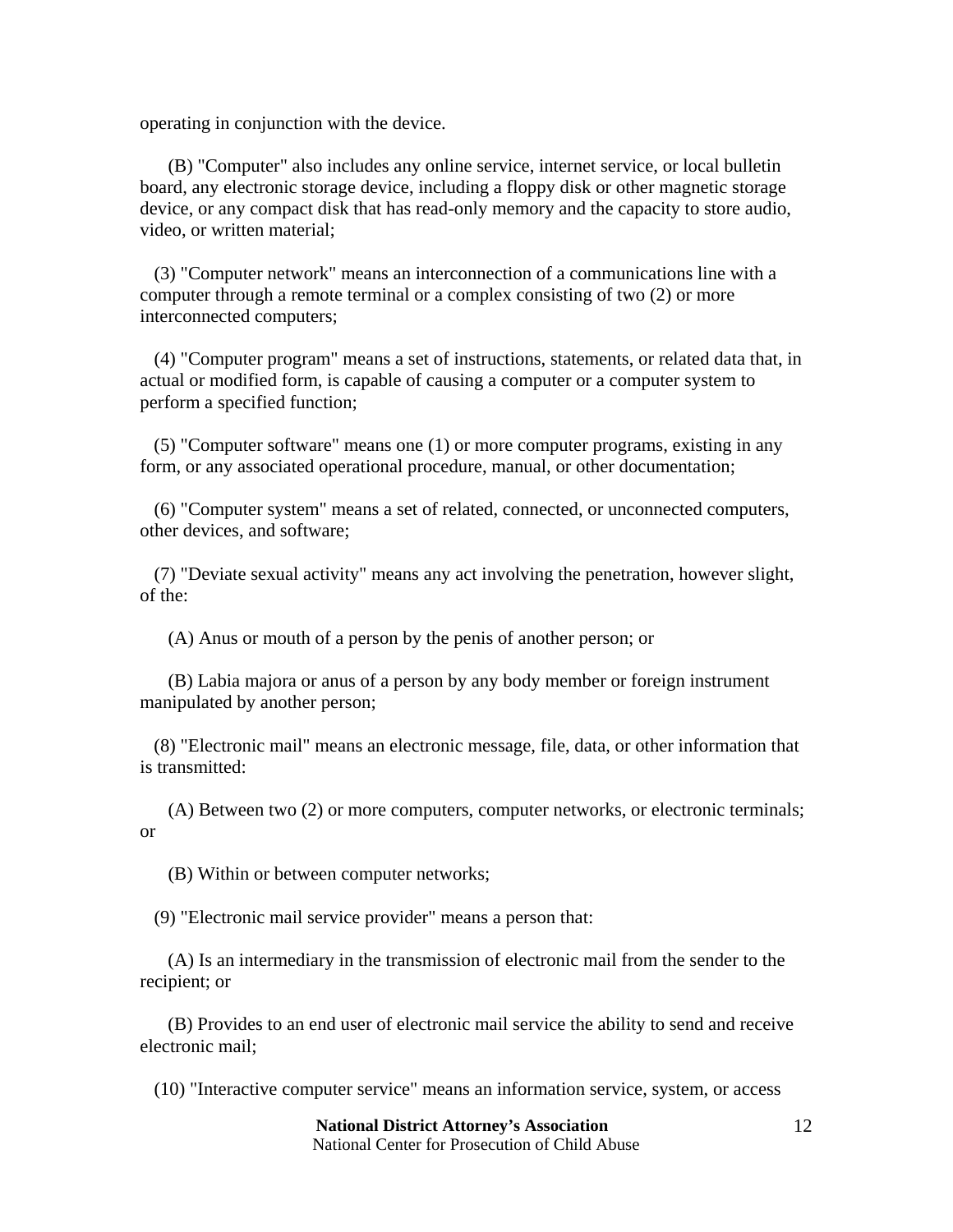operating in conjunction with the device.

(B) "Computer" also includes any online service, internet service, or local bulletin board, any electronic storage device, including a floppy disk or other magnetic storage device, or any compact disk that has read-only memory and the capacity to store audio, video, or written material;

(3) "Computer network" means an interconnection of a communications line with a computer through a remote terminal or a complex consisting of two (2) or more interconnected computers;

(4) "Computer program" means a set of instructions, statements, or related data that, in actual or modified form, is capable of causing a computer or a computer system to perform a specified function;

(5) "Computer software" means one (1) or more computer programs, existing in any form, or any associated operational procedure, manual, or other documentation;

(6) "Computer system" means a set of related, connected, or unconnected computers, other devices, and software;

(7) "Deviate sexual activity" means any act involving the penetration, however slight, of the:

(A) Anus or mouth of a person by the penis of another person; or

(B) Labia majora or anus of a person by any body member or foreign instrument manipulated by another person;

(8) "Electronic mail" means an electronic message, file, data, or other information that is transmitted:

(A) Between two (2) or more computers, computer networks, or electronic terminals; or

(B) Within or between computer networks;

(9) "Electronic mail service provider" means a person that:

(A) Is an intermediary in the transmission of electronic mail from the sender to the recipient; or

(B) Provides to an end user of electronic mail service the ability to send and receive electronic mail;

(10) "Interactive computer service" means an information service, system, or access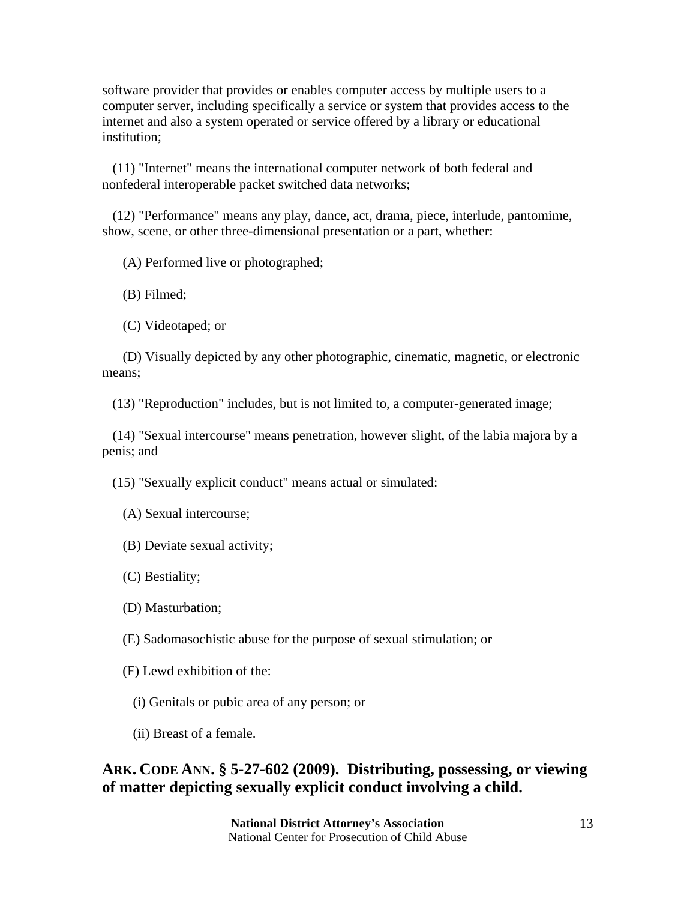software provider that provides or enables computer access by multiple users to a computer server, including specifically a service or system that provides access to the internet and also a system operated or service offered by a library or educational institution;

(11) "Internet" means the international computer network of both federal and nonfederal interoperable packet switched data networks;

(12) "Performance" means any play, dance, act, drama, piece, interlude, pantomime, show, scene, or other three-dimensional presentation or a part, whether:

(A) Performed live or photographed;

(B) Filmed;

(C) Videotaped; or

(D) Visually depicted by any other photographic, cinematic, magnetic, or electronic means;

(13) "Reproduction" includes, but is not limited to, a computer-generated image;

(14) "Sexual intercourse" means penetration, however slight, of the labia majora by a penis; and

(15) "Sexually explicit conduct" means actual or simulated:

(A) Sexual intercourse;

(B) Deviate sexual activity;

(C) Bestiality;

(D) Masturbation;

(E) Sadomasochistic abuse for the purpose of sexual stimulation; or

(F) Lewd exhibition of the:

(i) Genitals or pubic area of any person; or

(ii) Breast of a female.

## ARK. CODE ANN. § 5-27-602 (2009). Distributing, possessing, or viewing of matter depicting sexually explicit conduct involving a child.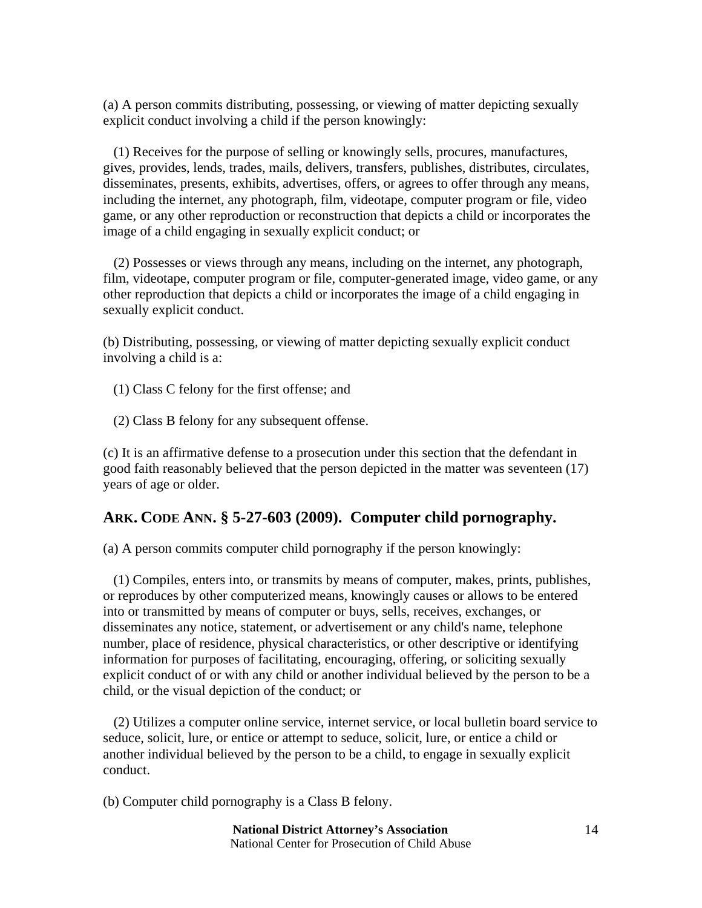(a) A person commits distributing, possessing, or viewing of matter depicting sexually explicit conduct involving a child if the person knowingly:

(1) Receives for the purpose of selling or knowingly sells, procures, manufactures, gives, provides, lends, trades, mails, delivers, transfers, publishes, distributes, circulates, disseminates, presents, exhibits, advertises, offers, or agrees to offer through any means, including the internet, any photograph, film, videotape, computer program or file, video game, or any other reproduction or reconstruction that depicts a child or incorporates the image of a child engaging in sexually explicit conduct; or

(2) Possesses or views through any means, including on the internet, any photograph, film, videotape, computer program or file, computer-generated image, video game, or any other reproduction that depicts a child or incorporates the image of a child engaging in sexually explicit conduct.

(b) Distributing, possessing, or viewing of matter depicting sexually explicit conduct involving a child is a:

(1) Class C felony for the first offense; and

(2) Class B felony for any subsequent offense.

(c) It is an affirmative defense to a prosecution under this section that the defendant in good faith reasonably believed that the person depicted in the matter was seventeen (17) years of age or older.

## ARK. CODE ANN. § 5-27-603 (2009). Computer child pornography.

(a) A person commits computer child pornography if the person knowingly:

(1) Compiles, enters into, or transmits by means of computer, makes, prints, publishes, or reproduces by other computerized means, knowingly causes or allows to be entered into or transmitted by means of computer or buys, sells, receives, exchanges, or disseminates any notice, statement, or advertisement or any child's name, telephone number, place of residence, physical characteristics, or other descriptive or identifying information for purposes of facilitating, encouraging, offering, or soliciting sexually explicit conduct of or with any child or another individual believed by the person to be a child, or the visual depiction of the conduct; or

(2) Utilizes a computer online service, internet service, or local bulletin board service to seduce, solicit, lure, or entice or attempt to seduce, solicit, lure, or entice a child or another individual believed by the person to be a child, to engage in sexually explicit conduct.

(b) Computer child pornography is a Class B felony.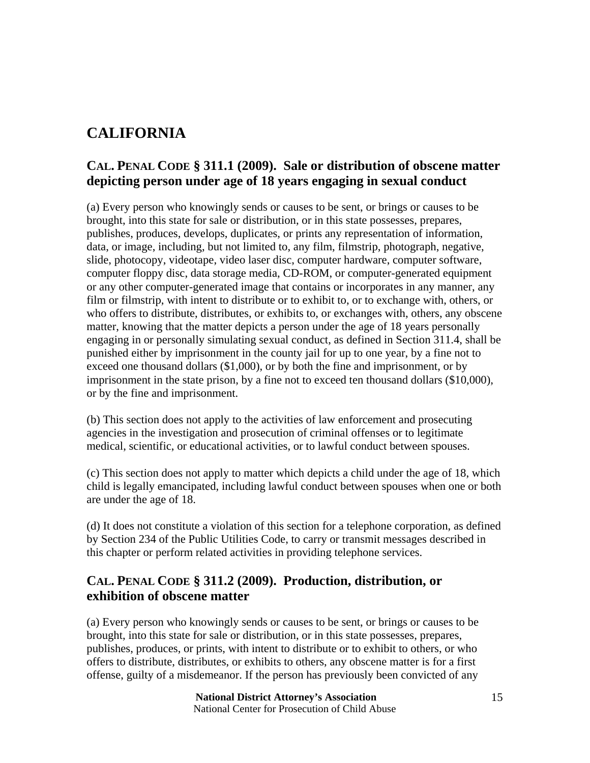# CALIFORNIA

## CAL. PENAL CODE § 311.1 (2009). Sale or distribution of obscene matter depicting person under age of 18 years engaging in sexual conduct

(a) Every person who knowingly sends or causes to be sent, or brings or causes to be brought, into this state for sale or distribution, or in this state possesses, prepares, publishes, produces, develops, duplicates, or prints any representation of information, data, or image, including, but not limited to, any film, filmstrip, photograph, negative, slide, photocopy, videotape, video laser disc, computer hardware, computer software, computer floppy disc, data storage media, CD-ROM, or computer-generated equipment or any other computer-generated image that contains or incorporates in any manner, any film or filmstrip, with intent to distribute or to exhibit to, or to exchange with, others, or who offers to distribute, distributes, or exhibits to, or exchanges with, others, any obscene matter, knowing that the matter depicts a person under the age of 18 years personally engaging in or personally simulating sexual conduct, as defined in Section 311.4, shall be punished either by imprisonment in the county jail for up to one year, by a fine not to exceed one thousand dollars ($1,000), or by both the fine and imprisonment, or by imprisonment in the state prison, by a fine not to exceed ten thousand dollars ($10,000), or by the fine and imprisonment.

(b) This section does not apply to the activities of law enforcement and prosecuting agencies in the investigation and prosecution of criminal offenses or to legitimate medical, scientific, or educational activities, or to lawful conduct between spouses.

(c) This section does not apply to matter which depicts a child under the age of 18, which child is legally emancipated, including lawful conduct between spouses when one or both are under the age of 18.

(d) It does not constitute a violation of this section for a telephone corporation, as defined by Section 234 of the Public Utilities Code, to carry or transmit messages described in this chapter or perform related activities in providing telephone services.

## CAL. PENAL CODE § 311.2 (2009). Production, distribution, or exhibition of obscene matter

(a) Every person who knowingly sends or causes to be sent, or brings or causes to be brought, into this state for sale or distribution, or in this state possesses, prepares, publishes, produces, or prints, with intent to distribute or to exhibit to others, or who offers to distribute, distributes, or exhibits to others, any obscene matter is for a first offense, guilty of a misdemeanor. If the person has previously been convicted of any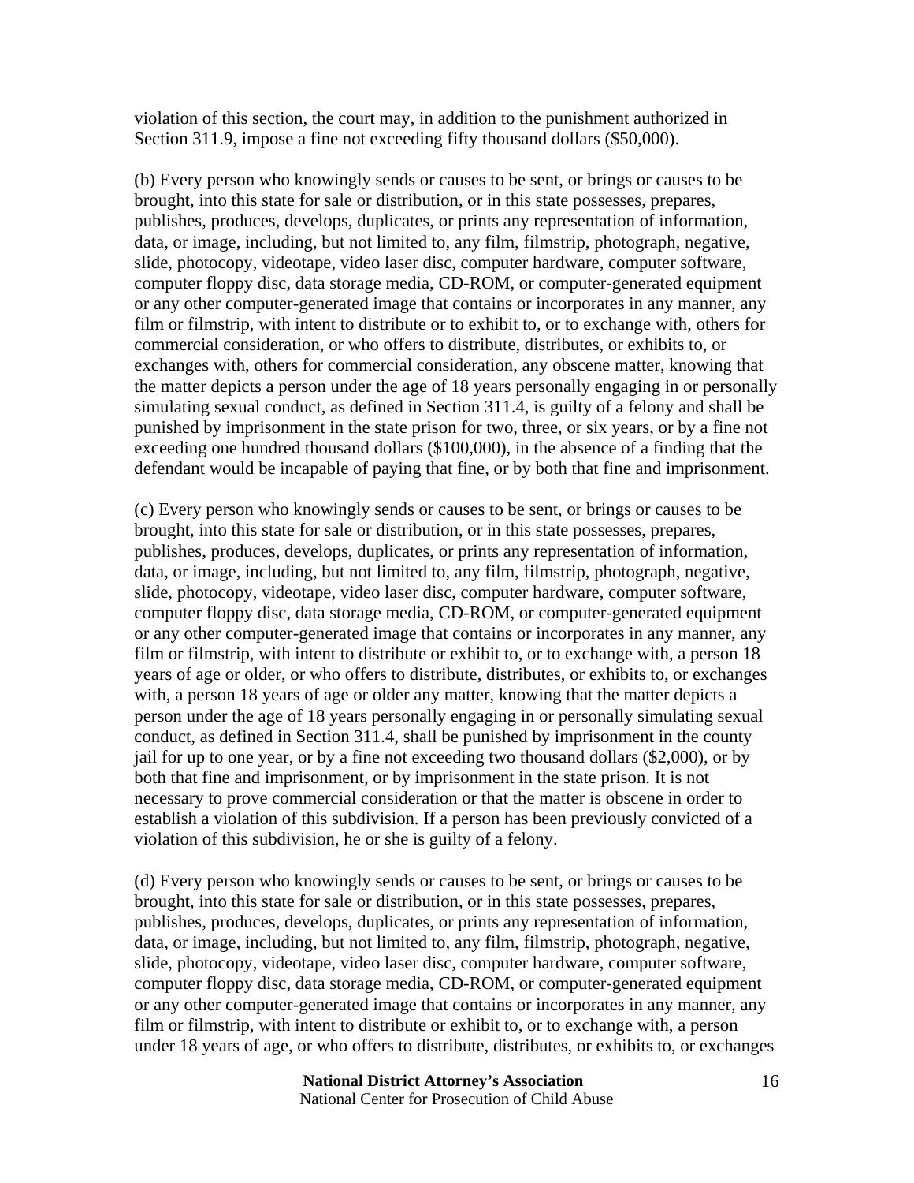violation of this section, the court may, in addition to the punishment authorized in Section 311.9, impose a fine not exceeding fifty thousand dollars ($50,000).

(b) Every person who knowingly sends or causes to be sent, or brings or causes to be brought, into this state for sale or distribution, or in this state possesses, prepares, publishes, produces, develops, duplicates, or prints any representation of information, data, or image, including, but not limited to, any film, filmstrip, photograph, negative, slide, photocopy, videotape, video laser disc, computer hardware, computer software, computer floppy disc, data storage media, CD-ROM, or computer-generated equipment or any other computer-generated image that contains or incorporates in any manner, any film or filmstrip, with intent to distribute or to exhibit to, or to exchange with, others for commercial consideration, or who offers to distribute, distributes, or exhibits to, or exchanges with, others for commercial consideration, any obscene matter, knowing that the matter depicts a person under the age of 18 years personally engaging in or personally simulating sexual conduct, as defined in Section 311.4, is guilty of a felony and shall be punished by imprisonment in the state prison for two, three, or six years, or by a fine not exceeding one hundred thousand dollars ($100,000), in the absence of a finding that the defendant would be incapable of paying that fine, or by both that fine and imprisonment.

(c) Every person who knowingly sends or causes to be sent, or brings or causes to be brought, into this state for sale or distribution, or in this state possesses, prepares, publishes, produces, develops, duplicates, or prints any representation of information, data, or image, including, but not limited to, any film, filmstrip, photograph, negative, slide, photocopy, videotape, video laser disc, computer hardware, computer software, computer floppy disc, data storage media, CD-ROM, or computer-generated equipment or any other computer-generated image that contains or incorporates in any manner, any film or filmstrip, with intent to distribute or exhibit to, or to exchange with, a person 18 years of age or older, or who offers to distribute, distributes, or exhibits to, or exchanges with, a person 18 years of age or older any matter, knowing that the matter depicts a person under the age of 18 years personally engaging in or personally simulating sexual conduct, as defined in Section 311.4, shall be punished by imprisonment in the county jail for up to one year, or by a fine not exceeding two thousand dollars ($2,000), or by both that fine and imprisonment, or by imprisonment in the state prison. It is not necessary to prove commercial consideration or that the matter is obscene in order to establish a violation of this subdivision. If a person has been previously convicted of a violation of this subdivision, he or she is guilty of a felony.

(d) Every person who knowingly sends or causes to be sent, or brings or causes to be brought, into this state for sale or distribution, or in this state possesses, prepares, publishes, produces, develops, duplicates, or prints any representation of information, data, or image, including, but not limited to, any film, filmstrip, photograph, negative, slide, photocopy, videotape, video laser disc, computer hardware, computer software, computer floppy disc, data storage media, CD-ROM, or computer-generated equipment or any other computer-generated image that contains or incorporates in any manner, any film or filmstrip, with intent to distribute or exhibit to, or to exchange with, a person under 18 years of age, or who offers to distribute, distributes, or exhibits to, or exchanges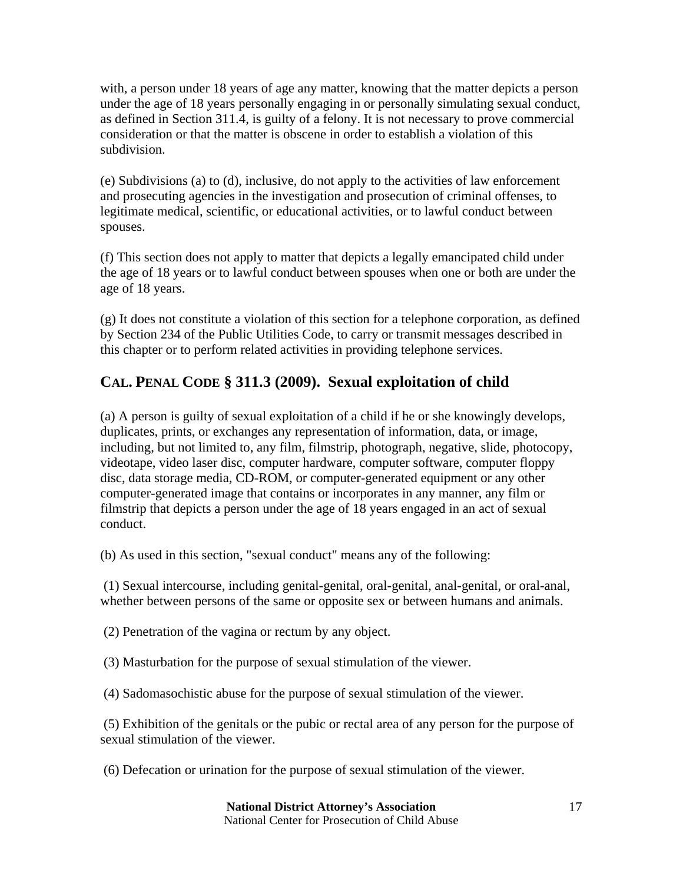with, a person under 18 years of age any matter, knowing that the matter depicts a person under the age of 18 years personally engaging in or personally simulating sexual conduct, as defined in Section 311.4, is guilty of a felony. It is not necessary to prove commercial consideration or that the matter is obscene in order to establish a violation of this subdivision.

(e) Subdivisions (a) to (d), inclusive, do not apply to the activities of law enforcement and prosecuting agencies in the investigation and prosecution of criminal offenses, to legitimate medical, scientific, or educational activities, or to lawful conduct between spouses.

(f) This section does not apply to matter that depicts a legally emancipated child under the age of 18 years or to lawful conduct between spouses when one or both are under the age of 18 years.

(g) It does not constitute a violation of this section for a telephone corporation, as defined by Section 234 of the Public Utilities Code, to carry or transmit messages described in this chapter or to perform related activities in providing telephone services.

## CAL. PENAL CODE § 311.3 (2009). Sexual exploitation of child

(a) A person is guilty of sexual exploitation of a child if he or she knowingly develops, duplicates, prints, or exchanges any representation of information, data, or image, including, but not limited to, any film, filmstrip, photograph, negative, slide, photocopy, videotape, video laser disc, computer hardware, computer software, computer floppy disc, data storage media, CD-ROM, or computer-generated equipment or any other computer-generated image that contains or incorporates in any manner, any film or filmstrip that depicts a person under the age of 18 years engaged in an act of sexual conduct.

(b) As used in this section, "sexual conduct" means any of the following:

(1) Sexual intercourse, including genital-genital, oral-genital, anal-genital, or oral-anal, whether between persons of the same or opposite sex or between humans and animals.

(2) Penetration of the vagina or rectum by any object.

(3) Masturbation for the purpose of sexual stimulation of the viewer.

(4) Sadomasochistic abuse for the purpose of sexual stimulation of the viewer.

(5) Exhibition of the genitals or the pubic or rectal area of any person for the purpose of sexual stimulation of the viewer.

(6) Defecation or urination for the purpose of sexual stimulation of the viewer.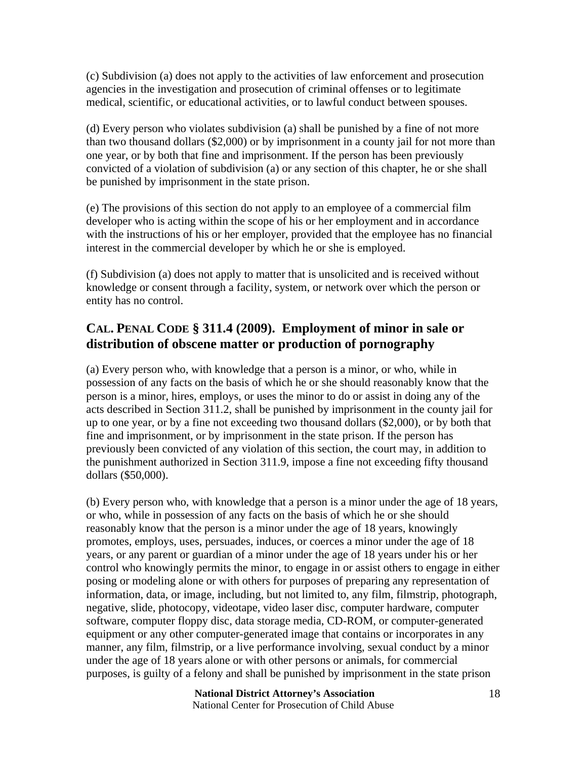(c) Subdivision (a) does not apply to the activities of law enforcement and prosecution agencies in the investigation and prosecution of criminal offenses or to legitimate medical, scientific, or educational activities, or to lawful conduct between spouses.

(d) Every person who violates subdivision (a) shall be punished by a fine of not more than two thousand dollars ($2,000) or by imprisonment in a county jail for not more than one year, or by both that fine and imprisonment. If the person has been previously convicted of a violation of subdivision (a) or any section of this chapter, he or she shall be punished by imprisonment in the state prison.

(e) The provisions of this section do not apply to an employee of a commercial film developer who is acting within the scope of his or her employment and in accordance with the instructions of his or her employer, provided that the employee has no financial interest in the commercial developer by which he or she is employed.

(f) Subdivision (a) does not apply to matter that is unsolicited and is received without knowledge or consent through a facility, system, or network over which the person or entity has no control.

## CAL. PENAL CODE § 311.4 (2009). Employment of minor in sale or distribution of obscene matter or production of pornography

(a) Every person who, with knowledge that a person is a minor, or who, while in possession of any facts on the basis of which he or she should reasonably know that the person is a minor, hires, employs, or uses the minor to do or assist in doing any of the acts described in Section 311.2, shall be punished by imprisonment in the county jail for up to one year, or by a fine not exceeding two thousand dollars ($2,000), or by both that fine and imprisonment, or by imprisonment in the state prison. If the person has previously been convicted of any violation of this section, the court may, in addition to the punishment authorized in Section 311.9, impose a fine not exceeding fifty thousand dollars ($50,000).

(b) Every person who, with knowledge that a person is a minor under the age of 18 years, or who, while in possession of any facts on the basis of which he or she should reasonably know that the person is a minor under the age of 18 years, knowingly promotes, employs, uses, persuades, induces, or coerces a minor under the age of 18 years, or any parent or guardian of a minor under the age of 18 years under his or her control who knowingly permits the minor, to engage in or assist others to engage in either posing or modeling alone or with others for purposes of preparing any representation of information, data, or image, including, but not limited to, any film, filmstrip, photograph, negative, slide, photocopy, videotape, video laser disc, computer hardware, computer software, computer floppy disc, data storage media, CD-ROM, or computer-generated equipment or any other computer-generated image that contains or incorporates in any manner, any film, filmstrip, or a live performance involving, sexual conduct by a minor under the age of 18 years alone or with other persons or animals, for commercial purposes, is guilty of a felony and shall be punished by imprisonment in the state prison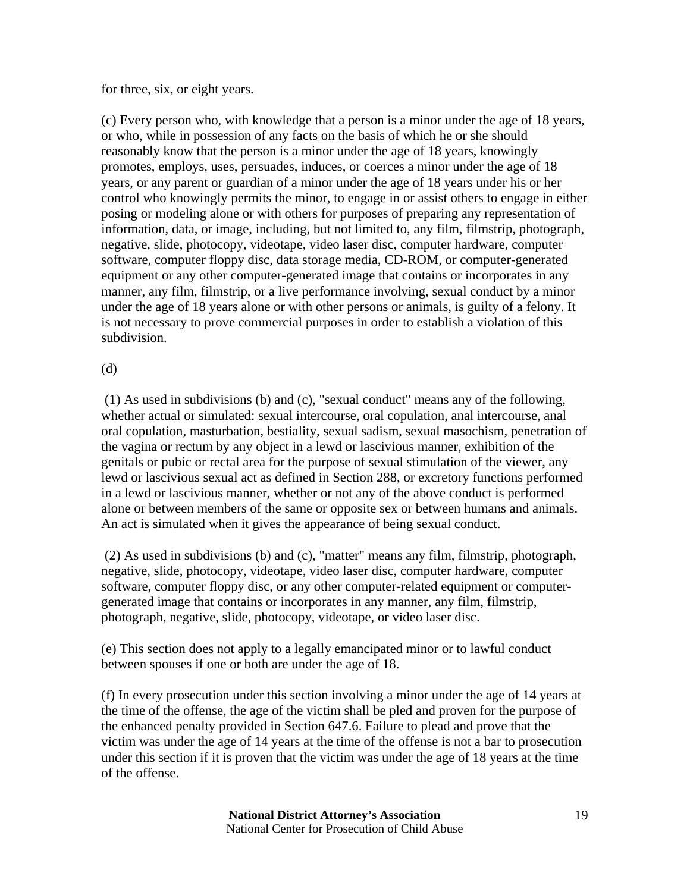for three, six, or eight years.

(c) Every person who, with knowledge that a person is a minor under the age of 18 years, or who, while in possession of any facts on the basis of which he or she should reasonably know that the person is a minor under the age of 18 years, knowingly promotes, employs, uses, persuades, induces, or coerces a minor under the age of 18 years, or any parent or guardian of a minor under the age of 18 years under his or her control who knowingly permits the minor, to engage in or assist others to engage in either posing or modeling alone or with others for purposes of preparing any representation of information, data, or image, including, but not limited to, any film, filmstrip, photograph, negative, slide, photocopy, videotape, video laser disc, computer hardware, computer software, computer floppy disc, data storage media, CD-ROM, or computer-generated equipment or any other computer-generated image that contains or incorporates in any manner, any film, filmstrip, or a live performance involving, sexual conduct by a minor under the age of 18 years alone or with other persons or animals, is guilty of a felony. It is not necessary to prove commercial purposes in order to establish a violation of this subdivision.

(d)

(1) As used in subdivisions (b) and (c), "sexual conduct" means any of the following, whether actual or simulated: sexual intercourse, oral copulation, anal intercourse, anal oral copulation, masturbation, bestiality, sexual sadism, sexual masochism, penetration of the vagina or rectum by any object in a lewd or lascivious manner, exhibition of the genitals or pubic or rectal area for the purpose of sexual stimulation of the viewer, any lewd or lascivious sexual act as defined in Section 288, or excretory functions performed in a lewd or lascivious manner, whether or not any of the above conduct is performed alone or between members of the same or opposite sex or between humans and animals. An act is simulated when it gives the appearance of being sexual conduct.

(2) As used in subdivisions (b) and (c), "matter" means any film, filmstrip, photograph, negative, slide, photocopy, videotape, video laser disc, computer hardware, computer software, computer floppy disc, or any other computer-related equipment or computer-generated image that contains or incorporates in any manner, any film, filmstrip, photograph, negative, slide, photocopy, videotape, or video laser disc.

(e) This section does not apply to a legally emancipated minor or to lawful conduct between spouses if one or both are under the age of 18.

(f) In every prosecution under this section involving a minor under the age of 14 years at the time of the offense, the age of the victim shall be pled and proven for the purpose of the enhanced penalty provided in Section 647.6. Failure to plead and prove that the victim was under the age of 14 years at the time of the offense is not a bar to prosecution under this section if it is proven that the victim was under the age of 18 years at the time of the offense.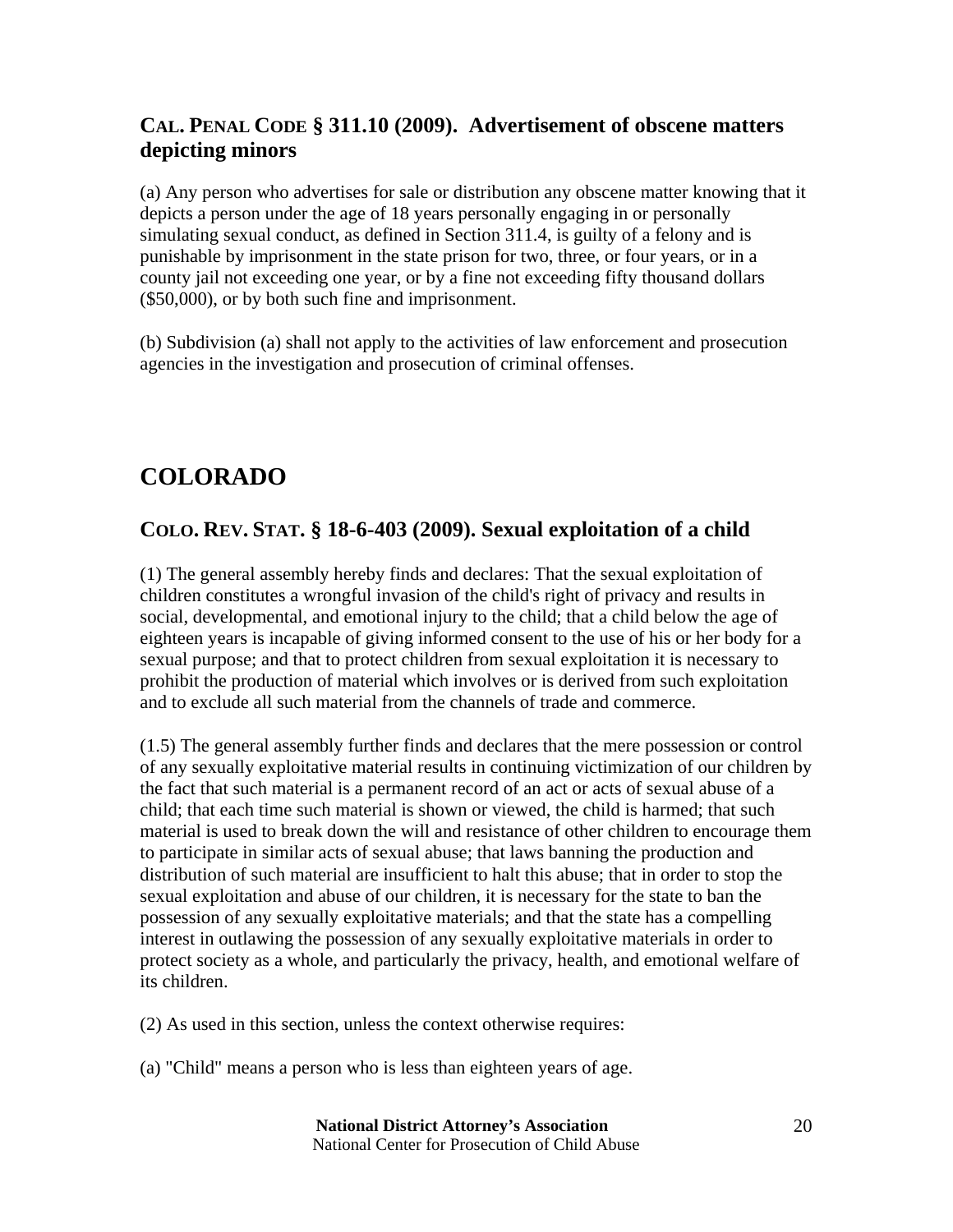### CAL. PENAL CODE § 311.10 (2009). Advertisement of obscene matters depicting minors

(a) Any person who advertises for sale or distribution any obscene matter knowing that it depicts a person under the age of 18 years personally engaging in or personally simulating sexual conduct, as defined in Section 311.4, is guilty of a felony and is punishable by imprisonment in the state prison for two, three, or four years, or in a county jail not exceeding one year, or by a fine not exceeding fifty thousand dollars ($50,000), or by both such fine and imprisonment.

(b) Subdivision (a) shall not apply to the activities of law enforcement and prosecution agencies in the investigation and prosecution of criminal offenses.

# COLORADO

## COLO. REV. STAT. § 18-6-403 (2009). Sexual exploitation of a child

(1) The general assembly hereby finds and declares: That the sexual exploitation of children constitutes a wrongful invasion of the child's right of privacy and results in social, developmental, and emotional injury to the child; that a child below the age of eighteen years is incapable of giving informed consent to the use of his or her body for a sexual purpose; and that to protect children from sexual exploitation it is necessary to prohibit the production of material which involves or is derived from such exploitation and to exclude all such material from the channels of trade and commerce.

(1.5) The general assembly further finds and declares that the mere possession or control of any sexually exploitative material results in continuing victimization of our children by the fact that such material is a permanent record of an act or acts of sexual abuse of a child; that each time such material is shown or viewed, the child is harmed; that such material is used to break down the will and resistance of other children to encourage them to participate in similar acts of sexual abuse; that laws banning the production and distribution of such material are insufficient to halt this abuse; that in order to stop the sexual exploitation and abuse of our children, it is necessary for the state to ban the possession of any sexually exploitative materials; and that the state has a compelling interest in outlawing the possession of any sexually exploitative materials in order to protect society as a whole, and particularly the privacy, health, and emotional welfare of its children.

(2) As used in this section, unless the context otherwise requires:

(a) "Child" means a person who is less than eighteen years of age.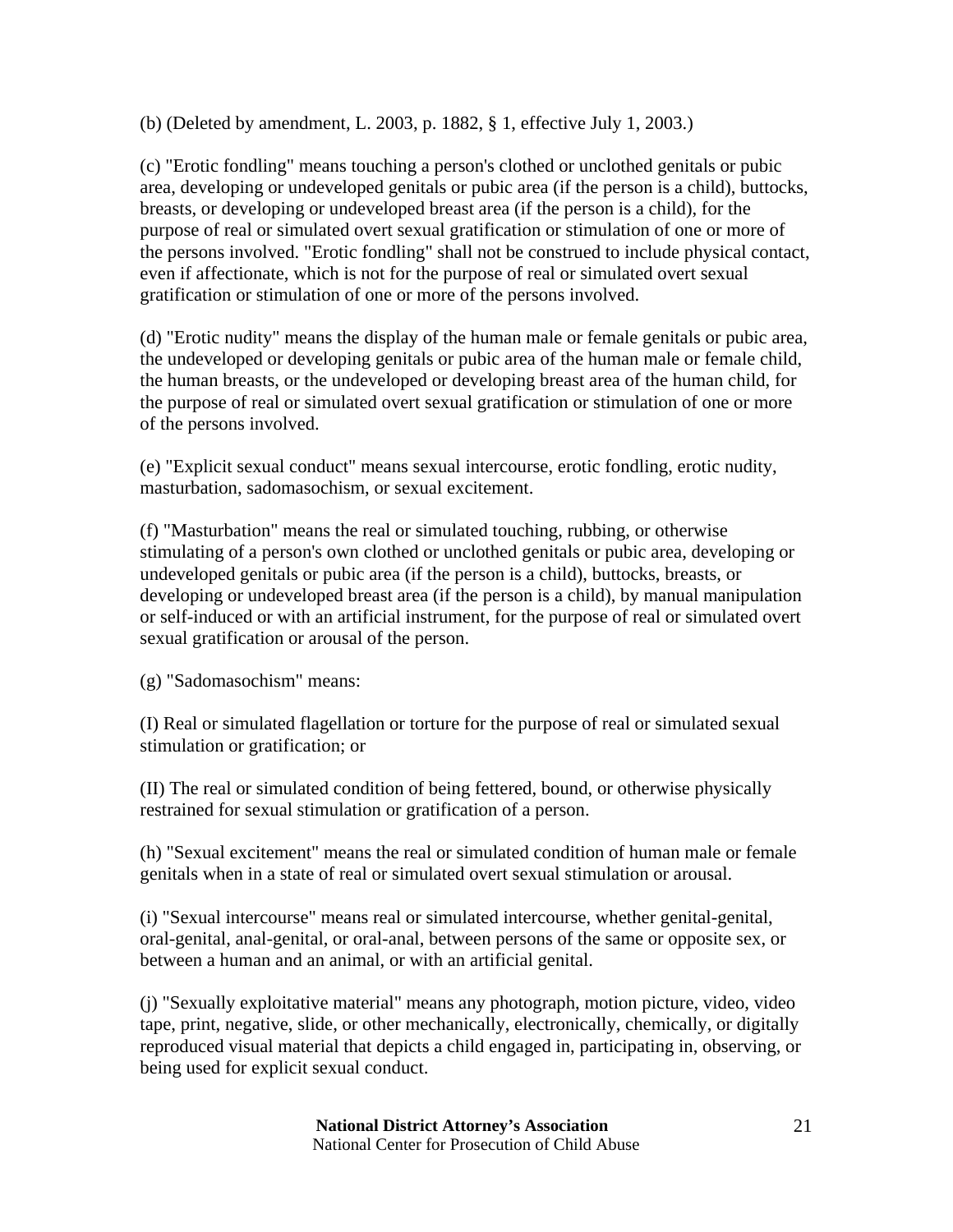(b) (Deleted by amendment, L. 2003, p. 1882, § 1, effective July 1, 2003.)

(c) "Erotic fondling" means touching a person's clothed or unclothed genitals or pubic area, developing or undeveloped genitals or pubic area (if the person is a child), buttocks, breasts, or developing or undeveloped breast area (if the person is a child), for the purpose of real or simulated overt sexual gratification or stimulation of one or more of the persons involved. "Erotic fondling" shall not be construed to include physical contact, even if affectionate, which is not for the purpose of real or simulated overt sexual gratification or stimulation of one or more of the persons involved.

(d) "Erotic nudity" means the display of the human male or female genitals or pubic area, the undeveloped or developing genitals or pubic area of the human male or female child, the human breasts, or the undeveloped or developing breast area of the human child, for the purpose of real or simulated overt sexual gratification or stimulation of one or more of the persons involved.

(e) "Explicit sexual conduct" means sexual intercourse, erotic fondling, erotic nudity, masturbation, sadomasochism, or sexual excitement.

(f) "Masturbation" means the real or simulated touching, rubbing, or otherwise stimulating of a person's own clothed or unclothed genitals or pubic area, developing or undeveloped genitals or pubic area (if the person is a child), buttocks, breasts, or developing or undeveloped breast area (if the person is a child), by manual manipulation or self-induced or with an artificial instrument, for the purpose of real or simulated overt sexual gratification or arousal of the person.

(g) "Sadomasochism" means:

(I) Real or simulated flagellation or torture for the purpose of real or simulated sexual stimulation or gratification; or

(II) The real or simulated condition of being fettered, bound, or otherwise physically restrained for sexual stimulation or gratification of a person.

(h) "Sexual excitement" means the real or simulated condition of human male or female genitals when in a state of real or simulated overt sexual stimulation or arousal.

(i) "Sexual intercourse" means real or simulated intercourse, whether genital-genital, oral-genital, anal-genital, or oral-anal, between persons of the same or opposite sex, or between a human and an animal, or with an artificial genital.

(j) "Sexually exploitative material" means any photograph, motion picture, video, video tape, print, negative, slide, or other mechanically, electronically, chemically, or digitally reproduced visual material that depicts a child engaged in, participating in, observing, or being used for explicit sexual conduct.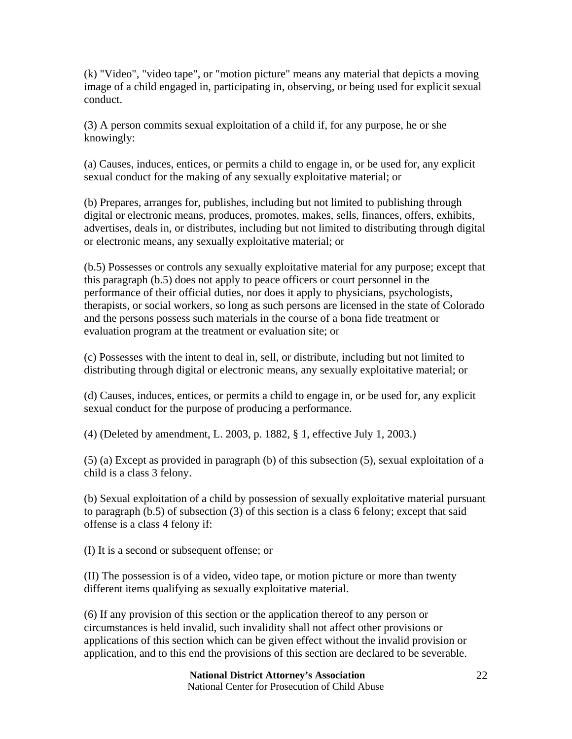(k) "Video", "video tape", or "motion picture" means any material that depicts a moving image of a child engaged in, participating in, observing, or being used for explicit sexual conduct.

(3) A person commits sexual exploitation of a child if, for any purpose, he or she knowingly:

(a) Causes, induces, entices, or permits a child to engage in, or be used for, any explicit sexual conduct for the making of any sexually exploitative material; or

(b) Prepares, arranges for, publishes, including but not limited to publishing through digital or electronic means, produces, promotes, makes, sells, finances, offers, exhibits, advertises, deals in, or distributes, including but not limited to distributing through digital or electronic means, any sexually exploitative material; or

(b.5) Possesses or controls any sexually exploitative material for any purpose; except that this paragraph (b.5) does not apply to peace officers or court personnel in the performance of their official duties, nor does it apply to physicians, psychologists, therapists, or social workers, so long as such persons are licensed in the state of Colorado and the persons possess such materials in the course of a bona fide treatment or evaluation program at the treatment or evaluation site; or

(c) Possesses with the intent to deal in, sell, or distribute, including but not limited to distributing through digital or electronic means, any sexually exploitative material; or

(d) Causes, induces, entices, or permits a child to engage in, or be used for, any explicit sexual conduct for the purpose of producing a performance.

(4) (Deleted by amendment, L. 2003, p. 1882, § 1, effective July 1, 2003.)

(5) (a) Except as provided in paragraph (b) of this subsection (5), sexual exploitation of a child is a class 3 felony.

(b) Sexual exploitation of a child by possession of sexually exploitative material pursuant to paragraph (b.5) of subsection (3) of this section is a class 6 felony; except that said offense is a class 4 felony if:

(I) It is a second or subsequent offense; or

(II) The possession is of a video, video tape, or motion picture or more than twenty different items qualifying as sexually exploitative material.

(6) If any provision of this section or the application thereof to any person or circumstances is held invalid, such invalidity shall not affect other provisions or applications of this section which can be given effect without the invalid provision or application, and to this end the provisions of this section are declared to be severable.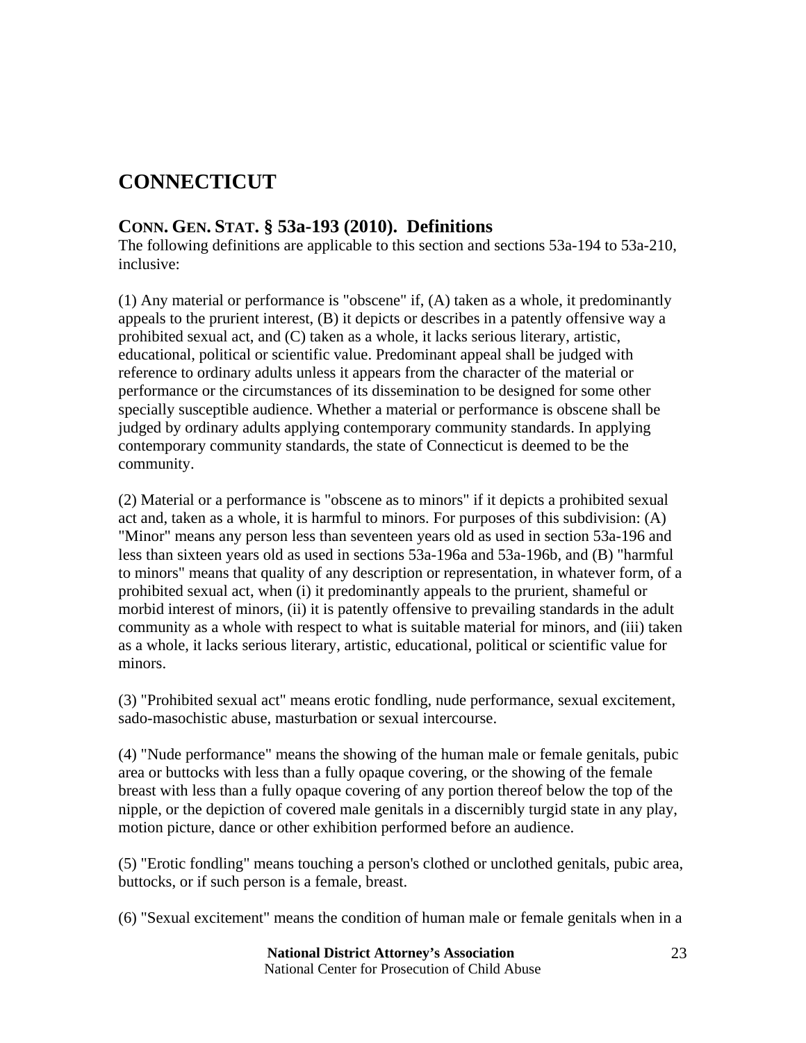# CONNECTICUT

## CONN. GEN. STAT. § 53a-193 (2010). Definitions

The following definitions are applicable to this section and sections 53a-194 to 53a-210, inclusive:

(1) Any material or performance is "obscene" if, (A) taken as a whole, it predominantly appeals to the prurient interest, (B) it depicts or describes in a patently offensive way a prohibited sexual act, and (C) taken as a whole, it lacks serious literary, artistic, educational, political or scientific value. Predominant appeal shall be judged with reference to ordinary adults unless it appears from the character of the material or performance or the circumstances of its dissemination to be designed for some other specially susceptible audience. Whether a material or performance is obscene shall be judged by ordinary adults applying contemporary community standards. In applying contemporary community standards, the state of Connecticut is deemed to be the community.

(2) Material or a performance is "obscene as to minors" if it depicts a prohibited sexual act and, taken as a whole, it is harmful to minors. For purposes of this subdivision: (A) "Minor" means any person less than seventeen years old as used in section 53a-196 and less than sixteen years old as used in sections 53a-196a and 53a-196b, and (B) "harmful to minors" means that quality of any description or representation, in whatever form, of a prohibited sexual act, when (i) it predominantly appeals to the prurient, shameful or morbid interest of minors, (ii) it is patently offensive to prevailing standards in the adult community as a whole with respect to what is suitable material for minors, and (iii) taken as a whole, it lacks serious literary, artistic, educational, political or scientific value for minors.

(3) "Prohibited sexual act" means erotic fondling, nude performance, sexual excitement, sado-masochistic abuse, masturbation or sexual intercourse.

(4) "Nude performance" means the showing of the human male or female genitals, pubic area or buttocks with less than a fully opaque covering, or the showing of the female breast with less than a fully opaque covering of any portion thereof below the top of the nipple, or the depiction of covered male genitals in a discernibly turgid state in any play, motion picture, dance or other exhibition performed before an audience.

(5) "Erotic fondling" means touching a person's clothed or unclothed genitals, pubic area, buttocks, or if such person is a female, breast.

(6) "Sexual excitement" means the condition of human male or female genitals when in a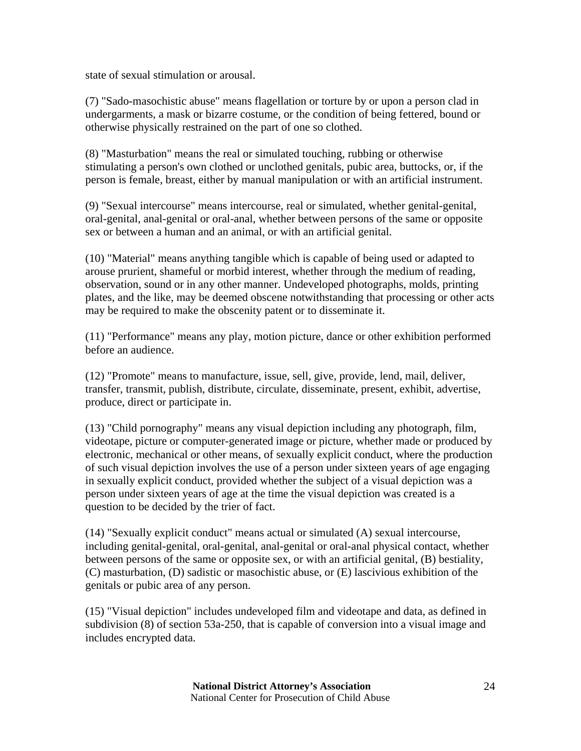state of sexual stimulation or arousal.

(7) "Sado-masochistic abuse" means flagellation or torture by or upon a person clad in undergarments, a mask or bizarre costume, or the condition of being fettered, bound or otherwise physically restrained on the part of one so clothed.

(8) "Masturbation" means the real or simulated touching, rubbing or otherwise stimulating a person's own clothed or unclothed genitals, pubic area, buttocks, or, if the person is female, breast, either by manual manipulation or with an artificial instrument.

(9) "Sexual intercourse" means intercourse, real or simulated, whether genital-genital, oral-genital, anal-genital or oral-anal, whether between persons of the same or opposite sex or between a human and an animal, or with an artificial genital.

(10) "Material" means anything tangible which is capable of being used or adapted to arouse prurient, shameful or morbid interest, whether through the medium of reading, observation, sound or in any other manner. Undeveloped photographs, molds, printing plates, and the like, may be deemed obscene notwithstanding that processing or other acts may be required to make the obscenity patent or to disseminate it.

(11) "Performance" means any play, motion picture, dance or other exhibition performed before an audience.

(12) "Promote" means to manufacture, issue, sell, give, provide, lend, mail, deliver, transfer, transmit, publish, distribute, circulate, disseminate, present, exhibit, advertise, produce, direct or participate in.

(13) "Child pornography" means any visual depiction including any photograph, film, videotape, picture or computer-generated image or picture, whether made or produced by electronic, mechanical or other means, of sexually explicit conduct, where the production of such visual depiction involves the use of a person under sixteen years of age engaging in sexually explicit conduct, provided whether the subject of a visual depiction was a person under sixteen years of age at the time the visual depiction was created is a question to be decided by the trier of fact.

(14) "Sexually explicit conduct" means actual or simulated (A) sexual intercourse, including genital-genital, oral-genital, anal-genital or oral-anal physical contact, whether between persons of the same or opposite sex, or with an artificial genital, (B) bestiality, (C) masturbation, (D) sadistic or masochistic abuse, or (E) lascivious exhibition of the genitals or pubic area of any person.

(15) "Visual depiction" includes undeveloped film and videotape and data, as defined in subdivision (8) of section 53a-250, that is capable of conversion into a visual image and includes encrypted data.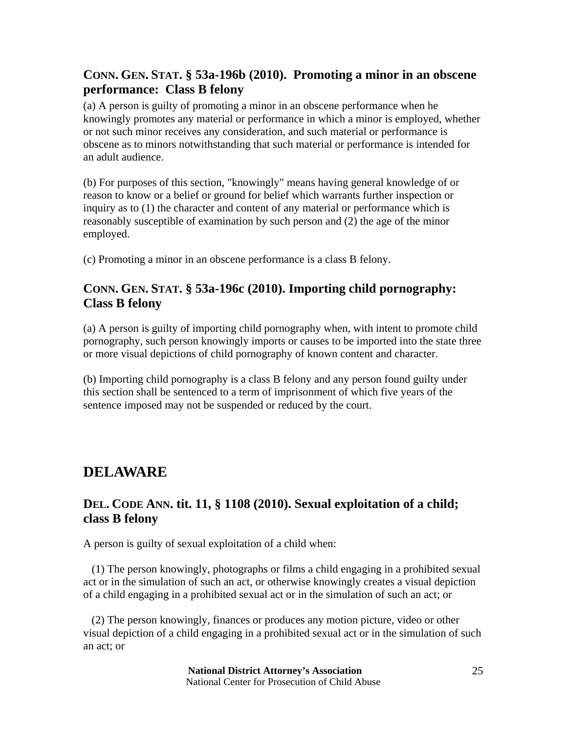### CONN. GEN. STAT. § 53a-196b (2010). Promoting a minor in an obscene performance: Class B felony

(a) A person is guilty of promoting a minor in an obscene performance when he knowingly promotes any material or performance in which a minor is employed, whether or not such minor receives any consideration, and such material or performance is obscene as to minors notwithstanding that such material or performance is intended for an adult audience.

(b) For purposes of this section, "knowingly" means having general knowledge of or reason to know or a belief or ground for belief which warrants further inspection or inquiry as to (1) the character and content of any material or performance which is reasonably susceptible of examination by such person and (2) the age of the minor employed.

(c) Promoting a minor in an obscene performance is a class B felony.

### CONN. GEN. STAT. § 53a-196c (2010). Importing child pornography: Class B felony

(a) A person is guilty of importing child pornography when, with intent to promote child pornography, such person knowingly imports or causes to be imported into the state three or more visual depictions of child pornography of known content and character.

(b) Importing child pornography is a class B felony and any person found guilty under this section shall be sentenced to a term of imprisonment of which five years of the sentence imposed may not be suspended or reduced by the court.

## DELAWARE

### DEL. CODE ANN. tit. 11, § 1108 (2010). Sexual exploitation of a child; class B felony

A person is guilty of sexual exploitation of a child when:

(1) The person knowingly, photographs or films a child engaging in a prohibited sexual act or in the simulation of such an act, or otherwise knowingly creates a visual depiction of a child engaging in a prohibited sexual act or in the simulation of such an act; or

(2) The person knowingly, finances or produces any motion picture, video or other visual depiction of a child engaging in a prohibited sexual act or in the simulation of such an act; or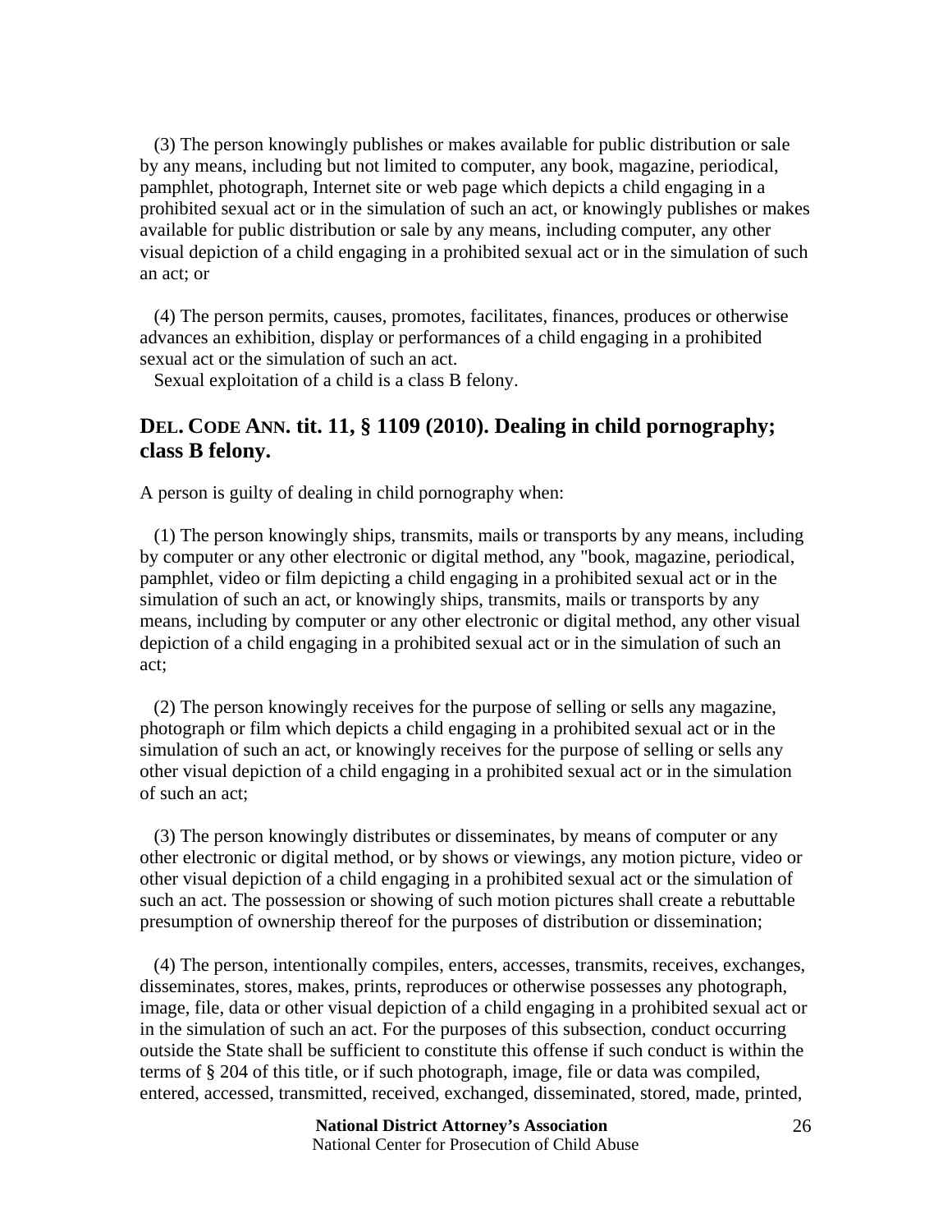(3) The person knowingly publishes or makes available for public distribution or sale by any means, including but not limited to computer, any book, magazine, periodical, pamphlet, photograph, Internet site or web page which depicts a child engaging in a prohibited sexual act or in the simulation of such an act, or knowingly publishes or makes available for public distribution or sale by any means, including computer, any other visual depiction of a child engaging in a prohibited sexual act or in the simulation of such an act; or

(4) The person permits, causes, promotes, facilitates, finances, produces or otherwise advances an exhibition, display or performances of a child engaging in a prohibited sexual act or the simulation of such an act.

Sexual exploitation of a child is a class B felony.

## DEL. CODE ANN. tit. 11, § 1109 (2010). Dealing in child pornography; class B felony.

A person is guilty of dealing in child pornography when:

(1) The person knowingly ships, transmits, mails or transports by any means, including by computer or any other electronic or digital method, any "book, magazine, periodical, pamphlet, video or film depicting a child engaging in a prohibited sexual act or in the simulation of such an act, or knowingly ships, transmits, mails or transports by any means, including by computer or any other electronic or digital method, any other visual depiction of a child engaging in a prohibited sexual act or in the simulation of such an act;

(2) The person knowingly receives for the purpose of selling or sells any magazine, photograph or film which depicts a child engaging in a prohibited sexual act or in the simulation of such an act, or knowingly receives for the purpose of selling or sells any other visual depiction of a child engaging in a prohibited sexual act or in the simulation of such an act;

(3) The person knowingly distributes or disseminates, by means of computer or any other electronic or digital method, or by shows or viewings, any motion picture, video or other visual depiction of a child engaging in a prohibited sexual act or the simulation of such an act. The possession or showing of such motion pictures shall create a rebuttable presumption of ownership thereof for the purposes of distribution or dissemination;

(4) The person, intentionally compiles, enters, accesses, transmits, receives, exchanges, disseminates, stores, makes, prints, reproduces or otherwise possesses any photograph, image, file, data or other visual depiction of a child engaging in a prohibited sexual act or in the simulation of such an act. For the purposes of this subsection, conduct occurring outside the State shall be sufficient to constitute this offense if such conduct is within the terms of § 204 of this title, or if such photograph, image, file or data was compiled, entered, accessed, transmitted, received, exchanged, disseminated, stored, made, printed,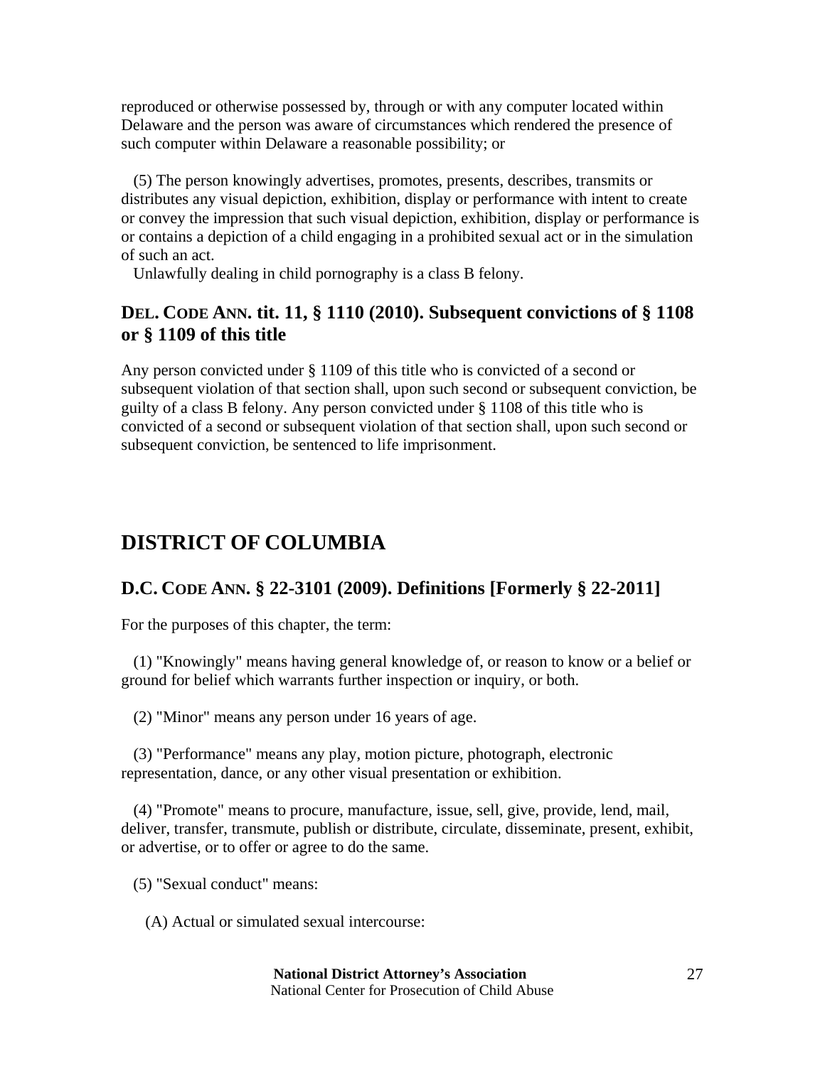reproduced or otherwise possessed by, through or with any computer located within Delaware and the person was aware of circumstances which rendered the presence of such computer within Delaware a reasonable possibility; or

(5) The person knowingly advertises, promotes, presents, describes, transmits or distributes any visual depiction, exhibition, display or performance with intent to create or convey the impression that such visual depiction, exhibition, display or performance is or contains a depiction of a child engaging in a prohibited sexual act or in the simulation of such an act.

Unlawfully dealing in child pornography is a class B felony.

### DEL. CODE ANN. tit. 11, § 1110 (2010). Subsequent convictions of § 1108 or § 1109 of this title

Any person convicted under § 1109 of this title who is convicted of a second or subsequent violation of that section shall, upon such second or subsequent conviction, be guilty of a class B felony. Any person convicted under § 1108 of this title who is convicted of a second or subsequent violation of that section shall, upon such second or subsequent conviction, be sentenced to life imprisonment.

## DISTRICT OF COLUMBIA

### D.C. CODE ANN. § 22-3101 (2009). Definitions [Formerly § 22-2011]

For the purposes of this chapter, the term:

(1) "Knowingly" means having general knowledge of, or reason to know or a belief or ground for belief which warrants further inspection or inquiry, or both.

(2) "Minor" means any person under 16 years of age.

(3) "Performance" means any play, motion picture, photograph, electronic representation, dance, or any other visual presentation or exhibition.

(4) "Promote" means to procure, manufacture, issue, sell, give, provide, lend, mail, deliver, transfer, transmute, publish or distribute, circulate, disseminate, present, exhibit, or advertise, or to offer or agree to do the same.

(5) "Sexual conduct" means:

(A) Actual or simulated sexual intercourse: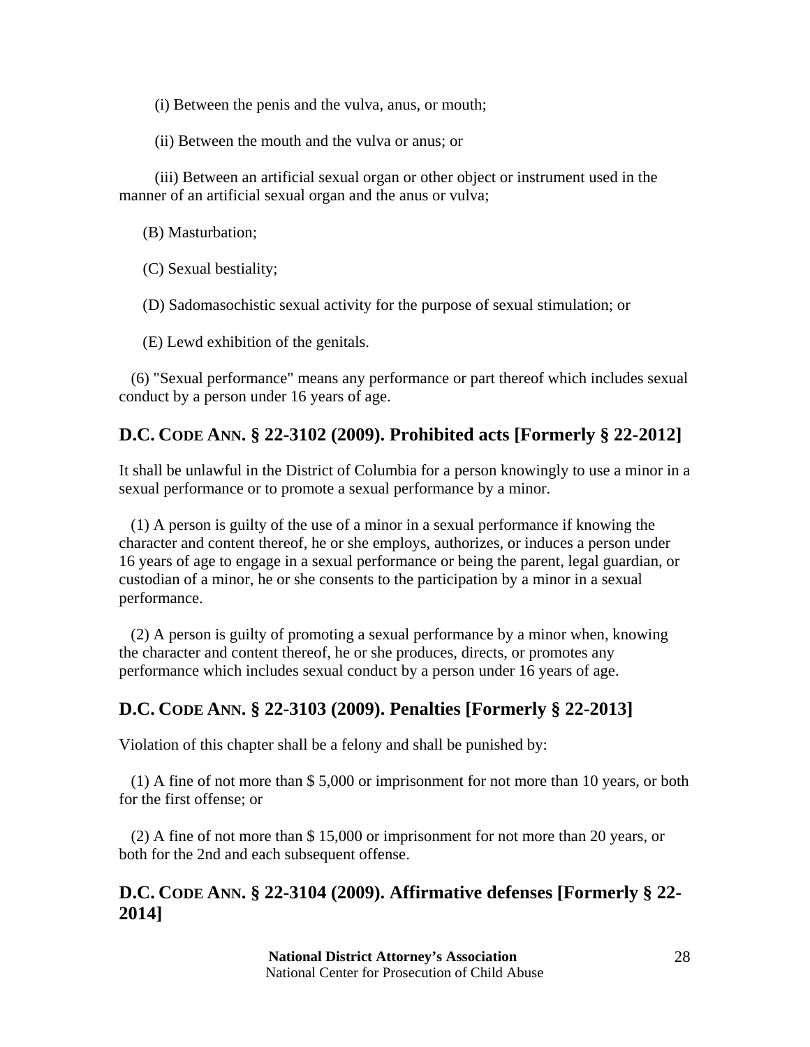(i) Between the penis and the vulva, anus, or mouth;

(ii) Between the mouth and the vulva or anus; or

(iii) Between an artificial sexual organ or other object or instrument used in the manner of an artificial sexual organ and the anus or vulva;

(B) Masturbation;

(C) Sexual bestiality;

(D) Sadomasochistic sexual activity for the purpose of sexual stimulation; or

(E) Lewd exhibition of the genitals.

(6) "Sexual performance" means any performance or part thereof which includes sexual conduct by a person under 16 years of age.

## D.C. CODE ANN. § 22-3102 (2009). Prohibited acts [Formerly § 22-2012]

It shall be unlawful in the District of Columbia for a person knowingly to use a minor in a sexual performance or to promote a sexual performance by a minor.

(1) A person is guilty of the use of a minor in a sexual performance if knowing the character and content thereof, he or she employs, authorizes, or induces a person under 16 years of age to engage in a sexual performance or being the parent, legal guardian, or custodian of a minor, he or she consents to the participation by a minor in a sexual performance.

(2) A person is guilty of promoting a sexual performance by a minor when, knowing the character and content thereof, he or she produces, directs, or promotes any performance which includes sexual conduct by a person under 16 years of age.

## D.C. CODE ANN. § 22-3103 (2009). Penalties [Formerly § 22-2013]

Violation of this chapter shall be a felony and shall be punished by:

(1) A fine of not more than $ 5,000 or imprisonment for not more than 10 years, or both for the first offense; or

(2) A fine of not more than $ 15,000 or imprisonment for not more than 20 years, or both for the 2nd and each subsequent offense.

## D.C. CODE ANN. § 22-3104 (2009). Affirmative defenses [Formerly § 22-2014]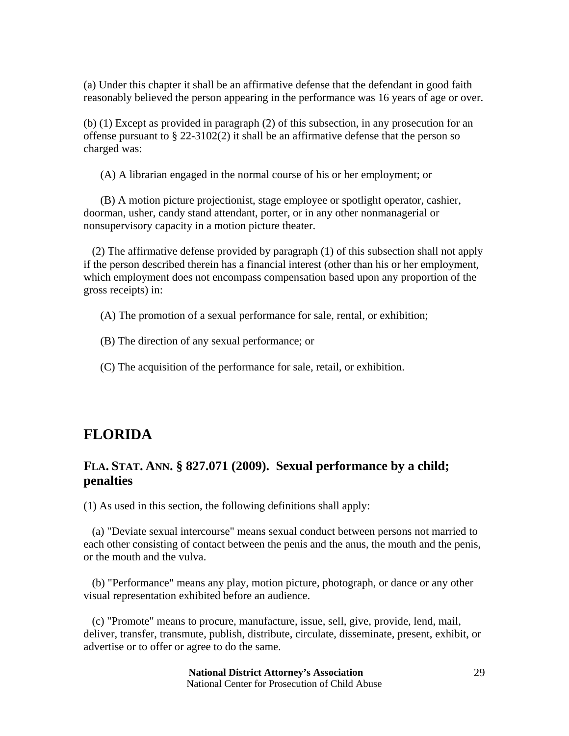(a) Under this chapter it shall be an affirmative defense that the defendant in good faith reasonably believed the person appearing in the performance was 16 years of age or over.

(b) (1) Except as provided in paragraph (2) of this subsection, in any prosecution for an offense pursuant to § 22-3102(2) it shall be an affirmative defense that the person so charged was:

(A) A librarian engaged in the normal course of his or her employment; or

(B) A motion picture projectionist, stage employee or spotlight operator, cashier, doorman, usher, candy stand attendant, porter, or in any other nonmanagerial or nonsupervisory capacity in a motion picture theater.

(2) The affirmative defense provided by paragraph (1) of this subsection shall not apply if the person described therein has a financial interest (other than his or her employment, which employment does not encompass compensation based upon any proportion of the gross receipts) in:

(A) The promotion of a sexual performance for sale, rental, or exhibition;

(B) The direction of any sexual performance; or

(C) The acquisition of the performance for sale, retail, or exhibition.

## FLORIDA

### FLA. STAT. ANN. § 827.071 (2009). Sexual performance by a child; penalties

(1) As used in this section, the following definitions shall apply:

(a) "Deviate sexual intercourse" means sexual conduct between persons not married to each other consisting of contact between the penis and the anus, the mouth and the penis, or the mouth and the vulva.

(b) "Performance" means any play, motion picture, photograph, or dance or any other visual representation exhibited before an audience.

(c) "Promote" means to procure, manufacture, issue, sell, give, provide, lend, mail, deliver, transfer, transmute, publish, distribute, circulate, disseminate, present, exhibit, or advertise or to offer or agree to do the same.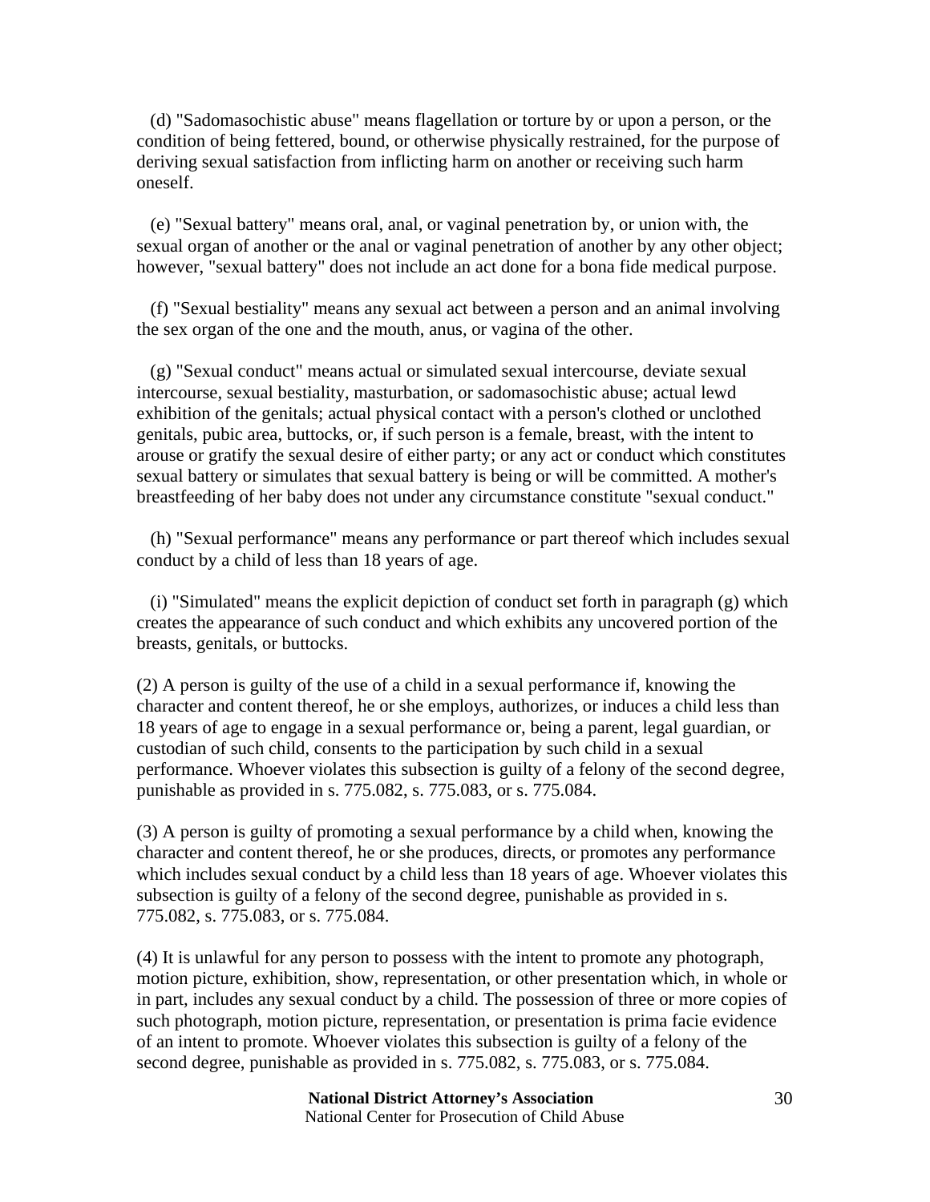(d) "Sadomasochistic abuse" means flagellation or torture by or upon a person, or the condition of being fettered, bound, or otherwise physically restrained, for the purpose of deriving sexual satisfaction from inflicting harm on another or receiving such harm oneself.

(e) "Sexual battery" means oral, anal, or vaginal penetration by, or union with, the sexual organ of another or the anal or vaginal penetration of another by any other object; however, "sexual battery" does not include an act done for a bona fide medical purpose.

(f) "Sexual bestiality" means any sexual act between a person and an animal involving the sex organ of the one and the mouth, anus, or vagina of the other.

(g) "Sexual conduct" means actual or simulated sexual intercourse, deviate sexual intercourse, sexual bestiality, masturbation, or sadomasochistic abuse; actual lewd exhibition of the genitals; actual physical contact with a person's clothed or unclothed genitals, pubic area, buttocks, or, if such person is a female, breast, with the intent to arouse or gratify the sexual desire of either party; or any act or conduct which constitutes sexual battery or simulates that sexual battery is being or will be committed. A mother's breastfeeding of her baby does not under any circumstance constitute "sexual conduct."

(h) "Sexual performance" means any performance or part thereof which includes sexual conduct by a child of less than 18 years of age.

(i) "Simulated" means the explicit depiction of conduct set forth in paragraph (g) which creates the appearance of such conduct and which exhibits any uncovered portion of the breasts, genitals, or buttocks.

(2) A person is guilty of the use of a child in a sexual performance if, knowing the character and content thereof, he or she employs, authorizes, or induces a child less than 18 years of age to engage in a sexual performance or, being a parent, legal guardian, or custodian of such child, consents to the participation by such child in a sexual performance. Whoever violates this subsection is guilty of a felony of the second degree, punishable as provided in s. 775.082, s. 775.083, or s. 775.084.

(3) A person is guilty of promoting a sexual performance by a child when, knowing the character and content thereof, he or she produces, directs, or promotes any performance which includes sexual conduct by a child less than 18 years of age. Whoever violates this subsection is guilty of a felony of the second degree, punishable as provided in s. 775.082, s. 775.083, or s. 775.084.

(4) It is unlawful for any person to possess with the intent to promote any photograph, motion picture, exhibition, show, representation, or other presentation which, in whole or in part, includes any sexual conduct by a child. The possession of three or more copies of such photograph, motion picture, representation, or presentation is prima facie evidence of an intent to promote. Whoever violates this subsection is guilty of a felony of the second degree, punishable as provided in s. 775.082, s. 775.083, or s. 775.084.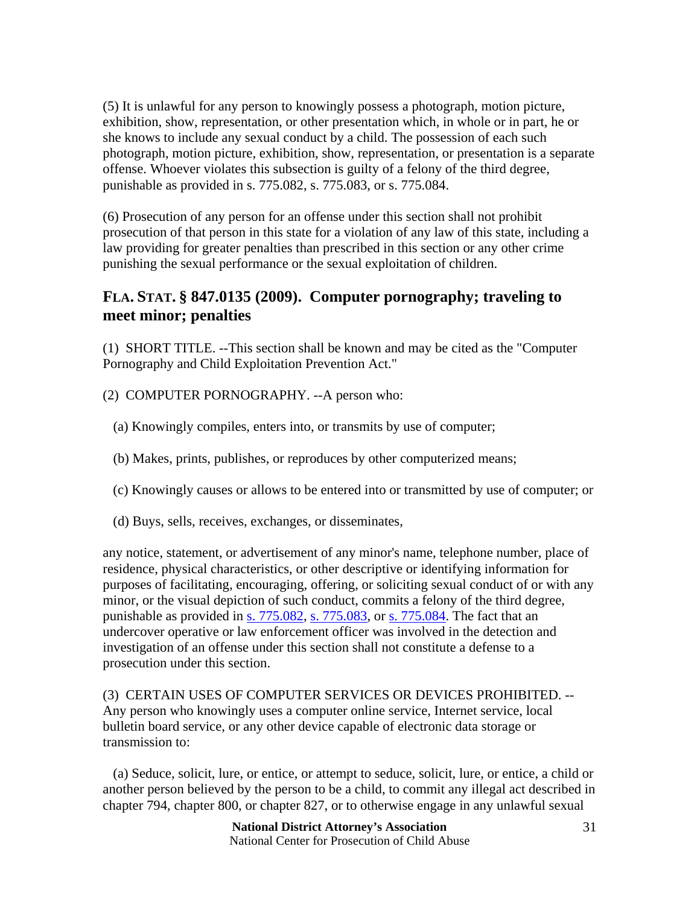(5) It is unlawful for any person to knowingly possess a photograph, motion picture, exhibition, show, representation, or other presentation which, in whole or in part, he or she knows to include any sexual conduct by a child. The possession of each such photograph, motion picture, exhibition, show, representation, or presentation is a separate offense. Whoever violates this subsection is guilty of a felony of the third degree, punishable as provided in s. 775.082, s. 775.083, or s. 775.084.

(6) Prosecution of any person for an offense under this section shall not prohibit prosecution of that person in this state for a violation of any law of this state, including a law providing for greater penalties than prescribed in this section or any other crime punishing the sexual performance or the sexual exploitation of children.

## FLA. STAT. § 847.0135 (2009). Computer pornography; traveling to meet minor; penalties

(1) SHORT TITLE. --This section shall be known and may be cited as the "Computer Pornography and Child Exploitation Prevention Act."

(2) COMPUTER PORNOGRAPHY. --A person who:

(a) Knowingly compiles, enters into, or transmits by use of computer;

(b) Makes, prints, publishes, or reproduces by other computerized means;

(c) Knowingly causes or allows to be entered into or transmitted by use of computer; or

(d) Buys, sells, receives, exchanges, or disseminates,

any notice, statement, or advertisement of any minor's name, telephone number, place of residence, physical characteristics, or other descriptive or identifying information for purposes of facilitating, encouraging, offering, or soliciting sexual conduct of or with any minor, or the visual depiction of such conduct, commits a felony of the third degree, punishable as provided in s. 775.082, s. 775.083, or s. 775.084. The fact that an undercover operative or law enforcement officer was involved in the detection and investigation of an offense under this section shall not constitute a defense to a prosecution under this section.

(3) CERTAIN USES OF COMPUTER SERVICES OR DEVICES PROHIBITED. --Any person who knowingly uses a computer online service, Internet service, local bulletin board service, or any other device capable of electronic data storage or transmission to:

(a) Seduce, solicit, lure, or entice, or attempt to seduce, solicit, lure, or entice, a child or another person believed by the person to be a child, to commit any illegal act described in chapter 794, chapter 800, or chapter 827, or to otherwise engage in any unlawful sexual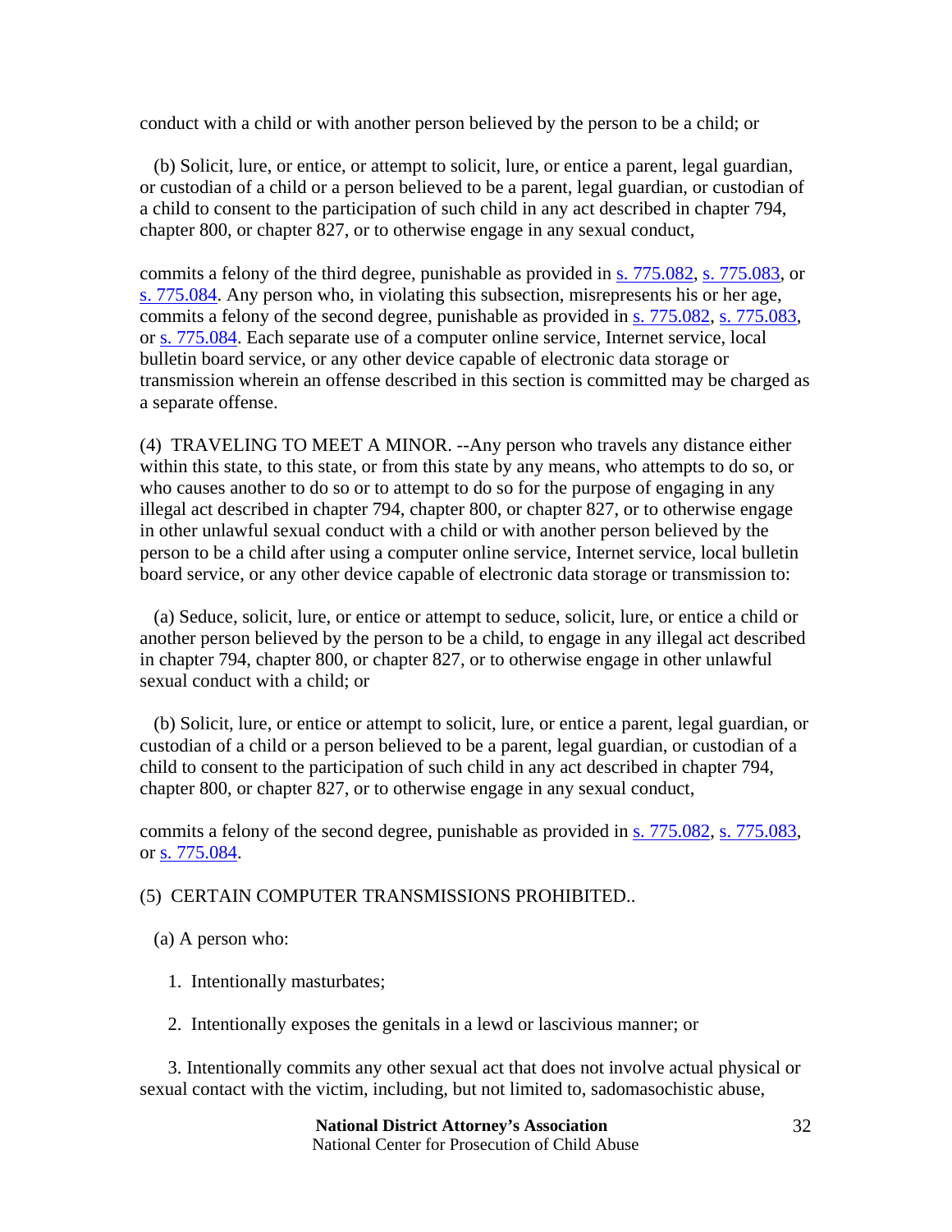conduct with a child or with another person believed by the person to be a child; or

(b) Solicit, lure, or entice, or attempt to solicit, lure, or entice a parent, legal guardian, or custodian of a child or a person believed to be a parent, legal guardian, or custodian of a child to consent to the participation of such child in any act described in chapter 794, chapter 800, or chapter 827, or to otherwise engage in any sexual conduct,

commits a felony of the third degree, punishable as provided in s. 775.082, s. 775.083, or s. 775.084. Any person who, in violating this subsection, misrepresents his or her age, commits a felony of the second degree, punishable as provided in s. 775.082, s. 775.083, or s. 775.084. Each separate use of a computer online service, Internet service, local bulletin board service, or any other device capable of electronic data storage or transmission wherein an offense described in this section is committed may be charged as a separate offense.

(4) TRAVELING TO MEET A MINOR. --Any person who travels any distance either within this state, to this state, or from this state by any means, who attempts to do so, or who causes another to do so or to attempt to do so for the purpose of engaging in any illegal act described in chapter 794, chapter 800, or chapter 827, or to otherwise engage in other unlawful sexual conduct with a child or with another person believed by the person to be a child after using a computer online service, Internet service, local bulletin board service, or any other device capable of electronic data storage or transmission to:

(a) Seduce, solicit, lure, or entice or attempt to seduce, solicit, lure, or entice a child or another person believed by the person to be a child, to engage in any illegal act described in chapter 794, chapter 800, or chapter 827, or to otherwise engage in other unlawful sexual conduct with a child; or

(b) Solicit, lure, or entice or attempt to solicit, lure, or entice a parent, legal guardian, or custodian of a child or a person believed to be a parent, legal guardian, or custodian of a child to consent to the participation of such child in any act described in chapter 794, chapter 800, or chapter 827, or to otherwise engage in any sexual conduct,

commits a felony of the second degree, punishable as provided in s. 775.082, s. 775.083, or s. 775.084.

(5) CERTAIN COMPUTER TRANSMISSIONS PROHIBITED..

(a) A person who:

1. Intentionally masturbates;

2. Intentionally exposes the genitals in a lewd or lascivious manner; or

3. Intentionally commits any other sexual act that does not involve actual physical or sexual contact with the victim, including, but not limited to, sadomasochistic abuse,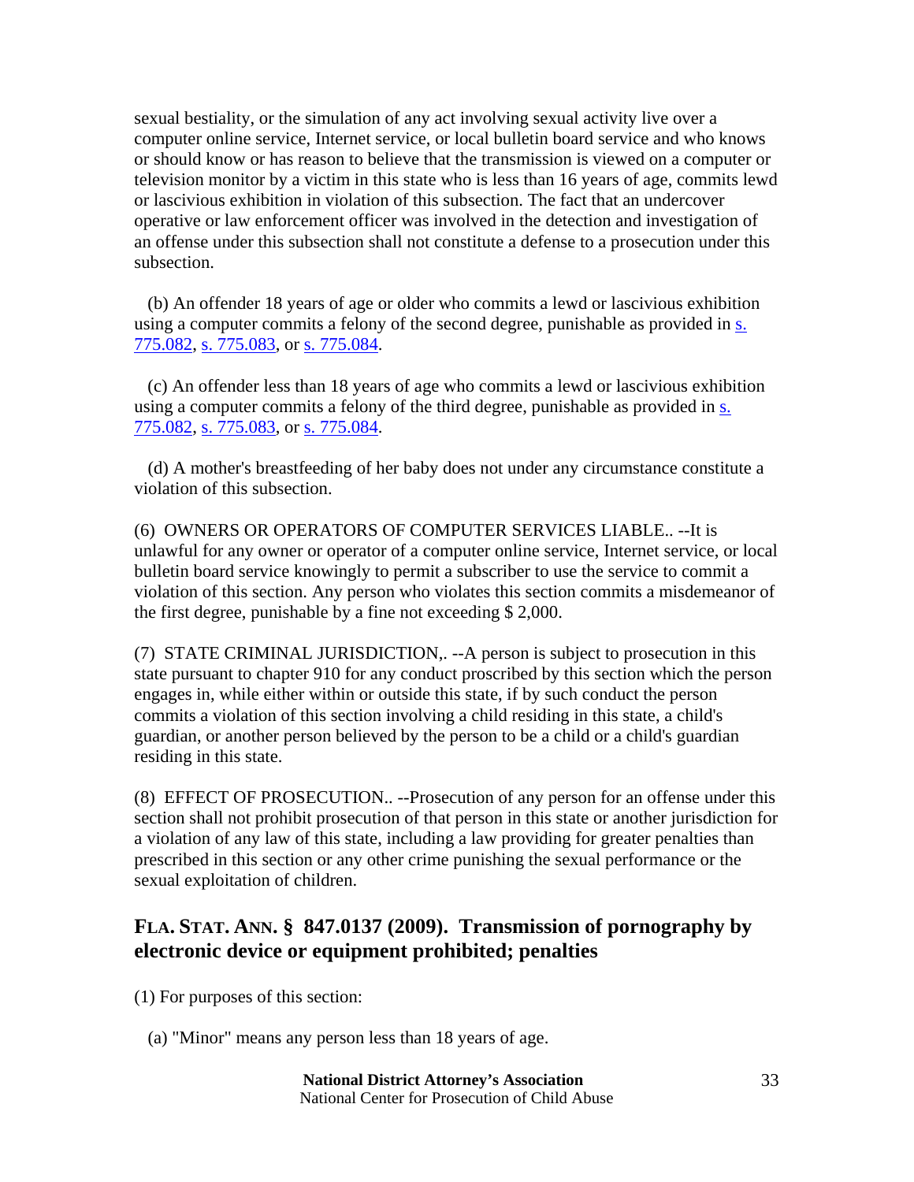sexual bestiality, or the simulation of any act involving sexual activity live over a computer online service, Internet service, or local bulletin board service and who knows or should know or has reason to believe that the transmission is viewed on a computer or television monitor by a victim in this state who is less than 16 years of age, commits lewd or lascivious exhibition in violation of this subsection. The fact that an undercover operative or law enforcement officer was involved in the detection and investigation of an offense under this subsection shall not constitute a defense to a prosecution under this subsection.

(b) An offender 18 years of age or older who commits a lewd or lascivious exhibition using a computer commits a felony of the second degree, punishable as provided in s. 775.082, s. 775.083, or s. 775.084.

(c) An offender less than 18 years of age who commits a lewd or lascivious exhibition using a computer commits a felony of the third degree, punishable as provided in s. 775.082, s. 775.083, or s. 775.084.

(d) A mother's breastfeeding of her baby does not under any circumstance constitute a violation of this subsection.

(6) OWNERS OR OPERATORS OF COMPUTER SERVICES LIABLE.. --It is unlawful for any owner or operator of a computer online service, Internet service, or local bulletin board service knowingly to permit a subscriber to use the service to commit a violation of this section. Any person who violates this section commits a misdemeanor of the first degree, punishable by a fine not exceeding $ 2,000.

(7) STATE CRIMINAL JURISDICTION,. --A person is subject to prosecution in this state pursuant to chapter 910 for any conduct proscribed by this section which the person engages in, while either within or outside this state, if by such conduct the person commits a violation of this section involving a child residing in this state, a child's guardian, or another person believed by the person to be a child or a child's guardian residing in this state.

(8) EFFECT OF PROSECUTION.. --Prosecution of any person for an offense under this section shall not prohibit prosecution of that person in this state or another jurisdiction for a violation of any law of this state, including a law providing for greater penalties than prescribed in this section or any other crime punishing the sexual performance or the sexual exploitation of children.

## FLA. STAT. ANN. § 847.0137 (2009). Transmission of pornography by electronic device or equipment prohibited; penalties

(1) For purposes of this section:

(a) "Minor" means any person less than 18 years of age.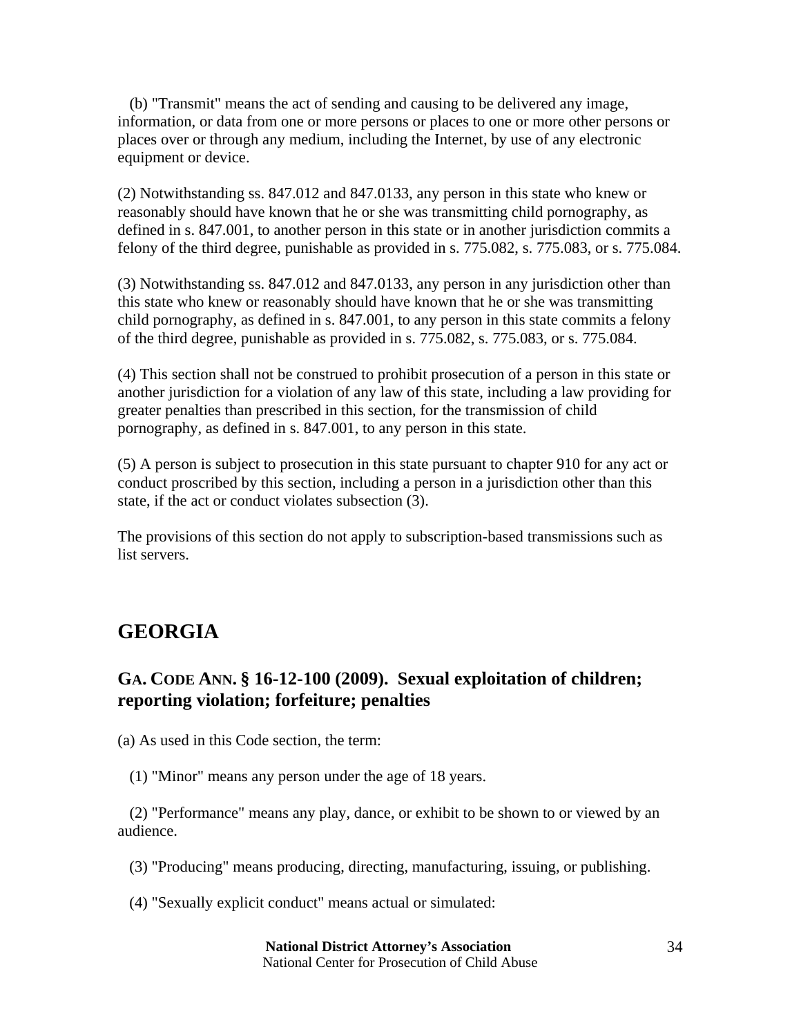(b) "Transmit" means the act of sending and causing to be delivered any image, information, or data from one or more persons or places to one or more other persons or places over or through any medium, including the Internet, by use of any electronic equipment or device.

(2) Notwithstanding ss. 847.012 and 847.0133, any person in this state who knew or reasonably should have known that he or she was transmitting child pornography, as defined in s. 847.001, to another person in this state or in another jurisdiction commits a felony of the third degree, punishable as provided in s. 775.082, s. 775.083, or s. 775.084.

(3) Notwithstanding ss. 847.012 and 847.0133, any person in any jurisdiction other than this state who knew or reasonably should have known that he or she was transmitting child pornography, as defined in s. 847.001, to any person in this state commits a felony of the third degree, punishable as provided in s. 775.082, s. 775.083, or s. 775.084.

(4) This section shall not be construed to prohibit prosecution of a person in this state or another jurisdiction for a violation of any law of this state, including a law providing for greater penalties than prescribed in this section, for the transmission of child pornography, as defined in s. 847.001, to any person in this state.

(5) A person is subject to prosecution in this state pursuant to chapter 910 for any act or conduct proscribed by this section, including a person in a jurisdiction other than this state, if the act or conduct violates subsection (3).

The provisions of this section do not apply to subscription-based transmissions such as list servers.

## GEORGIA

### GA. CODE ANN. § 16-12-100 (2009). Sexual exploitation of children; reporting violation; forfeiture; penalties

(a) As used in this Code section, the term:

(1) "Minor" means any person under the age of 18 years.

(2) "Performance" means any play, dance, or exhibit to be shown to or viewed by an audience.

(3) "Producing" means producing, directing, manufacturing, issuing, or publishing.

(4) "Sexually explicit conduct" means actual or simulated: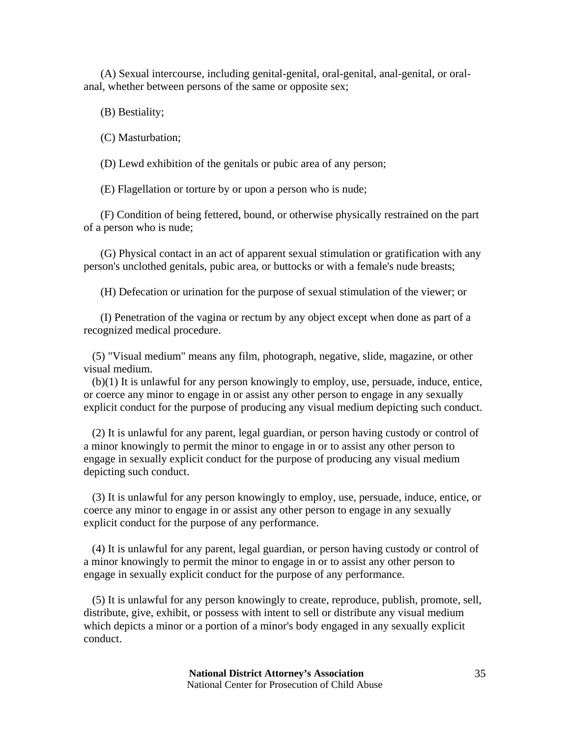(A) Sexual intercourse, including genital-genital, oral-genital, anal-genital, or oral-anal, whether between persons of the same or opposite sex;

(B) Bestiality;

(C) Masturbation;

(D) Lewd exhibition of the genitals or pubic area of any person;

(E) Flagellation or torture by or upon a person who is nude;

(F) Condition of being fettered, bound, or otherwise physically restrained on the part of a person who is nude;

(G) Physical contact in an act of apparent sexual stimulation or gratification with any person's unclothed genitals, pubic area, or buttocks or with a female's nude breasts;

(H) Defecation or urination for the purpose of sexual stimulation of the viewer; or

(I) Penetration of the vagina or rectum by any object except when done as part of a recognized medical procedure.

(5) "Visual medium" means any film, photograph, negative, slide, magazine, or other visual medium.

(b)(1) It is unlawful for any person knowingly to employ, use, persuade, induce, entice, or coerce any minor to engage in or assist any other person to engage in any sexually explicit conduct for the purpose of producing any visual medium depicting such conduct.

(2) It is unlawful for any parent, legal guardian, or person having custody or control of a minor knowingly to permit the minor to engage in or to assist any other person to engage in sexually explicit conduct for the purpose of producing any visual medium depicting such conduct.

(3) It is unlawful for any person knowingly to employ, use, persuade, induce, entice, or coerce any minor to engage in or assist any other person to engage in any sexually explicit conduct for the purpose of any performance.

(4) It is unlawful for any parent, legal guardian, or person having custody or control of a minor knowingly to permit the minor to engage in or to assist any other person to engage in sexually explicit conduct for the purpose of any performance.

(5) It is unlawful for any person knowingly to create, reproduce, publish, promote, sell, distribute, give, exhibit, or possess with intent to sell or distribute any visual medium which depicts a minor or a portion of a minor's body engaged in any sexually explicit conduct.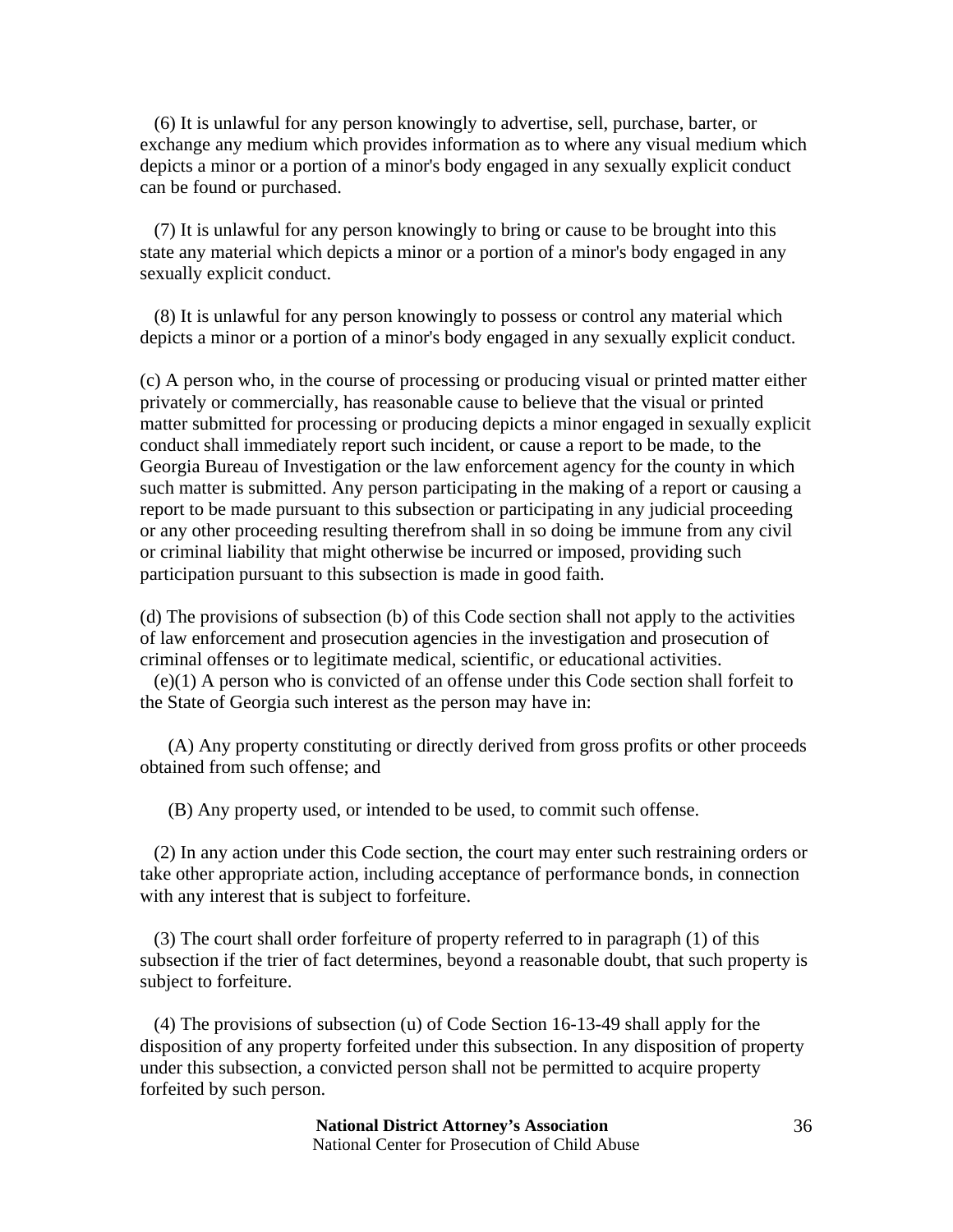(6) It is unlawful for any person knowingly to advertise, sell, purchase, barter, or exchange any medium which provides information as to where any visual medium which depicts a minor or a portion of a minor's body engaged in any sexually explicit conduct can be found or purchased.

(7) It is unlawful for any person knowingly to bring or cause to be brought into this state any material which depicts a minor or a portion of a minor's body engaged in any sexually explicit conduct.

(8) It is unlawful for any person knowingly to possess or control any material which depicts a minor or a portion of a minor's body engaged in any sexually explicit conduct.

(c) A person who, in the course of processing or producing visual or printed matter either privately or commercially, has reasonable cause to believe that the visual or printed matter submitted for processing or producing depicts a minor engaged in sexually explicit conduct shall immediately report such incident, or cause a report to be made, to the Georgia Bureau of Investigation or the law enforcement agency for the county in which such matter is submitted. Any person participating in the making of a report or causing a report to be made pursuant to this subsection or participating in any judicial proceeding or any other proceeding resulting therefrom shall in so doing be immune from any civil or criminal liability that might otherwise be incurred or imposed, providing such participation pursuant to this subsection is made in good faith.

(d) The provisions of subsection (b) of this Code section shall not apply to the activities of law enforcement and prosecution agencies in the investigation and prosecution of criminal offenses or to legitimate medical, scientific, or educational activities.

(e)(1) A person who is convicted of an offense under this Code section shall forfeit to the State of Georgia such interest as the person may have in:

(A) Any property constituting or directly derived from gross profits or other proceeds obtained from such offense; and

(B) Any property used, or intended to be used, to commit such offense.

(2) In any action under this Code section, the court may enter such restraining orders or take other appropriate action, including acceptance of performance bonds, in connection with any interest that is subject to forfeiture.

(3) The court shall order forfeiture of property referred to in paragraph (1) of this subsection if the trier of fact determines, beyond a reasonable doubt, that such property is subject to forfeiture.

(4) The provisions of subsection (u) of Code Section 16-13-49 shall apply for the disposition of any property forfeited under this subsection. In any disposition of property under this subsection, a convicted person shall not be permitted to acquire property forfeited by such person.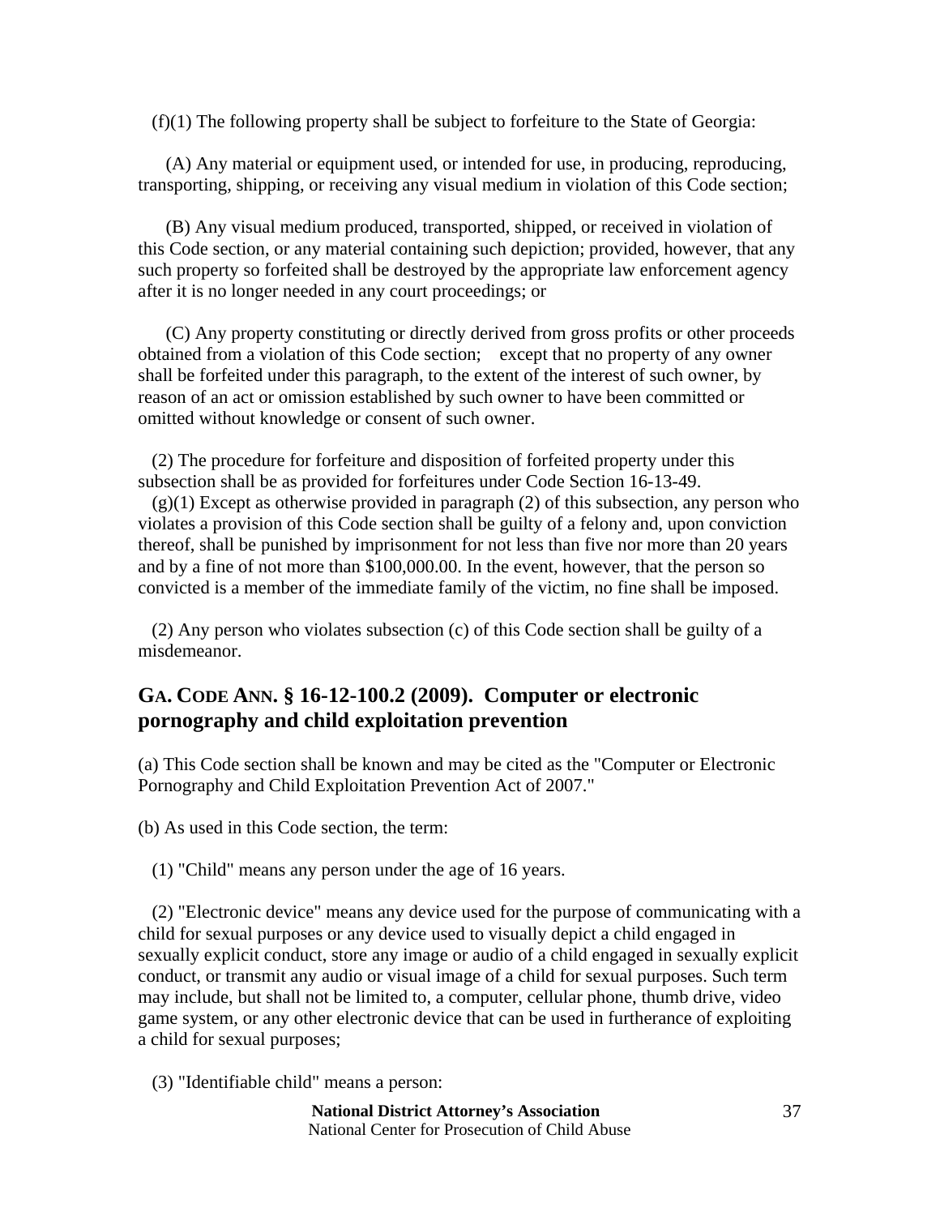(f)(1) The following property shall be subject to forfeiture to the State of Georgia:

(A) Any material or equipment used, or intended for use, in producing, reproducing, transporting, shipping, or receiving any visual medium in violation of this Code section;

(B) Any visual medium produced, transported, shipped, or received in violation of this Code section, or any material containing such depiction; provided, however, that any such property so forfeited shall be destroyed by the appropriate law enforcement agency after it is no longer needed in any court proceedings; or

(C) Any property constituting or directly derived from gross profits or other proceeds obtained from a violation of this Code section; except that no property of any owner shall be forfeited under this paragraph, to the extent of the interest of such owner, by reason of an act or omission established by such owner to have been committed or omitted without knowledge or consent of such owner.

(2) The procedure for forfeiture and disposition of forfeited property under this subsection shall be as provided for forfeitures under Code Section 16-13-49.

(g)(1) Except as otherwise provided in paragraph (2) of this subsection, any person who violates a provision of this Code section shall be guilty of a felony and, upon conviction thereof, shall be punished by imprisonment for not less than five nor more than 20 years and by a fine of not more than $100,000.00. In the event, however, that the person so convicted is a member of the immediate family of the victim, no fine shall be imposed.

(2) Any person who violates subsection (c) of this Code section shall be guilty of a misdemeanor.

## GA. CODE ANN. § 16-12-100.2 (2009). Computer or electronic pornography and child exploitation prevention

(a) This Code section shall be known and may be cited as the "Computer or Electronic Pornography and Child Exploitation Prevention Act of 2007."

(b) As used in this Code section, the term:

(1) "Child" means any person under the age of 16 years.

(2) "Electronic device" means any device used for the purpose of communicating with a child for sexual purposes or any device used to visually depict a child engaged in sexually explicit conduct, store any image or audio of a child engaged in sexually explicit conduct, or transmit any audio or visual image of a child for sexual purposes. Such term may include, but shall not be limited to, a computer, cellular phone, thumb drive, video game system, or any other electronic device that can be used in furtherance of exploiting a child for sexual purposes;

(3) "Identifiable child" means a person: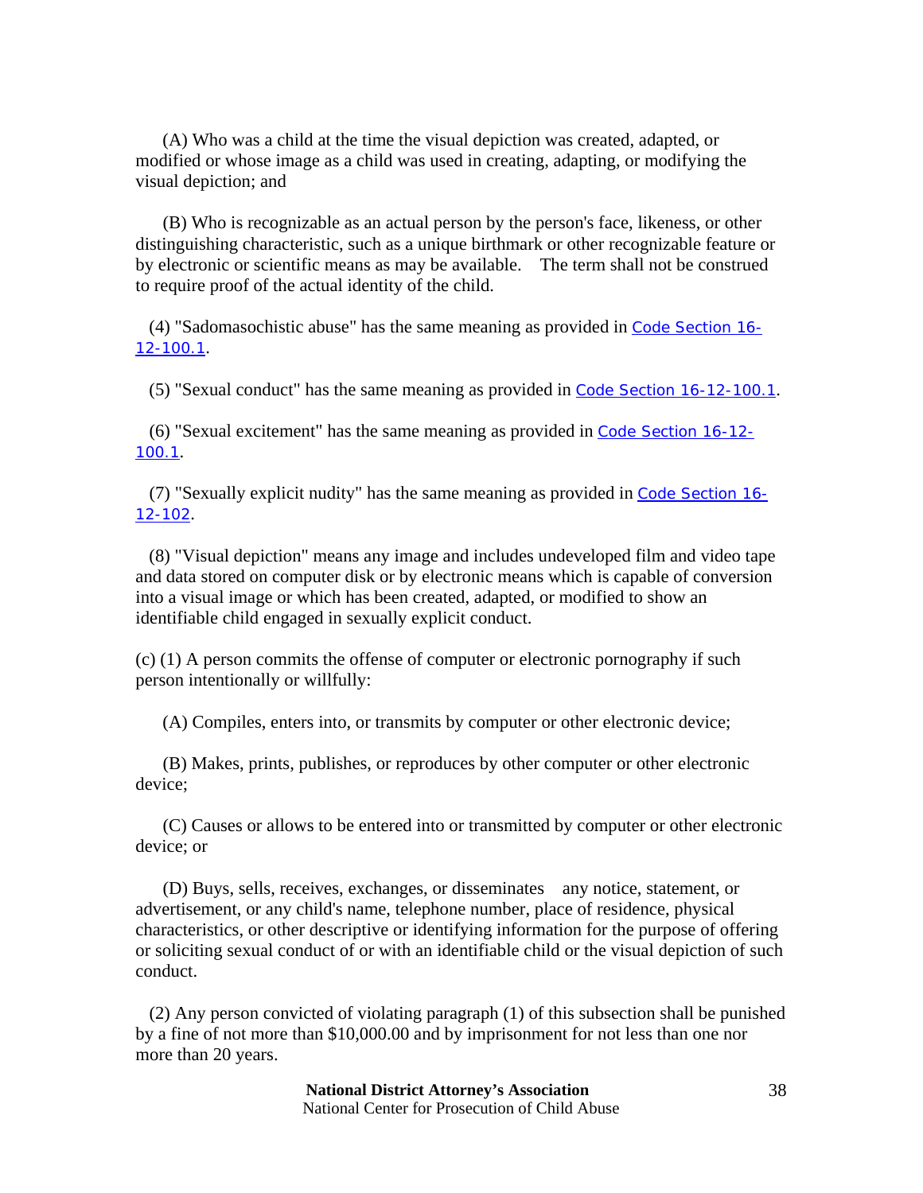(A) Who was a child at the time the visual depiction was created, adapted, or modified or whose image as a child was used in creating, adapting, or modifying the visual depiction; and

(B) Who is recognizable as an actual person by the person's face, likeness, or other distinguishing characteristic, such as a unique birthmark or other recognizable feature or by electronic or scientific means as may be available. The term shall not be construed to require proof of the actual identity of the child.

(4) "Sadomasochistic abuse" has the same meaning as provided in Code Section 16-12-100.1.

(5) "Sexual conduct" has the same meaning as provided in Code Section 16-12-100.1.

(6) "Sexual excitement" has the same meaning as provided in Code Section 16-12-100.1.

(7) "Sexually explicit nudity" has the same meaning as provided in Code Section 16-12-102.

(8) "Visual depiction" means any image and includes undeveloped film and video tape and data stored on computer disk or by electronic means which is capable of conversion into a visual image or which has been created, adapted, or modified to show an identifiable child engaged in sexually explicit conduct.

(c) (1) A person commits the offense of computer or electronic pornography if such person intentionally or willfully:

(A) Compiles, enters into, or transmits by computer or other electronic device;

(B) Makes, prints, publishes, or reproduces by other computer or other electronic device;

(C) Causes or allows to be entered into or transmitted by computer or other electronic device; or

(D) Buys, sells, receives, exchanges, or disseminates any notice, statement, or advertisement, or any child's name, telephone number, place of residence, physical characteristics, or other descriptive or identifying information for the purpose of offering or soliciting sexual conduct of or with an identifiable child or the visual depiction of such conduct.

(2) Any person convicted of violating paragraph (1) of this subsection shall be punished by a fine of not more than $10,000.00 and by imprisonment for not less than one nor more than 20 years.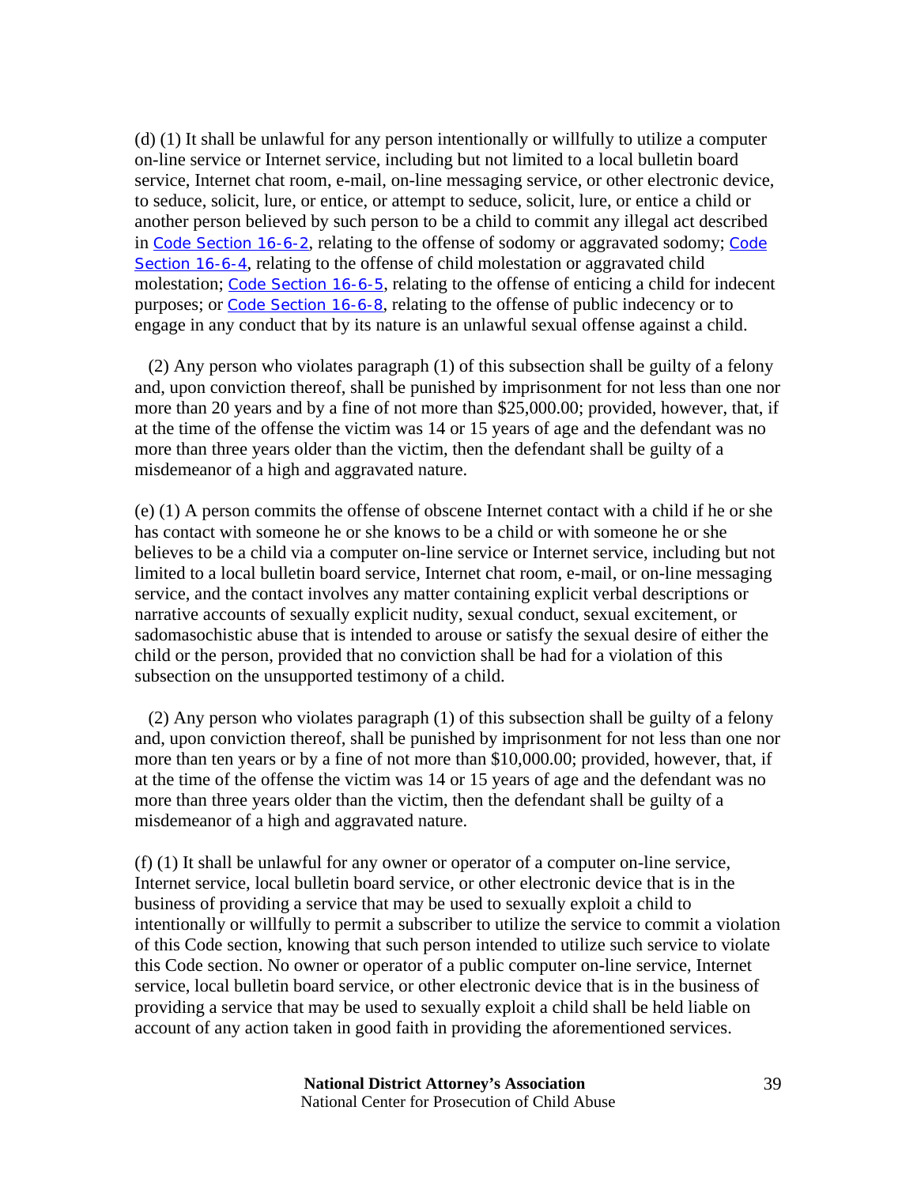(d) (1) It shall be unlawful for any person intentionally or willfully to utilize a computer on-line service or Internet service, including but not limited to a local bulletin board service, Internet chat room, e-mail, on-line messaging service, or other electronic device, to seduce, solicit, lure, or entice, or attempt to seduce, solicit, lure, or entice a child or another person believed by such person to be a child to commit any illegal act described in Code Section 16-6-2, relating to the offense of sodomy or aggravated sodomy; Code Section 16-6-4, relating to the offense of child molestation or aggravated child molestation; Code Section 16-6-5, relating to the offense of enticing a child for indecent purposes; or Code Section 16-6-8, relating to the offense of public indecency or to engage in any conduct that by its nature is an unlawful sexual offense against a child.

(2) Any person who violates paragraph (1) of this subsection shall be guilty of a felony and, upon conviction thereof, shall be punished by imprisonment for not less than one nor more than 20 years and by a fine of not more than $25,000.00; provided, however, that, if at the time of the offense the victim was 14 or 15 years of age and the defendant was no more than three years older than the victim, then the defendant shall be guilty of a misdemeanor of a high and aggravated nature.

(e) (1) A person commits the offense of obscene Internet contact with a child if he or she has contact with someone he or she knows to be a child or with someone he or she believes to be a child via a computer on-line service or Internet service, including but not limited to a local bulletin board service, Internet chat room, e-mail, or on-line messaging service, and the contact involves any matter containing explicit verbal descriptions or narrative accounts of sexually explicit nudity, sexual conduct, sexual excitement, or sadomasochistic abuse that is intended to arouse or satisfy the sexual desire of either the child or the person, provided that no conviction shall be had for a violation of this subsection on the unsupported testimony of a child.

(2) Any person who violates paragraph (1) of this subsection shall be guilty of a felony and, upon conviction thereof, shall be punished by imprisonment for not less than one nor more than ten years or by a fine of not more than $10,000.00; provided, however, that, if at the time of the offense the victim was 14 or 15 years of age and the defendant was no more than three years older than the victim, then the defendant shall be guilty of a misdemeanor of a high and aggravated nature.

(f) (1) It shall be unlawful for any owner or operator of a computer on-line service, Internet service, local bulletin board service, or other electronic device that is in the business of providing a service that may be used to sexually exploit a child to intentionally or willfully to permit a subscriber to utilize the service to commit a violation of this Code section, knowing that such person intended to utilize such service to violate this Code section. No owner or operator of a public computer on-line service, Internet service, local bulletin board service, or other electronic device that is in the business of providing a service that may be used to sexually exploit a child shall be held liable on account of any action taken in good faith in providing the aforementioned services.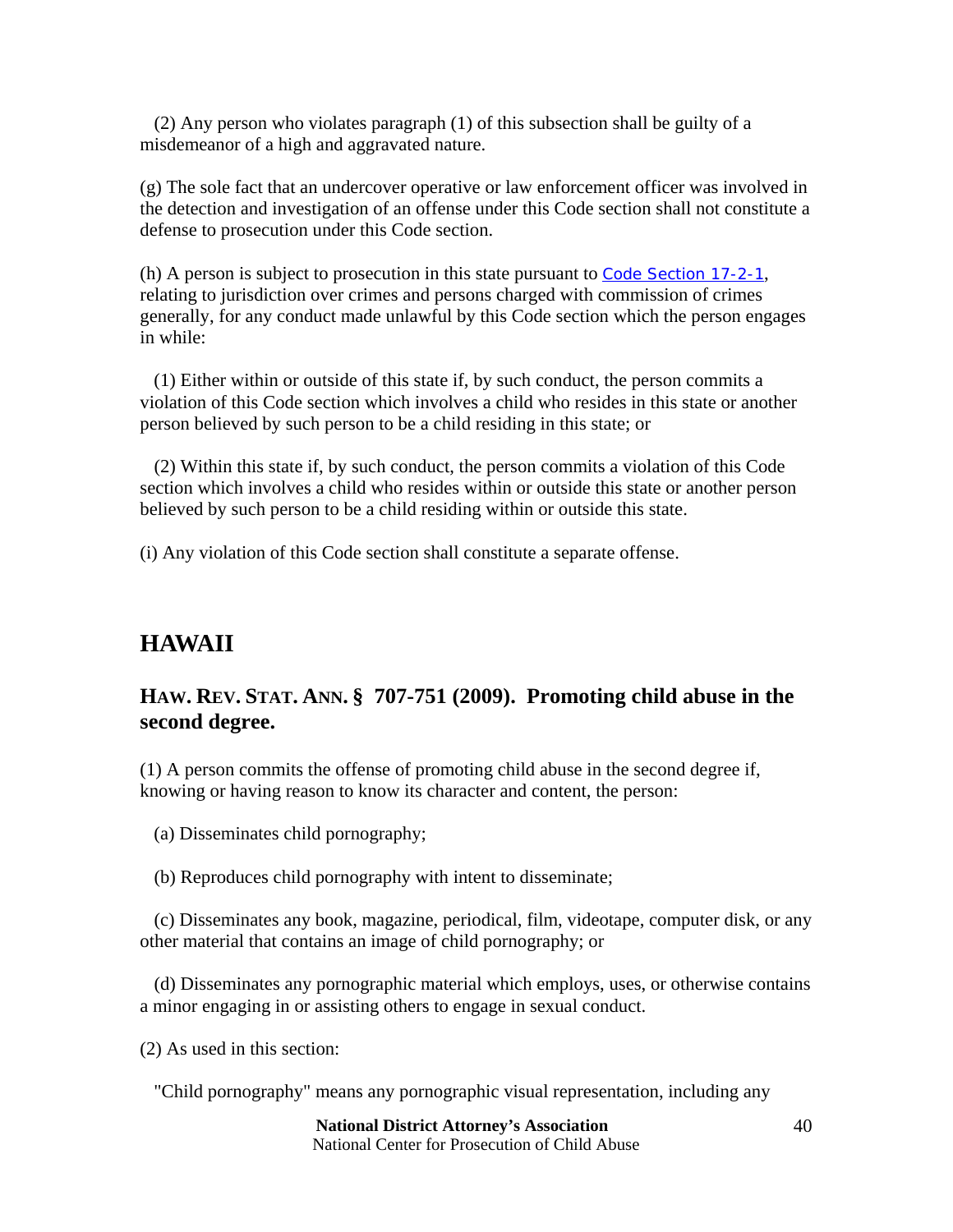(2) Any person who violates paragraph (1) of this subsection shall be guilty of a misdemeanor of a high and aggravated nature.

(g) The sole fact that an undercover operative or law enforcement officer was involved in the detection and investigation of an offense under this Code section shall not constitute a defense to prosecution under this Code section.

(h) A person is subject to prosecution in this state pursuant to Code Section 17-2-1, relating to jurisdiction over crimes and persons charged with commission of crimes generally, for any conduct made unlawful by this Code section which the person engages in while:

(1) Either within or outside of this state if, by such conduct, the person commits a violation of this Code section which involves a child who resides in this state or another person believed by such person to be a child residing in this state; or

(2) Within this state if, by such conduct, the person commits a violation of this Code section which involves a child who resides within or outside this state or another person believed by such person to be a child residing within or outside this state.

(i) Any violation of this Code section shall constitute a separate offense.

## HAWAII

### HAW. REV. STAT. ANN. § 707-751 (2009). Promoting child abuse in the second degree.

(1) A person commits the offense of promoting child abuse in the second degree if, knowing or having reason to know its character and content, the person:

(a) Disseminates child pornography;

(b) Reproduces child pornography with intent to disseminate;

(c) Disseminates any book, magazine, periodical, film, videotape, computer disk, or any other material that contains an image of child pornography; or

(d) Disseminates any pornographic material which employs, uses, or otherwise contains a minor engaging in or assisting others to engage in sexual conduct.

(2) As used in this section:

"Child pornography" means any pornographic visual representation, including any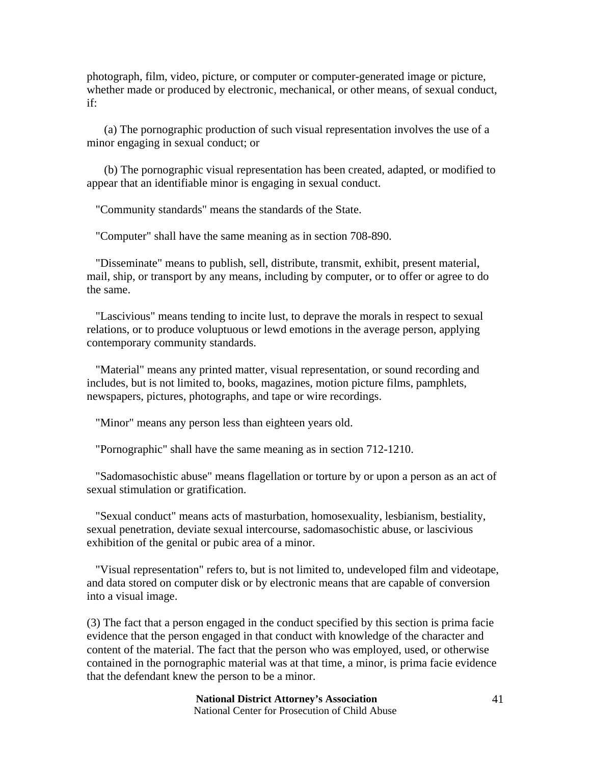photograph, film, video, picture, or computer or computer-generated image or picture, whether made or produced by electronic, mechanical, or other means, of sexual conduct, if:

(a) The pornographic production of such visual representation involves the use of a minor engaging in sexual conduct; or

(b) The pornographic visual representation has been created, adapted, or modified to appear that an identifiable minor is engaging in sexual conduct.

"Community standards" means the standards of the State.

"Computer" shall have the same meaning as in section 708-890.

"Disseminate" means to publish, sell, distribute, transmit, exhibit, present material, mail, ship, or transport by any means, including by computer, or to offer or agree to do the same.

"Lascivious" means tending to incite lust, to deprave the morals in respect to sexual relations, or to produce voluptuous or lewd emotions in the average person, applying contemporary community standards.

"Material" means any printed matter, visual representation, or sound recording and includes, but is not limited to, books, magazines, motion picture films, pamphlets, newspapers, pictures, photographs, and tape or wire recordings.

"Minor" means any person less than eighteen years old.

"Pornographic" shall have the same meaning as in section 712-1210.

"Sadomasochistic abuse" means flagellation or torture by or upon a person as an act of sexual stimulation or gratification.

"Sexual conduct" means acts of masturbation, homosexuality, lesbianism, bestiality, sexual penetration, deviate sexual intercourse, sadomasochistic abuse, or lascivious exhibition of the genital or pubic area of a minor.

"Visual representation" refers to, but is not limited to, undeveloped film and videotape, and data stored on computer disk or by electronic means that are capable of conversion into a visual image.

(3) The fact that a person engaged in the conduct specified by this section is prima facie evidence that the person engaged in that conduct with knowledge of the character and content of the material. The fact that the person who was employed, used, or otherwise contained in the pornographic material was at that time, a minor, is prima facie evidence that the defendant knew the person to be a minor.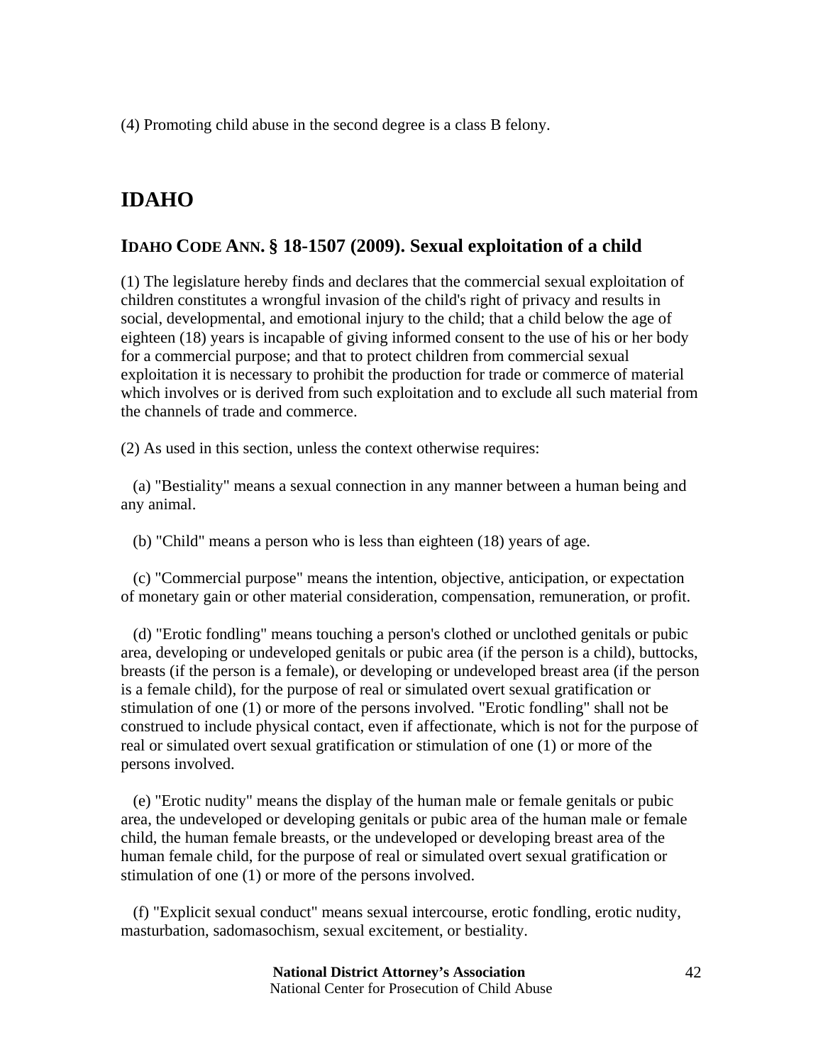(4) Promoting child abuse in the second degree is a class B felony.

## IDAHO

### IDAHO CODE ANN. § 18-1507 (2009). Sexual exploitation of a child

(1) The legislature hereby finds and declares that the commercial sexual exploitation of children constitutes a wrongful invasion of the child's right of privacy and results in social, developmental, and emotional injury to the child; that a child below the age of eighteen (18) years is incapable of giving informed consent to the use of his or her body for a commercial purpose; and that to protect children from commercial sexual exploitation it is necessary to prohibit the production for trade or commerce of material which involves or is derived from such exploitation and to exclude all such material from the channels of trade and commerce.

(2) As used in this section, unless the context otherwise requires:

(a) "Bestiality" means a sexual connection in any manner between a human being and any animal.

(b) "Child" means a person who is less than eighteen (18) years of age.

(c) "Commercial purpose" means the intention, objective, anticipation, or expectation of monetary gain or other material consideration, compensation, remuneration, or profit.

(d) "Erotic fondling" means touching a person's clothed or unclothed genitals or pubic area, developing or undeveloped genitals or pubic area (if the person is a child), buttocks, breasts (if the person is a female), or developing or undeveloped breast area (if the person is a female child), for the purpose of real or simulated overt sexual gratification or stimulation of one (1) or more of the persons involved. "Erotic fondling" shall not be construed to include physical contact, even if affectionate, which is not for the purpose of real or simulated overt sexual gratification or stimulation of one (1) or more of the persons involved.

(e) "Erotic nudity" means the display of the human male or female genitals or pubic area, the undeveloped or developing genitals or pubic area of the human male or female child, the human female breasts, or the undeveloped or developing breast area of the human female child, for the purpose of real or simulated overt sexual gratification or stimulation of one (1) or more of the persons involved.

(f) "Explicit sexual conduct" means sexual intercourse, erotic fondling, erotic nudity, masturbation, sadomasochism, sexual excitement, or bestiality.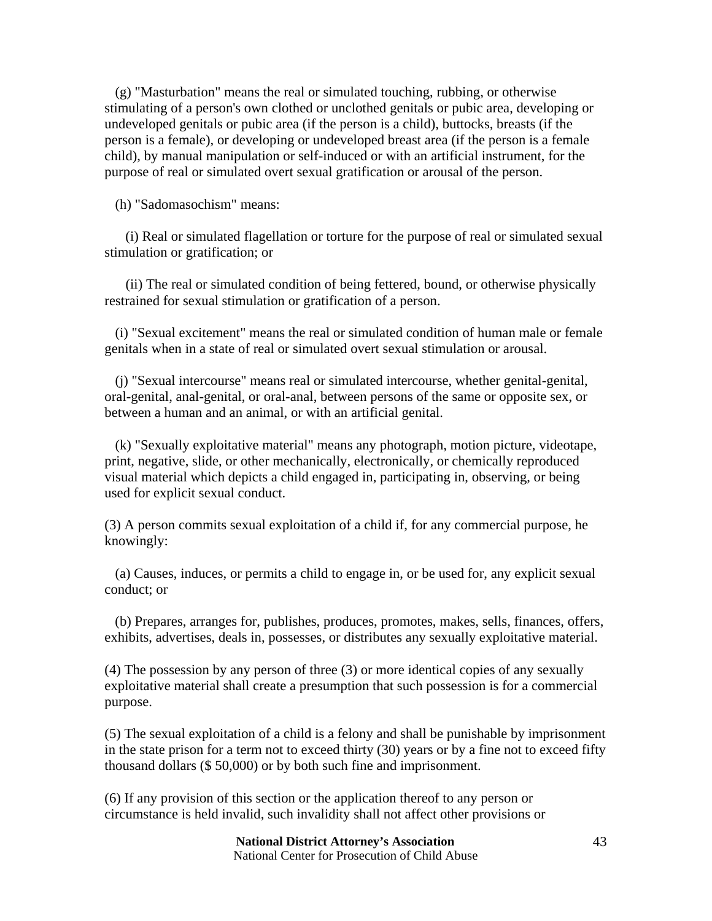(g) "Masturbation" means the real or simulated touching, rubbing, or otherwise stimulating of a person's own clothed or unclothed genitals or pubic area, developing or undeveloped genitals or pubic area (if the person is a child), buttocks, breasts (if the person is a female), or developing or undeveloped breast area (if the person is a female child), by manual manipulation or self-induced or with an artificial instrument, for the purpose of real or simulated overt sexual gratification or arousal of the person.

(h) "Sadomasochism" means:

(i) Real or simulated flagellation or torture for the purpose of real or simulated sexual stimulation or gratification; or

(ii) The real or simulated condition of being fettered, bound, or otherwise physically restrained for sexual stimulation or gratification of a person.

(i) "Sexual excitement" means the real or simulated condition of human male or female genitals when in a state of real or simulated overt sexual stimulation or arousal.

(j) "Sexual intercourse" means real or simulated intercourse, whether genital-genital, oral-genital, anal-genital, or oral-anal, between persons of the same or opposite sex, or between a human and an animal, or with an artificial genital.

(k) "Sexually exploitative material" means any photograph, motion picture, videotape, print, negative, slide, or other mechanically, electronically, or chemically reproduced visual material which depicts a child engaged in, participating in, observing, or being used for explicit sexual conduct.

(3) A person commits sexual exploitation of a child if, for any commercial purpose, he knowingly:

(a) Causes, induces, or permits a child to engage in, or be used for, any explicit sexual conduct; or

(b) Prepares, arranges for, publishes, produces, promotes, makes, sells, finances, offers, exhibits, advertises, deals in, possesses, or distributes any sexually exploitative material.

(4) The possession by any person of three (3) or more identical copies of any sexually exploitative material shall create a presumption that such possession is for a commercial purpose.

(5) The sexual exploitation of a child is a felony and shall be punishable by imprisonment in the state prison for a term not to exceed thirty (30) years or by a fine not to exceed fifty thousand dollars ($ 50,000) or by both such fine and imprisonment.

(6) If any provision of this section or the application thereof to any person or circumstance is held invalid, such invalidity shall not affect other provisions or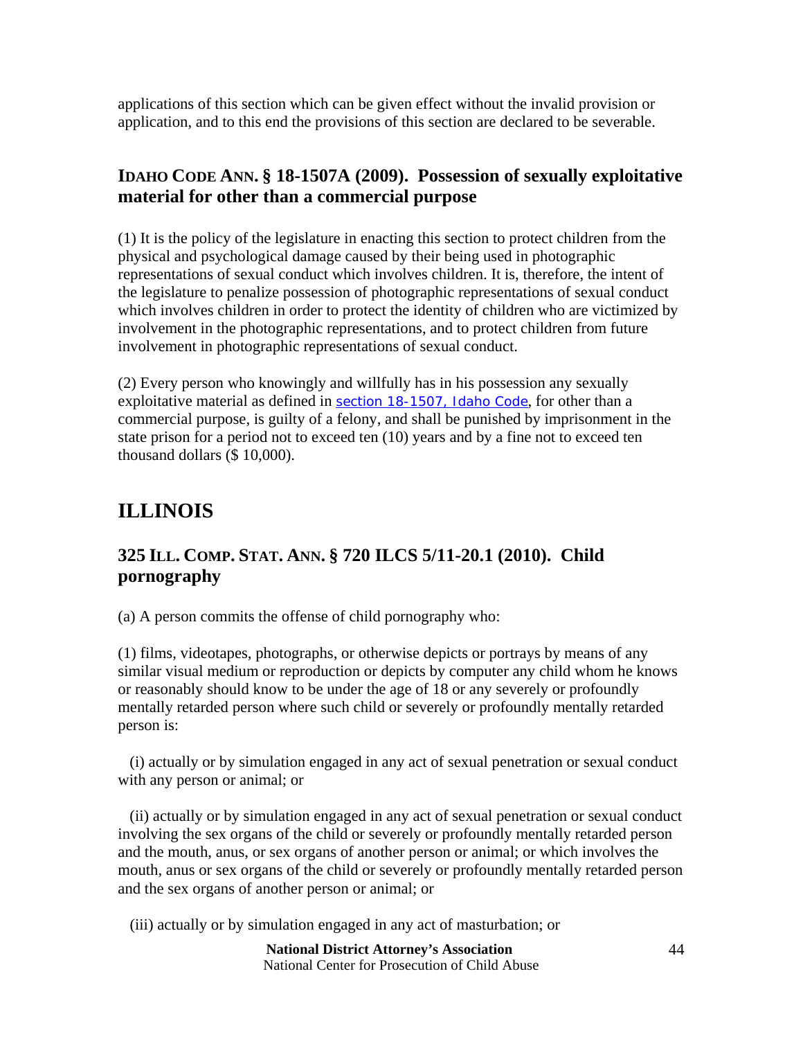applications of this section which can be given effect without the invalid provision or application, and to this end the provisions of this section are declared to be severable.

### IDAHO CODE ANN. § 18-1507A (2009). Possession of sexually exploitative material for other than a commercial purpose

(1) It is the policy of the legislature in enacting this section to protect children from the physical and psychological damage caused by their being used in photographic representations of sexual conduct which involves children. It is, therefore, the intent of the legislature to penalize possession of photographic representations of sexual conduct which involves children in order to protect the identity of children who are victimized by involvement in the photographic representations, and to protect children from future involvement in photographic representations of sexual conduct.

(2) Every person who knowingly and willfully has in his possession any sexually exploitative material as defined in section 18-1507, Idaho Code, for other than a commercial purpose, is guilty of a felony, and shall be punished by imprisonment in the state prison for a period not to exceed ten (10) years and by a fine not to exceed ten thousand dollars ($ 10,000).

## ILLINOIS

### 325 ILL. COMP. STAT. ANN. § 720 ILCS 5/11-20.1 (2010). Child pornography

(a) A person commits the offense of child pornography who:

(1) films, videotapes, photographs, or otherwise depicts or portrays by means of any similar visual medium or reproduction or depicts by computer any child whom he knows or reasonably should know to be under the age of 18 or any severely or profoundly mentally retarded person where such child or severely or profoundly mentally retarded person is:

(i) actually or by simulation engaged in any act of sexual penetration or sexual conduct with any person or animal; or

(ii) actually or by simulation engaged in any act of sexual penetration or sexual conduct involving the sex organs of the child or severely or profoundly mentally retarded person and the mouth, anus, or sex organs of another person or animal; or which involves the mouth, anus or sex organs of the child or severely or profoundly mentally retarded person and the sex organs of another person or animal; or

(iii) actually or by simulation engaged in any act of masturbation; or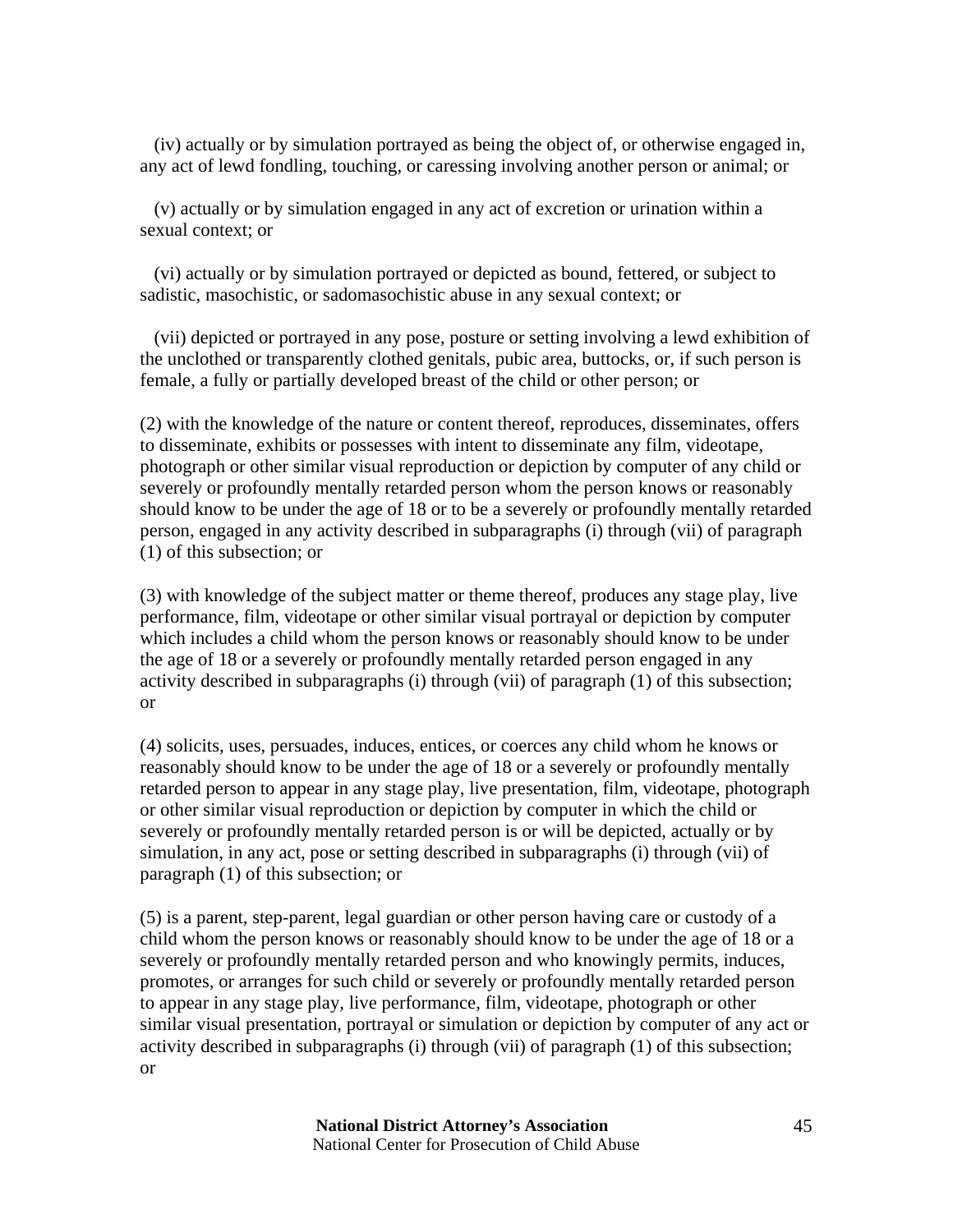(iv) actually or by simulation portrayed as being the object of, or otherwise engaged in, any act of lewd fondling, touching, or caressing involving another person or animal; or

(v) actually or by simulation engaged in any act of excretion or urination within a sexual context; or

(vi) actually or by simulation portrayed or depicted as bound, fettered, or subject to sadistic, masochistic, or sadomasochistic abuse in any sexual context; or

(vii) depicted or portrayed in any pose, posture or setting involving a lewd exhibition of the unclothed or transparently clothed genitals, pubic area, buttocks, or, if such person is female, a fully or partially developed breast of the child or other person; or

(2) with the knowledge of the nature or content thereof, reproduces, disseminates, offers to disseminate, exhibits or possesses with intent to disseminate any film, videotape, photograph or other similar visual reproduction or depiction by computer of any child or severely or profoundly mentally retarded person whom the person knows or reasonably should know to be under the age of 18 or to be a severely or profoundly mentally retarded person, engaged in any activity described in subparagraphs (i) through (vii) of paragraph (1) of this subsection; or

(3) with knowledge of the subject matter or theme thereof, produces any stage play, live performance, film, videotape or other similar visual portrayal or depiction by computer which includes a child whom the person knows or reasonably should know to be under the age of 18 or a severely or profoundly mentally retarded person engaged in any activity described in subparagraphs (i) through (vii) of paragraph (1) of this subsection; or

(4) solicits, uses, persuades, induces, entices, or coerces any child whom he knows or reasonably should know to be under the age of 18 or a severely or profoundly mentally retarded person to appear in any stage play, live presentation, film, videotape, photograph or other similar visual reproduction or depiction by computer in which the child or severely or profoundly mentally retarded person is or will be depicted, actually or by simulation, in any act, pose or setting described in subparagraphs (i) through (vii) of paragraph (1) of this subsection; or

(5) is a parent, step-parent, legal guardian or other person having care or custody of a child whom the person knows or reasonably should know to be under the age of 18 or a severely or profoundly mentally retarded person and who knowingly permits, induces, promotes, or arranges for such child or severely or profoundly mentally retarded person to appear in any stage play, live performance, film, videotape, photograph or other similar visual presentation, portrayal or simulation or depiction by computer of any act or activity described in subparagraphs (i) through (vii) of paragraph (1) of this subsection; or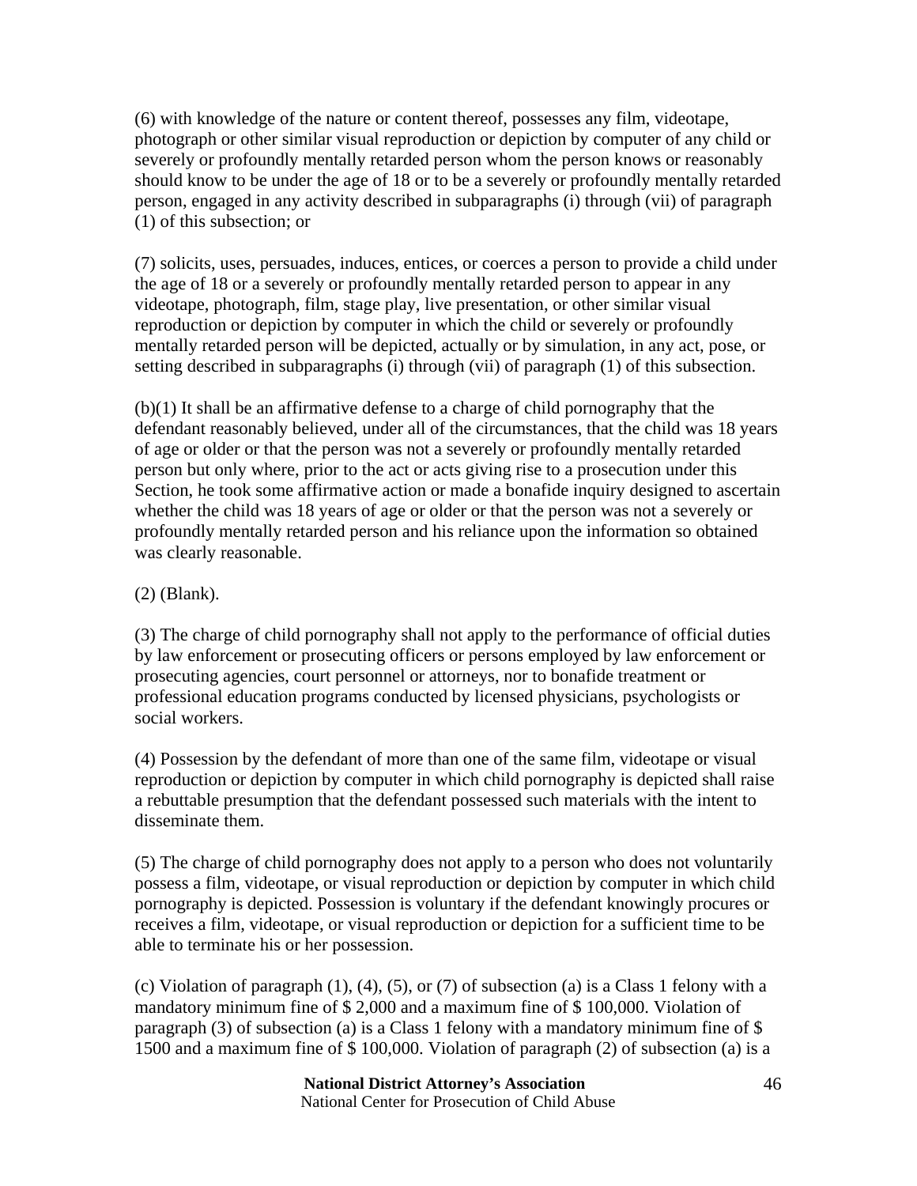(6) with knowledge of the nature or content thereof, possesses any film, videotape, photograph or other similar visual reproduction or depiction by computer of any child or severely or profoundly mentally retarded person whom the person knows or reasonably should know to be under the age of 18 or to be a severely or profoundly mentally retarded person, engaged in any activity described in subparagraphs (i) through (vii) of paragraph (1) of this subsection; or

(7) solicits, uses, persuades, induces, entices, or coerces a person to provide a child under the age of 18 or a severely or profoundly mentally retarded person to appear in any videotape, photograph, film, stage play, live presentation, or other similar visual reproduction or depiction by computer in which the child or severely or profoundly mentally retarded person will be depicted, actually or by simulation, in any act, pose, or setting described in subparagraphs (i) through (vii) of paragraph (1) of this subsection.

(b)(1) It shall be an affirmative defense to a charge of child pornography that the defendant reasonably believed, under all of the circumstances, that the child was 18 years of age or older or that the person was not a severely or profoundly mentally retarded person but only where, prior to the act or acts giving rise to a prosecution under this Section, he took some affirmative action or made a bonafide inquiry designed to ascertain whether the child was 18 years of age or older or that the person was not a severely or profoundly mentally retarded person and his reliance upon the information so obtained was clearly reasonable.

(2) (Blank).

(3) The charge of child pornography shall not apply to the performance of official duties by law enforcement or prosecuting officers or persons employed by law enforcement or prosecuting agencies, court personnel or attorneys, nor to bonafide treatment or professional education programs conducted by licensed physicians, psychologists or social workers.

(4) Possession by the defendant of more than one of the same film, videotape or visual reproduction or depiction by computer in which child pornography is depicted shall raise a rebuttable presumption that the defendant possessed such materials with the intent to disseminate them.

(5) The charge of child pornography does not apply to a person who does not voluntarily possess a film, videotape, or visual reproduction or depiction by computer in which child pornography is depicted. Possession is voluntary if the defendant knowingly procures or receives a film, videotape, or visual reproduction or depiction for a sufficient time to be able to terminate his or her possession.

(c) Violation of paragraph (1), (4), (5), or (7) of subsection (a) is a Class 1 felony with a mandatory minimum fine of $ 2,000 and a maximum fine of $ 100,000. Violation of paragraph (3) of subsection (a) is a Class 1 felony with a mandatory minimum fine of $ 1500 and a maximum fine of $ 100,000. Violation of paragraph (2) of subsection (a) is a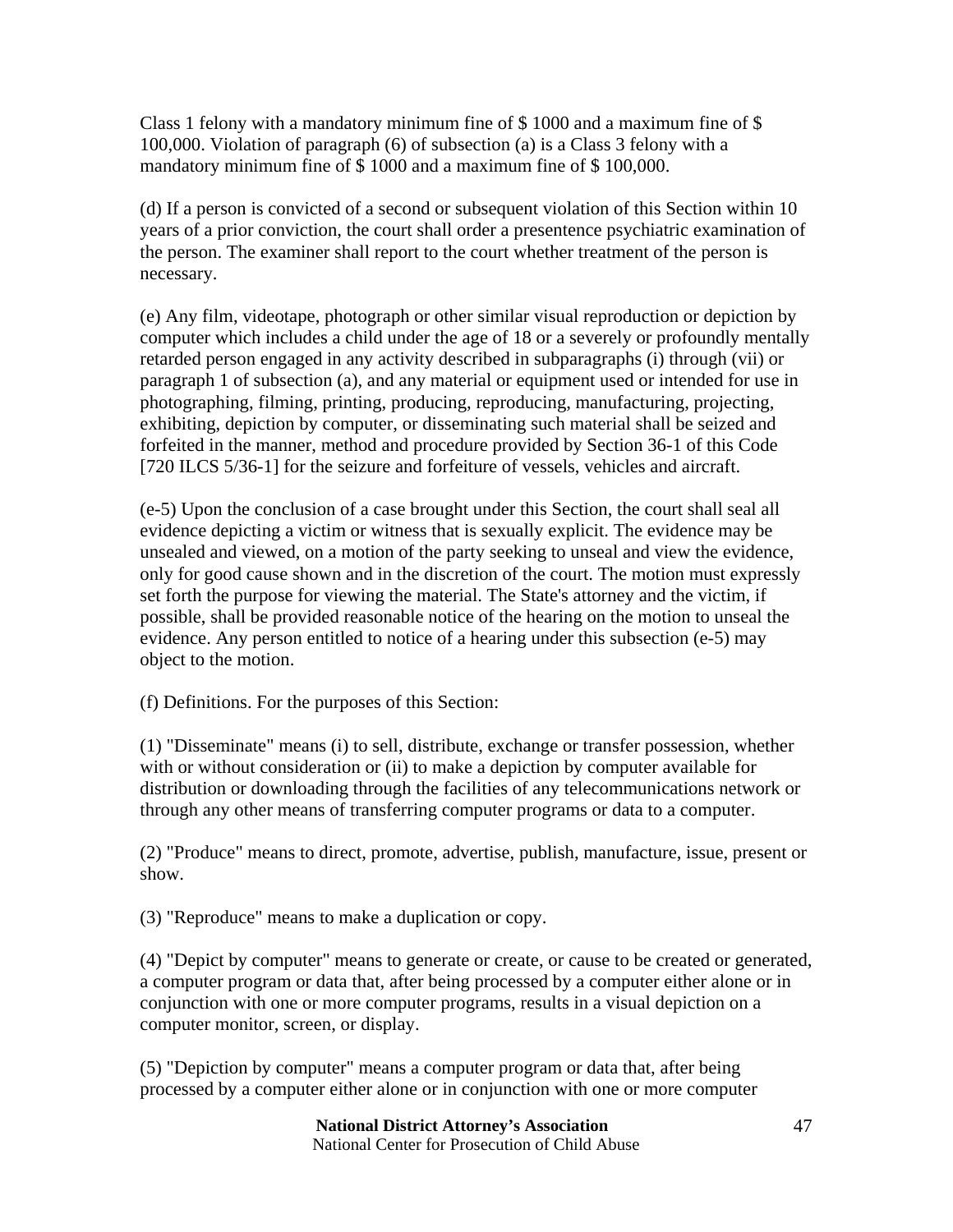Class 1 felony with a mandatory minimum fine of $ 1000 and a maximum fine of $ 100,000. Violation of paragraph (6) of subsection (a) is a Class 3 felony with a mandatory minimum fine of $ 1000 and a maximum fine of $ 100,000.

(d) If a person is convicted of a second or subsequent violation of this Section within 10 years of a prior conviction, the court shall order a presentence psychiatric examination of the person. The examiner shall report to the court whether treatment of the person is necessary.

(e) Any film, videotape, photograph or other similar visual reproduction or depiction by computer which includes a child under the age of 18 or a severely or profoundly mentally retarded person engaged in any activity described in subparagraphs (i) through (vii) or paragraph 1 of subsection (a), and any material or equipment used or intended for use in photographing, filming, printing, producing, reproducing, manufacturing, projecting, exhibiting, depiction by computer, or disseminating such material shall be seized and forfeited in the manner, method and procedure provided by Section 36-1 of this Code [720 ILCS 5/36-1] for the seizure and forfeiture of vessels, vehicles and aircraft.

(e-5) Upon the conclusion of a case brought under this Section, the court shall seal all evidence depicting a victim or witness that is sexually explicit. The evidence may be unsealed and viewed, on a motion of the party seeking to unseal and view the evidence, only for good cause shown and in the discretion of the court. The motion must expressly set forth the purpose for viewing the material. The State's attorney and the victim, if possible, shall be provided reasonable notice of the hearing on the motion to unseal the evidence. Any person entitled to notice of a hearing under this subsection (e-5) may object to the motion.

(f) Definitions. For the purposes of this Section:

(1) "Disseminate" means (i) to sell, distribute, exchange or transfer possession, whether with or without consideration or (ii) to make a depiction by computer available for distribution or downloading through the facilities of any telecommunications network or through any other means of transferring computer programs or data to a computer.

(2) "Produce" means to direct, promote, advertise, publish, manufacture, issue, present or show.

(3) "Reproduce" means to make a duplication or copy.

(4) "Depict by computer" means to generate or create, or cause to be created or generated, a computer program or data that, after being processed by a computer either alone or in conjunction with one or more computer programs, results in a visual depiction on a computer monitor, screen, or display.

(5) "Depiction by computer" means a computer program or data that, after being processed by a computer either alone or in conjunction with one or more computer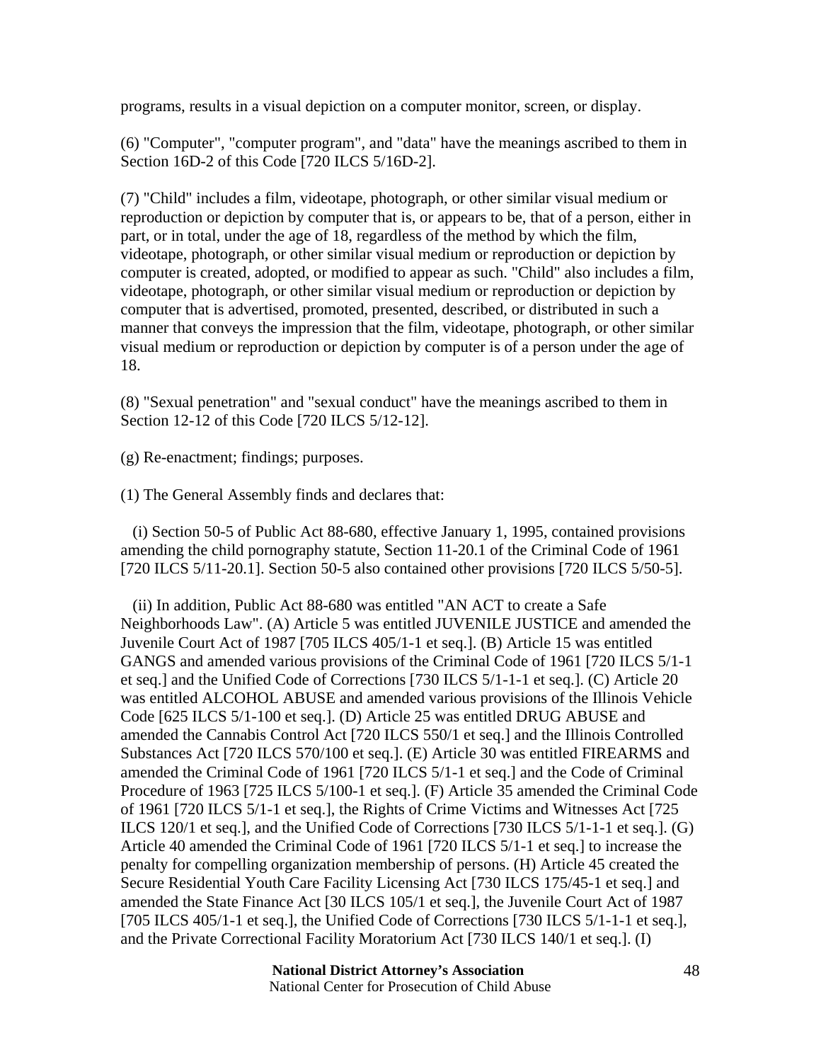programs, results in a visual depiction on a computer monitor, screen, or display.

(6) "Computer", "computer program", and "data" have the meanings ascribed to them in Section 16D-2 of this Code [720 ILCS 5/16D-2].

(7) "Child" includes a film, videotape, photograph, or other similar visual medium or reproduction or depiction by computer that is, or appears to be, that of a person, either in part, or in total, under the age of 18, regardless of the method by which the film, videotape, photograph, or other similar visual medium or reproduction or depiction by computer is created, adopted, or modified to appear as such. "Child" also includes a film, videotape, photograph, or other similar visual medium or reproduction or depiction by computer that is advertised, promoted, presented, described, or distributed in such a manner that conveys the impression that the film, videotape, photograph, or other similar visual medium or reproduction or depiction by computer is of a person under the age of 18.

(8) "Sexual penetration" and "sexual conduct" have the meanings ascribed to them in Section 12-12 of this Code [720 ILCS 5/12-12].

(g) Re-enactment; findings; purposes.

(1) The General Assembly finds and declares that:

(i) Section 50-5 of Public Act 88-680, effective January 1, 1995, contained provisions amending the child pornography statute, Section 11-20.1 of the Criminal Code of 1961 [720 ILCS 5/11-20.1]. Section 50-5 also contained other provisions [720 ILCS 5/50-5].

(ii) In addition, Public Act 88-680 was entitled "AN ACT to create a Safe Neighborhoods Law". (A) Article 5 was entitled JUVENILE JUSTICE and amended the Juvenile Court Act of 1987 [705 ILCS 405/1-1 et seq.]. (B) Article 15 was entitled GANGS and amended various provisions of the Criminal Code of 1961 [720 ILCS 5/1-1 et seq.] and the Unified Code of Corrections [730 ILCS 5/1-1-1 et seq.]. (C) Article 20 was entitled ALCOHOL ABUSE and amended various provisions of the Illinois Vehicle Code [625 ILCS 5/1-100 et seq.]. (D) Article 25 was entitled DRUG ABUSE and amended the Cannabis Control Act [720 ILCS 550/1 et seq.] and the Illinois Controlled Substances Act [720 ILCS 570/100 et seq.]. (E) Article 30 was entitled FIREARMS and amended the Criminal Code of 1961 [720 ILCS 5/1-1 et seq.] and the Code of Criminal Procedure of 1963 [725 ILCS 5/100-1 et seq.]. (F) Article 35 amended the Criminal Code of 1961 [720 ILCS 5/1-1 et seq.], the Rights of Crime Victims and Witnesses Act [725 ILCS 120/1 et seq.], and the Unified Code of Corrections [730 ILCS 5/1-1-1 et seq.]. (G) Article 40 amended the Criminal Code of 1961 [720 ILCS 5/1-1 et seq.] to increase the penalty for compelling organization membership of persons. (H) Article 45 created the Secure Residential Youth Care Facility Licensing Act [730 ILCS 175/45-1 et seq.] and amended the State Finance Act [30 ILCS 105/1 et seq.], the Juvenile Court Act of 1987 [705 ILCS 405/1-1 et seq.], the Unified Code of Corrections [730 ILCS 5/1-1-1 et seq.], and the Private Correctional Facility Moratorium Act [730 ILCS 140/1 et seq.]. (I)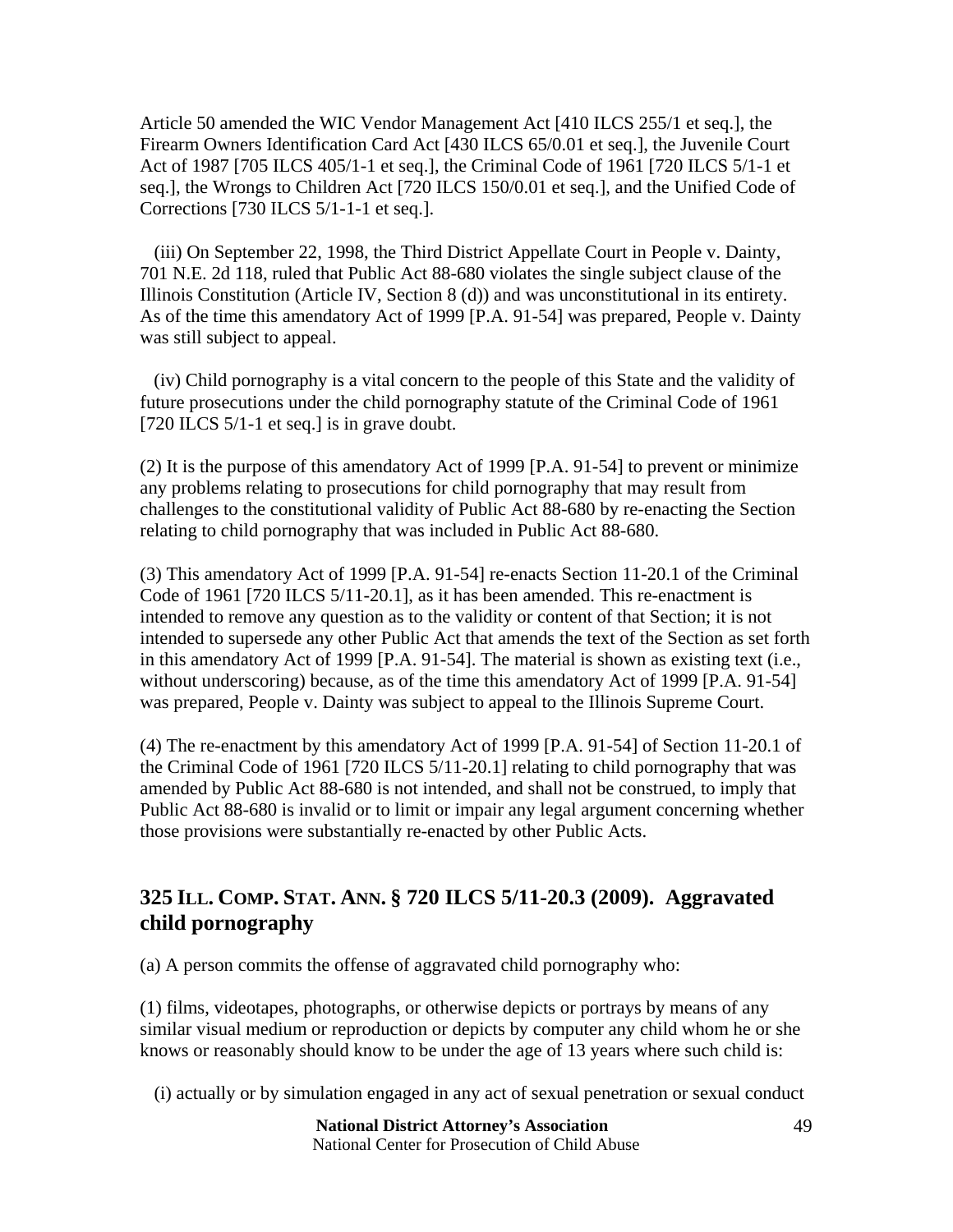Article 50 amended the WIC Vendor Management Act [410 ILCS 255/1 et seq.], the Firearm Owners Identification Card Act [430 ILCS 65/0.01 et seq.], the Juvenile Court Act of 1987 [705 ILCS 405/1-1 et seq.], the Criminal Code of 1961 [720 ILCS 5/1-1 et seq.], the Wrongs to Children Act [720 ILCS 150/0.01 et seq.], and the Unified Code of Corrections [730 ILCS 5/1-1-1 et seq.].

(iii) On September 22, 1998, the Third District Appellate Court in People v. Dainty, 701 N.E. 2d 118, ruled that Public Act 88-680 violates the single subject clause of the Illinois Constitution (Article IV, Section 8 (d)) and was unconstitutional in its entirety. As of the time this amendatory Act of 1999 [P.A. 91-54] was prepared, People v. Dainty was still subject to appeal.

(iv) Child pornography is a vital concern to the people of this State and the validity of future prosecutions under the child pornography statute of the Criminal Code of 1961 [720 ILCS 5/1-1 et seq.] is in grave doubt.

(2) It is the purpose of this amendatory Act of 1999 [P.A. 91-54] to prevent or minimize any problems relating to prosecutions for child pornography that may result from challenges to the constitutional validity of Public Act 88-680 by re-enacting the Section relating to child pornography that was included in Public Act 88-680.

(3) This amendatory Act of 1999 [P.A. 91-54] re-enacts Section 11-20.1 of the Criminal Code of 1961 [720 ILCS 5/11-20.1], as it has been amended. This re-enactment is intended to remove any question as to the validity or content of that Section; it is not intended to supersede any other Public Act that amends the text of the Section as set forth in this amendatory Act of 1999 [P.A. 91-54]. The material is shown as existing text (i.e., without underscoring) because, as of the time this amendatory Act of 1999 [P.A. 91-54] was prepared, People v. Dainty was subject to appeal to the Illinois Supreme Court.

(4) The re-enactment by this amendatory Act of 1999 [P.A. 91-54] of Section 11-20.1 of the Criminal Code of 1961 [720 ILCS 5/11-20.1] relating to child pornography that was amended by Public Act 88-680 is not intended, and shall not be construed, to imply that Public Act 88-680 is invalid or to limit or impair any legal argument concerning whether those provisions were substantially re-enacted by other Public Acts.

## 325 ILL. COMP. STAT. ANN. § 720 ILCS 5/11-20.3 (2009). Aggravated child pornography

(a) A person commits the offense of aggravated child pornography who:

(1) films, videotapes, photographs, or otherwise depicts or portrays by means of any similar visual medium or reproduction or depicts by computer any child whom he or she knows or reasonably should know to be under the age of 13 years where such child is:

(i) actually or by simulation engaged in any act of sexual penetration or sexual conduct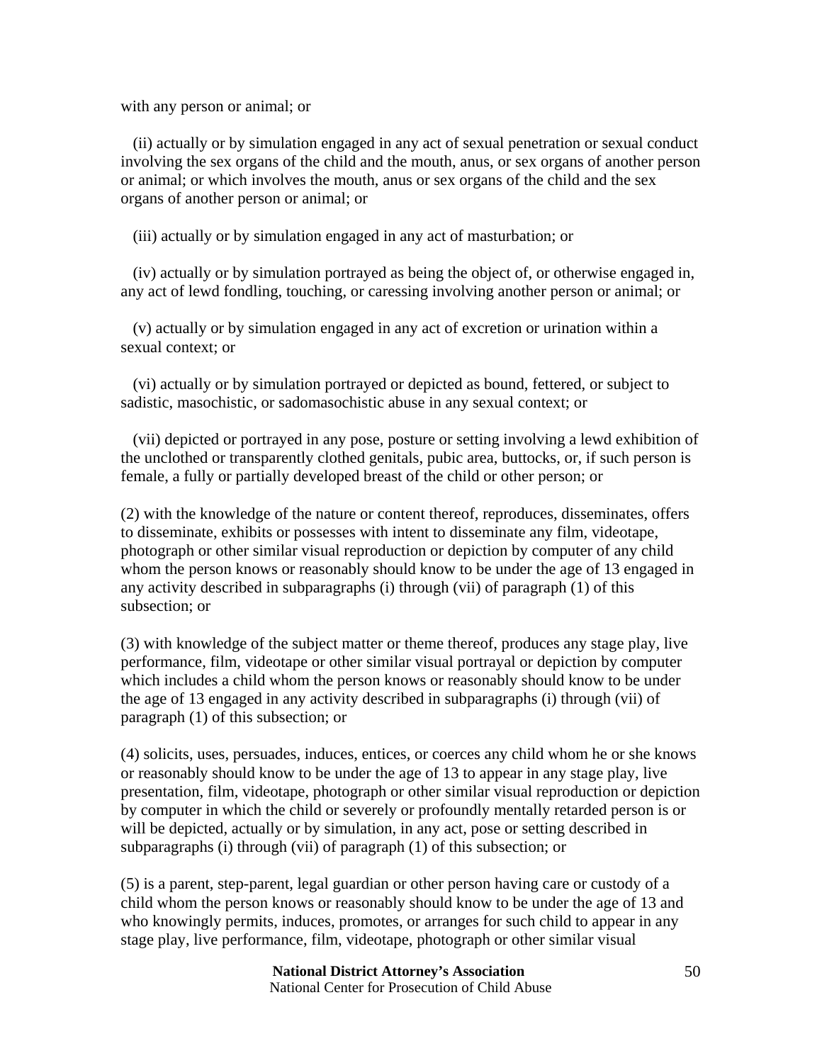with any person or animal; or

(ii) actually or by simulation engaged in any act of sexual penetration or sexual conduct involving the sex organs of the child and the mouth, anus, or sex organs of another person or animal; or which involves the mouth, anus or sex organs of the child and the sex organs of another person or animal; or

(iii) actually or by simulation engaged in any act of masturbation; or

(iv) actually or by simulation portrayed as being the object of, or otherwise engaged in, any act of lewd fondling, touching, or caressing involving another person or animal; or

(v) actually or by simulation engaged in any act of excretion or urination within a sexual context; or

(vi) actually or by simulation portrayed or depicted as bound, fettered, or subject to sadistic, masochistic, or sadomasochistic abuse in any sexual context; or

(vii) depicted or portrayed in any pose, posture or setting involving a lewd exhibition of the unclothed or transparently clothed genitals, pubic area, buttocks, or, if such person is female, a fully or partially developed breast of the child or other person; or

(2) with the knowledge of the nature or content thereof, reproduces, disseminates, offers to disseminate, exhibits or possesses with intent to disseminate any film, videotape, photograph or other similar visual reproduction or depiction by computer of any child whom the person knows or reasonably should know to be under the age of 13 engaged in any activity described in subparagraphs (i) through (vii) of paragraph (1) of this subsection; or

(3) with knowledge of the subject matter or theme thereof, produces any stage play, live performance, film, videotape or other similar visual portrayal or depiction by computer which includes a child whom the person knows or reasonably should know to be under the age of 13 engaged in any activity described in subparagraphs (i) through (vii) of paragraph (1) of this subsection; or

(4) solicits, uses, persuades, induces, entices, or coerces any child whom he or she knows or reasonably should know to be under the age of 13 to appear in any stage play, live presentation, film, videotape, photograph or other similar visual reproduction or depiction by computer in which the child or severely or profoundly mentally retarded person is or will be depicted, actually or by simulation, in any act, pose or setting described in subparagraphs (i) through (vii) of paragraph (1) of this subsection; or

(5) is a parent, step-parent, legal guardian or other person having care or custody of a child whom the person knows or reasonably should know to be under the age of 13 and who knowingly permits, induces, promotes, or arranges for such child to appear in any stage play, live performance, film, videotape, photograph or other similar visual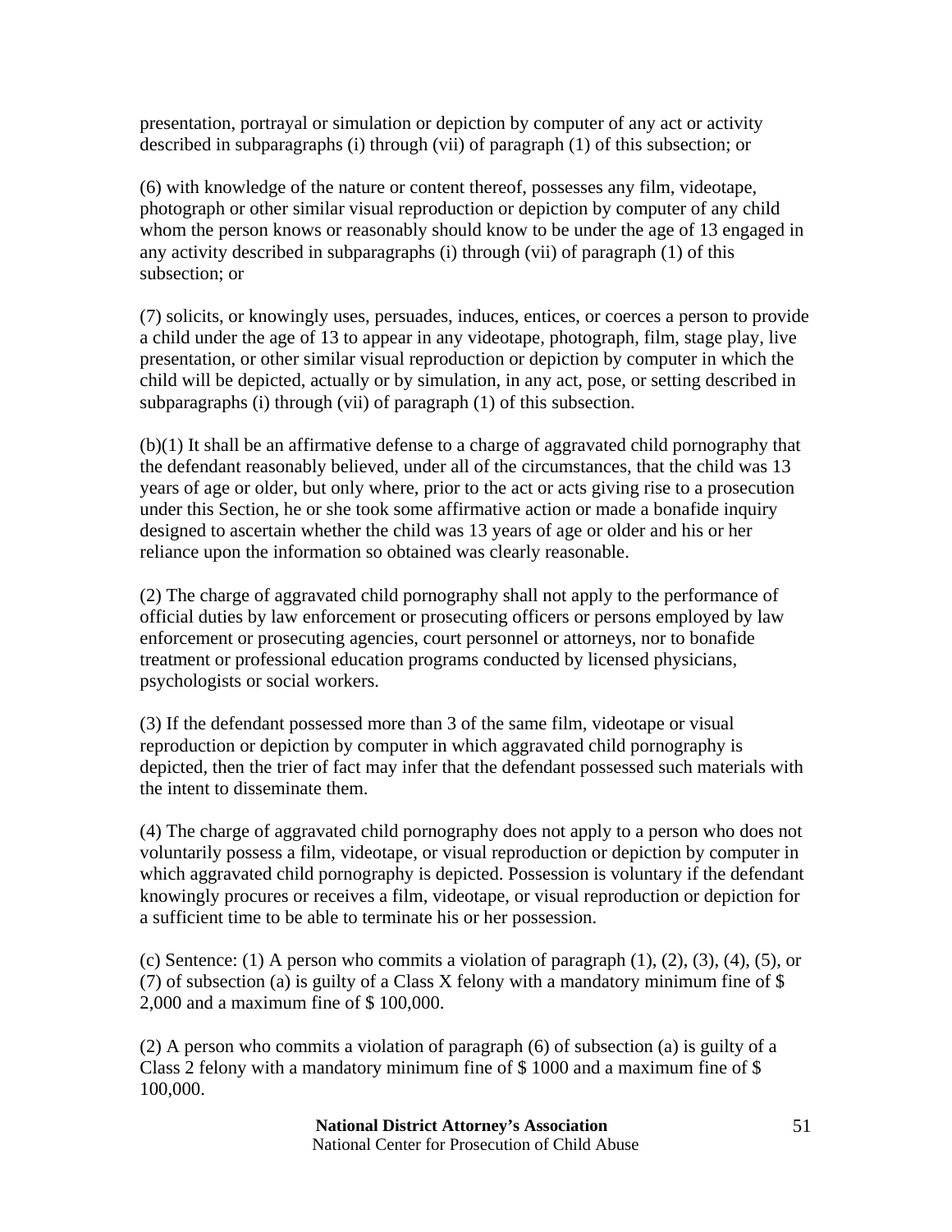presentation, portrayal or simulation or depiction by computer of any act or activity described in subparagraphs (i) through (vii) of paragraph (1) of this subsection; or

(6) with knowledge of the nature or content thereof, possesses any film, videotape, photograph or other similar visual reproduction or depiction by computer of any child whom the person knows or reasonably should know to be under the age of 13 engaged in any activity described in subparagraphs (i) through (vii) of paragraph (1) of this subsection; or

(7) solicits, or knowingly uses, persuades, induces, entices, or coerces a person to provide a child under the age of 13 to appear in any videotape, photograph, film, stage play, live presentation, or other similar visual reproduction or depiction by computer in which the child will be depicted, actually or by simulation, in any act, pose, or setting described in subparagraphs (i) through (vii) of paragraph (1) of this subsection.

(b)(1) It shall be an affirmative defense to a charge of aggravated child pornography that the defendant reasonably believed, under all of the circumstances, that the child was 13 years of age or older, but only where, prior to the act or acts giving rise to a prosecution under this Section, he or she took some affirmative action or made a bonafide inquiry designed to ascertain whether the child was 13 years of age or older and his or her reliance upon the information so obtained was clearly reasonable.

(2) The charge of aggravated child pornography shall not apply to the performance of official duties by law enforcement or prosecuting officers or persons employed by law enforcement or prosecuting agencies, court personnel or attorneys, nor to bonafide treatment or professional education programs conducted by licensed physicians, psychologists or social workers.

(3) If the defendant possessed more than 3 of the same film, videotape or visual reproduction or depiction by computer in which aggravated child pornography is depicted, then the trier of fact may infer that the defendant possessed such materials with the intent to disseminate them.

(4) The charge of aggravated child pornography does not apply to a person who does not voluntarily possess a film, videotape, or visual reproduction or depiction by computer in which aggravated child pornography is depicted. Possession is voluntary if the defendant knowingly procures or receives a film, videotape, or visual reproduction or depiction for a sufficient time to be able to terminate his or her possession.

(c) Sentence: (1) A person who commits a violation of paragraph (1), (2), (3), (4), (5), or (7) of subsection (a) is guilty of a Class X felony with a mandatory minimum fine of $ 2,000 and a maximum fine of $ 100,000.

(2) A person who commits a violation of paragraph (6) of subsection (a) is guilty of a Class 2 felony with a mandatory minimum fine of $ 1000 and a maximum fine of $ 100,000.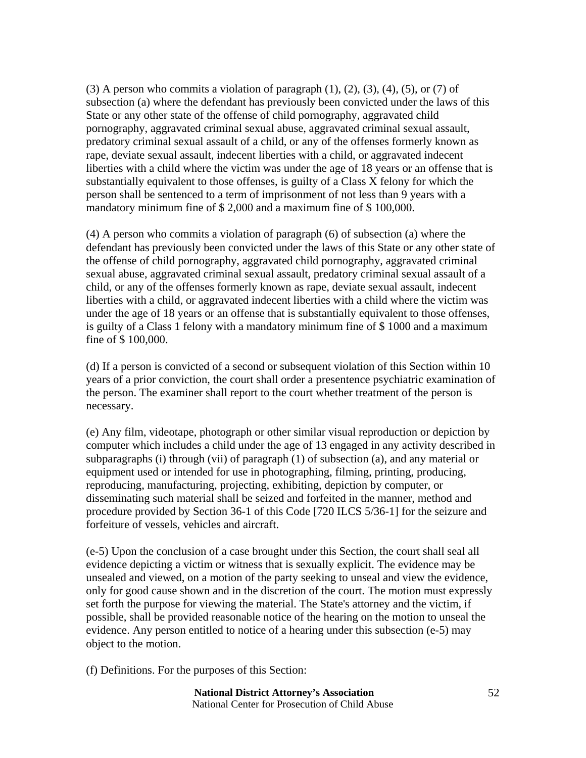(3) A person who commits a violation of paragraph (1), (2), (3), (4), (5), or (7) of subsection (a) where the defendant has previously been convicted under the laws of this State or any other state of the offense of child pornography, aggravated child pornography, aggravated criminal sexual abuse, aggravated criminal sexual assault, predatory criminal sexual assault of a child, or any of the offenses formerly known as rape, deviate sexual assault, indecent liberties with a child, or aggravated indecent liberties with a child where the victim was under the age of 18 years or an offense that is substantially equivalent to those offenses, is guilty of a Class X felony for which the person shall be sentenced to a term of imprisonment of not less than 9 years with a mandatory minimum fine of $ 2,000 and a maximum fine of $ 100,000.

(4) A person who commits a violation of paragraph (6) of subsection (a) where the defendant has previously been convicted under the laws of this State or any other state of the offense of child pornography, aggravated child pornography, aggravated criminal sexual abuse, aggravated criminal sexual assault, predatory criminal sexual assault of a child, or any of the offenses formerly known as rape, deviate sexual assault, indecent liberties with a child, or aggravated indecent liberties with a child where the victim was under the age of 18 years or an offense that is substantially equivalent to those offenses, is guilty of a Class 1 felony with a mandatory minimum fine of $ 1000 and a maximum fine of $ 100,000.

(d) If a person is convicted of a second or subsequent violation of this Section within 10 years of a prior conviction, the court shall order a presentence psychiatric examination of the person. The examiner shall report to the court whether treatment of the person is necessary.

(e) Any film, videotape, photograph or other similar visual reproduction or depiction by computer which includes a child under the age of 13 engaged in any activity described in subparagraphs (i) through (vii) of paragraph (1) of subsection (a), and any material or equipment used or intended for use in photographing, filming, printing, producing, reproducing, manufacturing, projecting, exhibiting, depiction by computer, or disseminating such material shall be seized and forfeited in the manner, method and procedure provided by Section 36-1 of this Code [720 ILCS 5/36-1] for the seizure and forfeiture of vessels, vehicles and aircraft.

(e-5) Upon the conclusion of a case brought under this Section, the court shall seal all evidence depicting a victim or witness that is sexually explicit. The evidence may be unsealed and viewed, on a motion of the party seeking to unseal and view the evidence, only for good cause shown and in the discretion of the court. The motion must expressly set forth the purpose for viewing the material. The State's attorney and the victim, if possible, shall be provided reasonable notice of the hearing on the motion to unseal the evidence. Any person entitled to notice of a hearing under this subsection (e-5) may object to the motion.

(f) Definitions. For the purposes of this Section: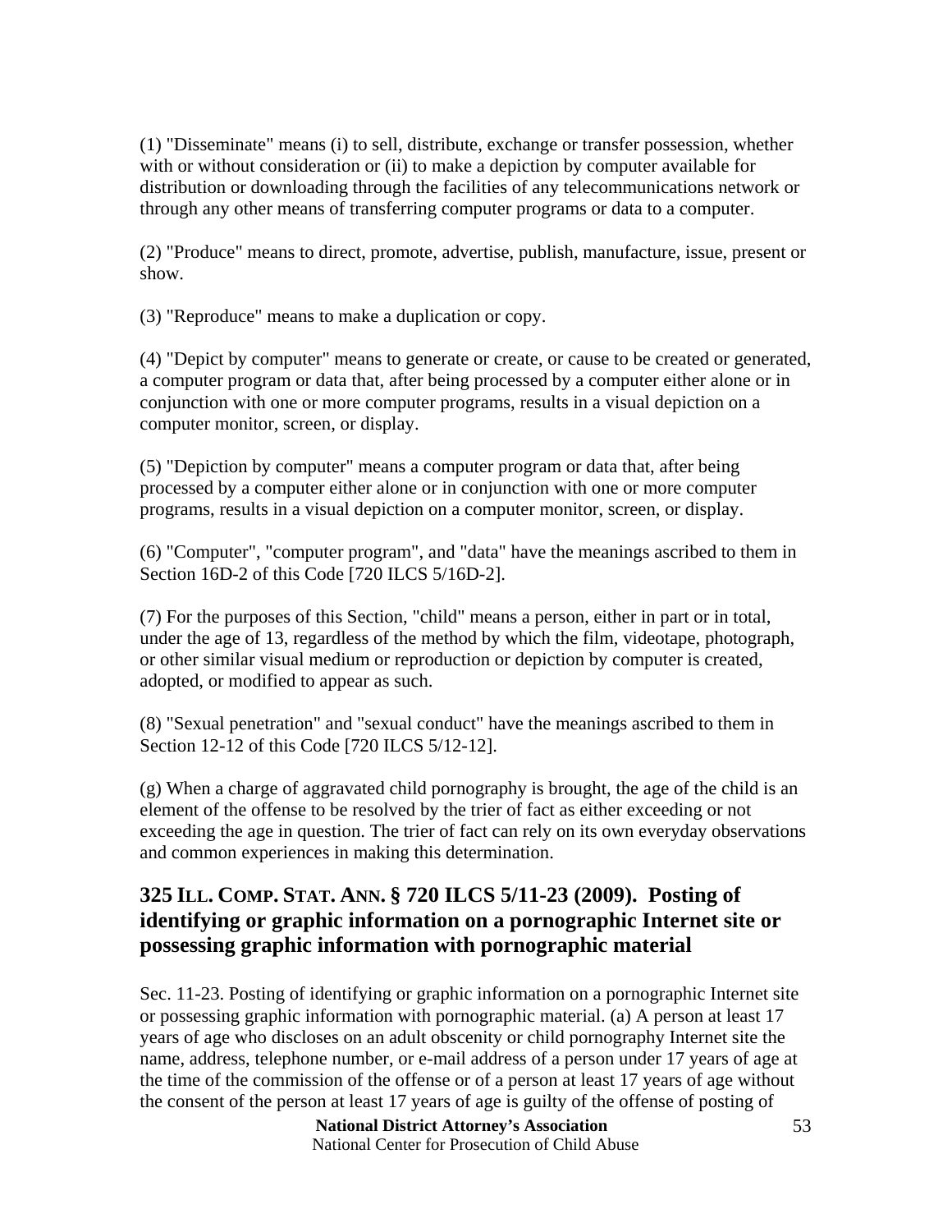(1) "Disseminate" means (i) to sell, distribute, exchange or transfer possession, whether with or without consideration or (ii) to make a depiction by computer available for distribution or downloading through the facilities of any telecommunications network or through any other means of transferring computer programs or data to a computer.

(2) "Produce" means to direct, promote, advertise, publish, manufacture, issue, present or show.

(3) "Reproduce" means to make a duplication or copy.

(4) "Depict by computer" means to generate or create, or cause to be created or generated, a computer program or data that, after being processed by a computer either alone or in conjunction with one or more computer programs, results in a visual depiction on a computer monitor, screen, or display.

(5) "Depiction by computer" means a computer program or data that, after being processed by a computer either alone or in conjunction with one or more computer programs, results in a visual depiction on a computer monitor, screen, or display.

(6) "Computer", "computer program", and "data" have the meanings ascribed to them in Section 16D-2 of this Code [720 ILCS 5/16D-2].

(7) For the purposes of this Section, "child" means a person, either in part or in total, under the age of 13, regardless of the method by which the film, videotape, photograph, or other similar visual medium or reproduction or depiction by computer is created, adopted, or modified to appear as such.

(8) "Sexual penetration" and "sexual conduct" have the meanings ascribed to them in Section 12-12 of this Code [720 ILCS 5/12-12].

(g) When a charge of aggravated child pornography is brought, the age of the child is an element of the offense to be resolved by the trier of fact as either exceeding or not exceeding the age in question. The trier of fact can rely on its own everyday observations and common experiences in making this determination.

## 325 ILL. COMP. STAT. ANN. § 720 ILCS 5/11-23 (2009). Posting of identifying or graphic information on a pornographic Internet site or possessing graphic information with pornographic material

Sec. 11-23. Posting of identifying or graphic information on a pornographic Internet site or possessing graphic information with pornographic material. (a) A person at least 17 years of age who discloses on an adult obscenity or child pornography Internet site the name, address, telephone number, or e-mail address of a person under 17 years of age at the time of the commission of the offense or of a person at least 17 years of age without the consent of the person at least 17 years of age is guilty of the offense of posting of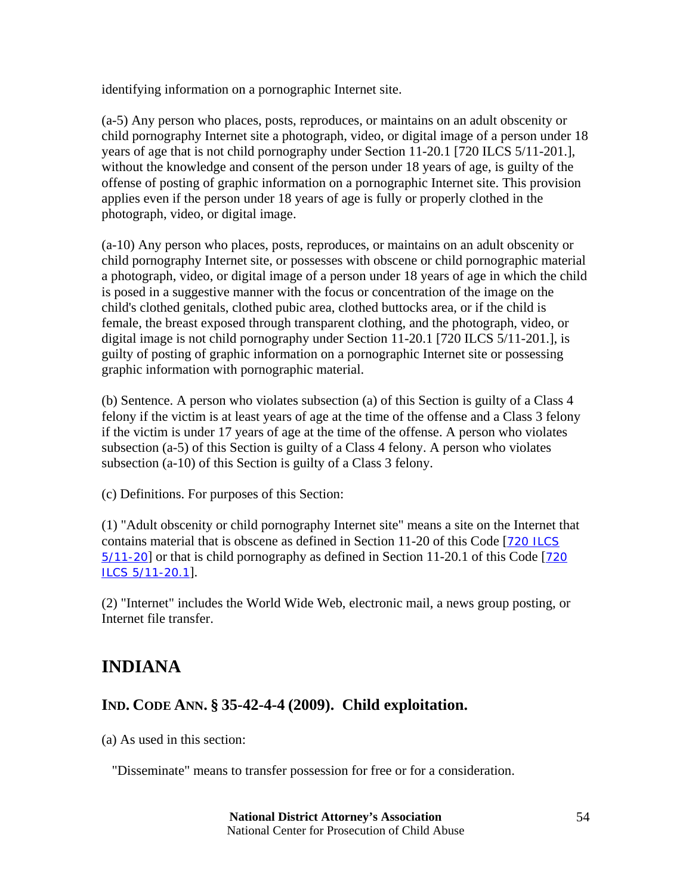identifying information on a pornographic Internet site.

(a-5) Any person who places, posts, reproduces, or maintains on an adult obscenity or child pornography Internet site a photograph, video, or digital image of a person under 18 years of age that is not child pornography under Section 11-20.1 [720 ILCS 5/11-201.], without the knowledge and consent of the person under 18 years of age, is guilty of the offense of posting of graphic information on a pornographic Internet site. This provision applies even if the person under 18 years of age is fully or properly clothed in the photograph, video, or digital image.

(a-10) Any person who places, posts, reproduces, or maintains on an adult obscenity or child pornography Internet site, or possesses with obscene or child pornographic material a photograph, video, or digital image of a person under 18 years of age in which the child is posed in a suggestive manner with the focus or concentration of the image on the child's clothed genitals, clothed pubic area, clothed buttocks area, or if the child is female, the breast exposed through transparent clothing, and the photograph, video, or digital image is not child pornography under Section 11-20.1 [720 ILCS 5/11-201.], is guilty of posting of graphic information on a pornographic Internet site or possessing graphic information with pornographic material.

(b) Sentence. A person who violates subsection (a) of this Section is guilty of a Class 4 felony if the victim is at least years of age at the time of the offense and a Class 3 felony if the victim is under 17 years of age at the time of the offense. A person who violates subsection (a-5) of this Section is guilty of a Class 4 felony. A person who violates subsection (a-10) of this Section is guilty of a Class 3 felony.

(c) Definitions. For purposes of this Section:

(1) "Adult obscenity or child pornography Internet site" means a site on the Internet that contains material that is obscene as defined in Section 11-20 of this Code [720 ILCS 5/11-20] or that is child pornography as defined in Section 11-20.1 of this Code [720 ILCS 5/11-20.1].

(2) "Internet" includes the World Wide Web, electronic mail, a news group posting, or Internet file transfer.

## INDIANA

### IND. CODE ANN. § 35-42-4-4 (2009). Child exploitation.

(a) As used in this section:

"Disseminate" means to transfer possession for free or for a consideration.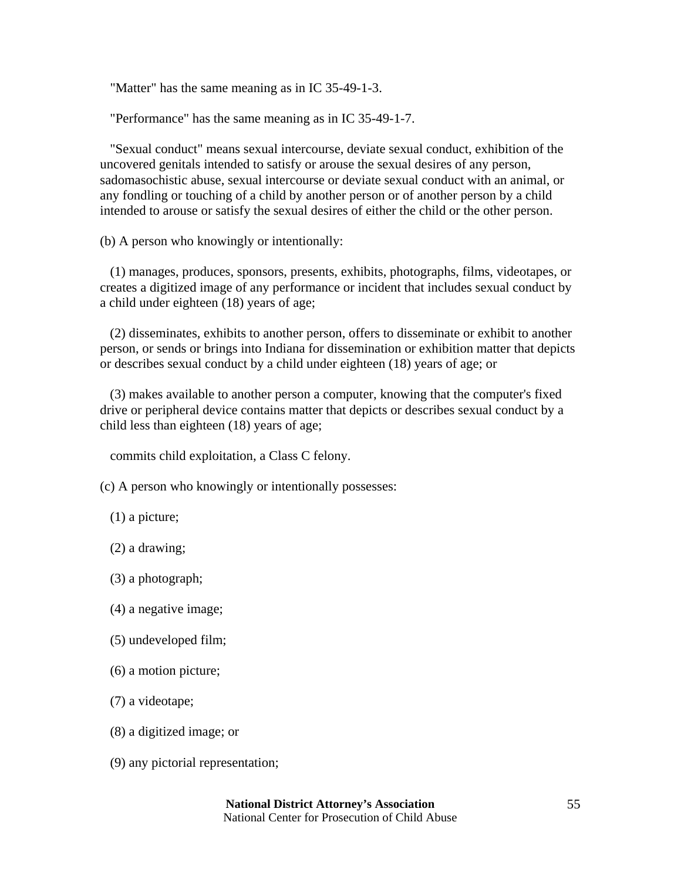"Matter" has the same meaning as in IC 35-49-1-3.

"Performance" has the same meaning as in IC 35-49-1-7.

"Sexual conduct" means sexual intercourse, deviate sexual conduct, exhibition of the uncovered genitals intended to satisfy or arouse the sexual desires of any person, sadomasochistic abuse, sexual intercourse or deviate sexual conduct with an animal, or any fondling or touching of a child by another person or of another person by a child intended to arouse or satisfy the sexual desires of either the child or the other person.

(b) A person who knowingly or intentionally:

(1) manages, produces, sponsors, presents, exhibits, photographs, films, videotapes, or creates a digitized image of any performance or incident that includes sexual conduct by a child under eighteen (18) years of age;

(2) disseminates, exhibits to another person, offers to disseminate or exhibit to another person, or sends or brings into Indiana for dissemination or exhibition matter that depicts or describes sexual conduct by a child under eighteen (18) years of age; or

(3) makes available to another person a computer, knowing that the computer's fixed drive or peripheral device contains matter that depicts or describes sexual conduct by a child less than eighteen (18) years of age;

commits child exploitation, a Class C felony.

(c) A person who knowingly or intentionally possesses:

(1) a picture;

(2) a drawing;

(3) a photograph;

(4) a negative image;

(5) undeveloped film;

(6) a motion picture;

(7) a videotape;

(8) a digitized image; or

(9) any pictorial representation;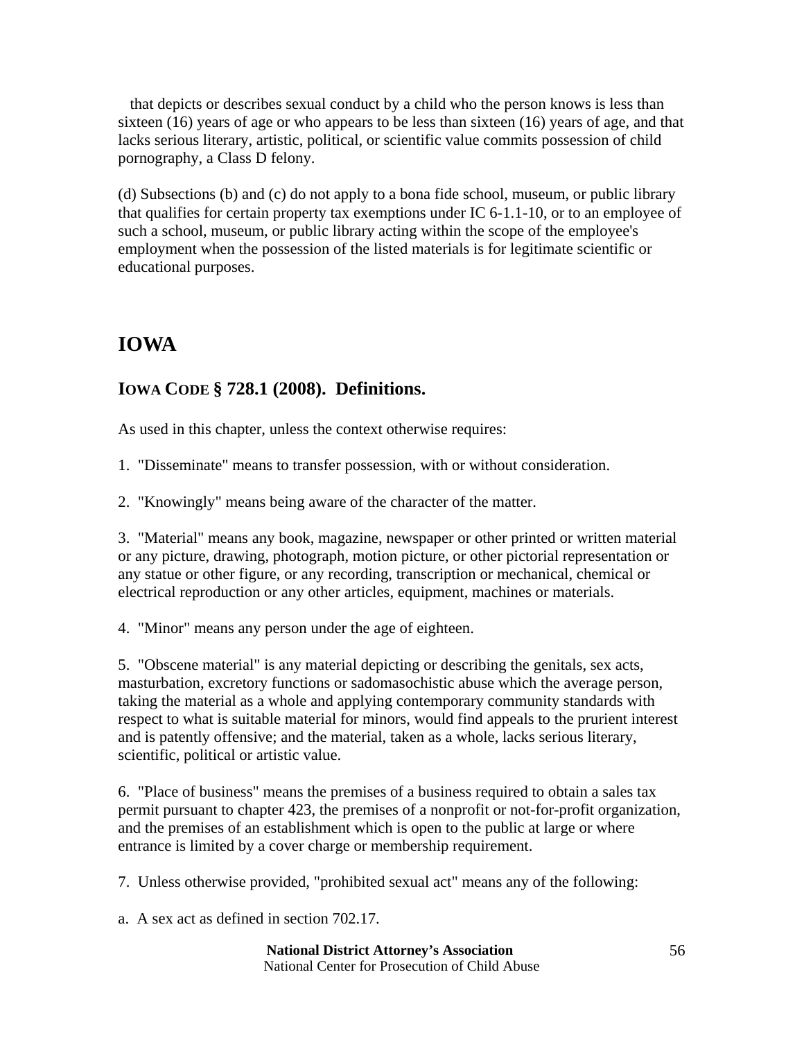that depicts or describes sexual conduct by a child who the person knows is less than sixteen (16) years of age or who appears to be less than sixteen (16) years of age, and that lacks serious literary, artistic, political, or scientific value commits possession of child pornography, a Class D felony.

(d) Subsections (b) and (c) do not apply to a bona fide school, museum, or public library that qualifies for certain property tax exemptions under IC 6-1.1-10, or to an employee of such a school, museum, or public library acting within the scope of the employee's employment when the possession of the listed materials is for legitimate scientific or educational purposes.

## IOWA

### IOWA CODE § 728.1 (2008). Definitions.

As used in this chapter, unless the context otherwise requires:

1. "Disseminate" means to transfer possession, with or without consideration.

2. "Knowingly" means being aware of the character of the matter.

3. "Material" means any book, magazine, newspaper or other printed or written material or any picture, drawing, photograph, motion picture, or other pictorial representation or any statue or other figure, or any recording, transcription or mechanical, chemical or electrical reproduction or any other articles, equipment, machines or materials.

4. "Minor" means any person under the age of eighteen.

5. "Obscene material" is any material depicting or describing the genitals, sex acts, masturbation, excretory functions or sadomasochistic abuse which the average person, taking the material as a whole and applying contemporary community standards with respect to what is suitable material for minors, would find appeals to the prurient interest and is patently offensive; and the material, taken as a whole, lacks serious literary, scientific, political or artistic value.

6. "Place of business" means the premises of a business required to obtain a sales tax permit pursuant to chapter 423, the premises of a nonprofit or not-for-profit organization, and the premises of an establishment which is open to the public at large or where entrance is limited by a cover charge or membership requirement.

7. Unless otherwise provided, "prohibited sexual act" means any of the following:

a. A sex act as defined in section 702.17.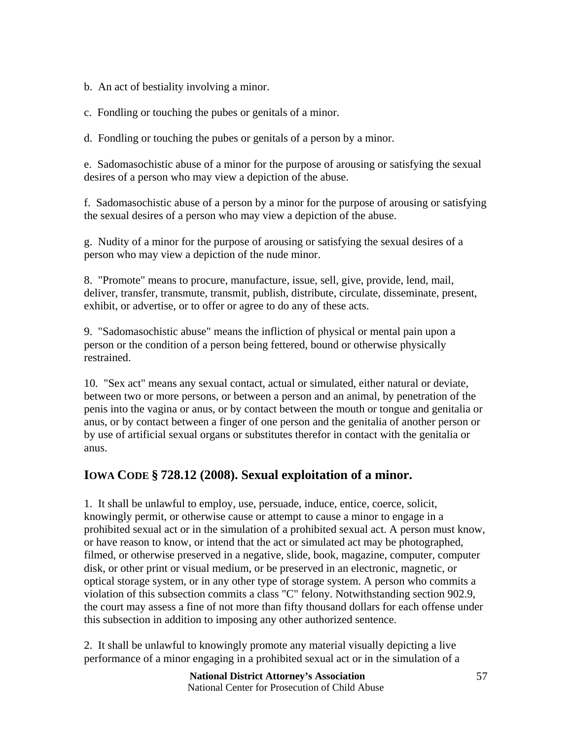b. An act of bestiality involving a minor.

c. Fondling or touching the pubes or genitals of a minor.

d. Fondling or touching the pubes or genitals of a person by a minor.

e. Sadomasochistic abuse of a minor for the purpose of arousing or satisfying the sexual desires of a person who may view a depiction of the abuse.

f. Sadomasochistic abuse of a person by a minor for the purpose of arousing or satisfying the sexual desires of a person who may view a depiction of the abuse.

g. Nudity of a minor for the purpose of arousing or satisfying the sexual desires of a person who may view a depiction of the nude minor.

8. "Promote" means to procure, manufacture, issue, sell, give, provide, lend, mail, deliver, transfer, transmute, transmit, publish, distribute, circulate, disseminate, present, exhibit, or advertise, or to offer or agree to do any of these acts.

9. "Sadomasochistic abuse" means the infliction of physical or mental pain upon a person or the condition of a person being fettered, bound or otherwise physically restrained.

10. "Sex act" means any sexual contact, actual or simulated, either natural or deviate, between two or more persons, or between a person and an animal, by penetration of the penis into the vagina or anus, or by contact between the mouth or tongue and genitalia or anus, or by contact between a finger of one person and the genitalia of another person or by use of artificial sexual organs or substitutes therefor in contact with the genitalia or anus.

## IOWA CODE § 728.12 (2008). Sexual exploitation of a minor.

1. It shall be unlawful to employ, use, persuade, induce, entice, coerce, solicit, knowingly permit, or otherwise cause or attempt to cause a minor to engage in a prohibited sexual act or in the simulation of a prohibited sexual act. A person must know, or have reason to know, or intend that the act or simulated act may be photographed, filmed, or otherwise preserved in a negative, slide, book, magazine, computer, computer disk, or other print or visual medium, or be preserved in an electronic, magnetic, or optical storage system, or in any other type of storage system. A person who commits a violation of this subsection commits a class "C" felony. Notwithstanding section 902.9, the court may assess a fine of not more than fifty thousand dollars for each offense under this subsection in addition to imposing any other authorized sentence.

2. It shall be unlawful to knowingly promote any material visually depicting a live performance of a minor engaging in a prohibited sexual act or in the simulation of a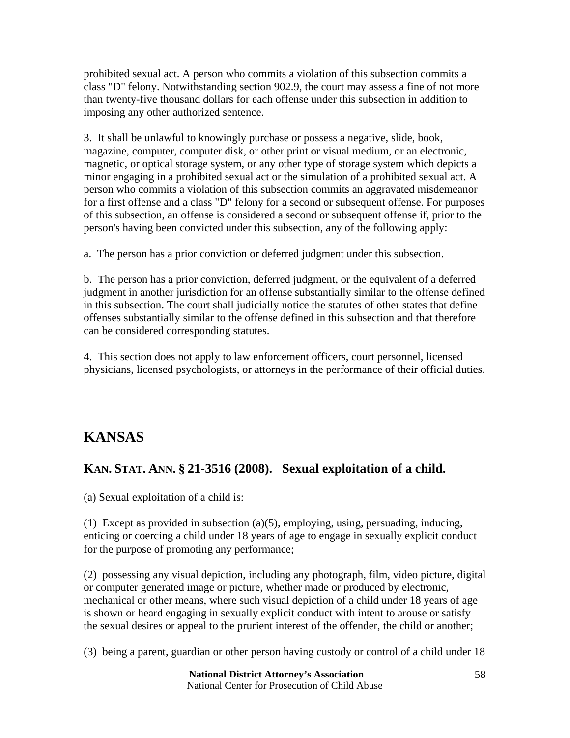prohibited sexual act. A person who commits a violation of this subsection commits a class "D" felony. Notwithstanding section 902.9, the court may assess a fine of not more than twenty-five thousand dollars for each offense under this subsection in addition to imposing any other authorized sentence.

3. It shall be unlawful to knowingly purchase or possess a negative, slide, book, magazine, computer, computer disk, or other print or visual medium, or an electronic, magnetic, or optical storage system, or any other type of storage system which depicts a minor engaging in a prohibited sexual act or the simulation of a prohibited sexual act. A person who commits a violation of this subsection commits an aggravated misdemeanor for a first offense and a class "D" felony for a second or subsequent offense. For purposes of this subsection, an offense is considered a second or subsequent offense if, prior to the person's having been convicted under this subsection, any of the following apply:

a. The person has a prior conviction or deferred judgment under this subsection.

b. The person has a prior conviction, deferred judgment, or the equivalent of a deferred judgment in another jurisdiction for an offense substantially similar to the offense defined in this subsection. The court shall judicially notice the statutes of other states that define offenses substantially similar to the offense defined in this subsection and that therefore can be considered corresponding statutes.

4. This section does not apply to law enforcement officers, court personnel, licensed physicians, licensed psychologists, or attorneys in the performance of their official duties.

## KANSAS

### KAN. STAT. ANN. § 21-3516 (2008). Sexual exploitation of a child.

(a) Sexual exploitation of a child is:

(1) Except as provided in subsection (a)(5), employing, using, persuading, inducing, enticing or coercing a child under 18 years of age to engage in sexually explicit conduct for the purpose of promoting any performance;

(2) possessing any visual depiction, including any photograph, film, video picture, digital or computer generated image or picture, whether made or produced by electronic, mechanical or other means, where such visual depiction of a child under 18 years of age is shown or heard engaging in sexually explicit conduct with intent to arouse or satisfy the sexual desires or appeal to the prurient interest of the offender, the child or another;

(3) being a parent, guardian or other person having custody or control of a child under 18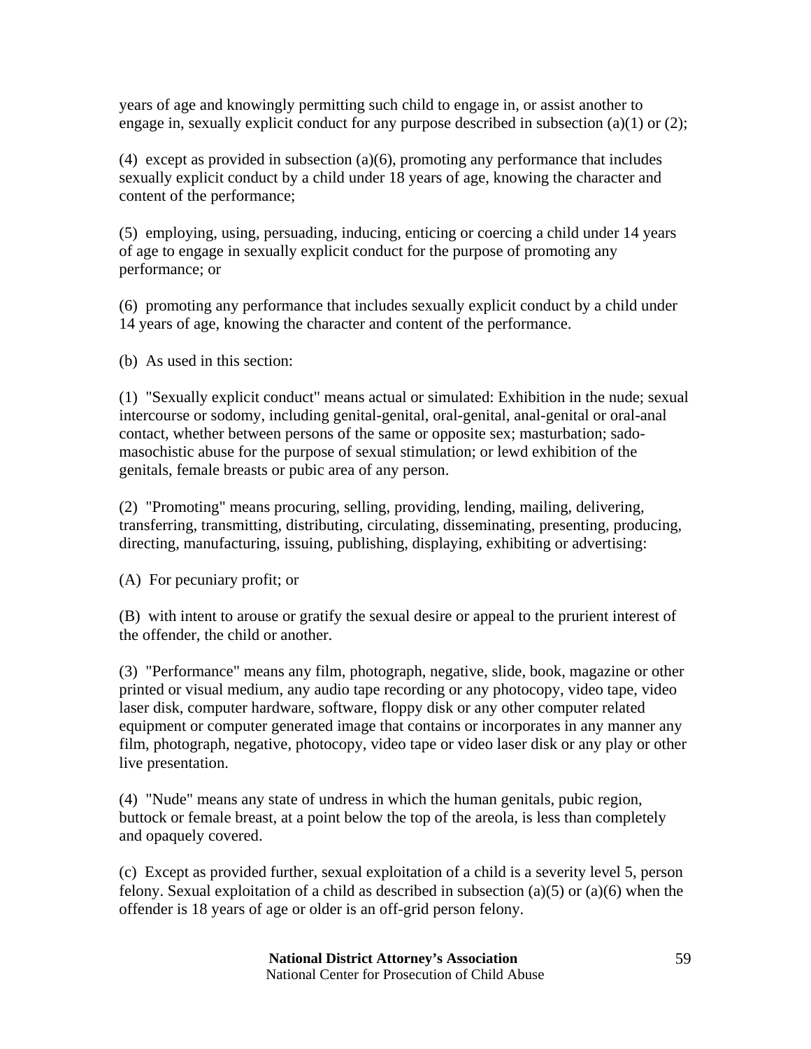years of age and knowingly permitting such child to engage in, or assist another to engage in, sexually explicit conduct for any purpose described in subsection (a)(1) or (2);

(4) except as provided in subsection (a)(6), promoting any performance that includes sexually explicit conduct by a child under 18 years of age, knowing the character and content of the performance;

(5) employing, using, persuading, inducing, enticing or coercing a child under 14 years of age to engage in sexually explicit conduct for the purpose of promoting any performance; or

(6) promoting any performance that includes sexually explicit conduct by a child under 14 years of age, knowing the character and content of the performance.

(b) As used in this section:

(1) "Sexually explicit conduct" means actual or simulated: Exhibition in the nude; sexual intercourse or sodomy, including genital-genital, oral-genital, anal-genital or oral-anal contact, whether between persons of the same or opposite sex; masturbation; sado-masochistic abuse for the purpose of sexual stimulation; or lewd exhibition of the genitals, female breasts or pubic area of any person.

(2) "Promoting" means procuring, selling, providing, lending, mailing, delivering, transferring, transmitting, distributing, circulating, disseminating, presenting, producing, directing, manufacturing, issuing, publishing, displaying, exhibiting or advertising:

(A) For pecuniary profit; or

(B) with intent to arouse or gratify the sexual desire or appeal to the prurient interest of the offender, the child or another.

(3) "Performance" means any film, photograph, negative, slide, book, magazine or other printed or visual medium, any audio tape recording or any photocopy, video tape, video laser disk, computer hardware, software, floppy disk or any other computer related equipment or computer generated image that contains or incorporates in any manner any film, photograph, negative, photocopy, video tape or video laser disk or any play or other live presentation.

(4) "Nude" means any state of undress in which the human genitals, pubic region, buttock or female breast, at a point below the top of the areola, is less than completely and opaquely covered.

(c) Except as provided further, sexual exploitation of a child is a severity level 5, person felony. Sexual exploitation of a child as described in subsection (a)(5) or (a)(6) when the offender is 18 years of age or older is an off-grid person felony.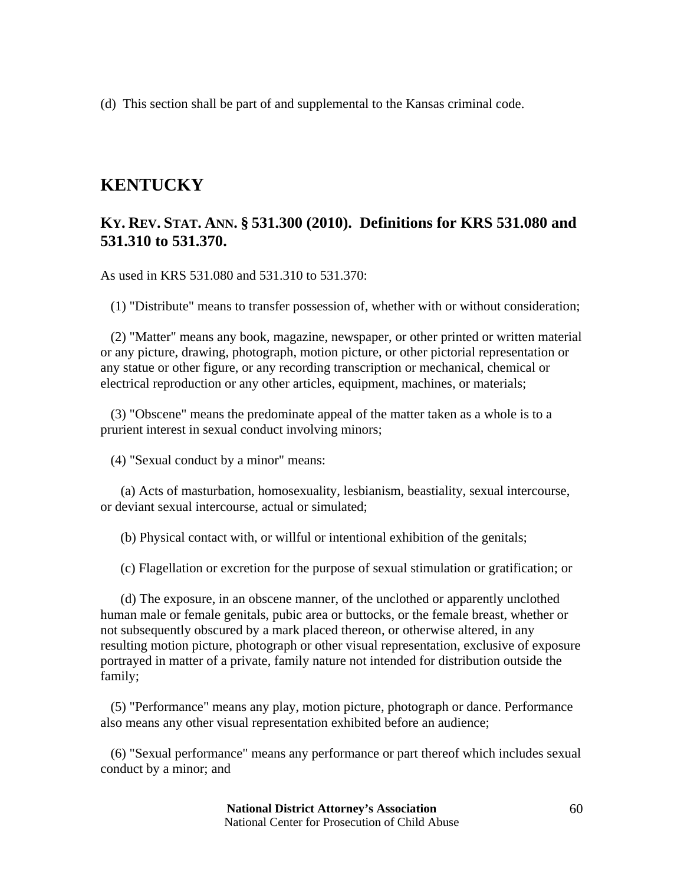(d) This section shall be part of and supplemental to the Kansas criminal code.

## KENTUCKY

### KY. REV. STAT. ANN. § 531.300 (2010). Definitions for KRS 531.080 and 531.310 to 531.370.

As used in KRS 531.080 and 531.310 to 531.370:

(1) "Distribute" means to transfer possession of, whether with or without consideration;

(2) "Matter" means any book, magazine, newspaper, or other printed or written material or any picture, drawing, photograph, motion picture, or other pictorial representation or any statue or other figure, or any recording transcription or mechanical, chemical or electrical reproduction or any other articles, equipment, machines, or materials;

(3) "Obscene" means the predominate appeal of the matter taken as a whole is to a prurient interest in sexual conduct involving minors;

(4) "Sexual conduct by a minor" means:

(a) Acts of masturbation, homosexuality, lesbianism, beastiality, sexual intercourse, or deviant sexual intercourse, actual or simulated;

(b) Physical contact with, or willful or intentional exhibition of the genitals;

(c) Flagellation or excretion for the purpose of sexual stimulation or gratification; or

(d) The exposure, in an obscene manner, of the unclothed or apparently unclothed human male or female genitals, pubic area or buttocks, or the female breast, whether or not subsequently obscured by a mark placed thereon, or otherwise altered, in any resulting motion picture, photograph or other visual representation, exclusive of exposure portrayed in matter of a private, family nature not intended for distribution outside the family;

(5) "Performance" means any play, motion picture, photograph or dance. Performance also means any other visual representation exhibited before an audience;

(6) "Sexual performance" means any performance or part thereof which includes sexual conduct by a minor; and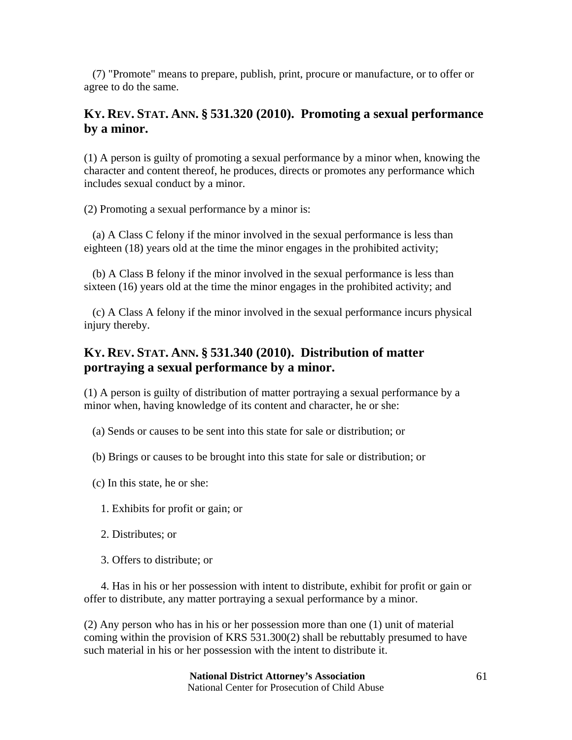(7) "Promote" means to prepare, publish, print, procure or manufacture, or to offer or agree to do the same.

### KY. REV. STAT. ANN. § 531.320 (2010). Promoting a sexual performance by a minor.

(1) A person is guilty of promoting a sexual performance by a minor when, knowing the character and content thereof, he produces, directs or promotes any performance which includes sexual conduct by a minor.

(2) Promoting a sexual performance by a minor is:

(a) A Class C felony if the minor involved in the sexual performance is less than eighteen (18) years old at the time the minor engages in the prohibited activity;

(b) A Class B felony if the minor involved in the sexual performance is less than sixteen (16) years old at the time the minor engages in the prohibited activity; and

(c) A Class A felony if the minor involved in the sexual performance incurs physical injury thereby.

### KY. REV. STAT. ANN. § 531.340 (2010). Distribution of matter portraying a sexual performance by a minor.

(1) A person is guilty of distribution of matter portraying a sexual performance by a minor when, having knowledge of its content and character, he or she:

(a) Sends or causes to be sent into this state for sale or distribution; or

(b) Brings or causes to be brought into this state for sale or distribution; or

(c) In this state, he or she:

1. Exhibits for profit or gain; or

2. Distributes; or

3. Offers to distribute; or

4. Has in his or her possession with intent to distribute, exhibit for profit or gain or offer to distribute, any matter portraying a sexual performance by a minor.

(2) Any person who has in his or her possession more than one (1) unit of material coming within the provision of KRS 531.300(2) shall be rebuttably presumed to have such material in his or her possession with the intent to distribute it.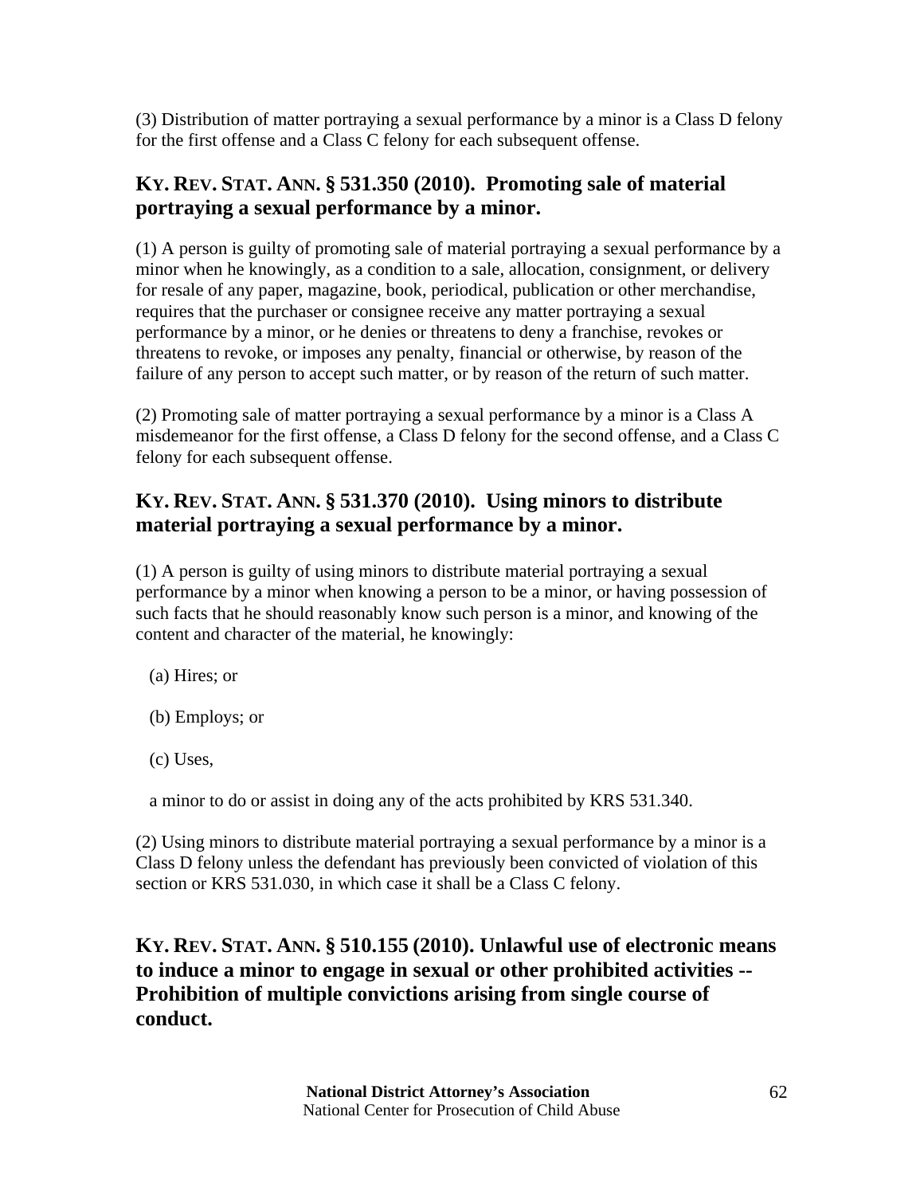(3) Distribution of matter portraying a sexual performance by a minor is a Class D felony for the first offense and a Class C felony for each subsequent offense.

## KY. REV. STAT. ANN. § 531.350 (2010). Promoting sale of material portraying a sexual performance by a minor.

(1) A person is guilty of promoting sale of material portraying a sexual performance by a minor when he knowingly, as a condition to a sale, allocation, consignment, or delivery for resale of any paper, magazine, book, periodical, publication or other merchandise, requires that the purchaser or consignee receive any matter portraying a sexual performance by a minor, or he denies or threatens to deny a franchise, revokes or threatens to revoke, or imposes any penalty, financial or otherwise, by reason of the failure of any person to accept such matter, or by reason of the return of such matter.

(2) Promoting sale of matter portraying a sexual performance by a minor is a Class A misdemeanor for the first offense, a Class D felony for the second offense, and a Class C felony for each subsequent offense.

## KY. REV. STAT. ANN. § 531.370 (2010). Using minors to distribute material portraying a sexual performance by a minor.

(1) A person is guilty of using minors to distribute material portraying a sexual performance by a minor when knowing a person to be a minor, or having possession of such facts that he should reasonably know such person is a minor, and knowing of the content and character of the material, he knowingly:

(a) Hires; or

(b) Employs; or

(c) Uses,

a minor to do or assist in doing any of the acts prohibited by KRS 531.340.

(2) Using minors to distribute material portraying a sexual performance by a minor is a Class D felony unless the defendant has previously been convicted of violation of this section or KRS 531.030, in which case it shall be a Class C felony.

## KY. REV. STAT. ANN. § 510.155 (2010). Unlawful use of electronic means to induce a minor to engage in sexual or other prohibited activities -- Prohibition of multiple convictions arising from single course of conduct.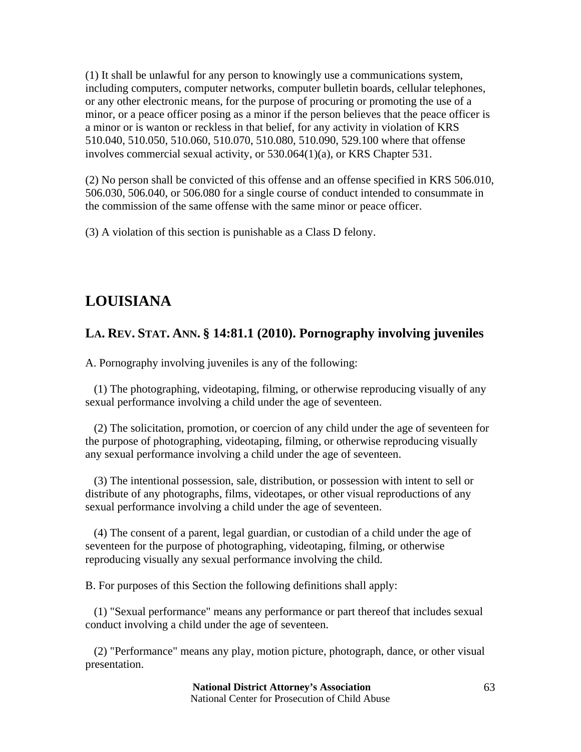(1) It shall be unlawful for any person to knowingly use a communications system, including computers, computer networks, computer bulletin boards, cellular telephones, or any other electronic means, for the purpose of procuring or promoting the use of a minor, or a peace officer posing as a minor if the person believes that the peace officer is a minor or is wanton or reckless in that belief, for any activity in violation of KRS 510.040, 510.050, 510.060, 510.070, 510.080, 510.090, 529.100 where that offense involves commercial sexual activity, or 530.064(1)(a), or KRS Chapter 531.

(2) No person shall be convicted of this offense and an offense specified in KRS 506.010, 506.030, 506.040, or 506.080 for a single course of conduct intended to consummate in the commission of the same offense with the same minor or peace officer.

(3) A violation of this section is punishable as a Class D felony.

## LOUISIANA

### LA. REV. STAT. ANN. § 14:81.1 (2010). Pornography involving juveniles

A. Pornography involving juveniles is any of the following:

(1) The photographing, videotaping, filming, or otherwise reproducing visually of any sexual performance involving a child under the age of seventeen.

(2) The solicitation, promotion, or coercion of any child under the age of seventeen for the purpose of photographing, videotaping, filming, or otherwise reproducing visually any sexual performance involving a child under the age of seventeen.

(3) The intentional possession, sale, distribution, or possession with intent to sell or distribute of any photographs, films, videotapes, or other visual reproductions of any sexual performance involving a child under the age of seventeen.

(4) The consent of a parent, legal guardian, or custodian of a child under the age of seventeen for the purpose of photographing, videotaping, filming, or otherwise reproducing visually any sexual performance involving the child.

B. For purposes of this Section the following definitions shall apply:

(1) "Sexual performance" means any performance or part thereof that includes sexual conduct involving a child under the age of seventeen.

(2) "Performance" means any play, motion picture, photograph, dance, or other visual presentation.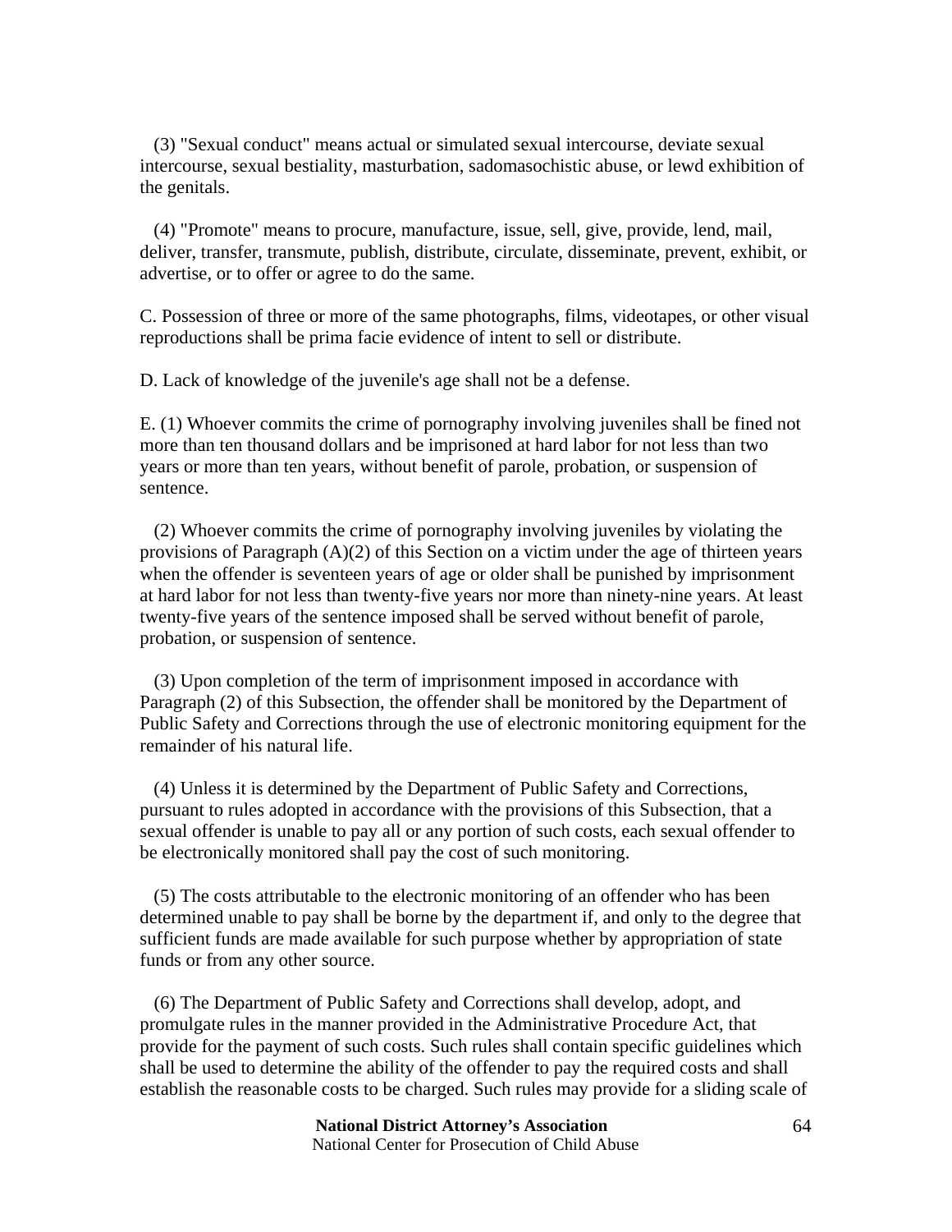(3) "Sexual conduct" means actual or simulated sexual intercourse, deviate sexual intercourse, sexual bestiality, masturbation, sadomasochistic abuse, or lewd exhibition of the genitals.

(4) "Promote" means to procure, manufacture, issue, sell, give, provide, lend, mail, deliver, transfer, transmute, publish, distribute, circulate, disseminate, prevent, exhibit, or advertise, or to offer or agree to do the same.

C. Possession of three or more of the same photographs, films, videotapes, or other visual reproductions shall be prima facie evidence of intent to sell or distribute.

D. Lack of knowledge of the juvenile's age shall not be a defense.

E. (1) Whoever commits the crime of pornography involving juveniles shall be fined not more than ten thousand dollars and be imprisoned at hard labor for not less than two years or more than ten years, without benefit of parole, probation, or suspension of sentence.

(2) Whoever commits the crime of pornography involving juveniles by violating the provisions of Paragraph (A)(2) of this Section on a victim under the age of thirteen years when the offender is seventeen years of age or older shall be punished by imprisonment at hard labor for not less than twenty-five years nor more than ninety-nine years. At least twenty-five years of the sentence imposed shall be served without benefit of parole, probation, or suspension of sentence.

(3) Upon completion of the term of imprisonment imposed in accordance with Paragraph (2) of this Subsection, the offender shall be monitored by the Department of Public Safety and Corrections through the use of electronic monitoring equipment for the remainder of his natural life.

(4) Unless it is determined by the Department of Public Safety and Corrections, pursuant to rules adopted in accordance with the provisions of this Subsection, that a sexual offender is unable to pay all or any portion of such costs, each sexual offender to be electronically monitored shall pay the cost of such monitoring.

(5) The costs attributable to the electronic monitoring of an offender who has been determined unable to pay shall be borne by the department if, and only to the degree that sufficient funds are made available for such purpose whether by appropriation of state funds or from any other source.

(6) The Department of Public Safety and Corrections shall develop, adopt, and promulgate rules in the manner provided in the Administrative Procedure Act, that provide for the payment of such costs. Such rules shall contain specific guidelines which shall be used to determine the ability of the offender to pay the required costs and shall establish the reasonable costs to be charged. Such rules may provide for a sliding scale of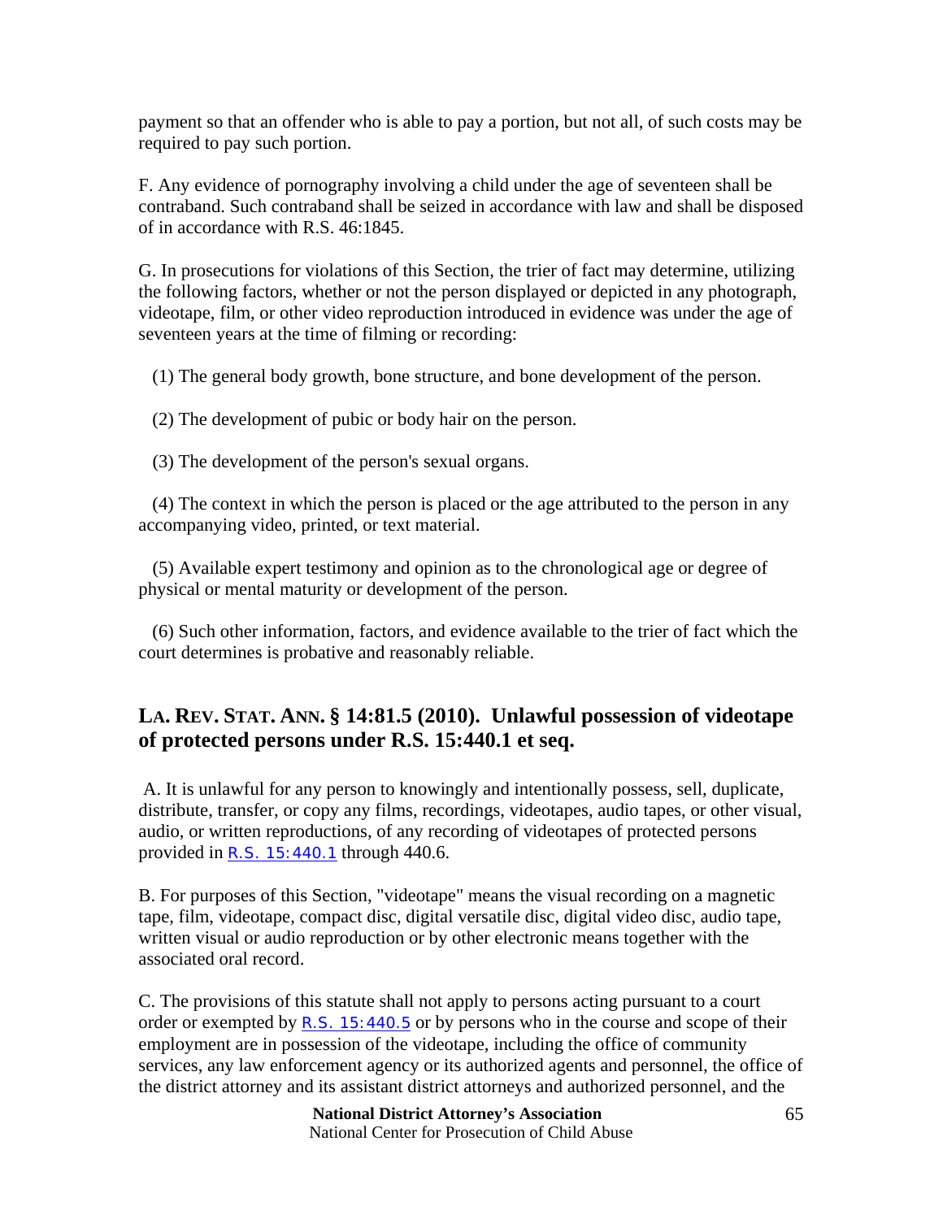payment so that an offender who is able to pay a portion, but not all, of such costs may be required to pay such portion.

F. Any evidence of pornography involving a child under the age of seventeen shall be contraband. Such contraband shall be seized in accordance with law and shall be disposed of in accordance with R.S. 46:1845.

G. In prosecutions for violations of this Section, the trier of fact may determine, utilizing the following factors, whether or not the person displayed or depicted in any photograph, videotape, film, or other video reproduction introduced in evidence was under the age of seventeen years at the time of filming or recording:

(1) The general body growth, bone structure, and bone development of the person.

(2) The development of pubic or body hair on the person.

(3) The development of the person's sexual organs.

(4) The context in which the person is placed or the age attributed to the person in any accompanying video, printed, or text material.

(5) Available expert testimony and opinion as to the chronological age or degree of physical or mental maturity or development of the person.

(6) Such other information, factors, and evidence available to the trier of fact which the court determines is probative and reasonably reliable.

## LA. REV. STAT. ANN. § 14:81.5 (2010). Unlawful possession of videotape of protected persons under R.S. 15:440.1 et seq.

A. It is unlawful for any person to knowingly and intentionally possess, sell, duplicate, distribute, transfer, or copy any films, recordings, videotapes, audio tapes, or other visual, audio, or written reproductions, of any recording of videotapes of protected persons provided in R.S. 15:440.1 through 440.6.

B. For purposes of this Section, "videotape" means the visual recording on a magnetic tape, film, videotape, compact disc, digital versatile disc, digital video disc, audio tape, written visual or audio reproduction or by other electronic means together with the associated oral record.

C. The provisions of this statute shall not apply to persons acting pursuant to a court order or exempted by R.S. 15:440.5 or by persons who in the course and scope of their employment are in possession of the videotape, including the office of community services, any law enforcement agency or its authorized agents and personnel, the office of the district attorney and its assistant district attorneys and authorized personnel, and the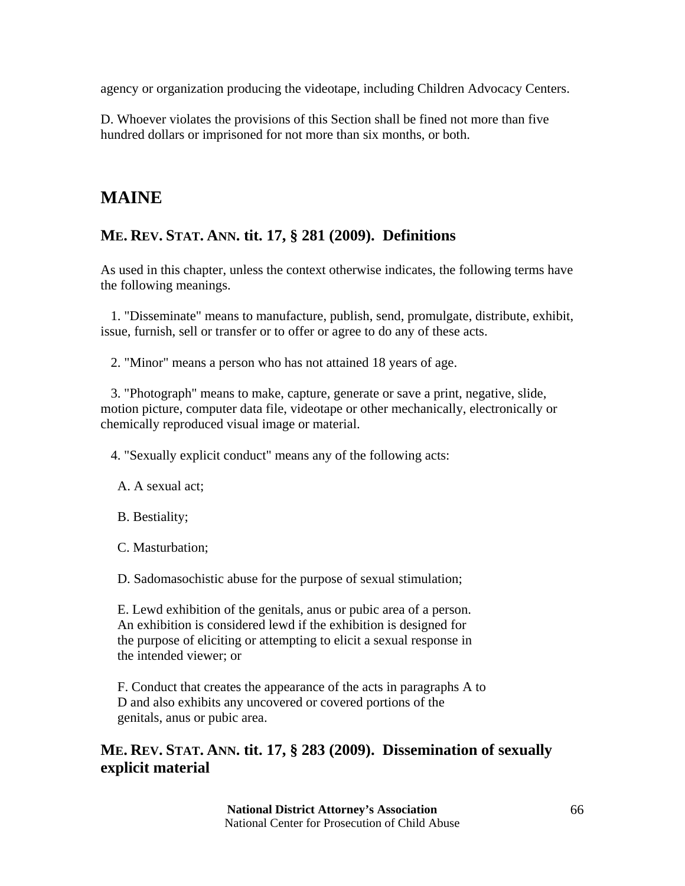agency or organization producing the videotape, including Children Advocacy Centers.

D. Whoever violates the provisions of this Section shall be fined not more than five hundred dollars or imprisoned for not more than six months, or both.

# MAINE

## ME. REV. STAT. ANN. tit. 17, § 281 (2009). Definitions

As used in this chapter, unless the context otherwise indicates, the following terms have the following meanings.

1. "Disseminate" means to manufacture, publish, send, promulgate, distribute, exhibit, issue, furnish, sell or transfer or to offer or agree to do any of these acts.

2. "Minor" means a person who has not attained 18 years of age.

3. "Photograph" means to make, capture, generate or save a print, negative, slide, motion picture, computer data file, videotape or other mechanically, electronically or chemically reproduced visual image or material.

4. "Sexually explicit conduct" means any of the following acts:

A. A sexual act;

B. Bestiality;

C. Masturbation;

D. Sadomasochistic abuse for the purpose of sexual stimulation;

E. Lewd exhibition of the genitals, anus or pubic area of a person. An exhibition is considered lewd if the exhibition is designed for the purpose of eliciting or attempting to elicit a sexual response in the intended viewer; or

F. Conduct that creates the appearance of the acts in paragraphs A to D and also exhibits any uncovered or covered portions of the genitals, anus or pubic area.

## ME. REV. STAT. ANN. tit. 17, § 283 (2009). Dissemination of sexually explicit material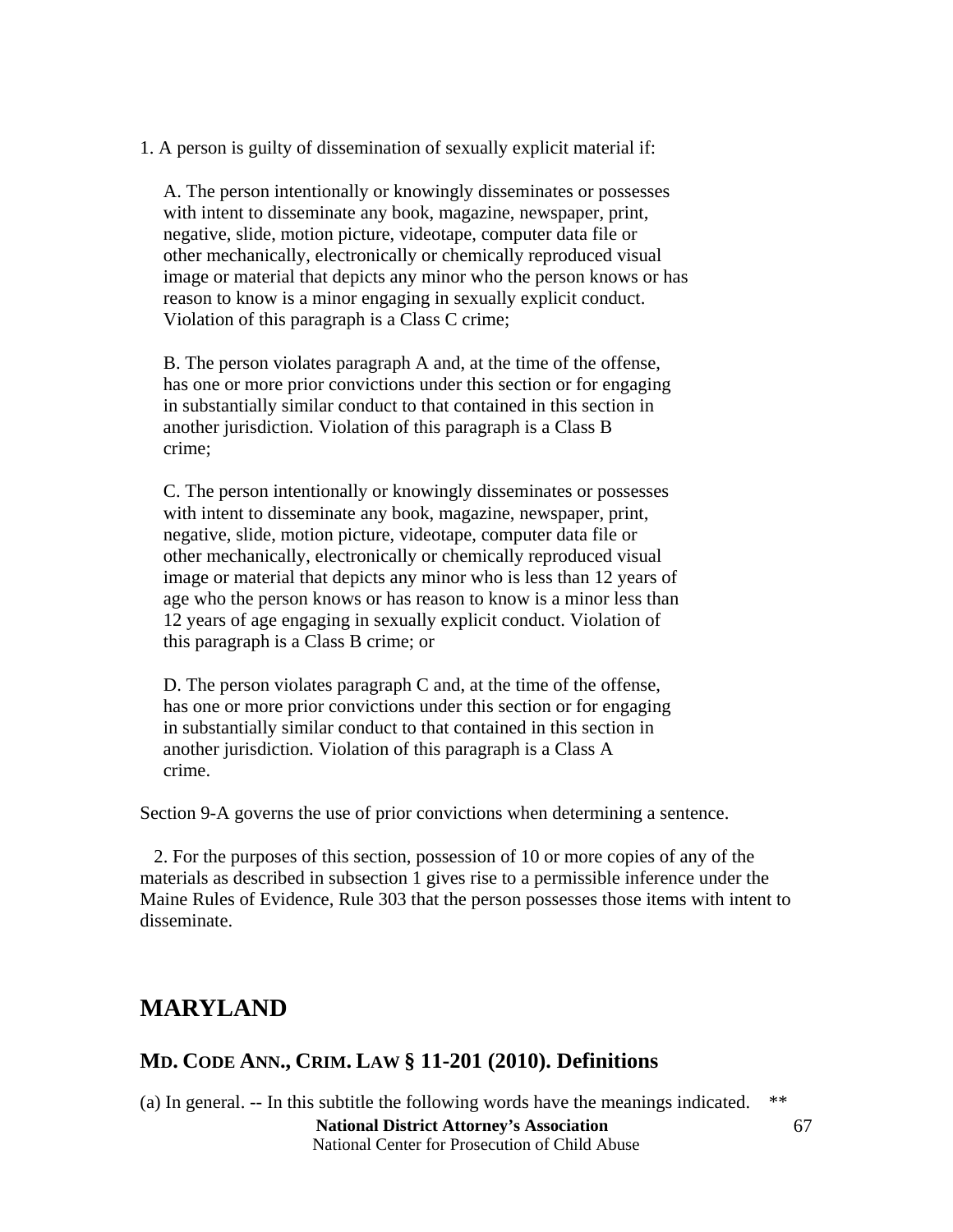1. A person is guilty of dissemination of sexually explicit material if:

A. The person intentionally or knowingly disseminates or possesses with intent to disseminate any book, magazine, newspaper, print, negative, slide, motion picture, videotape, computer data file or other mechanically, electronically or chemically reproduced visual image or material that depicts any minor who the person knows or has reason to know is a minor engaging in sexually explicit conduct. Violation of this paragraph is a Class C crime;

B. The person violates paragraph A and, at the time of the offense, has one or more prior convictions under this section or for engaging in substantially similar conduct to that contained in this section in another jurisdiction. Violation of this paragraph is a Class B crime;

C. The person intentionally or knowingly disseminates or possesses with intent to disseminate any book, magazine, newspaper, print, negative, slide, motion picture, videotape, computer data file or other mechanically, electronically or chemically reproduced visual image or material that depicts any minor who is less than 12 years of age who the person knows or has reason to know is a minor less than 12 years of age engaging in sexually explicit conduct. Violation of this paragraph is a Class B crime; or

D. The person violates paragraph C and, at the time of the offense, has one or more prior convictions under this section or for engaging in substantially similar conduct to that contained in this section in another jurisdiction. Violation of this paragraph is a Class A crime.

Section 9-A governs the use of prior convictions when determining a sentence.

2. For the purposes of this section, possession of 10 or more copies of any of the materials as described in subsection 1 gives rise to a permissible inference under the Maine Rules of Evidence, Rule 303 that the person possesses those items with intent to disseminate.

## MARYLAND

### MD. CODE ANN., CRIM. LAW § 11-201 (2010). Definitions

(a) In general. -- In this subtitle the following words have the meanings indicated. **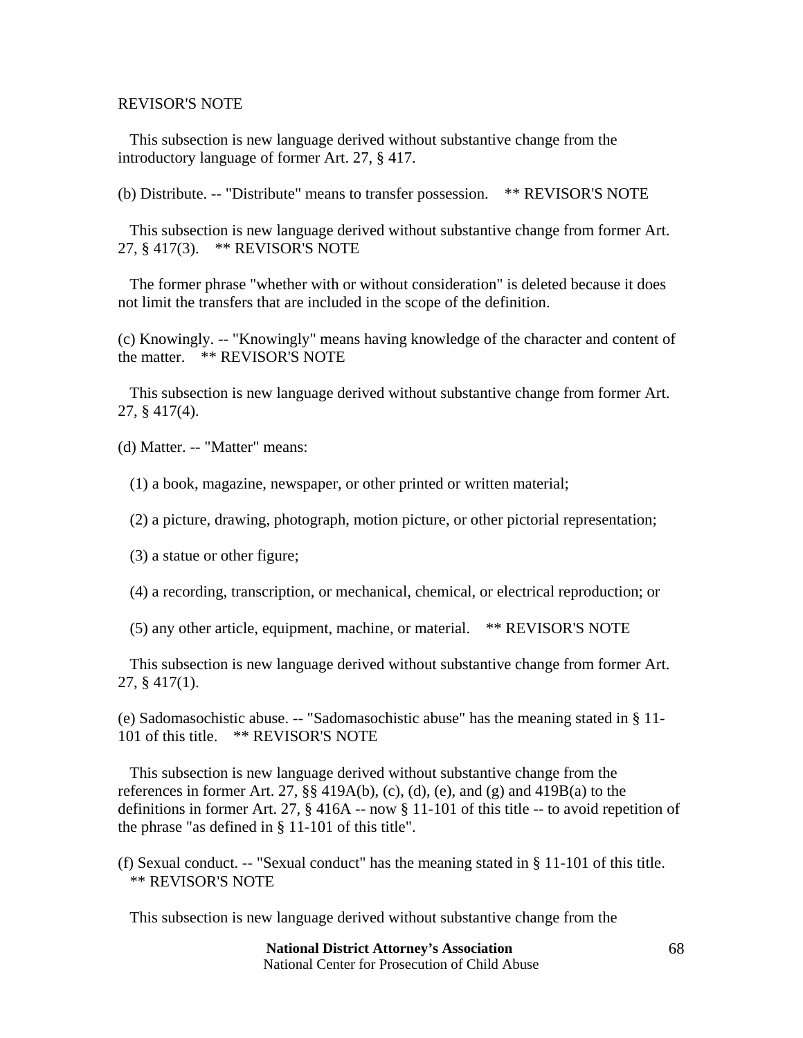REVISOR'S NOTE

This subsection is new language derived without substantive change from the introductory language of former Art. 27, § 417.

(b) Distribute. -- "Distribute" means to transfer possession. ** REVISOR'S NOTE

This subsection is new language derived without substantive change from former Art. 27, § 417(3). ** REVISOR'S NOTE

The former phrase "whether with or without consideration" is deleted because it does not limit the transfers that are included in the scope of the definition.

(c) Knowingly. -- "Knowingly" means having knowledge of the character and content of the matter. ** REVISOR'S NOTE

This subsection is new language derived without substantive change from former Art. 27, § 417(4).

(d) Matter. -- "Matter" means:

(1) a book, magazine, newspaper, or other printed or written material;

(2) a picture, drawing, photograph, motion picture, or other pictorial representation;

(3) a statue or other figure;

(4) a recording, transcription, or mechanical, chemical, or electrical reproduction; or

(5) any other article, equipment, machine, or material. ** REVISOR'S NOTE

This subsection is new language derived without substantive change from former Art. 27, § 417(1).

(e) Sadomasochistic abuse. -- "Sadomasochistic abuse" has the meaning stated in § 11-101 of this title. ** REVISOR'S NOTE

This subsection is new language derived without substantive change from the references in former Art. 27, §§ 419A(b), (c), (d), (e), and (g) and 419B(a) to the definitions in former Art. 27, § 416A -- now § 11-101 of this title -- to avoid repetition of the phrase "as defined in § 11-101 of this title".

(f) Sexual conduct. -- "Sexual conduct" has the meaning stated in § 11-101 of this title. ** REVISOR'S NOTE

This subsection is new language derived without substantive change from the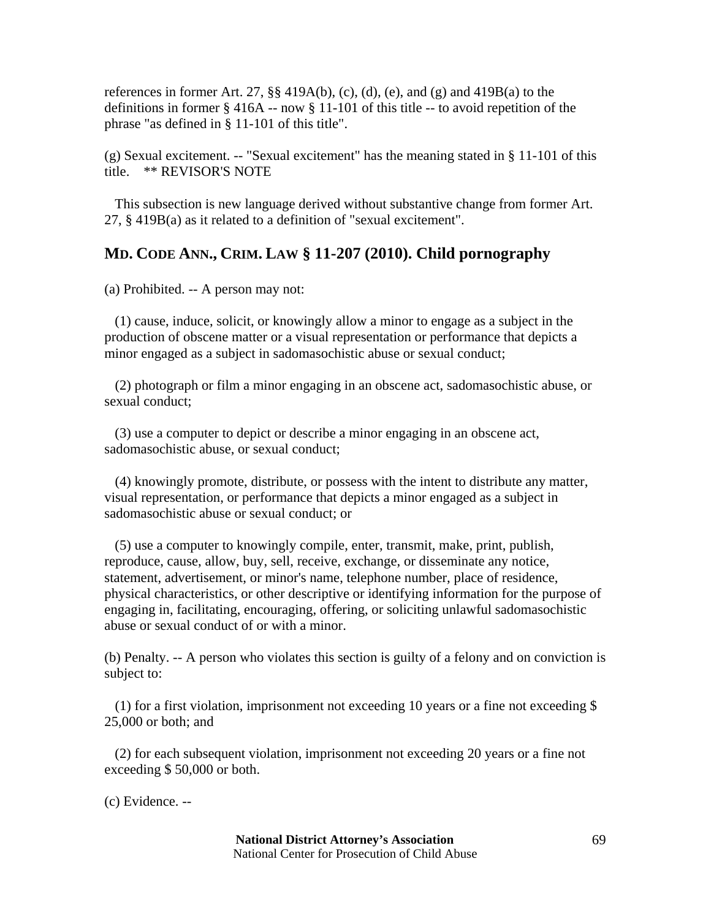references in former Art. 27, §§ 419A(b), (c), (d), (e), and (g) and 419B(a) to the definitions in former § 416A -- now § 11-101 of this title -- to avoid repetition of the phrase "as defined in § 11-101 of this title".

(g) Sexual excitement. -- "Sexual excitement" has the meaning stated in § 11-101 of this title.    ** REVISOR'S NOTE

This subsection is new language derived without substantive change from former Art. 27, § 419B(a) as it related to a definition of "sexual excitement".

## MD. CODE ANN., CRIM. LAW § 11-207 (2010). Child pornography

(a) Prohibited. -- A person may not:

(1) cause, induce, solicit, or knowingly allow a minor to engage as a subject in the production of obscene matter or a visual representation or performance that depicts a minor engaged as a subject in sadomasochistic abuse or sexual conduct;

(2) photograph or film a minor engaging in an obscene act, sadomasochistic abuse, or sexual conduct;

(3) use a computer to depict or describe a minor engaging in an obscene act, sadomasochistic abuse, or sexual conduct;

(4) knowingly promote, distribute, or possess with the intent to distribute any matter, visual representation, or performance that depicts a minor engaged as a subject in sadomasochistic abuse or sexual conduct; or

(5) use a computer to knowingly compile, enter, transmit, make, print, publish, reproduce, cause, allow, buy, sell, receive, exchange, or disseminate any notice, statement, advertisement, or minor's name, telephone number, place of residence, physical characteristics, or other descriptive or identifying information for the purpose of engaging in, facilitating, encouraging, offering, or soliciting unlawful sadomasochistic abuse or sexual conduct of or with a minor.

(b) Penalty. -- A person who violates this section is guilty of a felony and on conviction is subject to:

(1) for a first violation, imprisonment not exceeding 10 years or a fine not exceeding $ 25,000 or both; and

(2) for each subsequent violation, imprisonment not exceeding 20 years or a fine not exceeding $ 50,000 or both.

(c) Evidence. --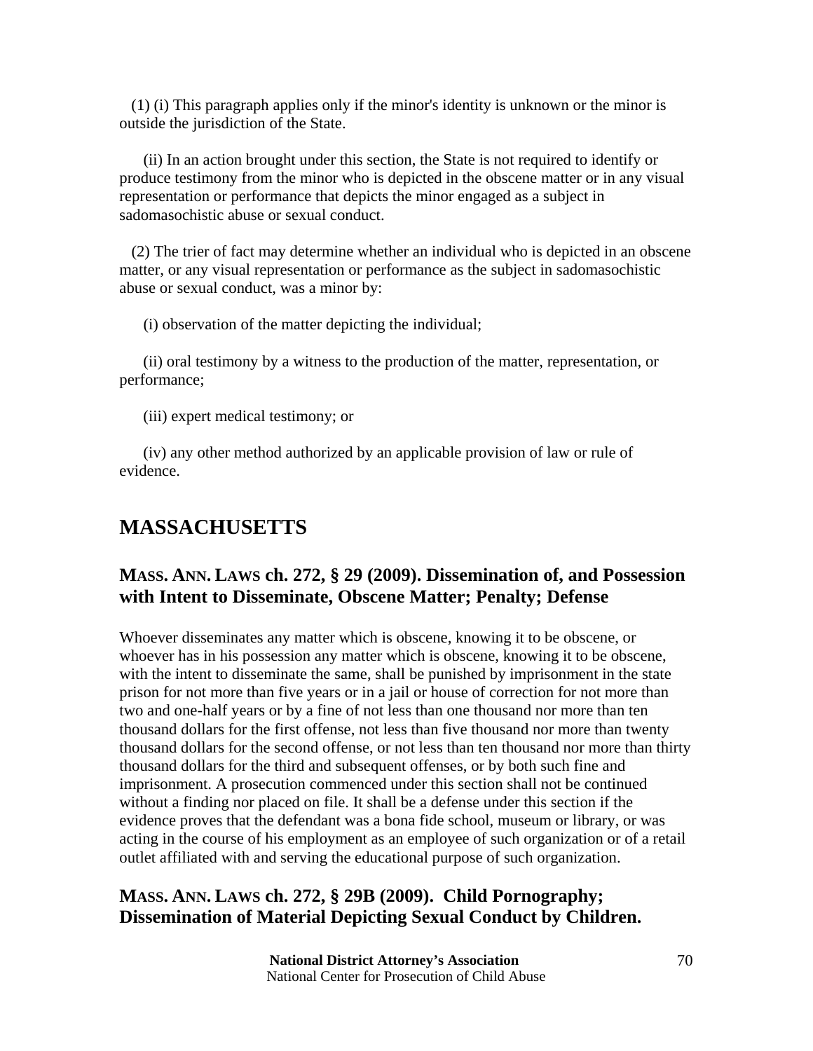(1) (i) This paragraph applies only if the minor's identity is unknown or the minor is outside the jurisdiction of the State.

(ii) In an action brought under this section, the State is not required to identify or produce testimony from the minor who is depicted in the obscene matter or in any visual representation or performance that depicts the minor engaged as a subject in sadomasochistic abuse or sexual conduct.

(2) The trier of fact may determine whether an individual who is depicted in an obscene matter, or any visual representation or performance as the subject in sadomasochistic abuse or sexual conduct, was a minor by:

(i) observation of the matter depicting the individual;

(ii) oral testimony by a witness to the production of the matter, representation, or performance;

(iii) expert medical testimony; or

(iv) any other method authorized by an applicable provision of law or rule of evidence.

# MASSACHUSETTS

## MASS. ANN. LAWS ch. 272, § 29 (2009). Dissemination of, and Possession with Intent to Disseminate, Obscene Matter; Penalty; Defense

Whoever disseminates any matter which is obscene, knowing it to be obscene, or whoever has in his possession any matter which is obscene, knowing it to be obscene, with the intent to disseminate the same, shall be punished by imprisonment in the state prison for not more than five years or in a jail or house of correction for not more than two and one-half years or by a fine of not less than one thousand nor more than ten thousand dollars for the first offense, not less than five thousand nor more than twenty thousand dollars for the second offense, or not less than ten thousand nor more than thirty thousand dollars for the third and subsequent offenses, or by both such fine and imprisonment. A prosecution commenced under this section shall not be continued without a finding nor placed on file. It shall be a defense under this section if the evidence proves that the defendant was a bona fide school, museum or library, or was acting in the course of his employment as an employee of such organization or of a retail outlet affiliated with and serving the educational purpose of such organization.

## MASS. ANN. LAWS ch. 272, § 29B (2009). Child Pornography; Dissemination of Material Depicting Sexual Conduct by Children.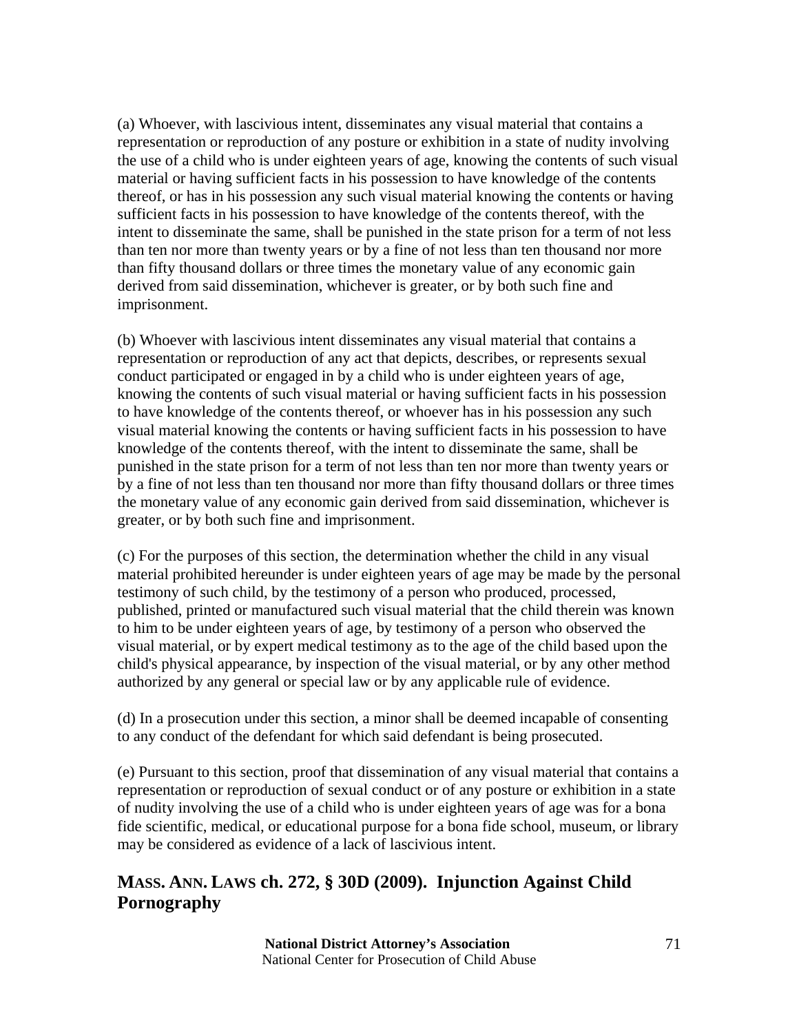(a) Whoever, with lascivious intent, disseminates any visual material that contains a representation or reproduction of any posture or exhibition in a state of nudity involving the use of a child who is under eighteen years of age, knowing the contents of such visual material or having sufficient facts in his possession to have knowledge of the contents thereof, or has in his possession any such visual material knowing the contents or having sufficient facts in his possession to have knowledge of the contents thereof, with the intent to disseminate the same, shall be punished in the state prison for a term of not less than ten nor more than twenty years or by a fine of not less than ten thousand nor more than fifty thousand dollars or three times the monetary value of any economic gain derived from said dissemination, whichever is greater, or by both such fine and imprisonment.

(b) Whoever with lascivious intent disseminates any visual material that contains a representation or reproduction of any act that depicts, describes, or represents sexual conduct participated or engaged in by a child who is under eighteen years of age, knowing the contents of such visual material or having sufficient facts in his possession to have knowledge of the contents thereof, or whoever has in his possession any such visual material knowing the contents or having sufficient facts in his possession to have knowledge of the contents thereof, with the intent to disseminate the same, shall be punished in the state prison for a term of not less than ten nor more than twenty years or by a fine of not less than ten thousand nor more than fifty thousand dollars or three times the monetary value of any economic gain derived from said dissemination, whichever is greater, or by both such fine and imprisonment.

(c) For the purposes of this section, the determination whether the child in any visual material prohibited hereunder is under eighteen years of age may be made by the personal testimony of such child, by the testimony of a person who produced, processed, published, printed or manufactured such visual material that the child therein was known to him to be under eighteen years of age, by testimony of a person who observed the visual material, or by expert medical testimony as to the age of the child based upon the child's physical appearance, by inspection of the visual material, or by any other method authorized by any general or special law or by any applicable rule of evidence.

(d) In a prosecution under this section, a minor shall be deemed incapable of consenting to any conduct of the defendant for which said defendant is being prosecuted.

(e) Pursuant to this section, proof that dissemination of any visual material that contains a representation or reproduction of sexual conduct or of any posture or exhibition in a state of nudity involving the use of a child who is under eighteen years of age was for a bona fide scientific, medical, or educational purpose for a bona fide school, museum, or library may be considered as evidence of a lack of lascivious intent.

## MASS. ANN. LAWS ch. 272, § 30D (2009). Injunction Against Child Pornography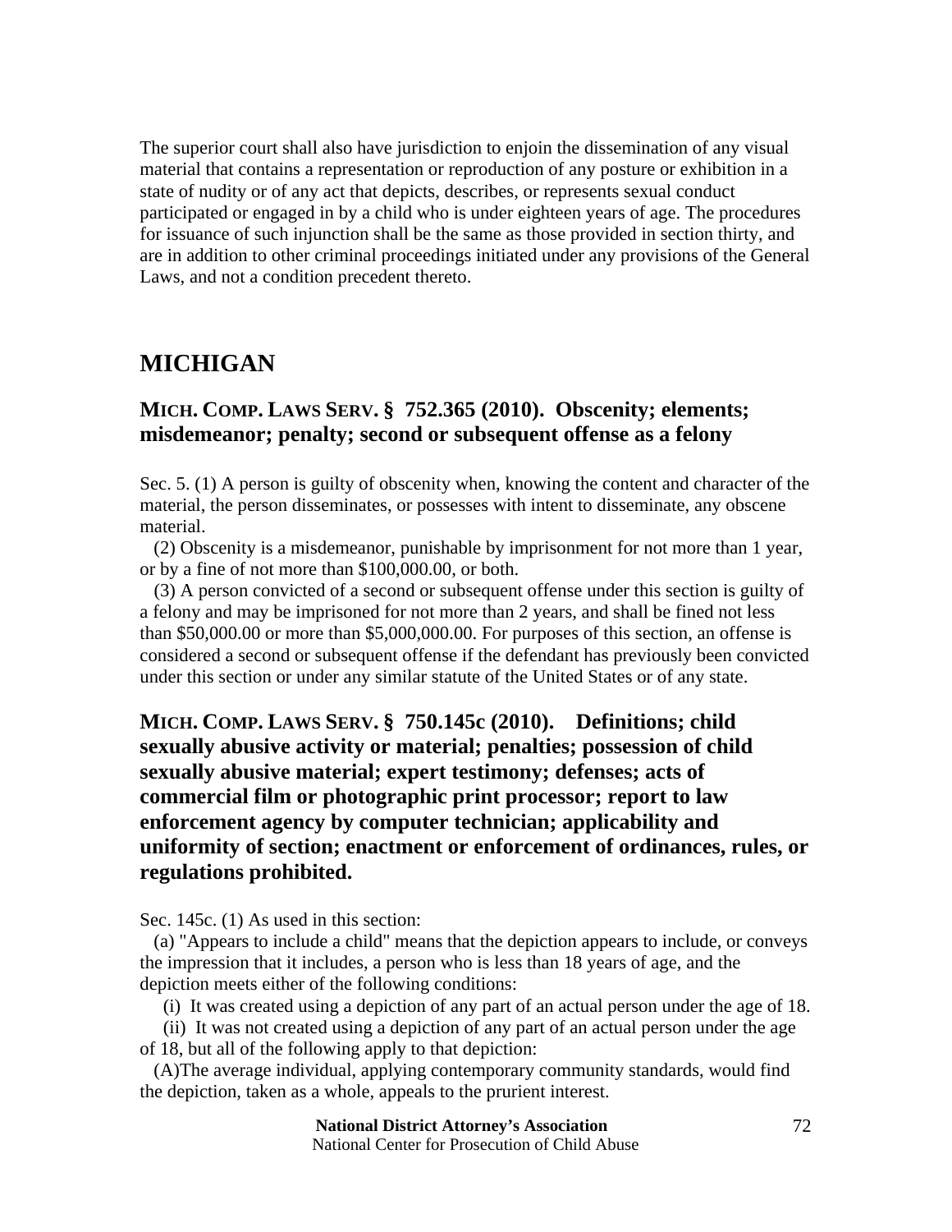The superior court shall also have jurisdiction to enjoin the dissemination of any visual material that contains a representation or reproduction of any posture or exhibition in a state of nudity or of any act that depicts, describes, or represents sexual conduct participated or engaged in by a child who is under eighteen years of age. The procedures for issuance of such injunction shall be the same as those provided in section thirty, and are in addition to other criminal proceedings initiated under any provisions of the General Laws, and not a condition precedent thereto.

## MICHIGAN

### MICH. COMP. LAWS SERV. § 752.365 (2010). Obscenity; elements; misdemeanor; penalty; second or subsequent offense as a felony

Sec. 5. (1) A person is guilty of obscenity when, knowing the content and character of the material, the person disseminates, or possesses with intent to disseminate, any obscene material.

(2) Obscenity is a misdemeanor, punishable by imprisonment for not more than 1 year, or by a fine of not more than $100,000.00, or both.

(3) A person convicted of a second or subsequent offense under this section is guilty of a felony and may be imprisoned for not more than 2 years, and shall be fined not less than $50,000.00 or more than $5,000,000.00. For purposes of this section, an offense is considered a second or subsequent offense if the defendant has previously been convicted under this section or under any similar statute of the United States or of any state.

### MICH. COMP. LAWS SERV. § 750.145c (2010). Definitions; child sexually abusive activity or material; penalties; possession of child sexually abusive material; expert testimony; defenses; acts of commercial film or photographic print processor; report to law enforcement agency by computer technician; applicability and uniformity of section; enactment or enforcement of ordinances, rules, or regulations prohibited.

Sec. 145c. (1) As used in this section:

(a) "Appears to include a child" means that the depiction appears to include, or conveys the impression that it includes, a person who is less than 18 years of age, and the depiction meets either of the following conditions:

(i) It was created using a depiction of any part of an actual person under the age of 18.

(ii) It was not created using a depiction of any part of an actual person under the age of 18, but all of the following apply to that depiction:

(A)The average individual, applying contemporary community standards, would find the depiction, taken as a whole, appeals to the prurient interest.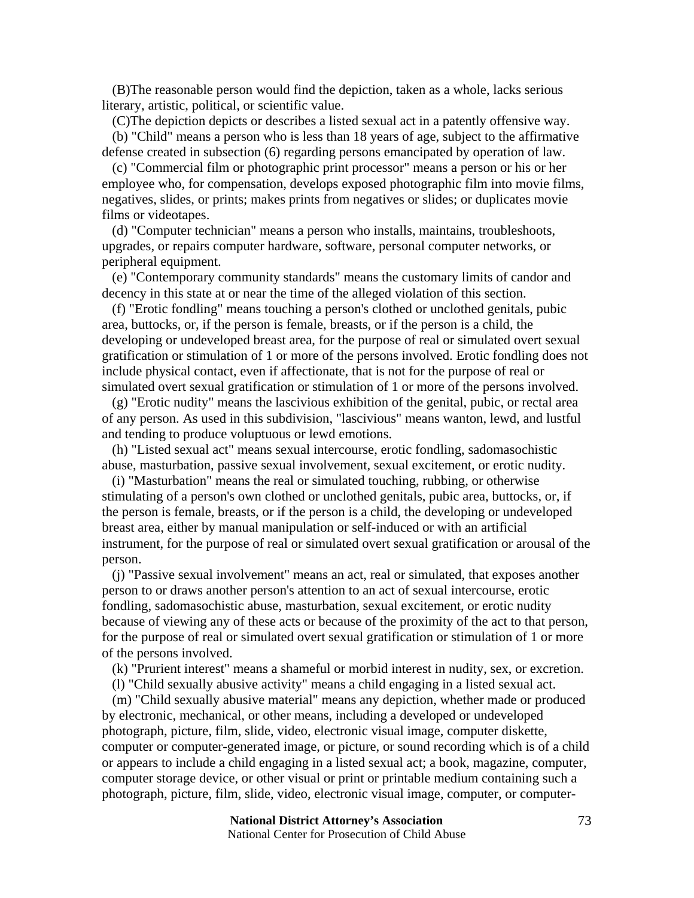(B)The reasonable person would find the depiction, taken as a whole, lacks serious literary, artistic, political, or scientific value.

(C)The depiction depicts or describes a listed sexual act in a patently offensive way.

(b) "Child" means a person who is less than 18 years of age, subject to the affirmative defense created in subsection (6) regarding persons emancipated by operation of law.

(c) "Commercial film or photographic print processor" means a person or his or her employee who, for compensation, develops exposed photographic film into movie films, negatives, slides, or prints; makes prints from negatives or slides; or duplicates movie films or videotapes.

(d) "Computer technician" means a person who installs, maintains, troubleshoots, upgrades, or repairs computer hardware, software, personal computer networks, or peripheral equipment.

(e) "Contemporary community standards" means the customary limits of candor and decency in this state at or near the time of the alleged violation of this section.

(f) "Erotic fondling" means touching a person's clothed or unclothed genitals, pubic area, buttocks, or, if the person is female, breasts, or if the person is a child, the developing or undeveloped breast area, for the purpose of real or simulated overt sexual gratification or stimulation of 1 or more of the persons involved. Erotic fondling does not include physical contact, even if affectionate, that is not for the purpose of real or simulated overt sexual gratification or stimulation of 1 or more of the persons involved.

(g) "Erotic nudity" means the lascivious exhibition of the genital, pubic, or rectal area of any person. As used in this subdivision, "lascivious" means wanton, lewd, and lustful and tending to produce voluptuous or lewd emotions.

(h) "Listed sexual act" means sexual intercourse, erotic fondling, sadomasochistic abuse, masturbation, passive sexual involvement, sexual excitement, or erotic nudity.

(i) "Masturbation" means the real or simulated touching, rubbing, or otherwise stimulating of a person's own clothed or unclothed genitals, pubic area, buttocks, or, if the person is female, breasts, or if the person is a child, the developing or undeveloped breast area, either by manual manipulation or self-induced or with an artificial instrument, for the purpose of real or simulated overt sexual gratification or arousal of the person.

(j) "Passive sexual involvement" means an act, real or simulated, that exposes another person to or draws another person's attention to an act of sexual intercourse, erotic fondling, sadomasochistic abuse, masturbation, sexual excitement, or erotic nudity because of viewing any of these acts or because of the proximity of the act to that person, for the purpose of real or simulated overt sexual gratification or stimulation of 1 or more of the persons involved.

(k) "Prurient interest" means a shameful or morbid interest in nudity, sex, or excretion.

(l) "Child sexually abusive activity" means a child engaging in a listed sexual act.

(m) "Child sexually abusive material" means any depiction, whether made or produced by electronic, mechanical, or other means, including a developed or undeveloped photograph, picture, film, slide, video, electronic visual image, computer diskette, computer or computer-generated image, or picture, or sound recording which is of a child or appears to include a child engaging in a listed sexual act; a book, magazine, computer, computer storage device, or other visual or print or printable medium containing such a photograph, picture, film, slide, video, electronic visual image, computer, or computer-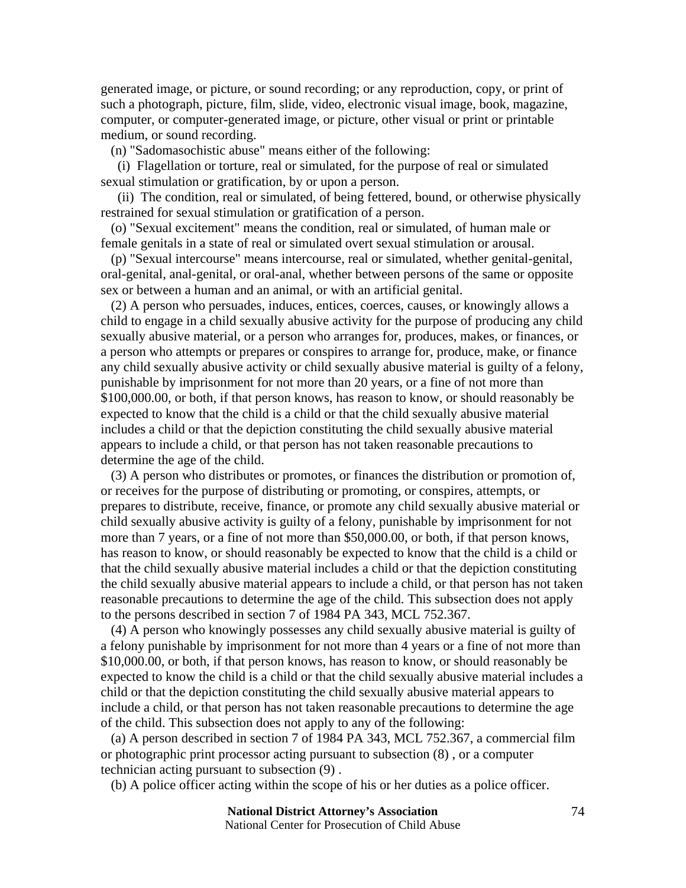generated image, or picture, or sound recording; or any reproduction, copy, or print of such a photograph, picture, film, slide, video, electronic visual image, book, magazine, computer, or computer-generated image, or picture, other visual or print or printable medium, or sound recording.

(n) "Sadomasochistic abuse" means either of the following:

(i) Flagellation or torture, real or simulated, for the purpose of real or simulated sexual stimulation or gratification, by or upon a person.

(ii) The condition, real or simulated, of being fettered, bound, or otherwise physically restrained for sexual stimulation or gratification of a person.

(o) "Sexual excitement" means the condition, real or simulated, of human male or female genitals in a state of real or simulated overt sexual stimulation or arousal.

(p) "Sexual intercourse" means intercourse, real or simulated, whether genital-genital, oral-genital, anal-genital, or oral-anal, whether between persons of the same or opposite sex or between a human and an animal, or with an artificial genital.

(2) A person who persuades, induces, entices, coerces, causes, or knowingly allows a child to engage in a child sexually abusive activity for the purpose of producing any child sexually abusive material, or a person who arranges for, produces, makes, or finances, or a person who attempts or prepares or conspires to arrange for, produce, make, or finance any child sexually abusive activity or child sexually abusive material is guilty of a felony, punishable by imprisonment for not more than 20 years, or a fine of not more than $100,000.00, or both, if that person knows, has reason to know, or should reasonably be expected to know that the child is a child or that the child sexually abusive material includes a child or that the depiction constituting the child sexually abusive material appears to include a child, or that person has not taken reasonable precautions to determine the age of the child.

(3) A person who distributes or promotes, or finances the distribution or promotion of, or receives for the purpose of distributing or promoting, or conspires, attempts, or prepares to distribute, receive, finance, or promote any child sexually abusive material or child sexually abusive activity is guilty of a felony, punishable by imprisonment for not more than 7 years, or a fine of not more than $50,000.00, or both, if that person knows, has reason to know, or should reasonably be expected to know that the child is a child or that the child sexually abusive material includes a child or that the depiction constituting the child sexually abusive material appears to include a child, or that person has not taken reasonable precautions to determine the age of the child. This subsection does not apply to the persons described in section 7 of 1984 PA 343, MCL 752.367.

(4) A person who knowingly possesses any child sexually abusive material is guilty of a felony punishable by imprisonment for not more than 4 years or a fine of not more than $10,000.00, or both, if that person knows, has reason to know, or should reasonably be expected to know the child is a child or that the child sexually abusive material includes a child or that the depiction constituting the child sexually abusive material appears to include a child, or that person has not taken reasonable precautions to determine the age of the child. This subsection does not apply to any of the following:

(a) A person described in section 7 of 1984 PA 343, MCL 752.367, a commercial film or photographic print processor acting pursuant to subsection (8) , or a computer technician acting pursuant to subsection (9) .

(b) A police officer acting within the scope of his or her duties as a police officer.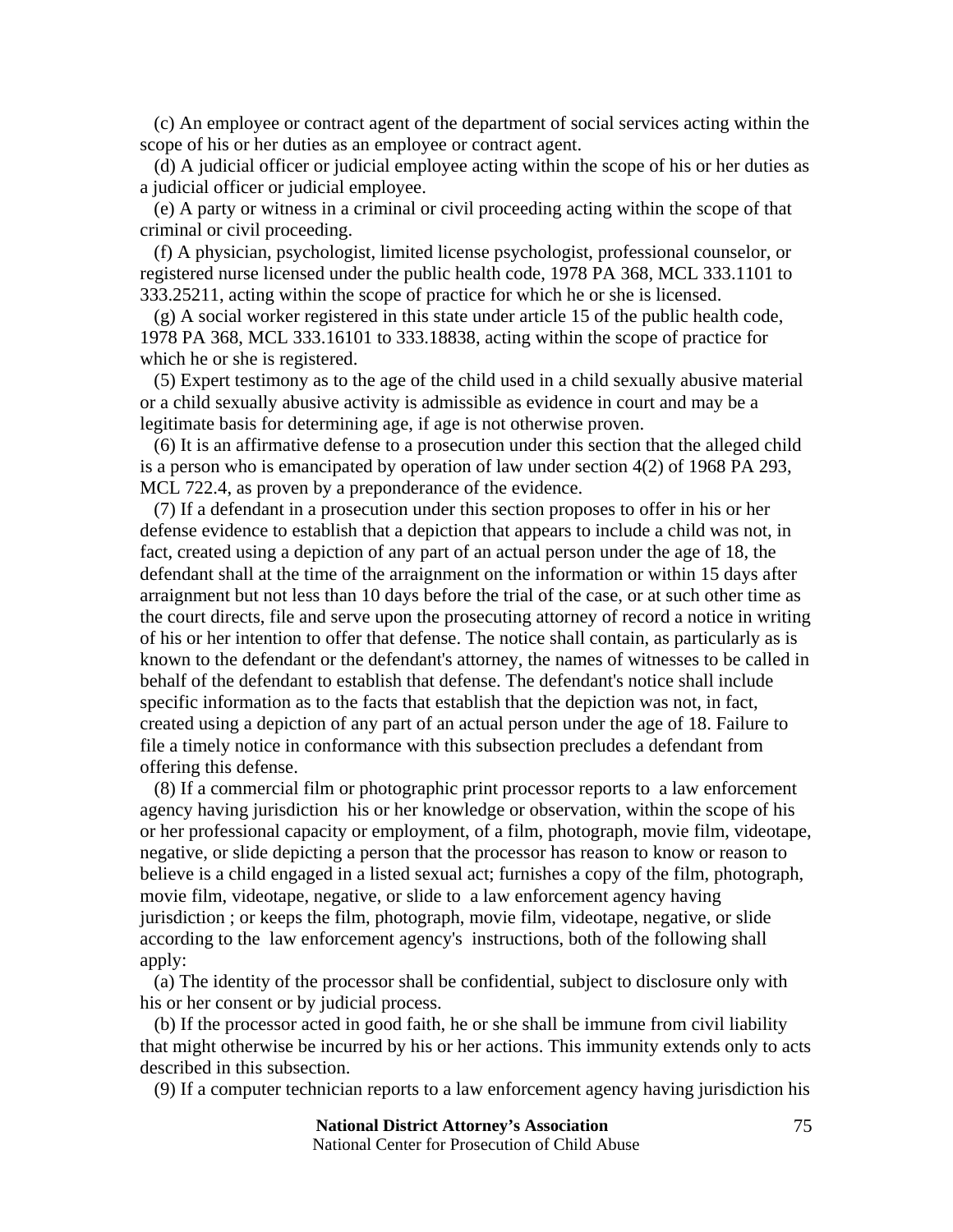(c) An employee or contract agent of the department of social services acting within the scope of his or her duties as an employee or contract agent.

(d) A judicial officer or judicial employee acting within the scope of his or her duties as a judicial officer or judicial employee.

(e) A party or witness in a criminal or civil proceeding acting within the scope of that criminal or civil proceeding.

(f) A physician, psychologist, limited license psychologist, professional counselor, or registered nurse licensed under the public health code, 1978 PA 368, MCL 333.1101 to 333.25211, acting within the scope of practice for which he or she is licensed.

(g) A social worker registered in this state under article 15 of the public health code, 1978 PA 368, MCL 333.16101 to 333.18838, acting within the scope of practice for which he or she is registered.

(5) Expert testimony as to the age of the child used in a child sexually abusive material or a child sexually abusive activity is admissible as evidence in court and may be a legitimate basis for determining age, if age is not otherwise proven.

(6) It is an affirmative defense to a prosecution under this section that the alleged child is a person who is emancipated by operation of law under section 4(2) of 1968 PA 293, MCL 722.4, as proven by a preponderance of the evidence.

(7) If a defendant in a prosecution under this section proposes to offer in his or her defense evidence to establish that a depiction that appears to include a child was not, in fact, created using a depiction of any part of an actual person under the age of 18, the defendant shall at the time of the arraignment on the information or within 15 days after arraignment but not less than 10 days before the trial of the case, or at such other time as the court directs, file and serve upon the prosecuting attorney of record a notice in writing of his or her intention to offer that defense. The notice shall contain, as particularly as is known to the defendant or the defendant's attorney, the names of witnesses to be called in behalf of the defendant to establish that defense. The defendant's notice shall include specific information as to the facts that establish that the depiction was not, in fact, created using a depiction of any part of an actual person under the age of 18. Failure to file a timely notice in conformance with this subsection precludes a defendant from offering this defense.

(8) If a commercial film or photographic print processor reports to a law enforcement agency having jurisdiction his or her knowledge or observation, within the scope of his or her professional capacity or employment, of a film, photograph, movie film, videotape, negative, or slide depicting a person that the processor has reason to know or reason to believe is a child engaged in a listed sexual act; furnishes a copy of the film, photograph, movie film, videotape, negative, or slide to a law enforcement agency having jurisdiction ; or keeps the film, photograph, movie film, videotape, negative, or slide according to the law enforcement agency's instructions, both of the following shall apply:

(a) The identity of the processor shall be confidential, subject to disclosure only with his or her consent or by judicial process.

(b) If the processor acted in good faith, he or she shall be immune from civil liability that might otherwise be incurred by his or her actions. This immunity extends only to acts described in this subsection.

(9) If a computer technician reports to a law enforcement agency having jurisdiction his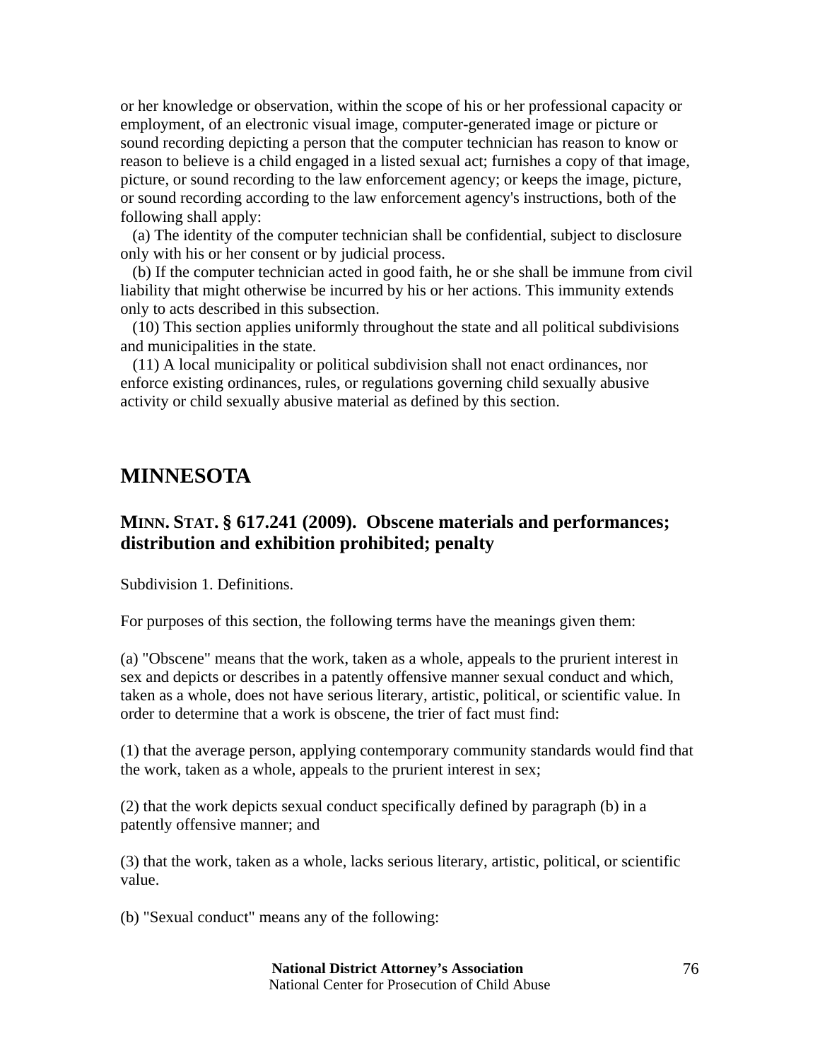or her knowledge or observation, within the scope of his or her professional capacity or employment, of an electronic visual image, computer-generated image or picture or sound recording depicting a person that the computer technician has reason to know or reason to believe is a child engaged in a listed sexual act; furnishes a copy of that image, picture, or sound recording to the law enforcement agency; or keeps the image, picture, or sound recording according to the law enforcement agency's instructions, both of the following shall apply:

(a) The identity of the computer technician shall be confidential, subject to disclosure only with his or her consent or by judicial process.

(b) If the computer technician acted in good faith, he or she shall be immune from civil liability that might otherwise be incurred by his or her actions. This immunity extends only to acts described in this subsection.

(10) This section applies uniformly throughout the state and all political subdivisions and municipalities in the state.

(11) A local municipality or political subdivision shall not enact ordinances, nor enforce existing ordinances, rules, or regulations governing child sexually abusive activity or child sexually abusive material as defined by this section.

## MINNESOTA

### MINN. STAT. § 617.241 (2009). Obscene materials and performances; distribution and exhibition prohibited; penalty

Subdivision 1. Definitions.

For purposes of this section, the following terms have the meanings given them:

(a) "Obscene" means that the work, taken as a whole, appeals to the prurient interest in sex and depicts or describes in a patently offensive manner sexual conduct and which, taken as a whole, does not have serious literary, artistic, political, or scientific value. In order to determine that a work is obscene, the trier of fact must find:

(1) that the average person, applying contemporary community standards would find that the work, taken as a whole, appeals to the prurient interest in sex;

(2) that the work depicts sexual conduct specifically defined by paragraph (b) in a patently offensive manner; and

(3) that the work, taken as a whole, lacks serious literary, artistic, political, or scientific value.

(b) "Sexual conduct" means any of the following: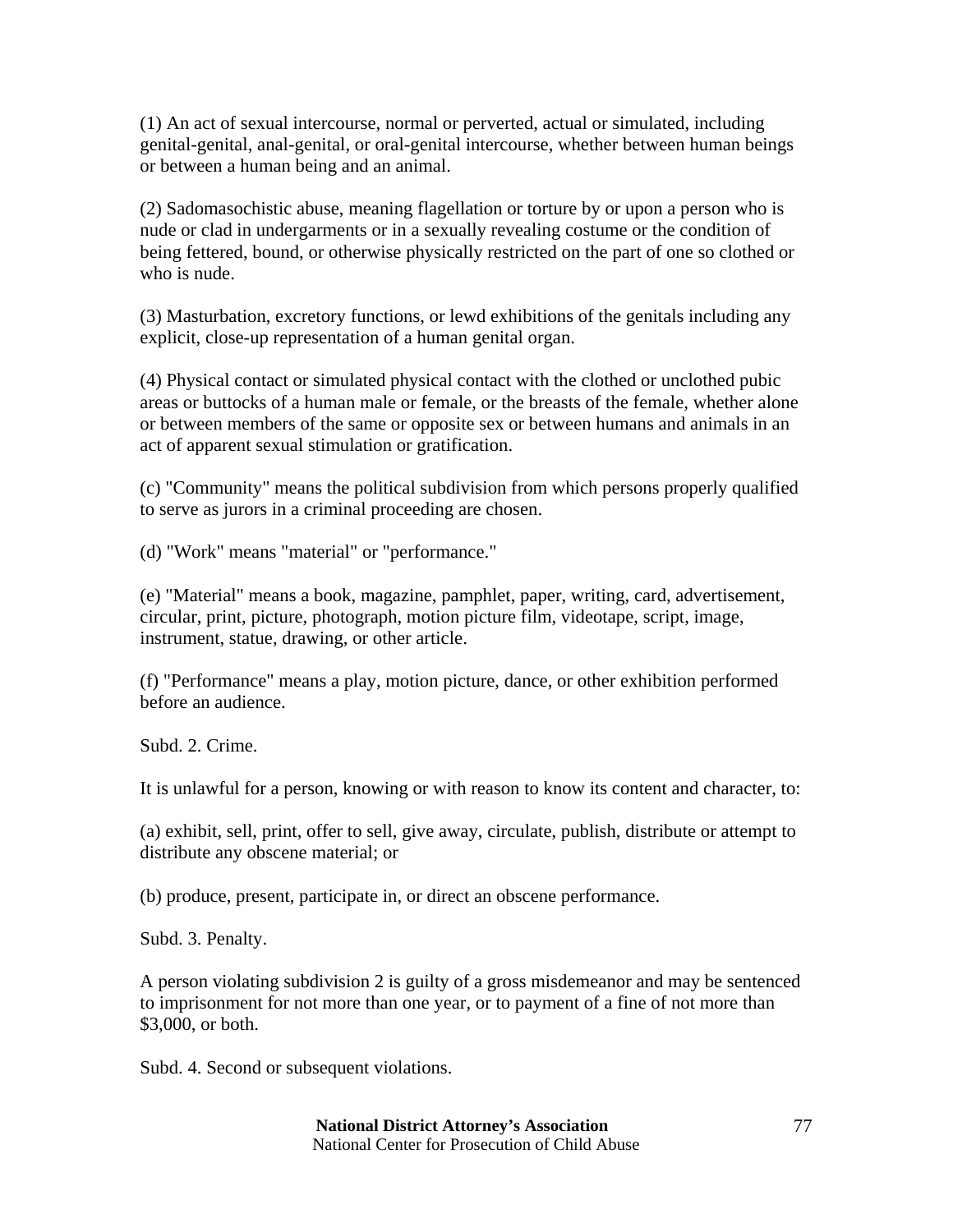(1) An act of sexual intercourse, normal or perverted, actual or simulated, including genital-genital, anal-genital, or oral-genital intercourse, whether between human beings or between a human being and an animal.

(2) Sadomasochistic abuse, meaning flagellation or torture by or upon a person who is nude or clad in undergarments or in a sexually revealing costume or the condition of being fettered, bound, or otherwise physically restricted on the part of one so clothed or who is nude.

(3) Masturbation, excretory functions, or lewd exhibitions of the genitals including any explicit, close-up representation of a human genital organ.

(4) Physical contact or simulated physical contact with the clothed or unclothed pubic areas or buttocks of a human male or female, or the breasts of the female, whether alone or between members of the same or opposite sex or between humans and animals in an act of apparent sexual stimulation or gratification.

(c) "Community" means the political subdivision from which persons properly qualified to serve as jurors in a criminal proceeding are chosen.

(d) "Work" means "material" or "performance."

(e) "Material" means a book, magazine, pamphlet, paper, writing, card, advertisement, circular, print, picture, photograph, motion picture film, videotape, script, image, instrument, statue, drawing, or other article.

(f) "Performance" means a play, motion picture, dance, or other exhibition performed before an audience.

Subd. 2. Crime.

It is unlawful for a person, knowing or with reason to know its content and character, to:

(a) exhibit, sell, print, offer to sell, give away, circulate, publish, distribute or attempt to distribute any obscene material; or

(b) produce, present, participate in, or direct an obscene performance.

Subd. 3. Penalty.

A person violating subdivision 2 is guilty of a gross misdemeanor and may be sentenced to imprisonment for not more than one year, or to payment of a fine of not more than $3,000, or both.

Subd. 4. Second or subsequent violations.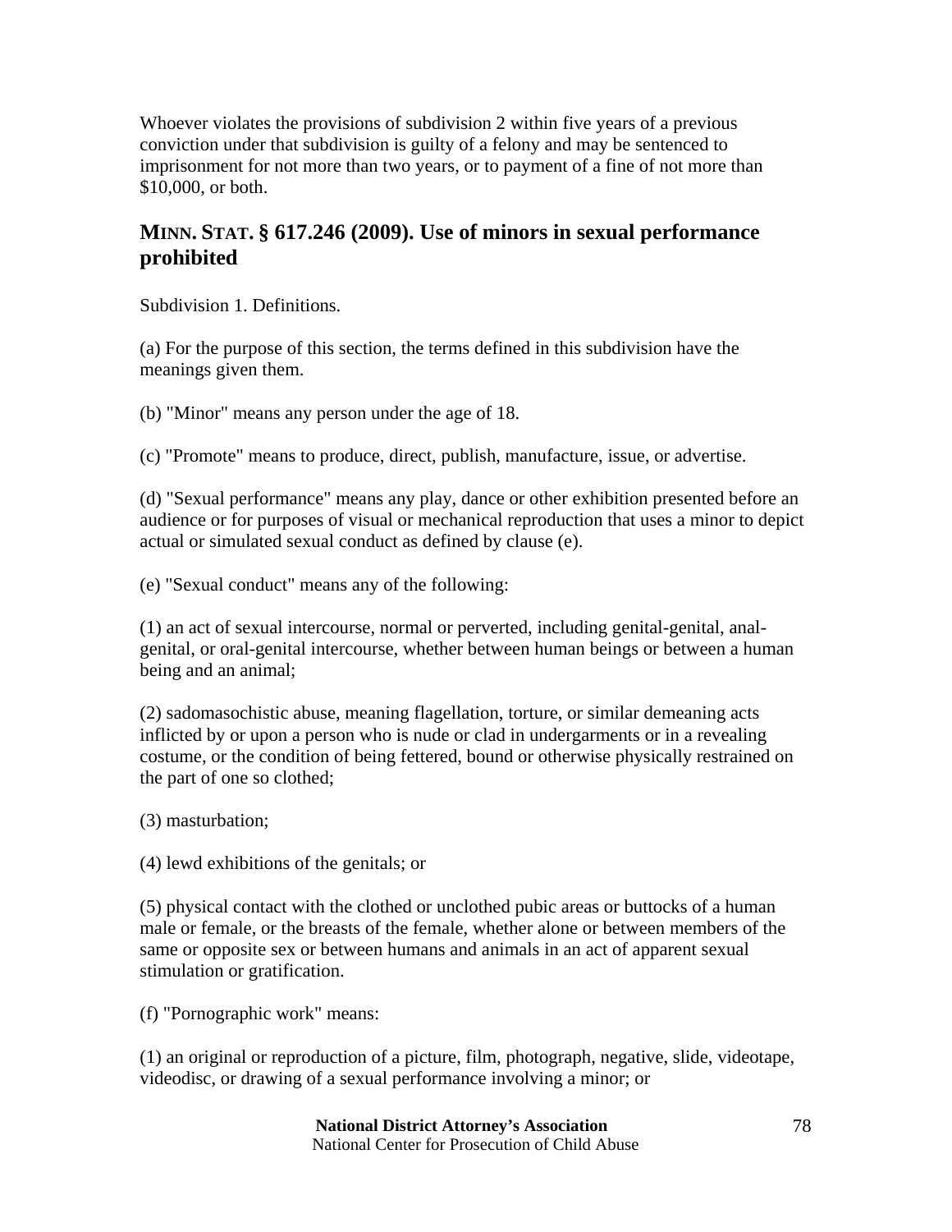Whoever violates the provisions of subdivision 2 within five years of a previous conviction under that subdivision is guilty of a felony and may be sentenced to imprisonment for not more than two years, or to payment of a fine of not more than $10,000, or both.

## MINN. STAT. § 617.246 (2009). Use of minors in sexual performance prohibited

Subdivision 1. Definitions.

(a) For the purpose of this section, the terms defined in this subdivision have the meanings given them.

(b) "Minor" means any person under the age of 18.

(c) "Promote" means to produce, direct, publish, manufacture, issue, or advertise.

(d) "Sexual performance" means any play, dance or other exhibition presented before an audience or for purposes of visual or mechanical reproduction that uses a minor to depict actual or simulated sexual conduct as defined by clause (e).

(e) "Sexual conduct" means any of the following:

(1) an act of sexual intercourse, normal or perverted, including genital-genital, anal-genital, or oral-genital intercourse, whether between human beings or between a human being and an animal;

(2) sadomasochistic abuse, meaning flagellation, torture, or similar demeaning acts inflicted by or upon a person who is nude or clad in undergarments or in a revealing costume, or the condition of being fettered, bound or otherwise physically restrained on the part of one so clothed;

(3) masturbation;

(4) lewd exhibitions of the genitals; or

(5) physical contact with the clothed or unclothed pubic areas or buttocks of a human male or female, or the breasts of the female, whether alone or between members of the same or opposite sex or between humans and animals in an act of apparent sexual stimulation or gratification.

(f) "Pornographic work" means:

(1) an original or reproduction of a picture, film, photograph, negative, slide, videotape, videodisc, or drawing of a sexual performance involving a minor; or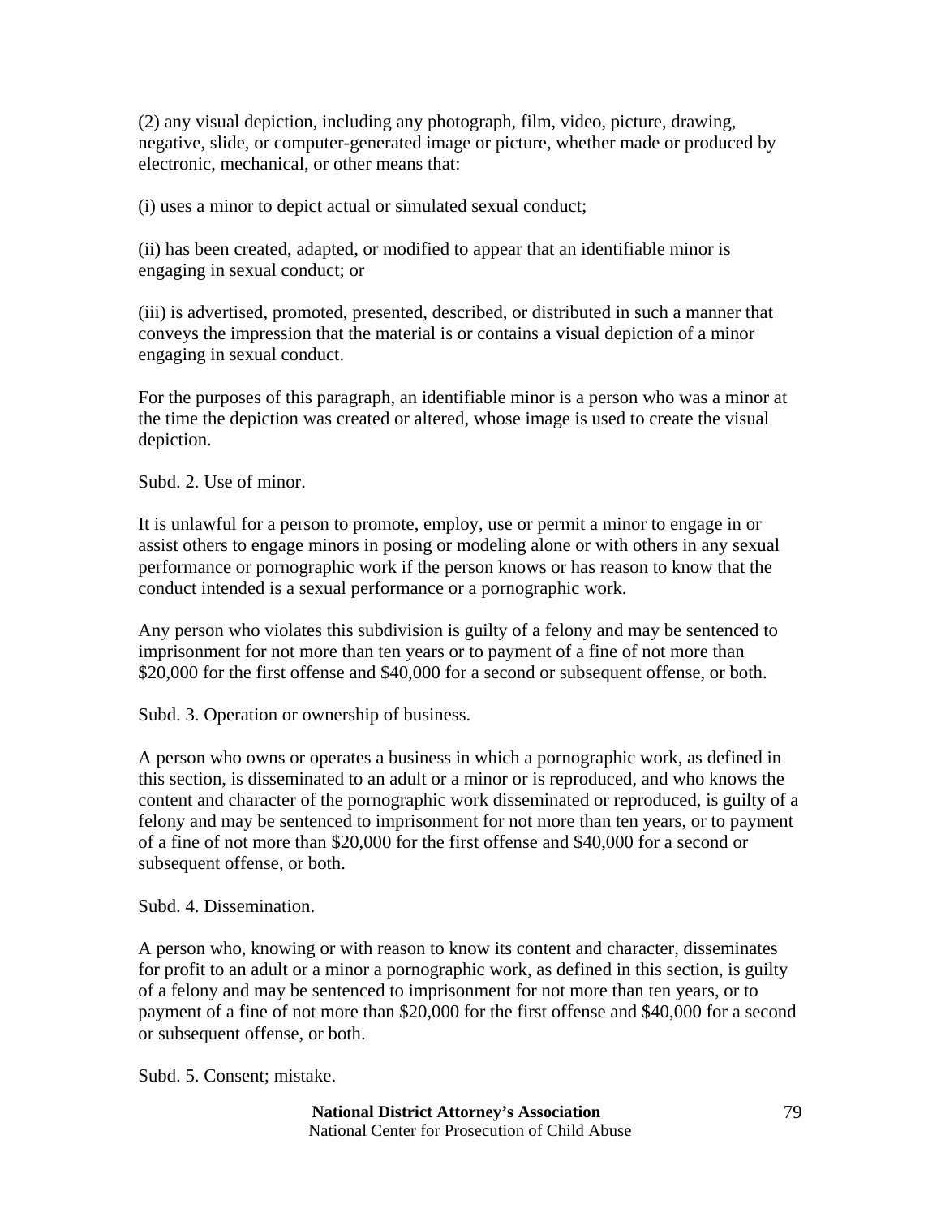(2) any visual depiction, including any photograph, film, video, picture, drawing, negative, slide, or computer-generated image or picture, whether made or produced by electronic, mechanical, or other means that:

(i) uses a minor to depict actual or simulated sexual conduct;

(ii) has been created, adapted, or modified to appear that an identifiable minor is engaging in sexual conduct; or

(iii) is advertised, promoted, presented, described, or distributed in such a manner that conveys the impression that the material is or contains a visual depiction of a minor engaging in sexual conduct.

For the purposes of this paragraph, an identifiable minor is a person who was a minor at the time the depiction was created or altered, whose image is used to create the visual depiction.

Subd. 2. Use of minor.

It is unlawful for a person to promote, employ, use or permit a minor to engage in or assist others to engage minors in posing or modeling alone or with others in any sexual performance or pornographic work if the person knows or has reason to know that the conduct intended is a sexual performance or a pornographic work.

Any person who violates this subdivision is guilty of a felony and may be sentenced to imprisonment for not more than ten years or to payment of a fine of not more than $20,000 for the first offense and $40,000 for a second or subsequent offense, or both.

Subd. 3. Operation or ownership of business.

A person who owns or operates a business in which a pornographic work, as defined in this section, is disseminated to an adult or a minor or is reproduced, and who knows the content and character of the pornographic work disseminated or reproduced, is guilty of a felony and may be sentenced to imprisonment for not more than ten years, or to payment of a fine of not more than $20,000 for the first offense and $40,000 for a second or subsequent offense, or both.

Subd. 4. Dissemination.

A person who, knowing or with reason to know its content and character, disseminates for profit to an adult or a minor a pornographic work, as defined in this section, is guilty of a felony and may be sentenced to imprisonment for not more than ten years, or to payment of a fine of not more than $20,000 for the first offense and $40,000 for a second or subsequent offense, or both.

Subd. 5. Consent; mistake.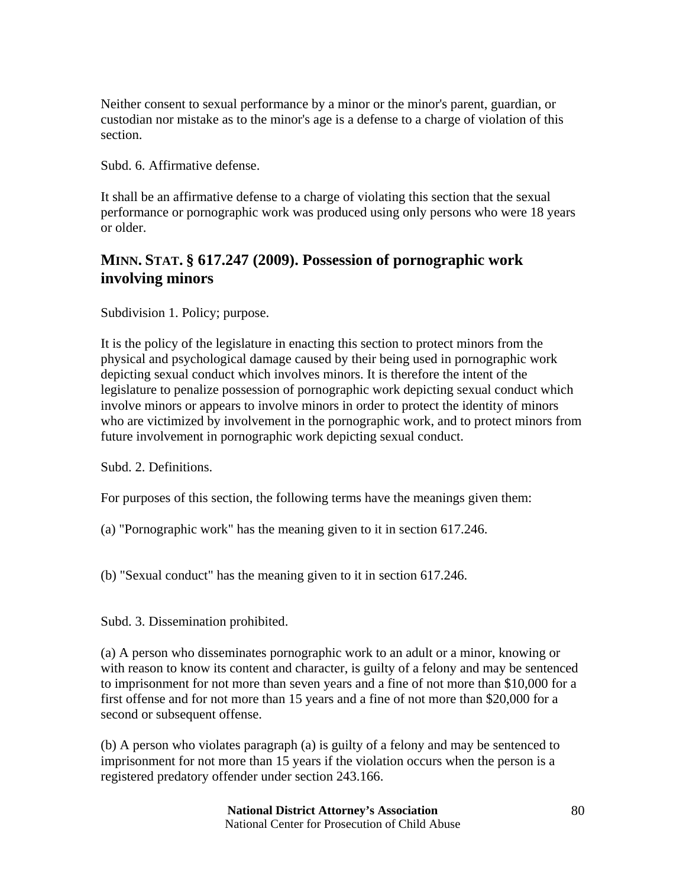Neither consent to sexual performance by a minor or the minor's parent, guardian, or custodian nor mistake as to the minor's age is a defense to a charge of violation of this section.

Subd. 6. Affirmative defense.

It shall be an affirmative defense to a charge of violating this section that the sexual performance or pornographic work was produced using only persons who were 18 years or older.

## MINN. STAT. § 617.247 (2009). Possession of pornographic work involving minors

Subdivision 1. Policy; purpose.

It is the policy of the legislature in enacting this section to protect minors from the physical and psychological damage caused by their being used in pornographic work depicting sexual conduct which involves minors. It is therefore the intent of the legislature to penalize possession of pornographic work depicting sexual conduct which involve minors or appears to involve minors in order to protect the identity of minors who are victimized by involvement in the pornographic work, and to protect minors from future involvement in pornographic work depicting sexual conduct.

Subd. 2. Definitions.

For purposes of this section, the following terms have the meanings given them:

(a) "Pornographic work" has the meaning given to it in section 617.246.

(b) "Sexual conduct" has the meaning given to it in section 617.246.

Subd. 3. Dissemination prohibited.

(a) A person who disseminates pornographic work to an adult or a minor, knowing or with reason to know its content and character, is guilty of a felony and may be sentenced to imprisonment for not more than seven years and a fine of not more than $10,000 for a first offense and for not more than 15 years and a fine of not more than $20,000 for a second or subsequent offense.

(b) A person who violates paragraph (a) is guilty of a felony and may be sentenced to imprisonment for not more than 15 years if the violation occurs when the person is a registered predatory offender under section 243.166.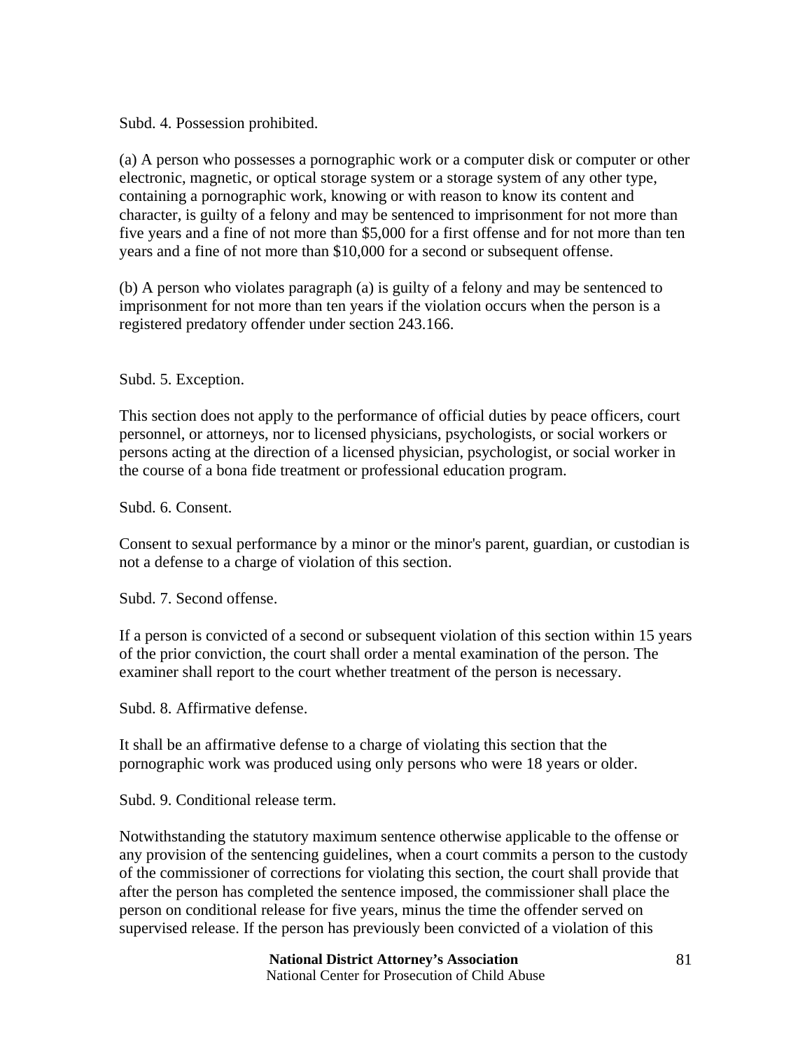Subd. 4. Possession prohibited.

(a) A person who possesses a pornographic work or a computer disk or computer or other electronic, magnetic, or optical storage system or a storage system of any other type, containing a pornographic work, knowing or with reason to know its content and character, is guilty of a felony and may be sentenced to imprisonment for not more than five years and a fine of not more than $5,000 for a first offense and for not more than ten years and a fine of not more than $10,000 for a second or subsequent offense.

(b) A person who violates paragraph (a) is guilty of a felony and may be sentenced to imprisonment for not more than ten years if the violation occurs when the person is a registered predatory offender under section 243.166.

Subd. 5. Exception.

This section does not apply to the performance of official duties by peace officers, court personnel, or attorneys, nor to licensed physicians, psychologists, or social workers or persons acting at the direction of a licensed physician, psychologist, or social worker in the course of a bona fide treatment or professional education program.

Subd. 6. Consent.

Consent to sexual performance by a minor or the minor's parent, guardian, or custodian is not a defense to a charge of violation of this section.

Subd. 7. Second offense.

If a person is convicted of a second or subsequent violation of this section within 15 years of the prior conviction, the court shall order a mental examination of the person. The examiner shall report to the court whether treatment of the person is necessary.

Subd. 8. Affirmative defense.

It shall be an affirmative defense to a charge of violating this section that the pornographic work was produced using only persons who were 18 years or older.

Subd. 9. Conditional release term.

Notwithstanding the statutory maximum sentence otherwise applicable to the offense or any provision of the sentencing guidelines, when a court commits a person to the custody of the commissioner of corrections for violating this section, the court shall provide that after the person has completed the sentence imposed, the commissioner shall place the person on conditional release for five years, minus the time the offender served on supervised release. If the person has previously been convicted of a violation of this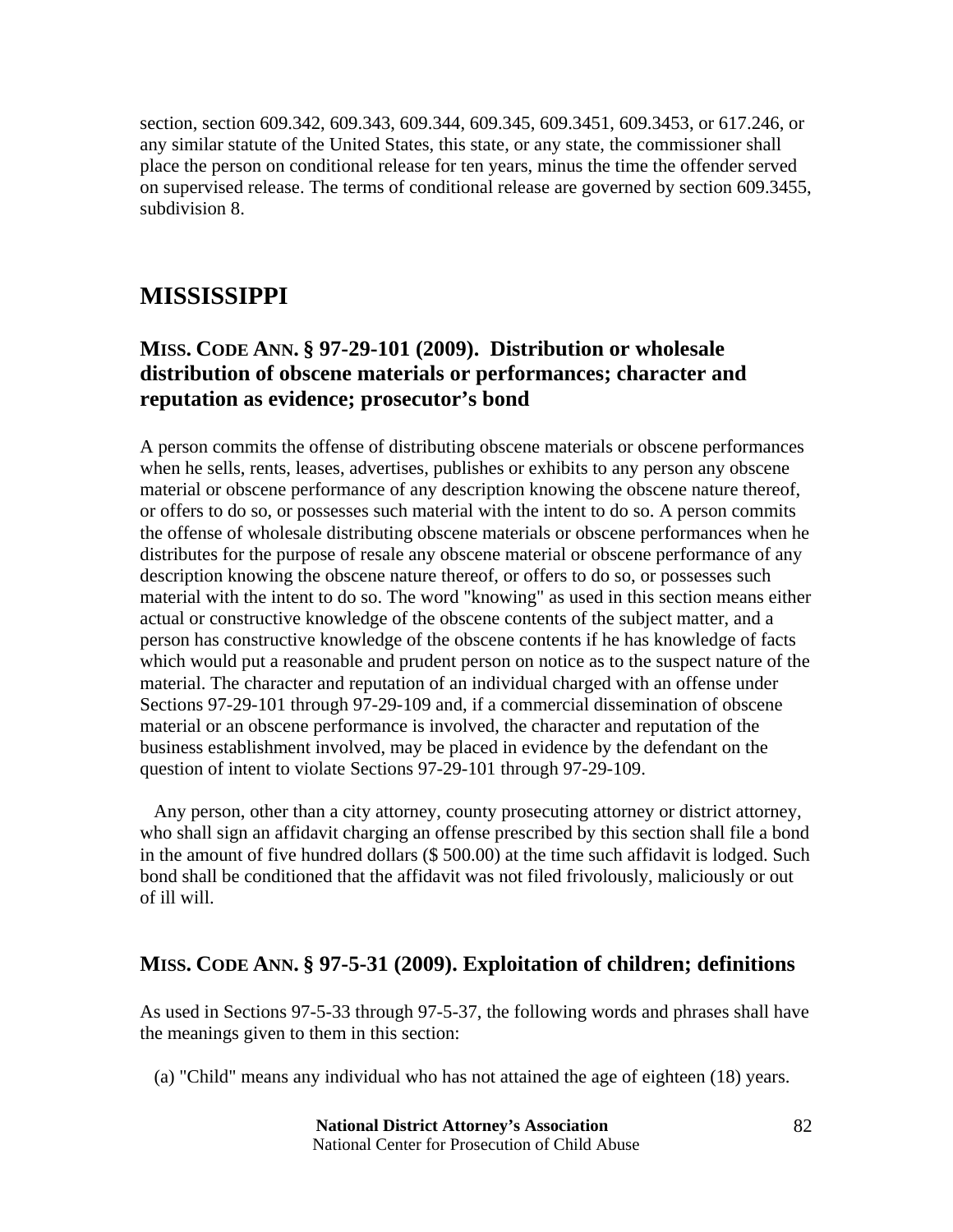section, section 609.342, 609.343, 609.344, 609.345, 609.3451, 609.3453, or 617.246, or any similar statute of the United States, this state, or any state, the commissioner shall place the person on conditional release for ten years, minus the time the offender served on supervised release. The terms of conditional release are governed by section 609.3455, subdivision 8.

# MISSISSIPPI

## MISS. CODE ANN. § 97-29-101 (2009). Distribution or wholesale distribution of obscene materials or performances; character and reputation as evidence; prosecutor's bond

A person commits the offense of distributing obscene materials or obscene performances when he sells, rents, leases, advertises, publishes or exhibits to any person any obscene material or obscene performance of any description knowing the obscene nature thereof, or offers to do so, or possesses such material with the intent to do so. A person commits the offense of wholesale distributing obscene materials or obscene performances when he distributes for the purpose of resale any obscene material or obscene performance of any description knowing the obscene nature thereof, or offers to do so, or possesses such material with the intent to do so. The word "knowing" as used in this section means either actual or constructive knowledge of the obscene contents of the subject matter, and a person has constructive knowledge of the obscene contents if he has knowledge of facts which would put a reasonable and prudent person on notice as to the suspect nature of the material. The character and reputation of an individual charged with an offense under Sections 97-29-101 through 97-29-109 and, if a commercial dissemination of obscene material or an obscene performance is involved, the character and reputation of the business establishment involved, may be placed in evidence by the defendant on the question of intent to violate Sections 97-29-101 through 97-29-109.

Any person, other than a city attorney, county prosecuting attorney or district attorney, who shall sign an affidavit charging an offense prescribed by this section shall file a bond in the amount of five hundred dollars ($ 500.00) at the time such affidavit is lodged. Such bond shall be conditioned that the affidavit was not filed frivolously, maliciously or out of ill will.

## MISS. CODE ANN. § 97-5-31 (2009). Exploitation of children; definitions

As used in Sections 97-5-33 through 97-5-37, the following words and phrases shall have the meanings given to them in this section:

(a) "Child" means any individual who has not attained the age of eighteen (18) years.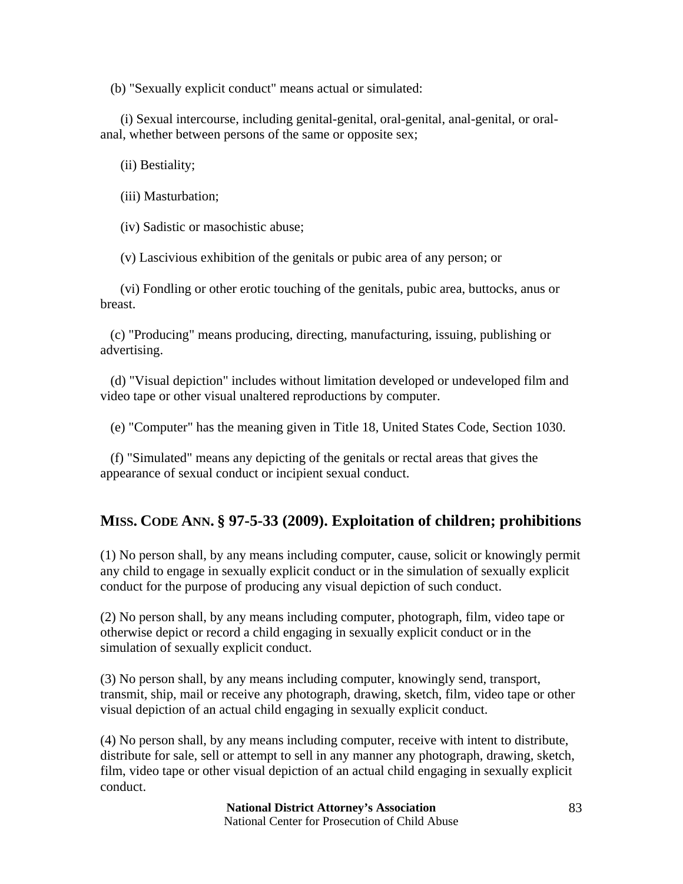(b) "Sexually explicit conduct" means actual or simulated:

(i) Sexual intercourse, including genital-genital, oral-genital, anal-genital, or oral-anal, whether between persons of the same or opposite sex;

(ii) Bestiality;

(iii) Masturbation;

(iv) Sadistic or masochistic abuse;

(v) Lascivious exhibition of the genitals or pubic area of any person; or

(vi) Fondling or other erotic touching of the genitals, pubic area, buttocks, anus or breast.

(c) "Producing" means producing, directing, manufacturing, issuing, publishing or advertising.

(d) "Visual depiction" includes without limitation developed or undeveloped film and video tape or other visual unaltered reproductions by computer.

(e) "Computer" has the meaning given in Title 18, United States Code, Section 1030.

(f) "Simulated" means any depicting of the genitals or rectal areas that gives the appearance of sexual conduct or incipient sexual conduct.

## MISS. CODE ANN. § 97-5-33 (2009). Exploitation of children; prohibitions

(1) No person shall, by any means including computer, cause, solicit or knowingly permit any child to engage in sexually explicit conduct or in the simulation of sexually explicit conduct for the purpose of producing any visual depiction of such conduct.

(2) No person shall, by any means including computer, photograph, film, video tape or otherwise depict or record a child engaging in sexually explicit conduct or in the simulation of sexually explicit conduct.

(3) No person shall, by any means including computer, knowingly send, transport, transmit, ship, mail or receive any photograph, drawing, sketch, film, video tape or other visual depiction of an actual child engaging in sexually explicit conduct.

(4) No person shall, by any means including computer, receive with intent to distribute, distribute for sale, sell or attempt to sell in any manner any photograph, drawing, sketch, film, video tape or other visual depiction of an actual child engaging in sexually explicit conduct.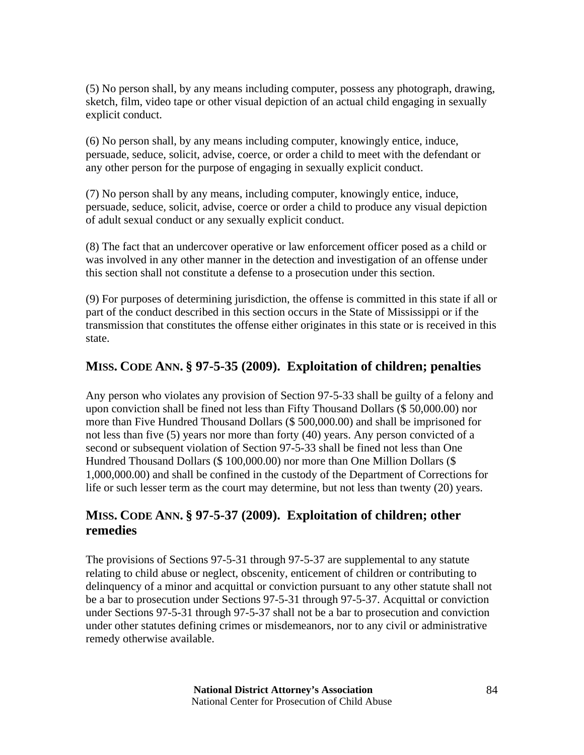(5) No person shall, by any means including computer, possess any photograph, drawing, sketch, film, video tape or other visual depiction of an actual child engaging in sexually explicit conduct.

(6) No person shall, by any means including computer, knowingly entice, induce, persuade, seduce, solicit, advise, coerce, or order a child to meet with the defendant or any other person for the purpose of engaging in sexually explicit conduct.

(7) No person shall by any means, including computer, knowingly entice, induce, persuade, seduce, solicit, advise, coerce or order a child to produce any visual depiction of adult sexual conduct or any sexually explicit conduct.

(8) The fact that an undercover operative or law enforcement officer posed as a child or was involved in any other manner in the detection and investigation of an offense under this section shall not constitute a defense to a prosecution under this section.

(9) For purposes of determining jurisdiction, the offense is committed in this state if all or part of the conduct described in this section occurs in the State of Mississippi or if the transmission that constitutes the offense either originates in this state or is received in this state.

## MISS. CODE ANN. § 97-5-35 (2009). Exploitation of children; penalties

Any person who violates any provision of Section 97-5-33 shall be guilty of a felony and upon conviction shall be fined not less than Fifty Thousand Dollars ($ 50,000.00) nor more than Five Hundred Thousand Dollars ($ 500,000.00) and shall be imprisoned for not less than five (5) years nor more than forty (40) years. Any person convicted of a second or subsequent violation of Section 97-5-33 shall be fined not less than One Hundred Thousand Dollars ($ 100,000.00) nor more than One Million Dollars ($ 1,000,000.00) and shall be confined in the custody of the Department of Corrections for life or such lesser term as the court may determine, but not less than twenty (20) years.

## MISS. CODE ANN. § 97-5-37 (2009). Exploitation of children; other remedies

The provisions of Sections 97-5-31 through 97-5-37 are supplemental to any statute relating to child abuse or neglect, obscenity, enticement of children or contributing to delinquency of a minor and acquittal or conviction pursuant to any other statute shall not be a bar to prosecution under Sections 97-5-31 through 97-5-37. Acquittal or conviction under Sections 97-5-31 through 97-5-37 shall not be a bar to prosecution and conviction under other statutes defining crimes or misdemeanors, nor to any civil or administrative remedy otherwise available.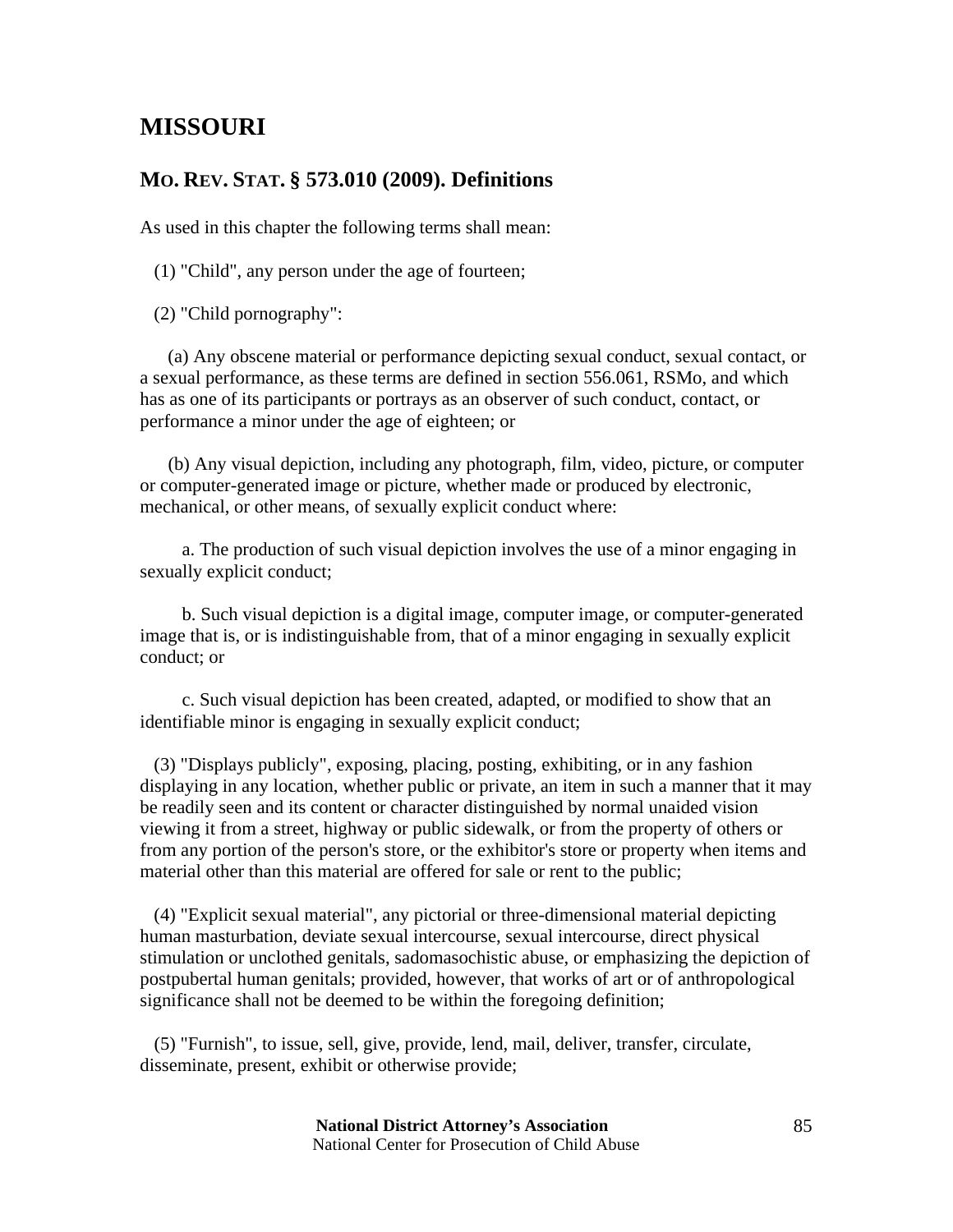## MISSOURI

### MO. REV. STAT. § 573.010 (2009). Definitions

As used in this chapter the following terms shall mean:

(1) "Child", any person under the age of fourteen;

(2) "Child pornography":

(a) Any obscene material or performance depicting sexual conduct, sexual contact, or a sexual performance, as these terms are defined in section 556.061, RSMo, and which has as one of its participants or portrays as an observer of such conduct, contact, or performance a minor under the age of eighteen; or

(b) Any visual depiction, including any photograph, film, video, picture, or computer or computer-generated image or picture, whether made or produced by electronic, mechanical, or other means, of sexually explicit conduct where:

a. The production of such visual depiction involves the use of a minor engaging in sexually explicit conduct;

b. Such visual depiction is a digital image, computer image, or computer-generated image that is, or is indistinguishable from, that of a minor engaging in sexually explicit conduct; or

c. Such visual depiction has been created, adapted, or modified to show that an identifiable minor is engaging in sexually explicit conduct;

(3) "Displays publicly", exposing, placing, posting, exhibiting, or in any fashion displaying in any location, whether public or private, an item in such a manner that it may be readily seen and its content or character distinguished by normal unaided vision viewing it from a street, highway or public sidewalk, or from the property of others or from any portion of the person's store, or the exhibitor's store or property when items and material other than this material are offered for sale or rent to the public;

(4) "Explicit sexual material", any pictorial or three-dimensional material depicting human masturbation, deviate sexual intercourse, sexual intercourse, direct physical stimulation or unclothed genitals, sadomasochistic abuse, or emphasizing the depiction of postpubertal human genitals; provided, however, that works of art or of anthropological significance shall not be deemed to be within the foregoing definition;

(5) "Furnish", to issue, sell, give, provide, lend, mail, deliver, transfer, circulate, disseminate, present, exhibit or otherwise provide;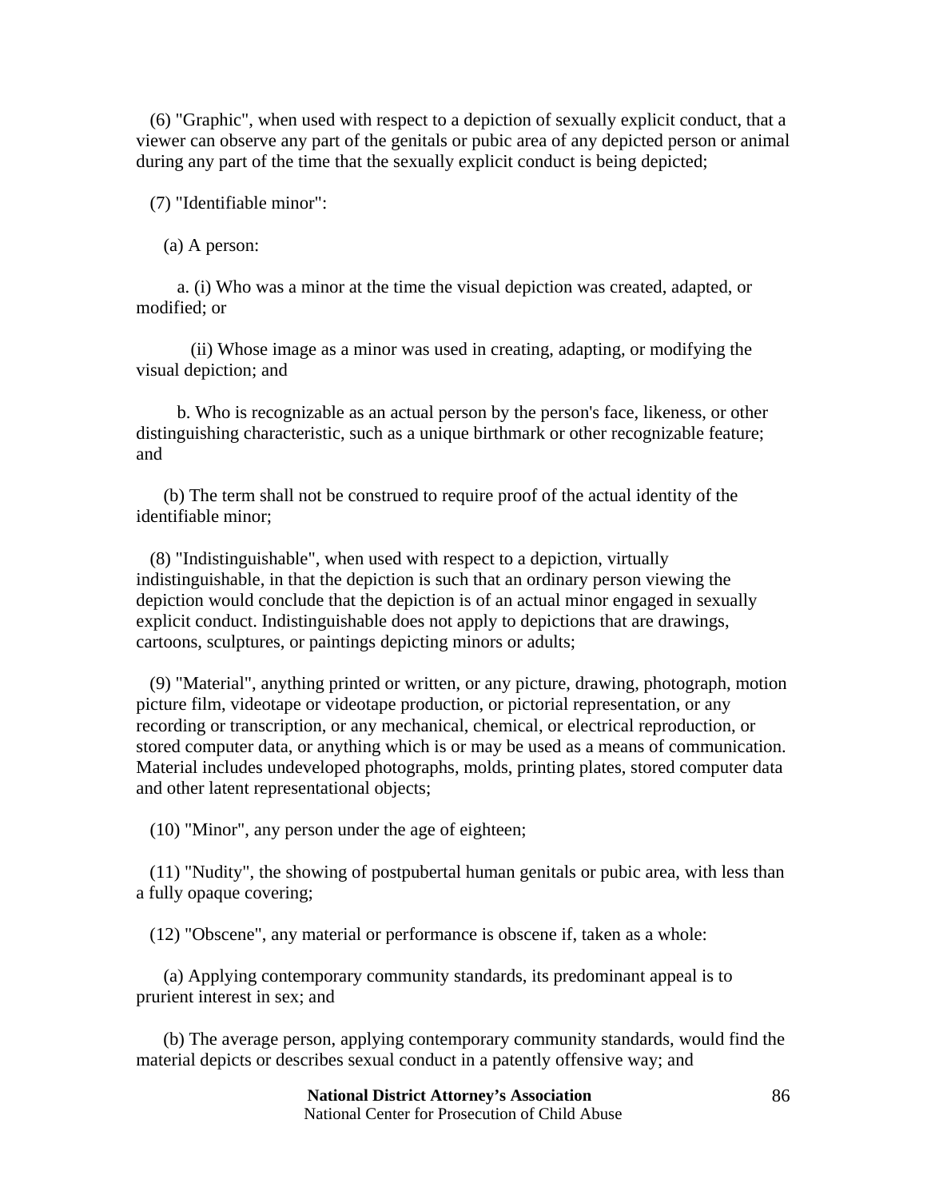(6) "Graphic", when used with respect to a depiction of sexually explicit conduct, that a viewer can observe any part of the genitals or pubic area of any depicted person or animal during any part of the time that the sexually explicit conduct is being depicted;

(7) "Identifiable minor":

(a) A person:

a. (i) Who was a minor at the time the visual depiction was created, adapted, or modified; or

(ii) Whose image as a minor was used in creating, adapting, or modifying the visual depiction; and

b. Who is recognizable as an actual person by the person's face, likeness, or other distinguishing characteristic, such as a unique birthmark or other recognizable feature; and

(b) The term shall not be construed to require proof of the actual identity of the identifiable minor;

(8) "Indistinguishable", when used with respect to a depiction, virtually indistinguishable, in that the depiction is such that an ordinary person viewing the depiction would conclude that the depiction is of an actual minor engaged in sexually explicit conduct. Indistinguishable does not apply to depictions that are drawings, cartoons, sculptures, or paintings depicting minors or adults;

(9) "Material", anything printed or written, or any picture, drawing, photograph, motion picture film, videotape or videotape production, or pictorial representation, or any recording or transcription, or any mechanical, chemical, or electrical reproduction, or stored computer data, or anything which is or may be used as a means of communication. Material includes undeveloped photographs, molds, printing plates, stored computer data and other latent representational objects;

(10) "Minor", any person under the age of eighteen;

(11) "Nudity", the showing of postpubertal human genitals or pubic area, with less than a fully opaque covering;

(12) "Obscene", any material or performance is obscene if, taken as a whole:

(a) Applying contemporary community standards, its predominant appeal is to prurient interest in sex; and

(b) The average person, applying contemporary community standards, would find the material depicts or describes sexual conduct in a patently offensive way; and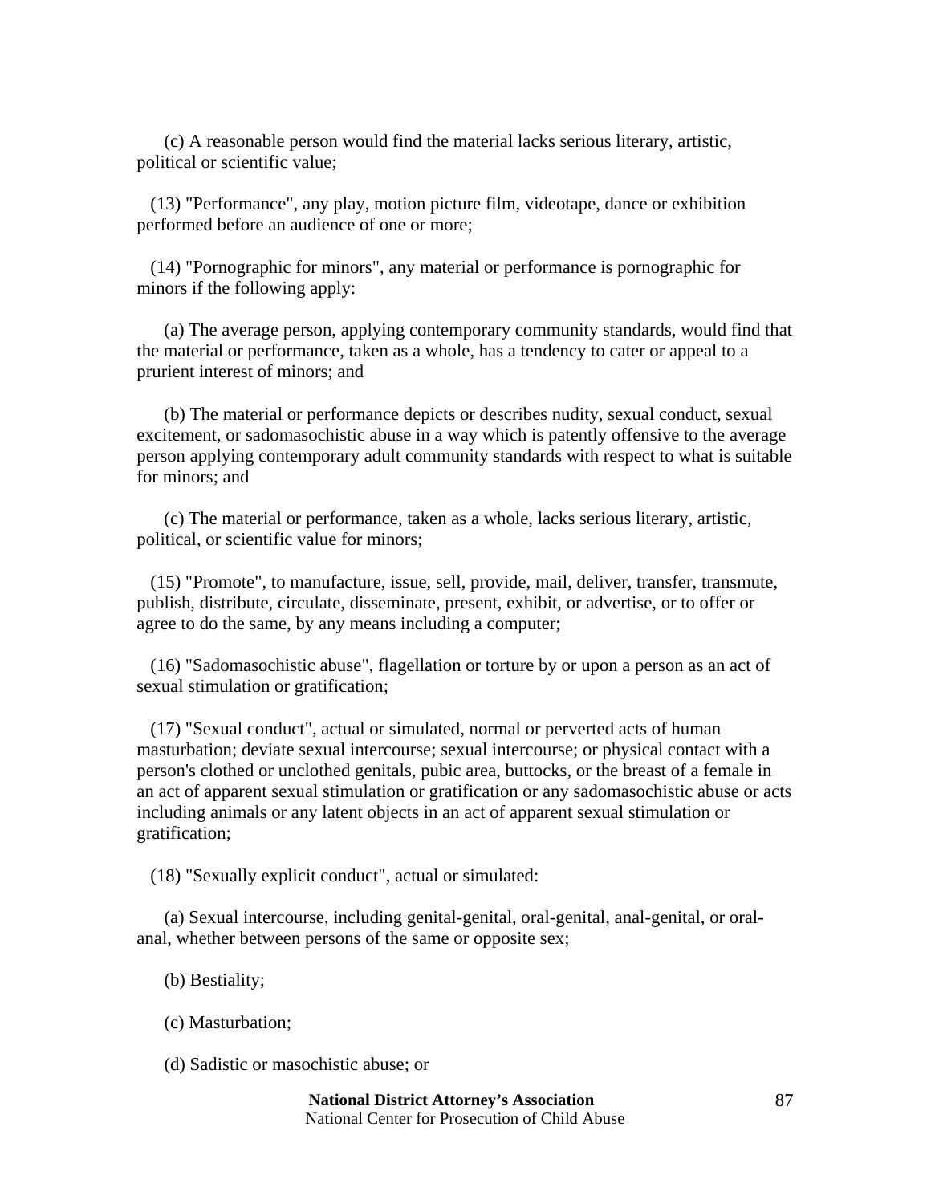(c) A reasonable person would find the material lacks serious literary, artistic, political or scientific value;

(13) "Performance", any play, motion picture film, videotape, dance or exhibition performed before an audience of one or more;

(14) "Pornographic for minors", any material or performance is pornographic for minors if the following apply:

(a) The average person, applying contemporary community standards, would find that the material or performance, taken as a whole, has a tendency to cater or appeal to a prurient interest of minors; and

(b) The material or performance depicts or describes nudity, sexual conduct, sexual excitement, or sadomasochistic abuse in a way which is patently offensive to the average person applying contemporary adult community standards with respect to what is suitable for minors; and

(c) The material or performance, taken as a whole, lacks serious literary, artistic, political, or scientific value for minors;

(15) "Promote", to manufacture, issue, sell, provide, mail, deliver, transfer, transmute, publish, distribute, circulate, disseminate, present, exhibit, or advertise, or to offer or agree to do the same, by any means including a computer;

(16) "Sadomasochistic abuse", flagellation or torture by or upon a person as an act of sexual stimulation or gratification;

(17) "Sexual conduct", actual or simulated, normal or perverted acts of human masturbation; deviate sexual intercourse; sexual intercourse; or physical contact with a person's clothed or unclothed genitals, pubic area, buttocks, or the breast of a female in an act of apparent sexual stimulation or gratification or any sadomasochistic abuse or acts including animals or any latent objects in an act of apparent sexual stimulation or gratification;

(18) "Sexually explicit conduct", actual or simulated:

(a) Sexual intercourse, including genital-genital, oral-genital, anal-genital, or oral-anal, whether between persons of the same or opposite sex;

(b) Bestiality;

(c) Masturbation;

(d) Sadistic or masochistic abuse; or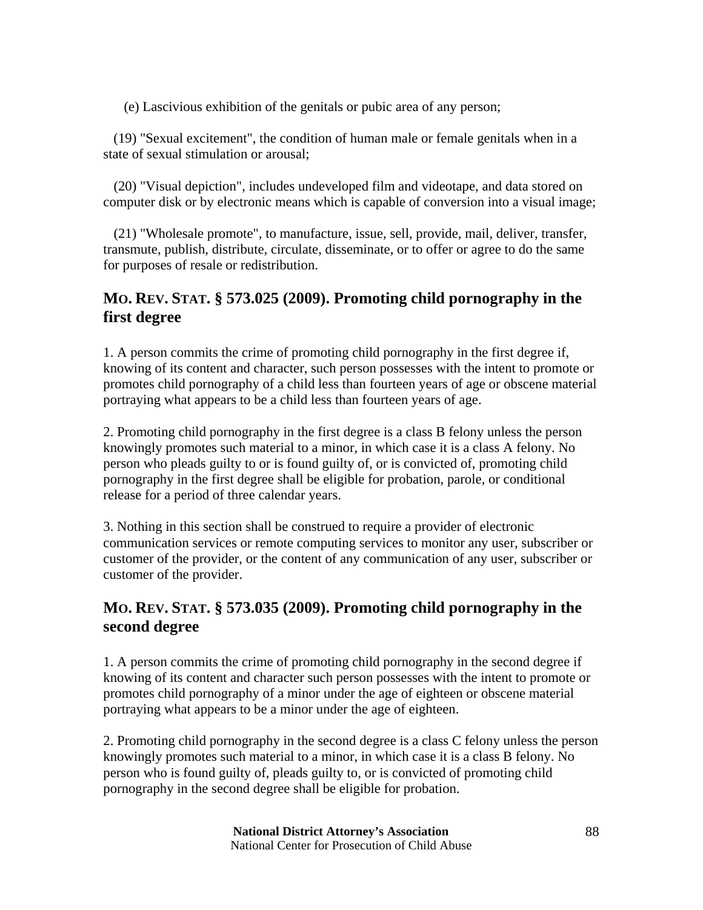(e) Lascivious exhibition of the genitals or pubic area of any person;

(19) "Sexual excitement", the condition of human male or female genitals when in a state of sexual stimulation or arousal;

(20) "Visual depiction", includes undeveloped film and videotape, and data stored on computer disk or by electronic means which is capable of conversion into a visual image;

(21) "Wholesale promote", to manufacture, issue, sell, provide, mail, deliver, transfer, transmute, publish, distribute, circulate, disseminate, or to offer or agree to do the same for purposes of resale or redistribution.

## MO. REV. STAT. § 573.025 (2009). Promoting child pornography in the first degree

1. A person commits the crime of promoting child pornography in the first degree if, knowing of its content and character, such person possesses with the intent to promote or promotes child pornography of a child less than fourteen years of age or obscene material portraying what appears to be a child less than fourteen years of age.

2. Promoting child pornography in the first degree is a class B felony unless the person knowingly promotes such material to a minor, in which case it is a class A felony. No person who pleads guilty to or is found guilty of, or is convicted of, promoting child pornography in the first degree shall be eligible for probation, parole, or conditional release for a period of three calendar years.

3. Nothing in this section shall be construed to require a provider of electronic communication services or remote computing services to monitor any user, subscriber or customer of the provider, or the content of any communication of any user, subscriber or customer of the provider.

## MO. REV. STAT. § 573.035 (2009). Promoting child pornography in the second degree

1. A person commits the crime of promoting child pornography in the second degree if knowing of its content and character such person possesses with the intent to promote or promotes child pornography of a minor under the age of eighteen or obscene material portraying what appears to be a minor under the age of eighteen.

2. Promoting child pornography in the second degree is a class C felony unless the person knowingly promotes such material to a minor, in which case it is a class B felony. No person who is found guilty of, pleads guilty to, or is convicted of promoting child pornography in the second degree shall be eligible for probation.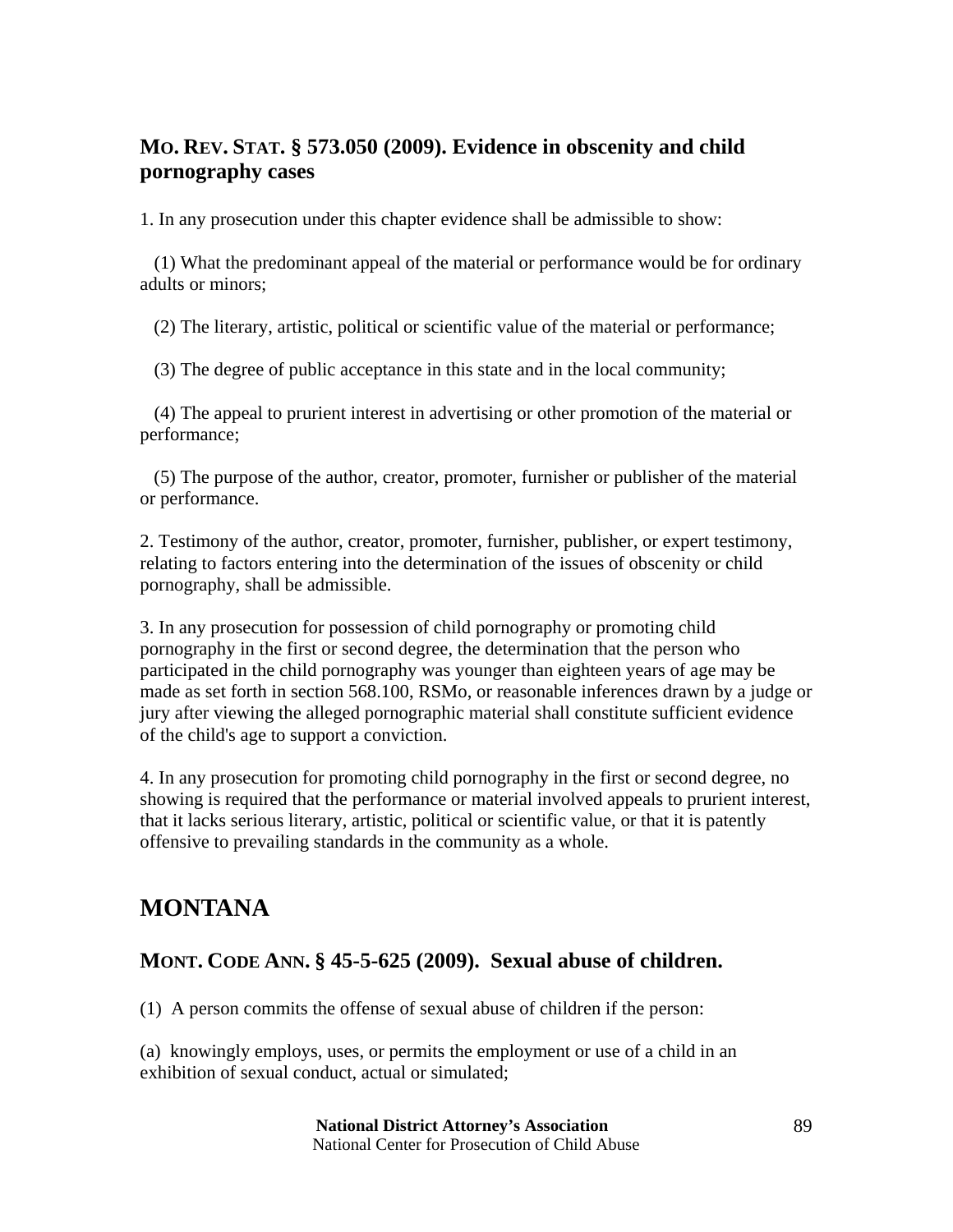### MO. REV. STAT. § 573.050 (2009). Evidence in obscenity and child pornography cases

1. In any prosecution under this chapter evidence shall be admissible to show:

(1) What the predominant appeal of the material or performance would be for ordinary adults or minors;

(2) The literary, artistic, political or scientific value of the material or performance;

(3) The degree of public acceptance in this state and in the local community;

(4) The appeal to prurient interest in advertising or other promotion of the material or performance;

(5) The purpose of the author, creator, promoter, furnisher or publisher of the material or performance.

2. Testimony of the author, creator, promoter, furnisher, publisher, or expert testimony, relating to factors entering into the determination of the issues of obscenity or child pornography, shall be admissible.

3. In any prosecution for possession of child pornography or promoting child pornography in the first or second degree, the determination that the person who participated in the child pornography was younger than eighteen years of age may be made as set forth in section 568.100, RSMo, or reasonable inferences drawn by a judge or jury after viewing the alleged pornographic material shall constitute sufficient evidence of the child's age to support a conviction.

4. In any prosecution for promoting child pornography in the first or second degree, no showing is required that the performance or material involved appeals to prurient interest, that it lacks serious literary, artistic, political or scientific value, or that it is patently offensive to prevailing standards in the community as a whole.

## MONTANA

### MONT. CODE ANN. § 45-5-625 (2009). Sexual abuse of children.

(1) A person commits the offense of sexual abuse of children if the person:

(a) knowingly employs, uses, or permits the employment or use of a child in an exhibition of sexual conduct, actual or simulated;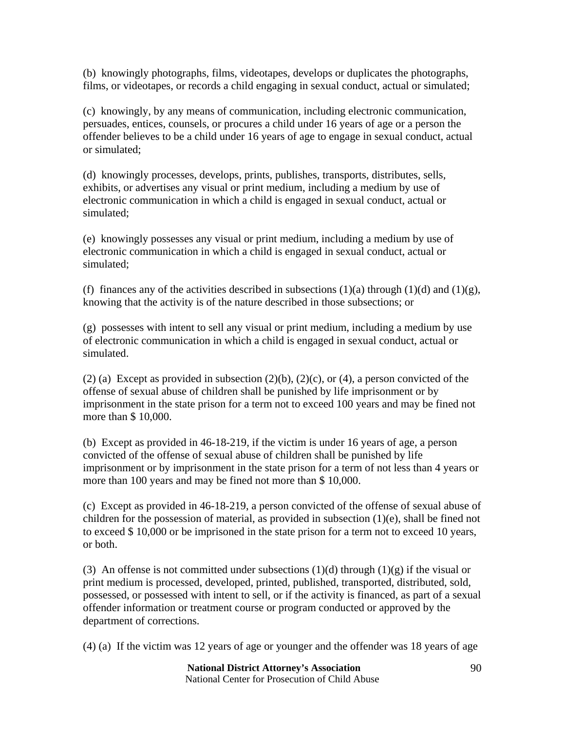(b) knowingly photographs, films, videotapes, develops or duplicates the photographs, films, or videotapes, or records a child engaging in sexual conduct, actual or simulated;

(c) knowingly, by any means of communication, including electronic communication, persuades, entices, counsels, or procures a child under 16 years of age or a person the offender believes to be a child under 16 years of age to engage in sexual conduct, actual or simulated;

(d) knowingly processes, develops, prints, publishes, transports, distributes, sells, exhibits, or advertises any visual or print medium, including a medium by use of electronic communication in which a child is engaged in sexual conduct, actual or simulated;

(e) knowingly possesses any visual or print medium, including a medium by use of electronic communication in which a child is engaged in sexual conduct, actual or simulated;

(f) finances any of the activities described in subsections (1)(a) through (1)(d) and (1)(g), knowing that the activity is of the nature described in those subsections; or

(g) possesses with intent to sell any visual or print medium, including a medium by use of electronic communication in which a child is engaged in sexual conduct, actual or simulated.

(2) (a) Except as provided in subsection (2)(b), (2)(c), or (4), a person convicted of the offense of sexual abuse of children shall be punished by life imprisonment or by imprisonment in the state prison for a term not to exceed 100 years and may be fined not more than $ 10,000.

(b) Except as provided in 46-18-219, if the victim is under 16 years of age, a person convicted of the offense of sexual abuse of children shall be punished by life imprisonment or by imprisonment in the state prison for a term of not less than 4 years or more than 100 years and may be fined not more than $ 10,000.

(c) Except as provided in 46-18-219, a person convicted of the offense of sexual abuse of children for the possession of material, as provided in subsection (1)(e), shall be fined not to exceed $ 10,000 or be imprisoned in the state prison for a term not to exceed 10 years, or both.

(3) An offense is not committed under subsections (1)(d) through (1)(g) if the visual or print medium is processed, developed, printed, published, transported, distributed, sold, possessed, or possessed with intent to sell, or if the activity is financed, as part of a sexual offender information or treatment course or program conducted or approved by the department of corrections.

(4) (a) If the victim was 12 years of age or younger and the offender was 18 years of age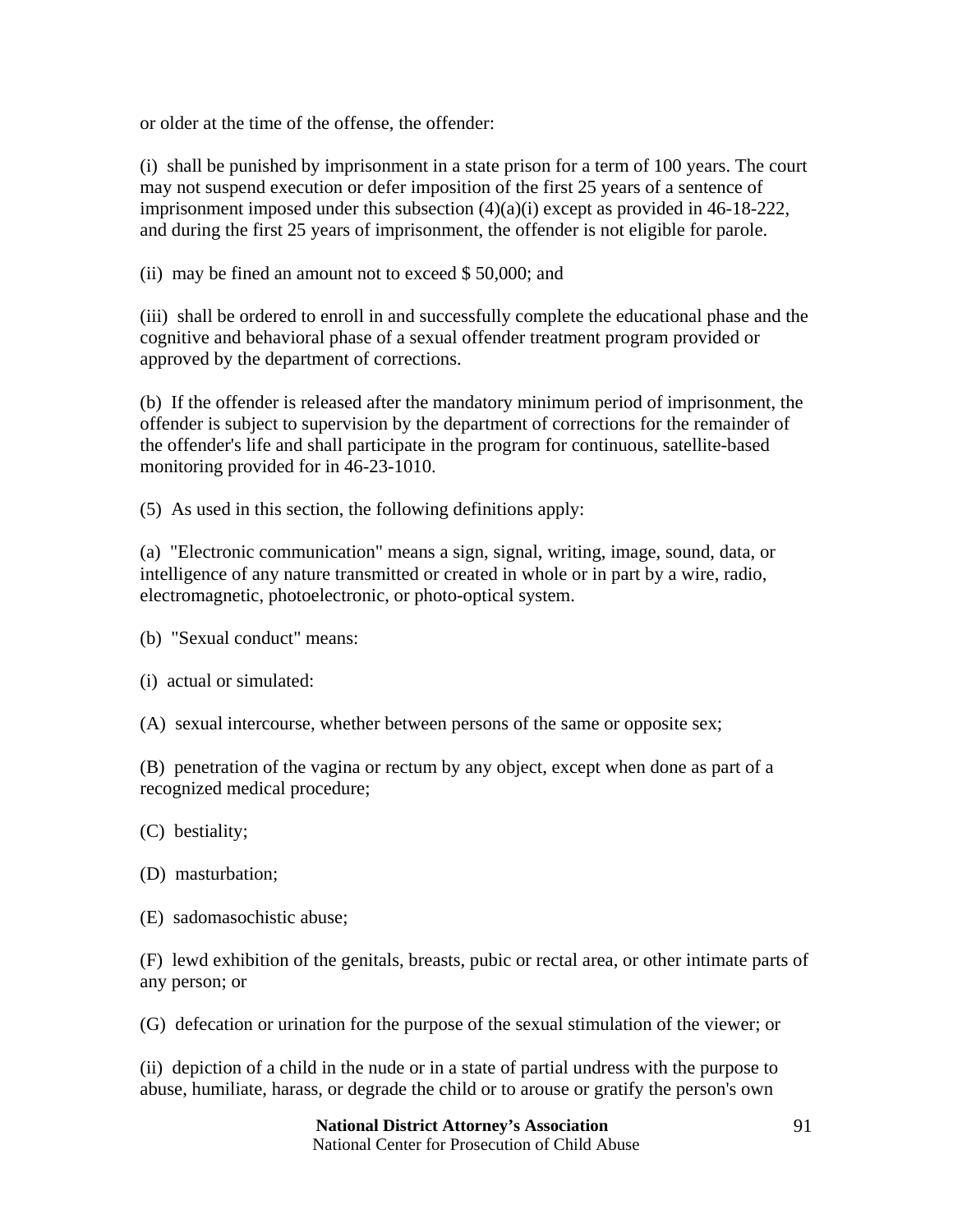or older at the time of the offense, the offender:

(i) shall be punished by imprisonment in a state prison for a term of 100 years. The court may not suspend execution or defer imposition of the first 25 years of a sentence of imprisonment imposed under this subsection (4)(a)(i) except as provided in 46-18-222, and during the first 25 years of imprisonment, the offender is not eligible for parole.

(ii) may be fined an amount not to exceed $ 50,000; and

(iii) shall be ordered to enroll in and successfully complete the educational phase and the cognitive and behavioral phase of a sexual offender treatment program provided or approved by the department of corrections.

(b) If the offender is released after the mandatory minimum period of imprisonment, the offender is subject to supervision by the department of corrections for the remainder of the offender's life and shall participate in the program for continuous, satellite-based monitoring provided for in 46-23-1010.

(5) As used in this section, the following definitions apply:

(a) "Electronic communication" means a sign, signal, writing, image, sound, data, or intelligence of any nature transmitted or created in whole or in part by a wire, radio, electromagnetic, photoelectronic, or photo-optical system.

(b) "Sexual conduct" means:

(i) actual or simulated:

(A) sexual intercourse, whether between persons of the same or opposite sex;

(B) penetration of the vagina or rectum by any object, except when done as part of a recognized medical procedure;

(C) bestiality;

(D) masturbation;

(E) sadomasochistic abuse;

(F) lewd exhibition of the genitals, breasts, pubic or rectal area, or other intimate parts of any person; or

(G) defecation or urination for the purpose of the sexual stimulation of the viewer; or

(ii) depiction of a child in the nude or in a state of partial undress with the purpose to abuse, humiliate, harass, or degrade the child or to arouse or gratify the person's own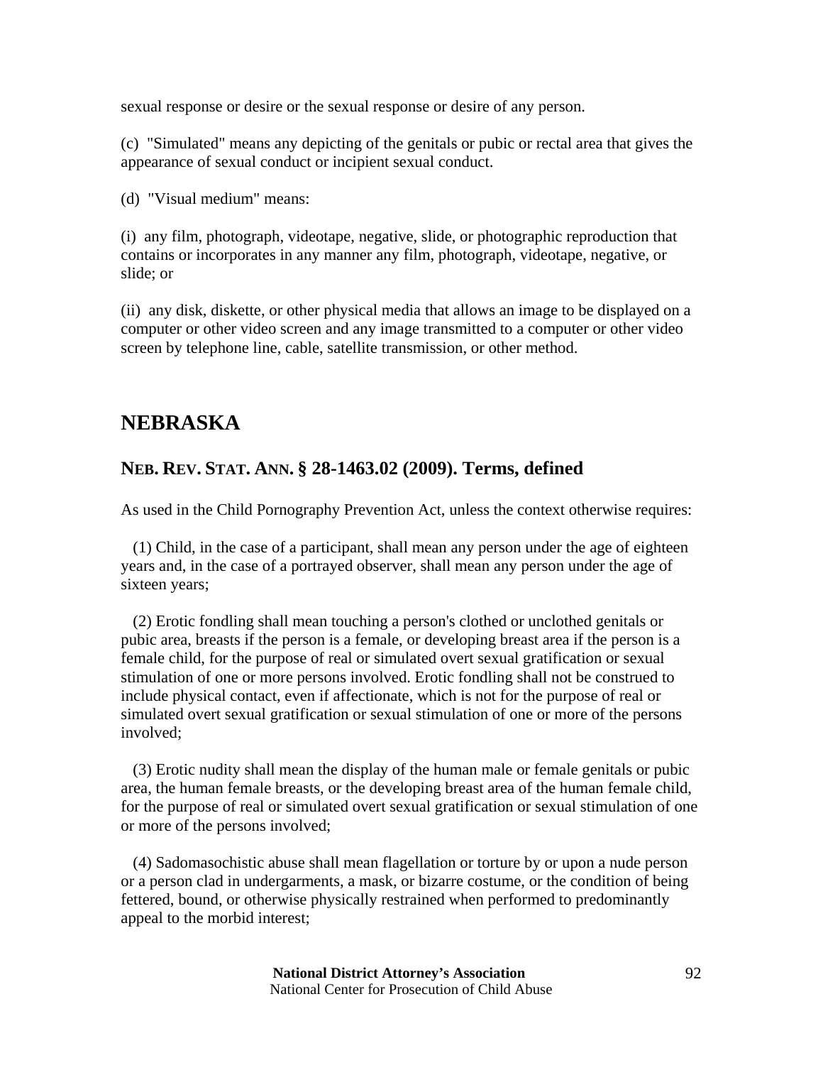sexual response or desire or the sexual response or desire of any person.

(c) "Simulated" means any depicting of the genitals or pubic or rectal area that gives the appearance of sexual conduct or incipient sexual conduct.

(d) "Visual medium" means:

(i) any film, photograph, videotape, negative, slide, or photographic reproduction that contains or incorporates in any manner any film, photograph, videotape, negative, or slide; or

(ii) any disk, diskette, or other physical media that allows an image to be displayed on a computer or other video screen and any image transmitted to a computer or other video screen by telephone line, cable, satellite transmission, or other method.

## NEBRASKA

### NEB. REV. STAT. ANN. § 28-1463.02 (2009). Terms, defined

As used in the Child Pornography Prevention Act, unless the context otherwise requires:

(1) Child, in the case of a participant, shall mean any person under the age of eighteen years and, in the case of a portrayed observer, shall mean any person under the age of sixteen years;

(2) Erotic fondling shall mean touching a person's clothed or unclothed genitals or pubic area, breasts if the person is a female, or developing breast area if the person is a female child, for the purpose of real or simulated overt sexual gratification or sexual stimulation of one or more persons involved. Erotic fondling shall not be construed to include physical contact, even if affectionate, which is not for the purpose of real or simulated overt sexual gratification or sexual stimulation of one or more of the persons involved;

(3) Erotic nudity shall mean the display of the human male or female genitals or pubic area, the human female breasts, or the developing breast area of the human female child, for the purpose of real or simulated overt sexual gratification or sexual stimulation of one or more of the persons involved;

(4) Sadomasochistic abuse shall mean flagellation or torture by or upon a nude person or a person clad in undergarments, a mask, or bizarre costume, or the condition of being fettered, bound, or otherwise physically restrained when performed to predominantly appeal to the morbid interest;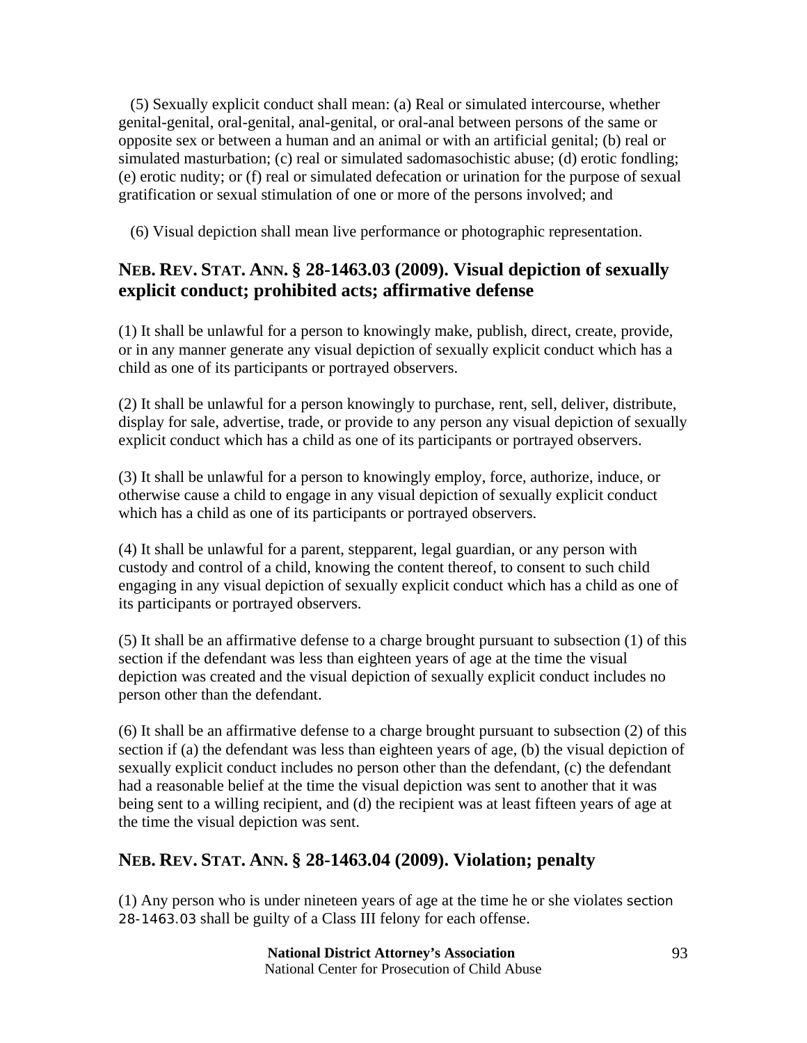(5) Sexually explicit conduct shall mean: (a) Real or simulated intercourse, whether genital-genital, oral-genital, anal-genital, or oral-anal between persons of the same or opposite sex or between a human and an animal or with an artificial genital; (b) real or simulated masturbation; (c) real or simulated sadomasochistic abuse; (d) erotic fondling; (e) erotic nudity; or (f) real or simulated defecation or urination for the purpose of sexual gratification or sexual stimulation of one or more of the persons involved; and

(6) Visual depiction shall mean live performance or photographic representation.

## NEB. REV. STAT. ANN. § 28-1463.03 (2009). Visual depiction of sexually explicit conduct; prohibited acts; affirmative defense

(1) It shall be unlawful for a person to knowingly make, publish, direct, create, provide, or in any manner generate any visual depiction of sexually explicit conduct which has a child as one of its participants or portrayed observers.

(2) It shall be unlawful for a person knowingly to purchase, rent, sell, deliver, distribute, display for sale, advertise, trade, or provide to any person any visual depiction of sexually explicit conduct which has a child as one of its participants or portrayed observers.

(3) It shall be unlawful for a person to knowingly employ, force, authorize, induce, or otherwise cause a child to engage in any visual depiction of sexually explicit conduct which has a child as one of its participants or portrayed observers.

(4) It shall be unlawful for a parent, stepparent, legal guardian, or any person with custody and control of a child, knowing the content thereof, to consent to such child engaging in any visual depiction of sexually explicit conduct which has a child as one of its participants or portrayed observers.

(5) It shall be an affirmative defense to a charge brought pursuant to subsection (1) of this section if the defendant was less than eighteen years of age at the time the visual depiction was created and the visual depiction of sexually explicit conduct includes no person other than the defendant.

(6) It shall be an affirmative defense to a charge brought pursuant to subsection (2) of this section if (a) the defendant was less than eighteen years of age, (b) the visual depiction of sexually explicit conduct includes no person other than the defendant, (c) the defendant had a reasonable belief at the time the visual depiction was sent to another that it was being sent to a willing recipient, and (d) the recipient was at least fifteen years of age at the time the visual depiction was sent.

## NEB. REV. STAT. ANN. § 28-1463.04 (2009). Violation; penalty

(1) Any person who is under nineteen years of age at the time he or she violates section 28-1463.03 shall be guilty of a Class III felony for each offense.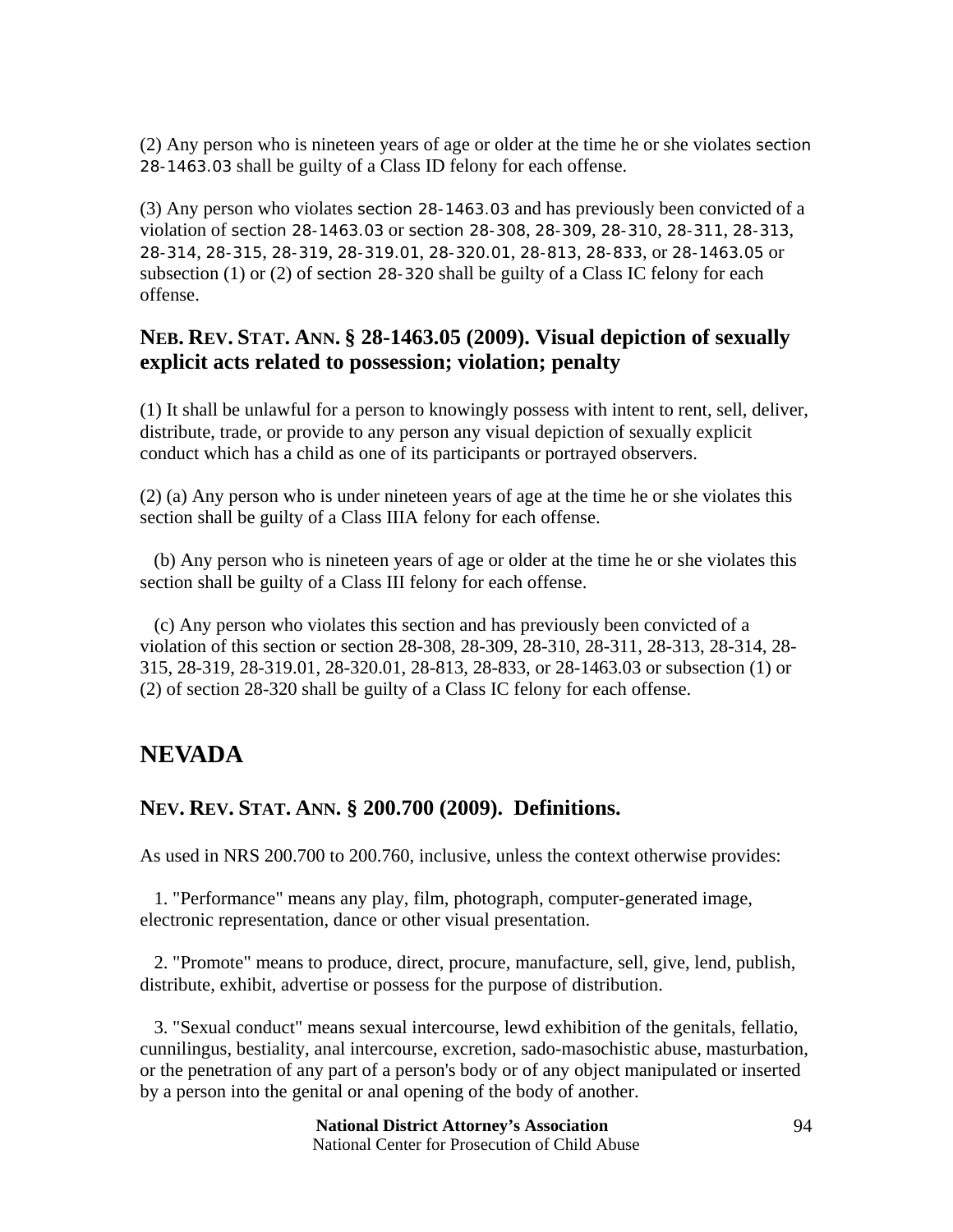(2) Any person who is nineteen years of age or older at the time he or she violates section 28-1463.03 shall be guilty of a Class ID felony for each offense.

(3) Any person who violates section 28-1463.03 and has previously been convicted of a violation of section 28-1463.03 or section 28-308, 28-309, 28-310, 28-311, 28-313, 28-314, 28-315, 28-319, 28-319.01, 28-320.01, 28-813, 28-833, or 28-1463.05 or subsection (1) or (2) of section 28-320 shall be guilty of a Class IC felony for each offense.

### NEB. REV. STAT. ANN. § 28-1463.05 (2009). Visual depiction of sexually explicit acts related to possession; violation; penalty

(1) It shall be unlawful for a person to knowingly possess with intent to rent, sell, deliver, distribute, trade, or provide to any person any visual depiction of sexually explicit conduct which has a child as one of its participants or portrayed observers.

(2) (a) Any person who is under nineteen years of age at the time he or she violates this section shall be guilty of a Class IIIA felony for each offense.

(b) Any person who is nineteen years of age or older at the time he or she violates this section shall be guilty of a Class III felony for each offense.

(c) Any person who violates this section and has previously been convicted of a violation of this section or section 28-308, 28-309, 28-310, 28-311, 28-313, 28-314, 28-315, 28-319, 28-319.01, 28-320.01, 28-813, 28-833, or 28-1463.03 or subsection (1) or (2) of section 28-320 shall be guilty of a Class IC felony for each offense.

## NEVADA

### NEV. REV. STAT. ANN. § 200.700 (2009). Definitions.

As used in NRS 200.700 to 200.760, inclusive, unless the context otherwise provides:

1. "Performance" means any play, film, photograph, computer-generated image, electronic representation, dance or other visual presentation.

2. "Promote" means to produce, direct, procure, manufacture, sell, give, lend, publish, distribute, exhibit, advertise or possess for the purpose of distribution.

3. "Sexual conduct" means sexual intercourse, lewd exhibition of the genitals, fellatio, cunnilingus, bestiality, anal intercourse, excretion, sado-masochistic abuse, masturbation, or the penetration of any part of a person's body or of any object manipulated or inserted by a person into the genital or anal opening of the body of another.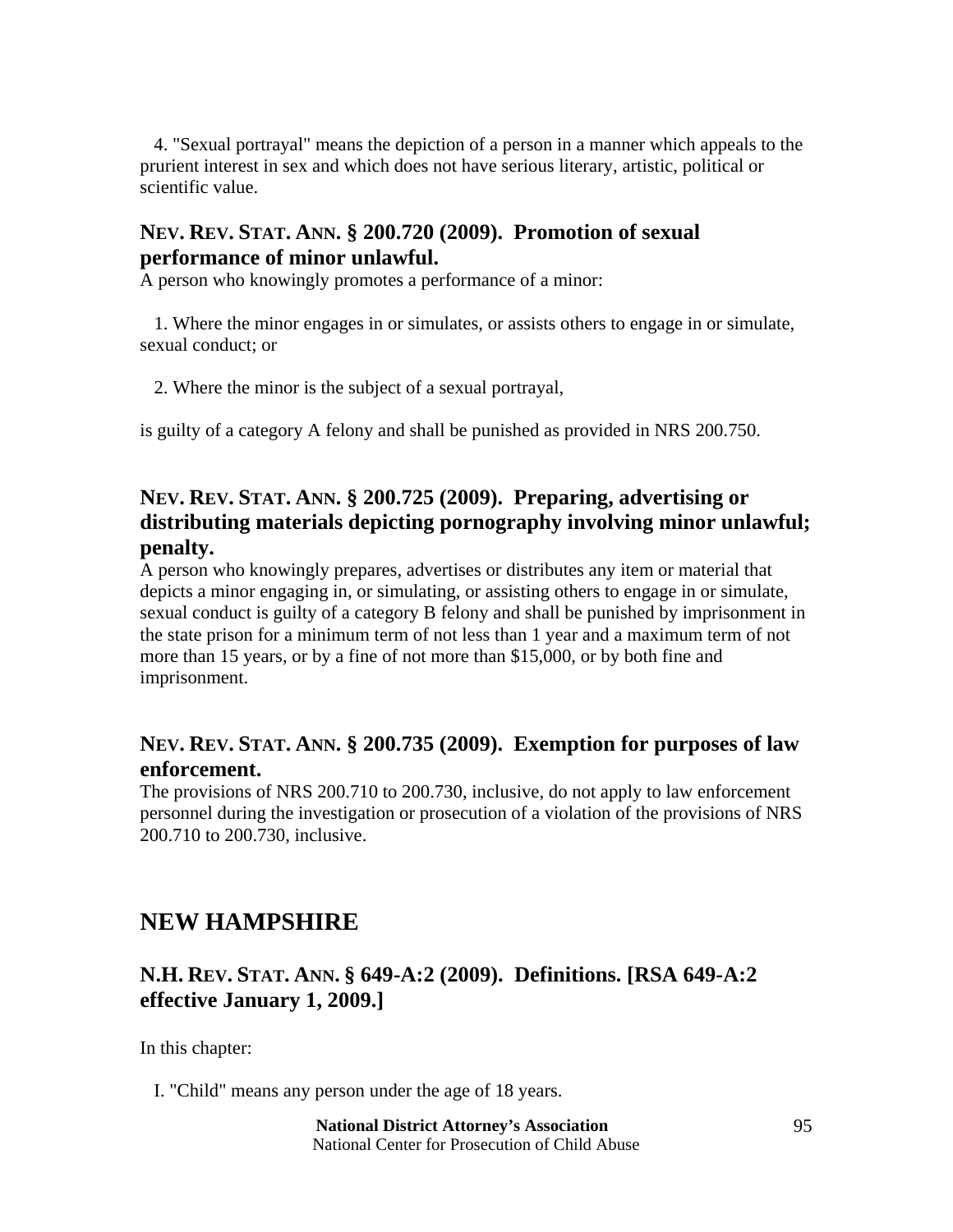4. "Sexual portrayal" means the depiction of a person in a manner which appeals to the prurient interest in sex and which does not have serious literary, artistic, political or scientific value.

### NEV. REV. STAT. ANN. § 200.720 (2009). Promotion of sexual performance of minor unlawful.

A person who knowingly promotes a performance of a minor:

1. Where the minor engages in or simulates, or assists others to engage in or simulate, sexual conduct; or

2. Where the minor is the subject of a sexual portrayal,

is guilty of a category A felony and shall be punished as provided in NRS 200.750.

### NEV. REV. STAT. ANN. § 200.725 (2009). Preparing, advertising or distributing materials depicting pornography involving minor unlawful; penalty.

A person who knowingly prepares, advertises or distributes any item or material that depicts a minor engaging in, or simulating, or assisting others to engage in or simulate, sexual conduct is guilty of a category B felony and shall be punished by imprisonment in the state prison for a minimum term of not less than 1 year and a maximum term of not more than 15 years, or by a fine of not more than $15,000, or by both fine and imprisonment.

### NEV. REV. STAT. ANN. § 200.735 (2009). Exemption for purposes of law enforcement.

The provisions of NRS 200.710 to 200.730, inclusive, do not apply to law enforcement personnel during the investigation or prosecution of a violation of the provisions of NRS 200.710 to 200.730, inclusive.

## NEW HAMPSHIRE

### N.H. REV. STAT. ANN. § 649-A:2 (2009). Definitions. [RSA 649-A:2 effective January 1, 2009.]

In this chapter:

I. "Child" means any person under the age of 18 years.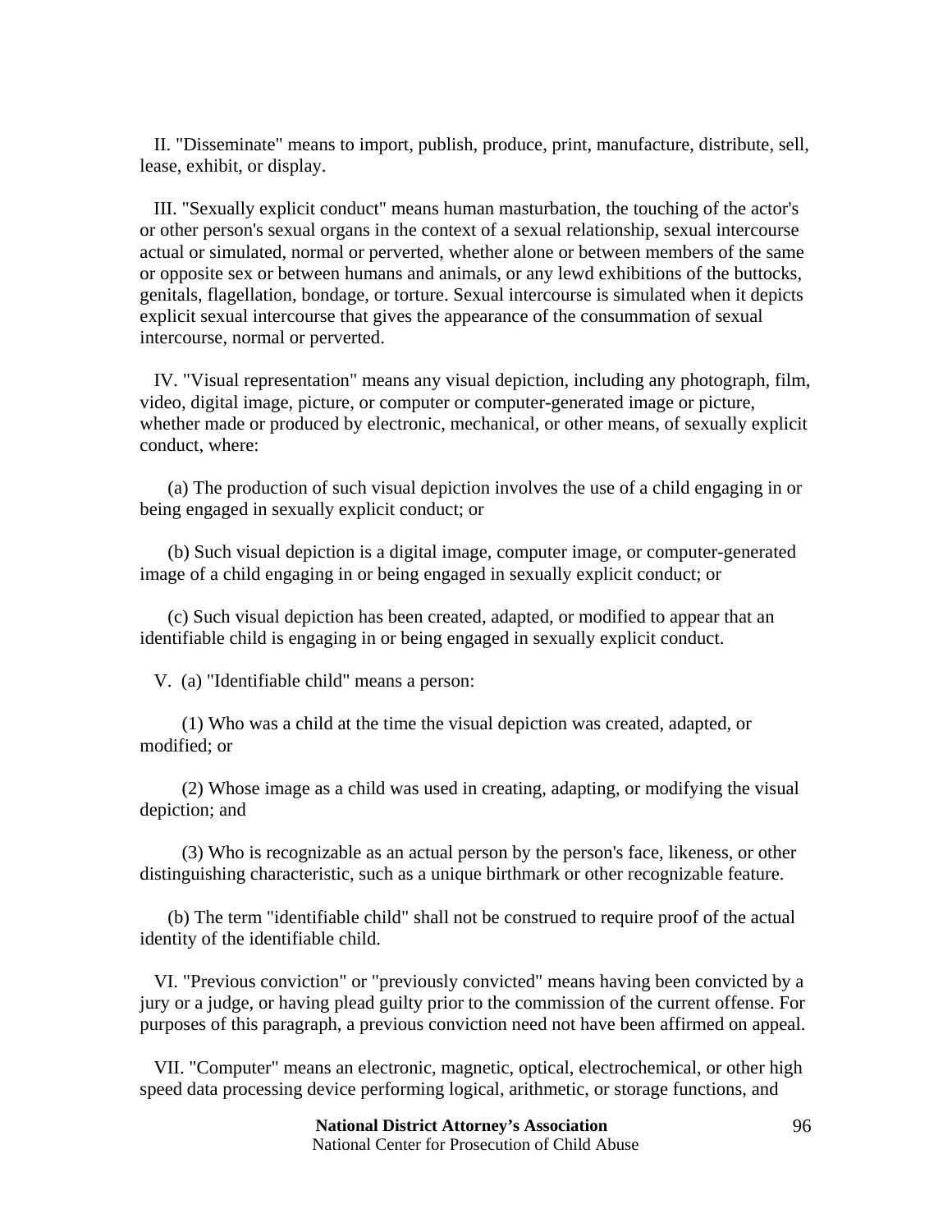II. "Disseminate" means to import, publish, produce, print, manufacture, distribute, sell, lease, exhibit, or display.

III. "Sexually explicit conduct" means human masturbation, the touching of the actor's or other person's sexual organs in the context of a sexual relationship, sexual intercourse actual or simulated, normal or perverted, whether alone or between members of the same or opposite sex or between humans and animals, or any lewd exhibitions of the buttocks, genitals, flagellation, bondage, or torture. Sexual intercourse is simulated when it depicts explicit sexual intercourse that gives the appearance of the consummation of sexual intercourse, normal or perverted.

IV. "Visual representation" means any visual depiction, including any photograph, film, video, digital image, picture, or computer or computer-generated image or picture, whether made or produced by electronic, mechanical, or other means, of sexually explicit conduct, where:

(a) The production of such visual depiction involves the use of a child engaging in or being engaged in sexually explicit conduct; or

(b) Such visual depiction is a digital image, computer image, or computer-generated image of a child engaging in or being engaged in sexually explicit conduct; or

(c) Such visual depiction has been created, adapted, or modified to appear that an identifiable child is engaging in or being engaged in sexually explicit conduct.

V. (a) "Identifiable child" means a person:

(1) Who was a child at the time the visual depiction was created, adapted, or modified; or

(2) Whose image as a child was used in creating, adapting, or modifying the visual depiction; and

(3) Who is recognizable as an actual person by the person's face, likeness, or other distinguishing characteristic, such as a unique birthmark or other recognizable feature.

(b) The term "identifiable child" shall not be construed to require proof of the actual identity of the identifiable child.

VI. "Previous conviction" or "previously convicted" means having been convicted by a jury or a judge, or having plead guilty prior to the commission of the current offense. For purposes of this paragraph, a previous conviction need not have been affirmed on appeal.

VII. "Computer" means an electronic, magnetic, optical, electrochemical, or other high speed data processing device performing logical, arithmetic, or storage functions, and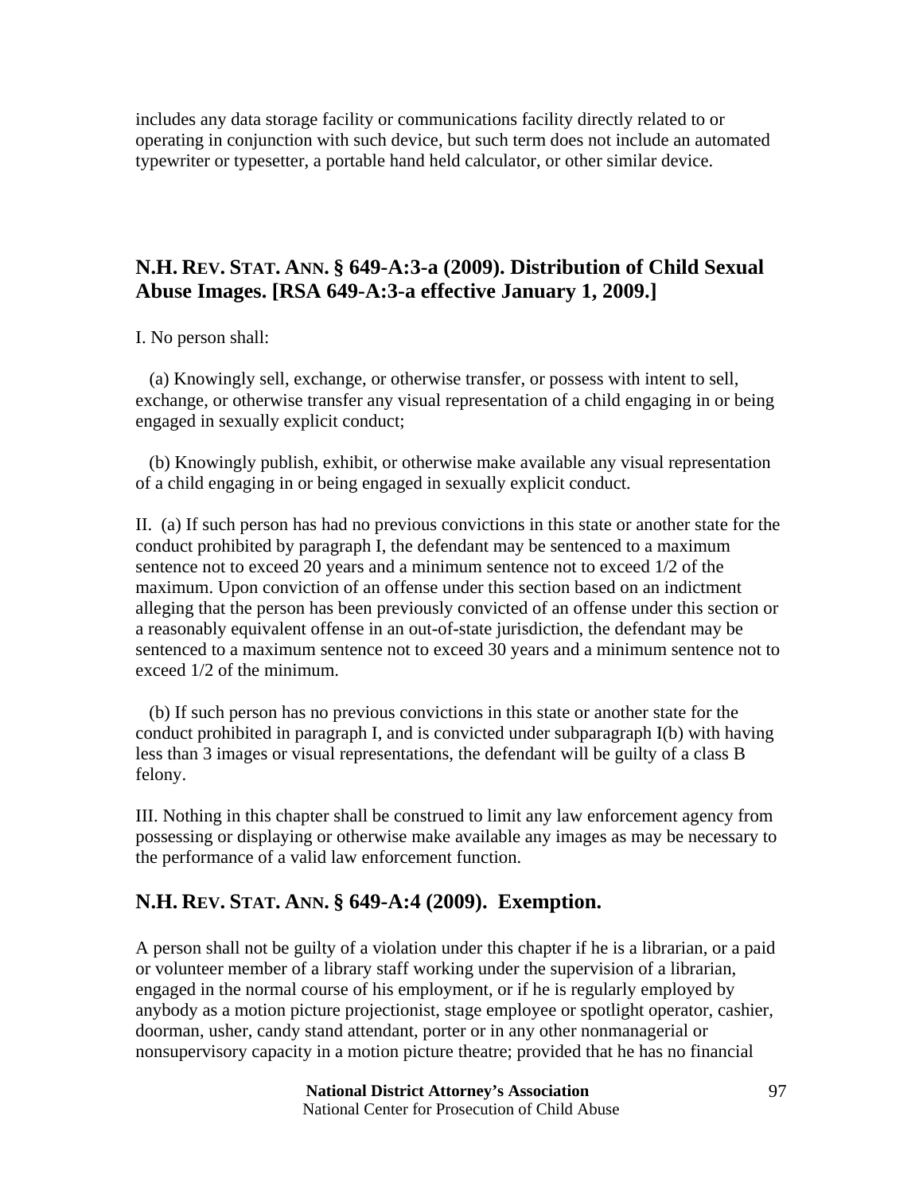includes any data storage facility or communications facility directly related to or operating in conjunction with such device, but such term does not include an automated typewriter or typesetter, a portable hand held calculator, or other similar device.

## N.H. REV. STAT. ANN. § 649-A:3-a (2009). Distribution of Child Sexual Abuse Images. [RSA 649-A:3-a effective January 1, 2009.]

I. No person shall:

(a) Knowingly sell, exchange, or otherwise transfer, or possess with intent to sell, exchange, or otherwise transfer any visual representation of a child engaging in or being engaged in sexually explicit conduct;

(b) Knowingly publish, exhibit, or otherwise make available any visual representation of a child engaging in or being engaged in sexually explicit conduct.

II. (a) If such person has had no previous convictions in this state or another state for the conduct prohibited by paragraph I, the defendant may be sentenced to a maximum sentence not to exceed 20 years and a minimum sentence not to exceed 1/2 of the maximum. Upon conviction of an offense under this section based on an indictment alleging that the person has been previously convicted of an offense under this section or a reasonably equivalent offense in an out-of-state jurisdiction, the defendant may be sentenced to a maximum sentence not to exceed 30 years and a minimum sentence not to exceed 1/2 of the minimum.

(b) If such person has no previous convictions in this state or another state for the conduct prohibited in paragraph I, and is convicted under subparagraph I(b) with having less than 3 images or visual representations, the defendant will be guilty of a class B felony.

III. Nothing in this chapter shall be construed to limit any law enforcement agency from possessing or displaying or otherwise make available any images as may be necessary to the performance of a valid law enforcement function.

## N.H. REV. STAT. ANN. § 649-A:4 (2009). Exemption.

A person shall not be guilty of a violation under this chapter if he is a librarian, or a paid or volunteer member of a library staff working under the supervision of a librarian, engaged in the normal course of his employment, or if he is regularly employed by anybody as a motion picture projectionist, stage employee or spotlight operator, cashier, doorman, usher, candy stand attendant, porter or in any other nonmanagerial or nonsupervisory capacity in a motion picture theatre; provided that he has no financial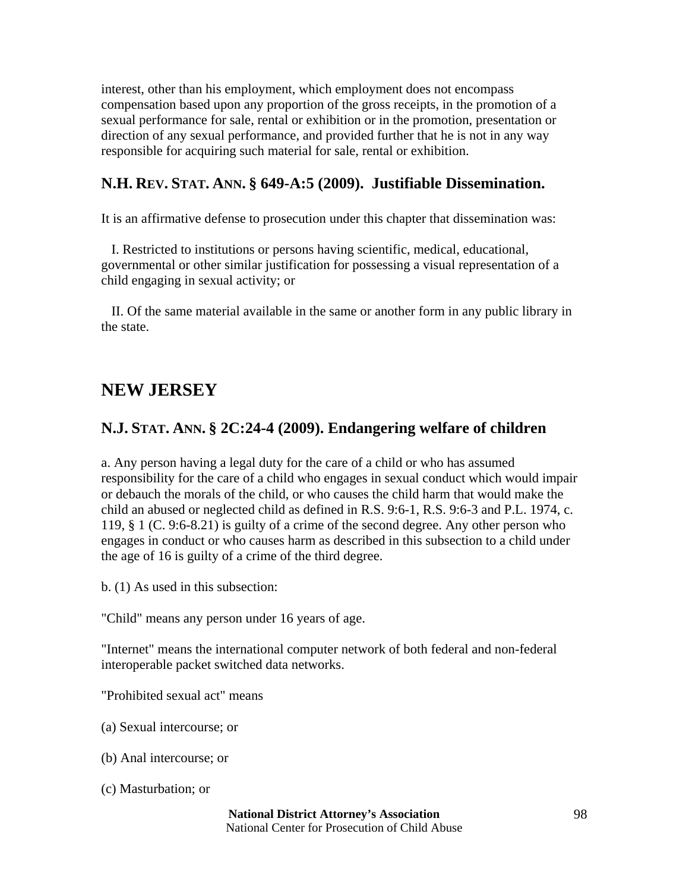interest, other than his employment, which employment does not encompass compensation based upon any proportion of the gross receipts, in the promotion of a sexual performance for sale, rental or exhibition or in the promotion, presentation or direction of any sexual performance, and provided further that he is not in any way responsible for acquiring such material for sale, rental or exhibition.

### N.H. REV. STAT. ANN. § 649-A:5 (2009). Justifiable Dissemination.

It is an affirmative defense to prosecution under this chapter that dissemination was:

I. Restricted to institutions or persons having scientific, medical, educational, governmental or other similar justification for possessing a visual representation of a child engaging in sexual activity; or

II. Of the same material available in the same or another form in any public library in the state.

## NEW JERSEY

### N.J. STAT. ANN. § 2C:24-4 (2009). Endangering welfare of children

a. Any person having a legal duty for the care of a child or who has assumed responsibility for the care of a child who engages in sexual conduct which would impair or debauch the morals of the child, or who causes the child harm that would make the child an abused or neglected child as defined in R.S. 9:6-1, R.S. 9:6-3 and P.L. 1974, c. 119, § 1 (C. 9:6-8.21) is guilty of a crime of the second degree. Any other person who engages in conduct or who causes harm as described in this subsection to a child under the age of 16 is guilty of a crime of the third degree.

b. (1) As used in this subsection:

"Child" means any person under 16 years of age.

"Internet" means the international computer network of both federal and non-federal interoperable packet switched data networks.

"Prohibited sexual act" means

(a) Sexual intercourse; or

(b) Anal intercourse; or

(c) Masturbation; or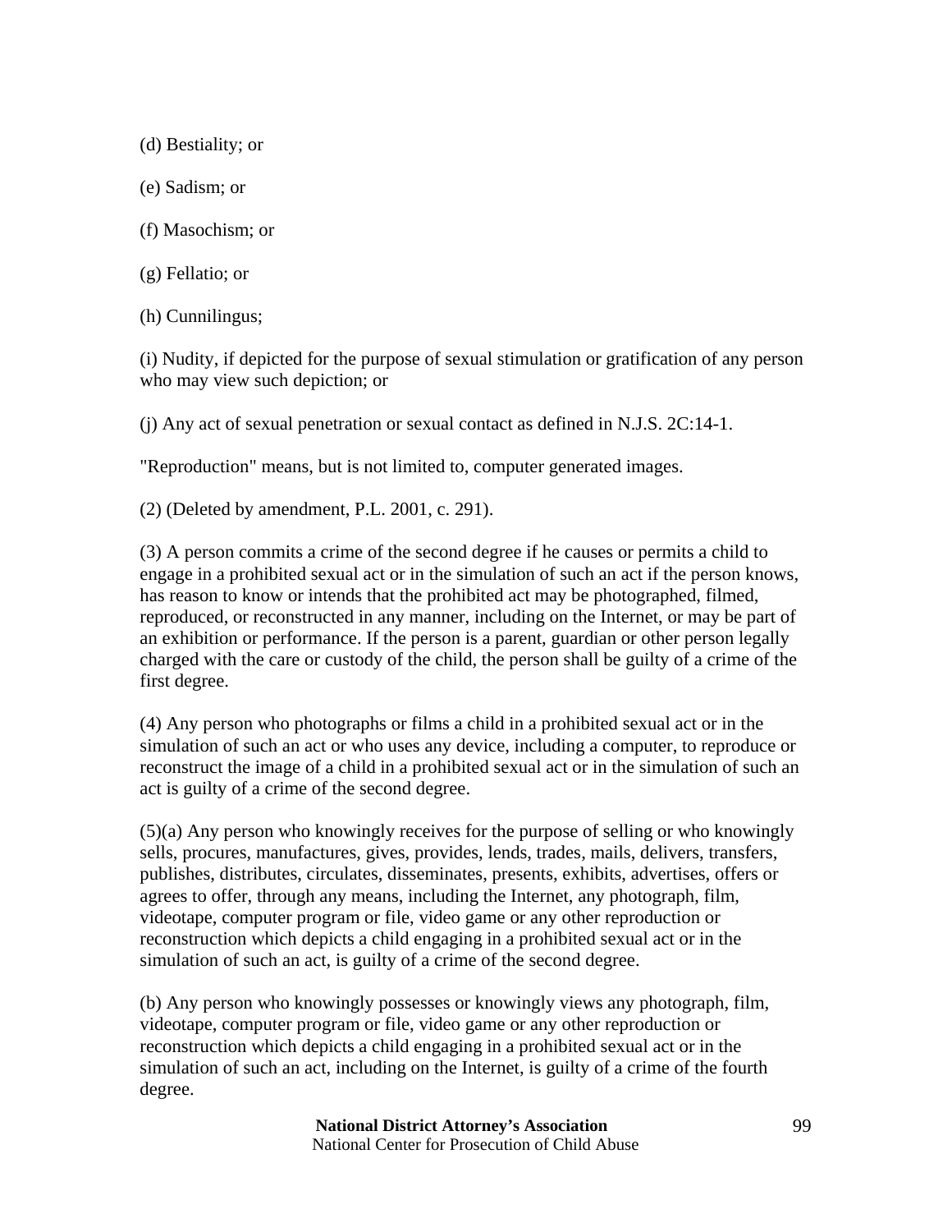(d) Bestiality; or

(e) Sadism; or

(f) Masochism; or

(g) Fellatio; or

(h) Cunnilingus;

(i) Nudity, if depicted for the purpose of sexual stimulation or gratification of any person who may view such depiction; or

(j) Any act of sexual penetration or sexual contact as defined in N.J.S. 2C:14-1.

"Reproduction" means, but is not limited to, computer generated images.

(2) (Deleted by amendment, P.L. 2001, c. 291).

(3) A person commits a crime of the second degree if he causes or permits a child to engage in a prohibited sexual act or in the simulation of such an act if the person knows, has reason to know or intends that the prohibited act may be photographed, filmed, reproduced, or reconstructed in any manner, including on the Internet, or may be part of an exhibition or performance. If the person is a parent, guardian or other person legally charged with the care or custody of the child, the person shall be guilty of a crime of the first degree.

(4) Any person who photographs or films a child in a prohibited sexual act or in the simulation of such an act or who uses any device, including a computer, to reproduce or reconstruct the image of a child in a prohibited sexual act or in the simulation of such an act is guilty of a crime of the second degree.

(5)(a) Any person who knowingly receives for the purpose of selling or who knowingly sells, procures, manufactures, gives, provides, lends, trades, mails, delivers, transfers, publishes, distributes, circulates, disseminates, presents, exhibits, advertises, offers or agrees to offer, through any means, including the Internet, any photograph, film, videotape, computer program or file, video game or any other reproduction or reconstruction which depicts a child engaging in a prohibited sexual act or in the simulation of such an act, is guilty of a crime of the second degree.

(b) Any person who knowingly possesses or knowingly views any photograph, film, videotape, computer program or file, video game or any other reproduction or reconstruction which depicts a child engaging in a prohibited sexual act or in the simulation of such an act, including on the Internet, is guilty of a crime of the fourth degree.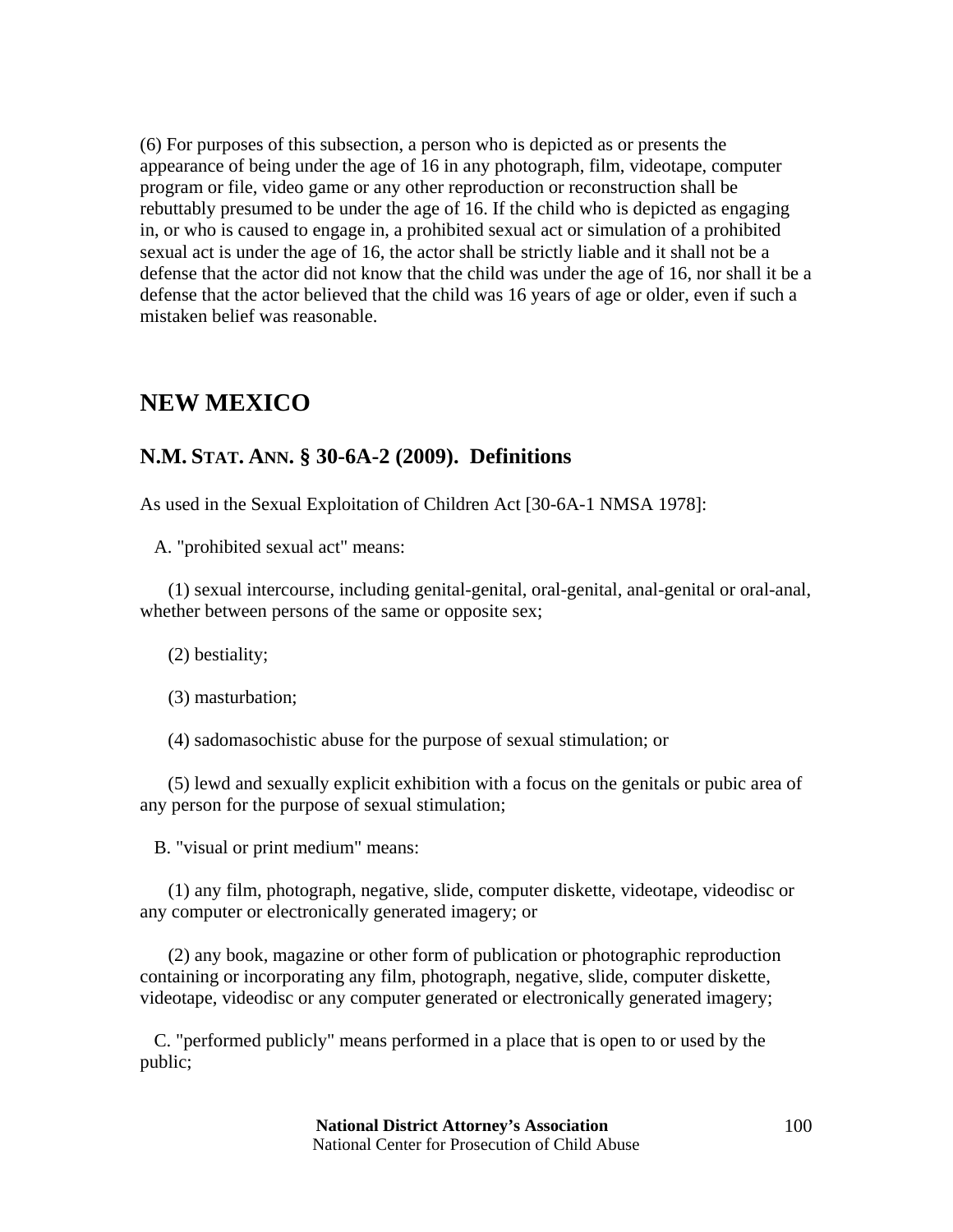(6) For purposes of this subsection, a person who is depicted as or presents the appearance of being under the age of 16 in any photograph, film, videotape, computer program or file, video game or any other reproduction or reconstruction shall be rebuttably presumed to be under the age of 16. If the child who is depicted as engaging in, or who is caused to engage in, a prohibited sexual act or simulation of a prohibited sexual act is under the age of 16, the actor shall be strictly liable and it shall not be a defense that the actor did not know that the child was under the age of 16, nor shall it be a defense that the actor believed that the child was 16 years of age or older, even if such a mistaken belief was reasonable.

## NEW MEXICO

### N.M. STAT. ANN. § 30-6A-2 (2009). Definitions

As used in the Sexual Exploitation of Children Act [30-6A-1 NMSA 1978]:

A. "prohibited sexual act" means:

(1) sexual intercourse, including genital-genital, oral-genital, anal-genital or oral-anal, whether between persons of the same or opposite sex;

(2) bestiality;

(3) masturbation;

(4) sadomasochistic abuse for the purpose of sexual stimulation; or

(5) lewd and sexually explicit exhibition with a focus on the genitals or pubic area of any person for the purpose of sexual stimulation;

B. "visual or print medium" means:

(1) any film, photograph, negative, slide, computer diskette, videotape, videodisc or any computer or electronically generated imagery; or

(2) any book, magazine or other form of publication or photographic reproduction containing or incorporating any film, photograph, negative, slide, computer diskette, videotape, videodisc or any computer generated or electronically generated imagery;

C. "performed publicly" means performed in a place that is open to or used by the public;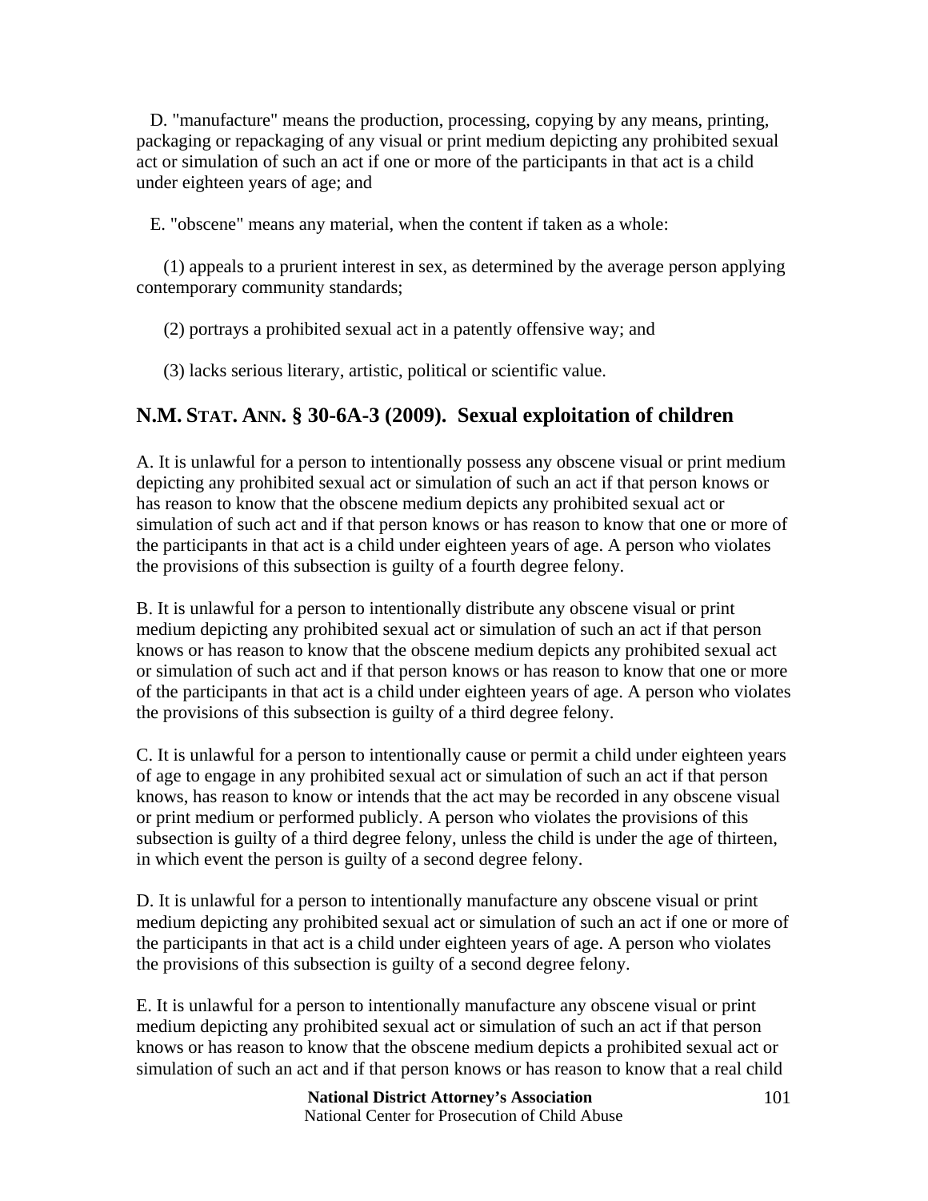D. "manufacture" means the production, processing, copying by any means, printing, packaging or repackaging of any visual or print medium depicting any prohibited sexual act or simulation of such an act if one or more of the participants in that act is a child under eighteen years of age; and

E. "obscene" means any material, when the content if taken as a whole:

(1) appeals to a prurient interest in sex, as determined by the average person applying contemporary community standards;

(2) portrays a prohibited sexual act in a patently offensive way; and

(3) lacks serious literary, artistic, political or scientific value.

## N.M. STAT. ANN. § 30-6A-3 (2009). Sexual exploitation of children

A. It is unlawful for a person to intentionally possess any obscene visual or print medium depicting any prohibited sexual act or simulation of such an act if that person knows or has reason to know that the obscene medium depicts any prohibited sexual act or simulation of such act and if that person knows or has reason to know that one or more of the participants in that act is a child under eighteen years of age. A person who violates the provisions of this subsection is guilty of a fourth degree felony.

B. It is unlawful for a person to intentionally distribute any obscene visual or print medium depicting any prohibited sexual act or simulation of such an act if that person knows or has reason to know that the obscene medium depicts any prohibited sexual act or simulation of such act and if that person knows or has reason to know that one or more of the participants in that act is a child under eighteen years of age. A person who violates the provisions of this subsection is guilty of a third degree felony.

C. It is unlawful for a person to intentionally cause or permit a child under eighteen years of age to engage in any prohibited sexual act or simulation of such an act if that person knows, has reason to know or intends that the act may be recorded in any obscene visual or print medium or performed publicly. A person who violates the provisions of this subsection is guilty of a third degree felony, unless the child is under the age of thirteen, in which event the person is guilty of a second degree felony.

D. It is unlawful for a person to intentionally manufacture any obscene visual or print medium depicting any prohibited sexual act or simulation of such an act if one or more of the participants in that act is a child under eighteen years of age. A person who violates the provisions of this subsection is guilty of a second degree felony.

E. It is unlawful for a person to intentionally manufacture any obscene visual or print medium depicting any prohibited sexual act or simulation of such an act if that person knows or has reason to know that the obscene medium depicts a prohibited sexual act or simulation of such an act and if that person knows or has reason to know that a real child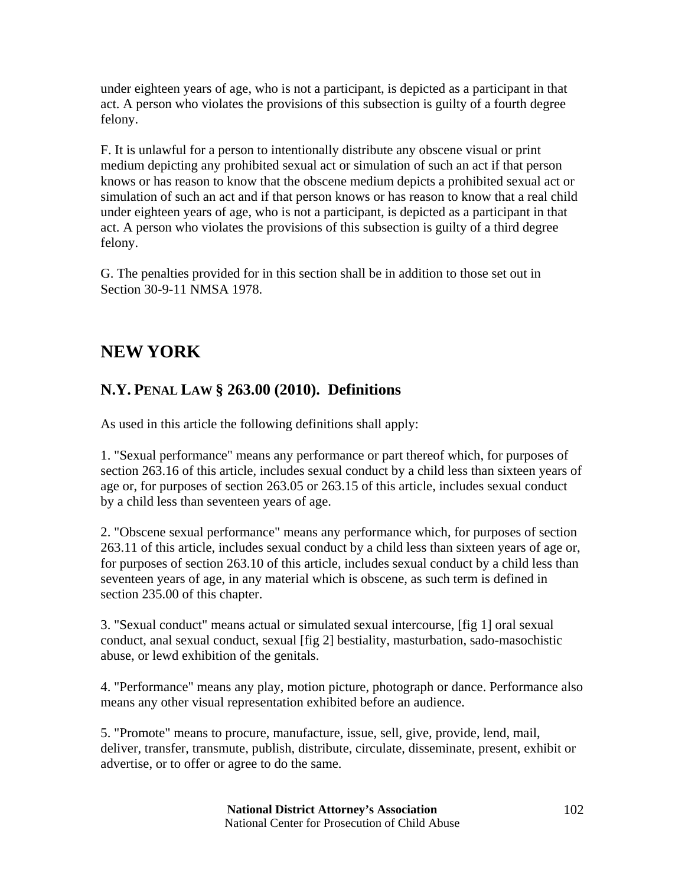under eighteen years of age, who is not a participant, is depicted as a participant in that act. A person who violates the provisions of this subsection is guilty of a fourth degree felony.

F. It is unlawful for a person to intentionally distribute any obscene visual or print medium depicting any prohibited sexual act or simulation of such an act if that person knows or has reason to know that the obscene medium depicts a prohibited sexual act or simulation of such an act and if that person knows or has reason to know that a real child under eighteen years of age, who is not a participant, is depicted as a participant in that act. A person who violates the provisions of this subsection is guilty of a third degree felony.

G. The penalties provided for in this section shall be in addition to those set out in Section 30-9-11 NMSA 1978.

## NEW YORK

### N.Y. PENAL LAW § 263.00 (2010). Definitions

As used in this article the following definitions shall apply:

1. "Sexual performance" means any performance or part thereof which, for purposes of section 263.16 of this article, includes sexual conduct by a child less than sixteen years of age or, for purposes of section 263.05 or 263.15 of this article, includes sexual conduct by a child less than seventeen years of age.

2. "Obscene sexual performance" means any performance which, for purposes of section 263.11 of this article, includes sexual conduct by a child less than sixteen years of age or, for purposes of section 263.10 of this article, includes sexual conduct by a child less than seventeen years of age, in any material which is obscene, as such term is defined in section 235.00 of this chapter.

3. "Sexual conduct" means actual or simulated sexual intercourse, [fig 1] oral sexual conduct, anal sexual conduct, sexual [fig 2] bestiality, masturbation, sado-masochistic abuse, or lewd exhibition of the genitals.

4. "Performance" means any play, motion picture, photograph or dance. Performance also means any other visual representation exhibited before an audience.

5. "Promote" means to procure, manufacture, issue, sell, give, provide, lend, mail, deliver, transfer, transmute, publish, distribute, circulate, disseminate, present, exhibit or advertise, or to offer or agree to do the same.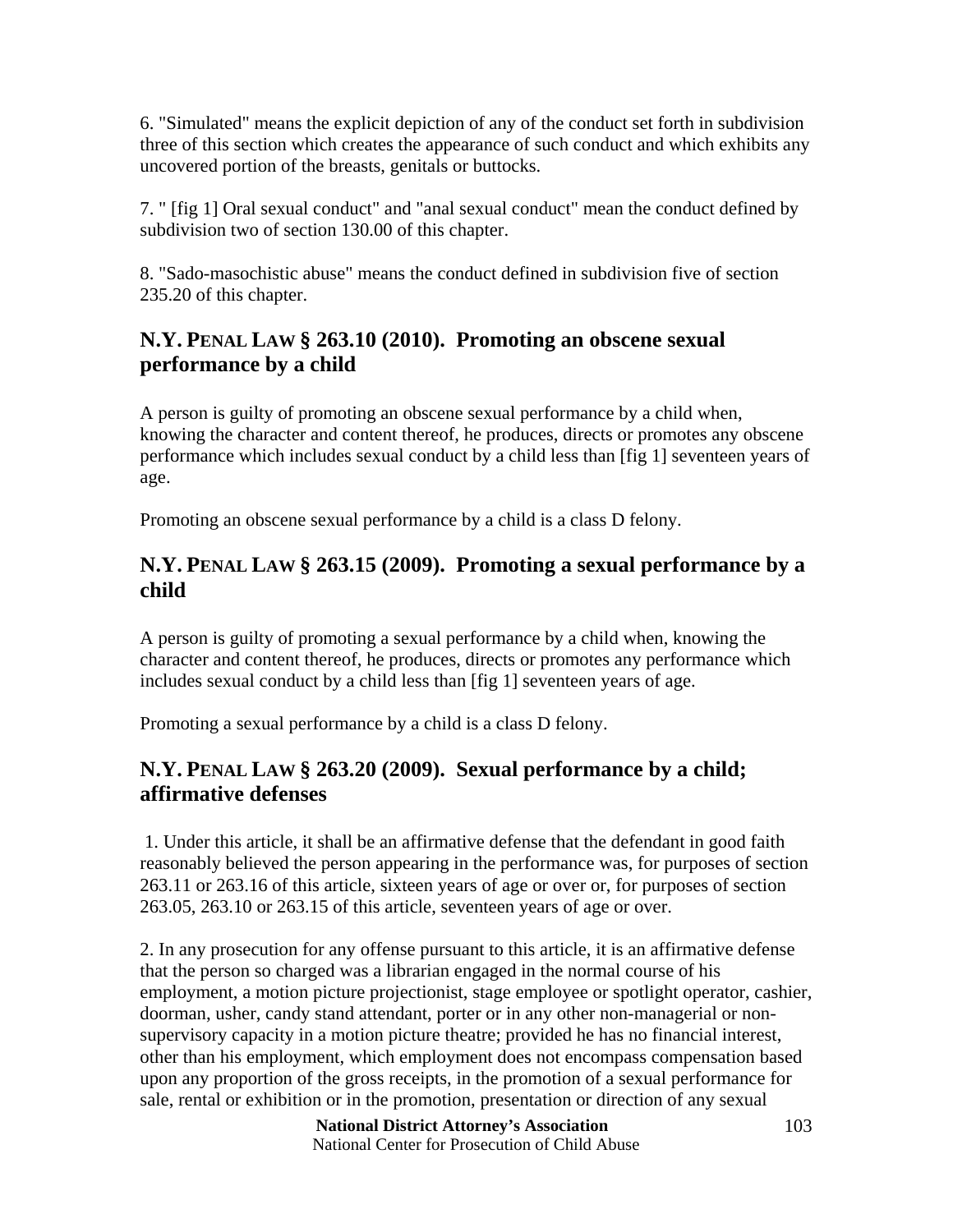6. "Simulated" means the explicit depiction of any of the conduct set forth in subdivision three of this section which creates the appearance of such conduct and which exhibits any uncovered portion of the breasts, genitals or buttocks.

7. " [fig 1] Oral sexual conduct" and "anal sexual conduct" mean the conduct defined by subdivision two of section 130.00 of this chapter.

8. "Sado-masochistic abuse" means the conduct defined in subdivision five of section 235.20 of this chapter.

## N.Y. PENAL LAW § 263.10 (2010). Promoting an obscene sexual performance by a child

A person is guilty of promoting an obscene sexual performance by a child when, knowing the character and content thereof, he produces, directs or promotes any obscene performance which includes sexual conduct by a child less than [fig 1] seventeen years of age.

Promoting an obscene sexual performance by a child is a class D felony.

## N.Y. PENAL LAW § 263.15 (2009). Promoting a sexual performance by a child

A person is guilty of promoting a sexual performance by a child when, knowing the character and content thereof, he produces, directs or promotes any performance which includes sexual conduct by a child less than [fig 1] seventeen years of age.

Promoting a sexual performance by a child is a class D felony.

## N.Y. PENAL LAW § 263.20 (2009). Sexual performance by a child; affirmative defenses

1. Under this article, it shall be an affirmative defense that the defendant in good faith reasonably believed the person appearing in the performance was, for purposes of section 263.11 or 263.16 of this article, sixteen years of age or over or, for purposes of section 263.05, 263.10 or 263.15 of this article, seventeen years of age or over.

2. In any prosecution for any offense pursuant to this article, it is an affirmative defense that the person so charged was a librarian engaged in the normal course of his employment, a motion picture projectionist, stage employee or spotlight operator, cashier, doorman, usher, candy stand attendant, porter or in any other non-managerial or non-supervisory capacity in a motion picture theatre; provided he has no financial interest, other than his employment, which employment does not encompass compensation based upon any proportion of the gross receipts, in the promotion of a sexual performance for sale, rental or exhibition or in the promotion, presentation or direction of any sexual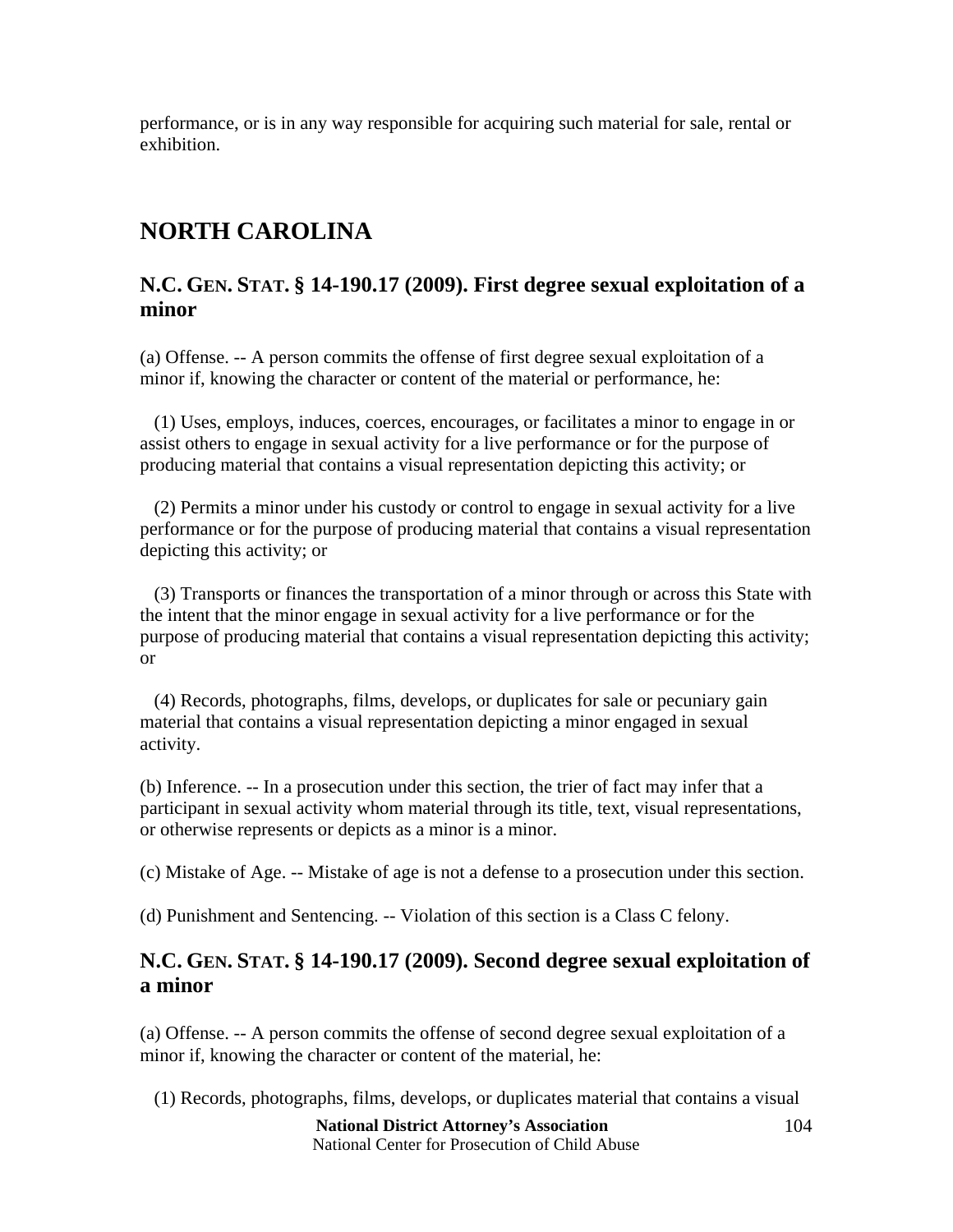performance, or is in any way responsible for acquiring such material for sale, rental or exhibition.

## NORTH CAROLINA

### N.C. GEN. STAT. § 14-190.17 (2009). First degree sexual exploitation of a minor

(a) Offense. -- A person commits the offense of first degree sexual exploitation of a minor if, knowing the character or content of the material or performance, he:

(1) Uses, employs, induces, coerces, encourages, or facilitates a minor to engage in or assist others to engage in sexual activity for a live performance or for the purpose of producing material that contains a visual representation depicting this activity; or

(2) Permits a minor under his custody or control to engage in sexual activity for a live performance or for the purpose of producing material that contains a visual representation depicting this activity; or

(3) Transports or finances the transportation of a minor through or across this State with the intent that the minor engage in sexual activity for a live performance or for the purpose of producing material that contains a visual representation depicting this activity; or

(4) Records, photographs, films, develops, or duplicates for sale or pecuniary gain material that contains a visual representation depicting a minor engaged in sexual activity.

(b) Inference. -- In a prosecution under this section, the trier of fact may infer that a participant in sexual activity whom material through its title, text, visual representations, or otherwise represents or depicts as a minor is a minor.

(c) Mistake of Age. -- Mistake of age is not a defense to a prosecution under this section.

(d) Punishment and Sentencing. -- Violation of this section is a Class C felony.

### N.C. GEN. STAT. § 14-190.17 (2009). Second degree sexual exploitation of a minor

(a) Offense. -- A person commits the offense of second degree sexual exploitation of a minor if, knowing the character or content of the material, he:

(1) Records, photographs, films, develops, or duplicates material that contains a visual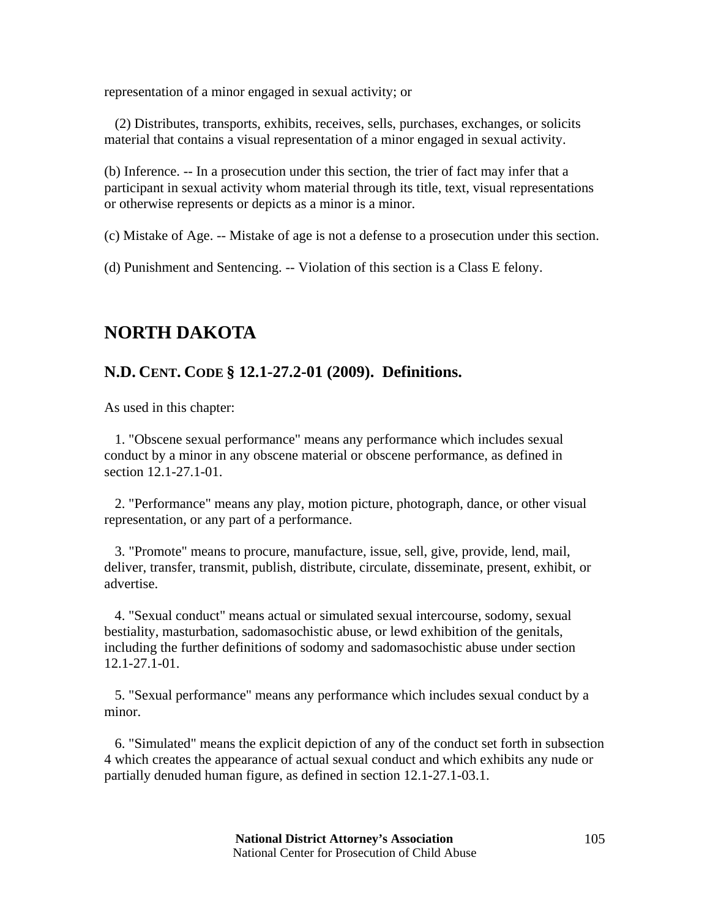representation of a minor engaged in sexual activity; or

(2) Distributes, transports, exhibits, receives, sells, purchases, exchanges, or solicits material that contains a visual representation of a minor engaged in sexual activity.

(b) Inference. -- In a prosecution under this section, the trier of fact may infer that a participant in sexual activity whom material through its title, text, visual representations or otherwise represents or depicts as a minor is a minor.

(c) Mistake of Age. -- Mistake of age is not a defense to a prosecution under this section.

(d) Punishment and Sentencing. -- Violation of this section is a Class E felony.

## NORTH DAKOTA

### N.D. CENT. CODE § 12.1-27.2-01 (2009). Definitions.

As used in this chapter:

1. "Obscene sexual performance" means any performance which includes sexual conduct by a minor in any obscene material or obscene performance, as defined in section 12.1-27.1-01.

2. "Performance" means any play, motion picture, photograph, dance, or other visual representation, or any part of a performance.

3. "Promote" means to procure, manufacture, issue, sell, give, provide, lend, mail, deliver, transfer, transmit, publish, distribute, circulate, disseminate, present, exhibit, or advertise.

4. "Sexual conduct" means actual or simulated sexual intercourse, sodomy, sexual bestiality, masturbation, sadomasochistic abuse, or lewd exhibition of the genitals, including the further definitions of sodomy and sadomasochistic abuse under section 12.1-27.1-01.

5. "Sexual performance" means any performance which includes sexual conduct by a minor.

6. "Simulated" means the explicit depiction of any of the conduct set forth in subsection 4 which creates the appearance of actual sexual conduct and which exhibits any nude or partially denuded human figure, as defined in section 12.1-27.1-03.1.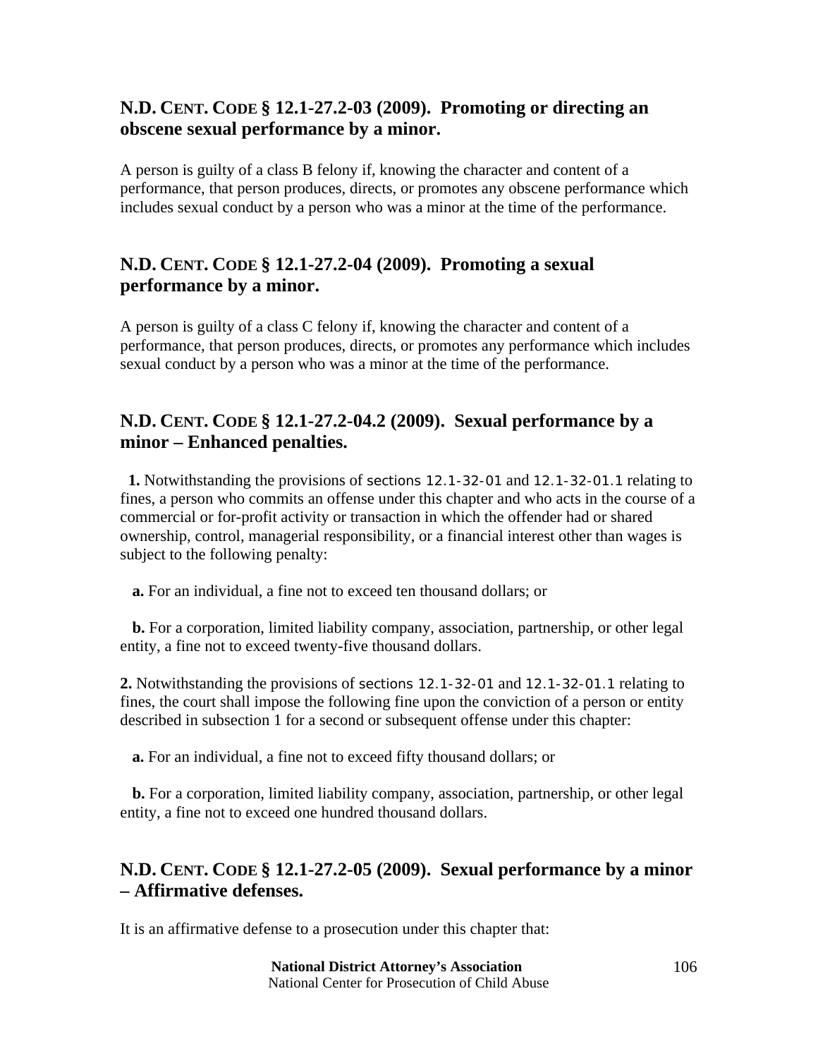## N.D. CENT. CODE § 12.1-27.2-03 (2009). Promoting or directing an obscene sexual performance by a minor.

A person is guilty of a class B felony if, knowing the character and content of a performance, that person produces, directs, or promotes any obscene performance which includes sexual conduct by a person who was a minor at the time of the performance.

## N.D. CENT. CODE § 12.1-27.2-04 (2009). Promoting a sexual performance by a minor.

A person is guilty of a class C felony if, knowing the character and content of a performance, that person produces, directs, or promotes any performance which includes sexual conduct by a person who was a minor at the time of the performance.

## N.D. CENT. CODE § 12.1-27.2-04.2 (2009). Sexual performance by a minor – Enhanced penalties.

**1.** Notwithstanding the provisions of sections 12.1-32-01 and 12.1-32-01.1 relating to fines, a person who commits an offense under this chapter and who acts in the course of a commercial or for-profit activity or transaction in which the offender had or shared ownership, control, managerial responsibility, or a financial interest other than wages is subject to the following penalty:

**a.** For an individual, a fine not to exceed ten thousand dollars; or

**b.** For a corporation, limited liability company, association, partnership, or other legal entity, a fine not to exceed twenty-five thousand dollars.

**2.** Notwithstanding the provisions of sections 12.1-32-01 and 12.1-32-01.1 relating to fines, the court shall impose the following fine upon the conviction of a person or entity described in subsection 1 for a second or subsequent offense under this chapter:

**a.** For an individual, a fine not to exceed fifty thousand dollars; or

**b.** For a corporation, limited liability company, association, partnership, or other legal entity, a fine not to exceed one hundred thousand dollars.

## N.D. CENT. CODE § 12.1-27.2-05 (2009). Sexual performance by a minor – Affirmative defenses.

It is an affirmative defense to a prosecution under this chapter that: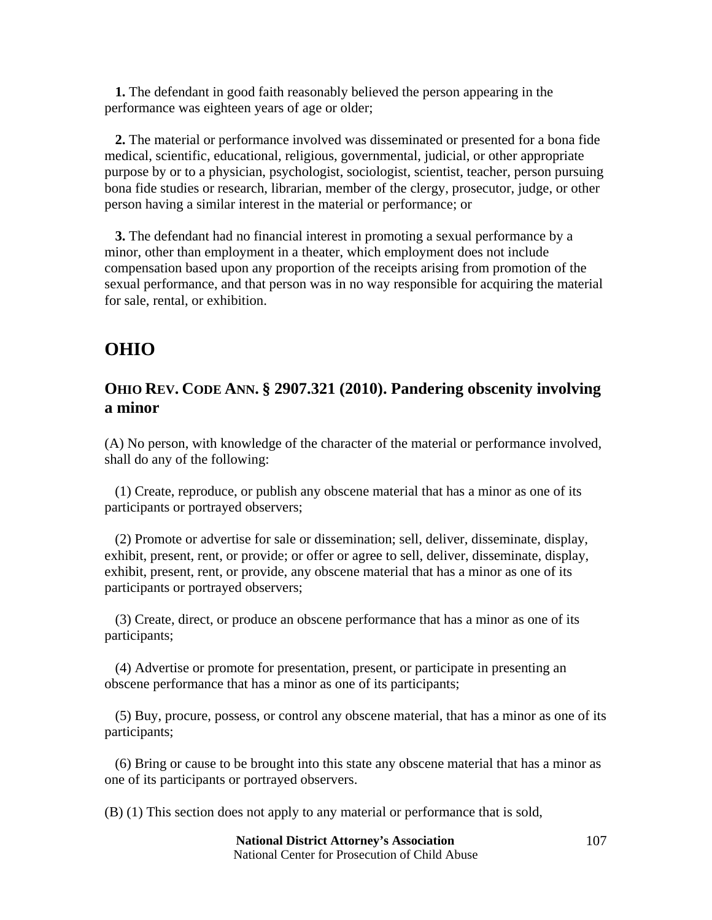**1.** The defendant in good faith reasonably believed the person appearing in the performance was eighteen years of age or older;

**2.** The material or performance involved was disseminated or presented for a bona fide medical, scientific, educational, religious, governmental, judicial, or other appropriate purpose by or to a physician, psychologist, sociologist, scientist, teacher, person pursuing bona fide studies or research, librarian, member of the clergy, prosecutor, judge, or other person having a similar interest in the material or performance; or

**3.** The defendant had no financial interest in promoting a sexual performance by a minor, other than employment in a theater, which employment does not include compensation based upon any proportion of the receipts arising from promotion of the sexual performance, and that person was in no way responsible for acquiring the material for sale, rental, or exhibition.

## OHIO

### OHIO REV. CODE ANN. § 2907.321 (2010). Pandering obscenity involving a minor

(A) No person, with knowledge of the character of the material or performance involved, shall do any of the following:

(1) Create, reproduce, or publish any obscene material that has a minor as one of its participants or portrayed observers;

(2) Promote or advertise for sale or dissemination; sell, deliver, disseminate, display, exhibit, present, rent, or provide; or offer or agree to sell, deliver, disseminate, display, exhibit, present, rent, or provide, any obscene material that has a minor as one of its participants or portrayed observers;

(3) Create, direct, or produce an obscene performance that has a minor as one of its participants;

(4) Advertise or promote for presentation, present, or participate in presenting an obscene performance that has a minor as one of its participants;

(5) Buy, procure, possess, or control any obscene material, that has a minor as one of its participants;

(6) Bring or cause to be brought into this state any obscene material that has a minor as one of its participants or portrayed observers.

(B) (1) This section does not apply to any material or performance that is sold,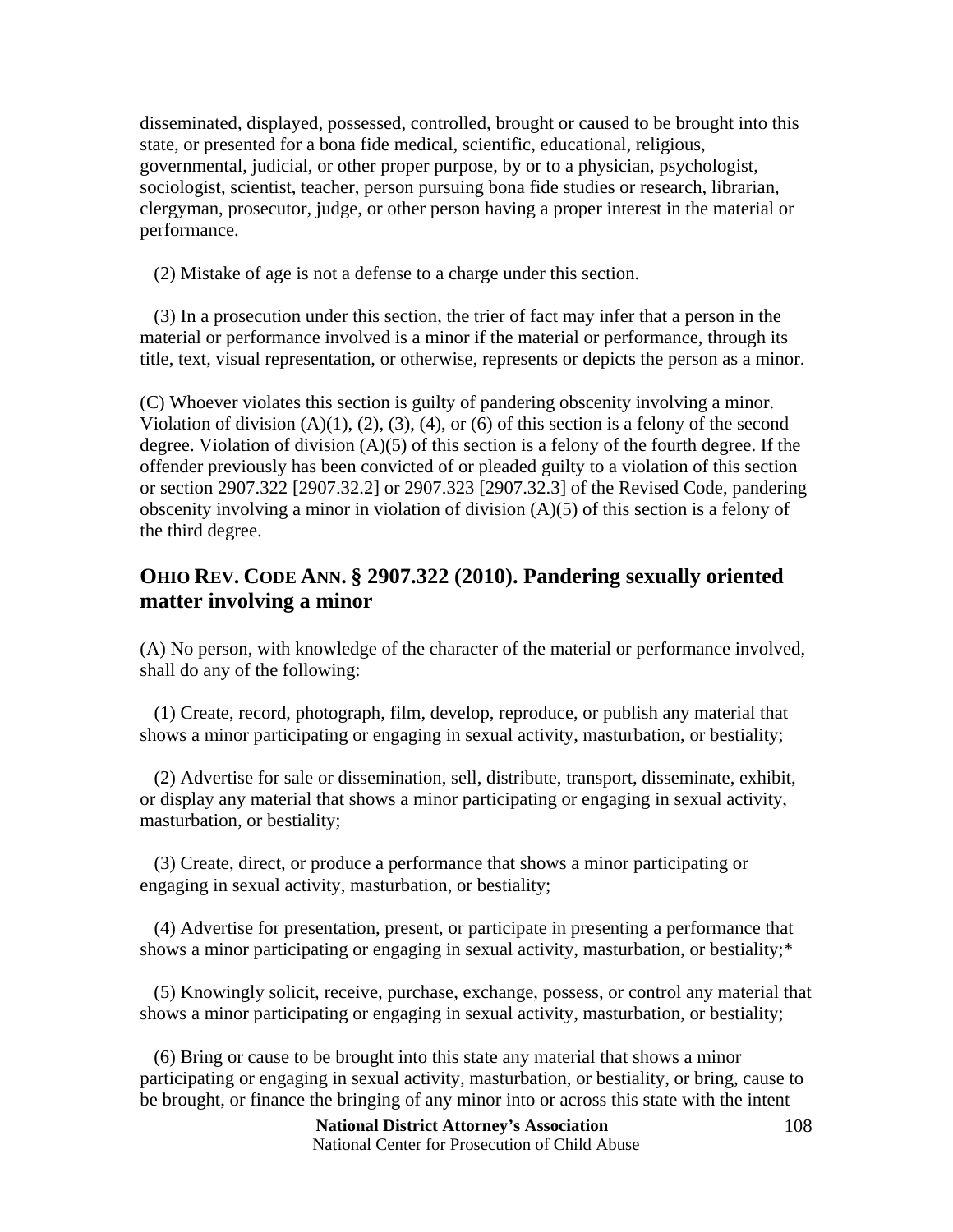disseminated, displayed, possessed, controlled, brought or caused to be brought into this state, or presented for a bona fide medical, scientific, educational, religious, governmental, judicial, or other proper purpose, by or to a physician, psychologist, sociologist, scientist, teacher, person pursuing bona fide studies or research, librarian, clergyman, prosecutor, judge, or other person having a proper interest in the material or performance.

(2) Mistake of age is not a defense to a charge under this section.

(3) In a prosecution under this section, the trier of fact may infer that a person in the material or performance involved is a minor if the material or performance, through its title, text, visual representation, or otherwise, represents or depicts the person as a minor.

(C) Whoever violates this section is guilty of pandering obscenity involving a minor. Violation of division (A)(1), (2), (3), (4), or (6) of this section is a felony of the second degree. Violation of division (A)(5) of this section is a felony of the fourth degree. If the offender previously has been convicted of or pleaded guilty to a violation of this section or section 2907.322 [2907.32.2] or 2907.323 [2907.32.3] of the Revised Code, pandering obscenity involving a minor in violation of division (A)(5) of this section is a felony of the third degree.

## OHIO REV. CODE ANN. § 2907.322 (2010). Pandering sexually oriented matter involving a minor

(A) No person, with knowledge of the character of the material or performance involved, shall do any of the following:

(1) Create, record, photograph, film, develop, reproduce, or publish any material that shows a minor participating or engaging in sexual activity, masturbation, or bestiality;

(2) Advertise for sale or dissemination, sell, distribute, transport, disseminate, exhibit, or display any material that shows a minor participating or engaging in sexual activity, masturbation, or bestiality;

(3) Create, direct, or produce a performance that shows a minor participating or engaging in sexual activity, masturbation, or bestiality;

(4) Advertise for presentation, present, or participate in presenting a performance that shows a minor participating or engaging in sexual activity, masturbation, or bestiality;*

(5) Knowingly solicit, receive, purchase, exchange, possess, or control any material that shows a minor participating or engaging in sexual activity, masturbation, or bestiality;

(6) Bring or cause to be brought into this state any material that shows a minor participating or engaging in sexual activity, masturbation, or bestiality, or bring, cause to be brought, or finance the bringing of any minor into or across this state with the intent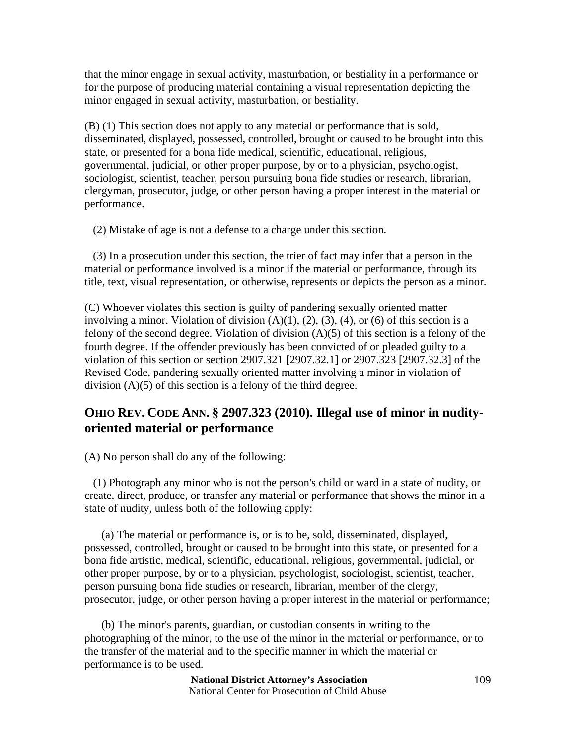that the minor engage in sexual activity, masturbation, or bestiality in a performance or for the purpose of producing material containing a visual representation depicting the minor engaged in sexual activity, masturbation, or bestiality.

(B) (1) This section does not apply to any material or performance that is sold, disseminated, displayed, possessed, controlled, brought or caused to be brought into this state, or presented for a bona fide medical, scientific, educational, religious, governmental, judicial, or other proper purpose, by or to a physician, psychologist, sociologist, scientist, teacher, person pursuing bona fide studies or research, librarian, clergyman, prosecutor, judge, or other person having a proper interest in the material or performance.

(2) Mistake of age is not a defense to a charge under this section.

(3) In a prosecution under this section, the trier of fact may infer that a person in the material or performance involved is a minor if the material or performance, through its title, text, visual representation, or otherwise, represents or depicts the person as a minor.

(C) Whoever violates this section is guilty of pandering sexually oriented matter involving a minor. Violation of division (A)(1), (2), (3), (4), or (6) of this section is a felony of the second degree. Violation of division (A)(5) of this section is a felony of the fourth degree. If the offender previously has been convicted of or pleaded guilty to a violation of this section or section 2907.321 [2907.32.1] or 2907.323 [2907.32.3] of the Revised Code, pandering sexually oriented matter involving a minor in violation of division (A)(5) of this section is a felony of the third degree.

## OHIO REV. CODE ANN. § 2907.323 (2010). Illegal use of minor in nudity-oriented material or performance

(A) No person shall do any of the following:

(1) Photograph any minor who is not the person's child or ward in a state of nudity, or create, direct, produce, or transfer any material or performance that shows the minor in a state of nudity, unless both of the following apply:

(a) The material or performance is, or is to be, sold, disseminated, displayed, possessed, controlled, brought or caused to be brought into this state, or presented for a bona fide artistic, medical, scientific, educational, religious, governmental, judicial, or other proper purpose, by or to a physician, psychologist, sociologist, scientist, teacher, person pursuing bona fide studies or research, librarian, member of the clergy, prosecutor, judge, or other person having a proper interest in the material or performance;

(b) The minor's parents, guardian, or custodian consents in writing to the photographing of the minor, to the use of the minor in the material or performance, or to the transfer of the material and to the specific manner in which the material or performance is to be used.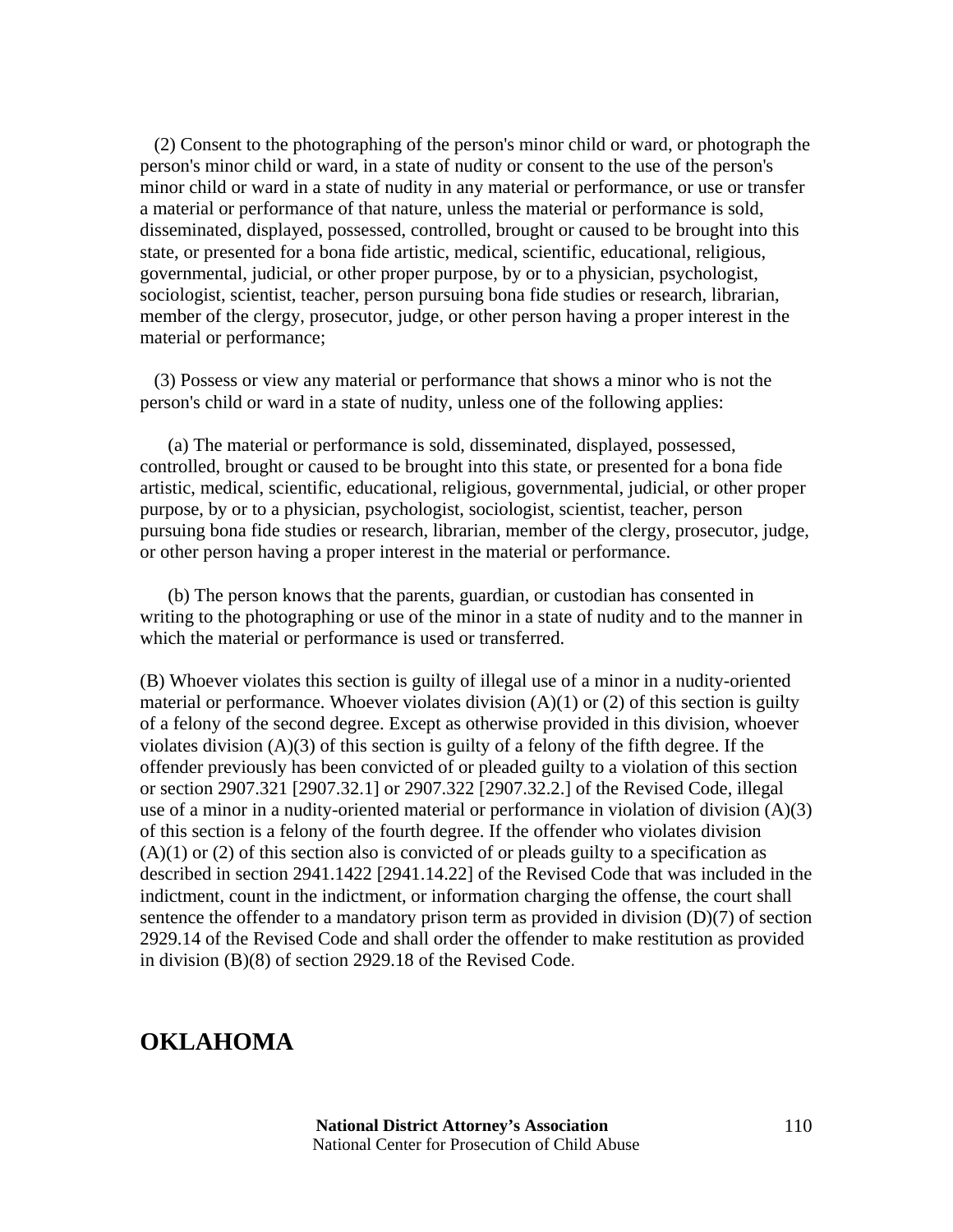(2) Consent to the photographing of the person's minor child or ward, or photograph the person's minor child or ward, in a state of nudity or consent to the use of the person's minor child or ward in a state of nudity in any material or performance, or use or transfer a material or performance of that nature, unless the material or performance is sold, disseminated, displayed, possessed, controlled, brought or caused to be brought into this state, or presented for a bona fide artistic, medical, scientific, educational, religious, governmental, judicial, or other proper purpose, by or to a physician, psychologist, sociologist, scientist, teacher, person pursuing bona fide studies or research, librarian, member of the clergy, prosecutor, judge, or other person having a proper interest in the material or performance;

(3) Possess or view any material or performance that shows a minor who is not the person's child or ward in a state of nudity, unless one of the following applies:

(a) The material or performance is sold, disseminated, displayed, possessed, controlled, brought or caused to be brought into this state, or presented for a bona fide artistic, medical, scientific, educational, religious, governmental, judicial, or other proper purpose, by or to a physician, psychologist, sociologist, scientist, teacher, person pursuing bona fide studies or research, librarian, member of the clergy, prosecutor, judge, or other person having a proper interest in the material or performance.

(b) The person knows that the parents, guardian, or custodian has consented in writing to the photographing or use of the minor in a state of nudity and to the manner in which the material or performance is used or transferred.

(B) Whoever violates this section is guilty of illegal use of a minor in a nudity-oriented material or performance. Whoever violates division (A)(1) or (2) of this section is guilty of a felony of the second degree. Except as otherwise provided in this division, whoever violates division (A)(3) of this section is guilty of a felony of the fifth degree. If the offender previously has been convicted of or pleaded guilty to a violation of this section or section 2907.321 [2907.32.1] or 2907.322 [2907.32.2.] of the Revised Code, illegal use of a minor in a nudity-oriented material or performance in violation of division (A)(3) of this section is a felony of the fourth degree. If the offender who violates division (A)(1) or (2) of this section also is convicted of or pleads guilty to a specification as described in section 2941.1422 [2941.14.22] of the Revised Code that was included in the indictment, count in the indictment, or information charging the offense, the court shall sentence the offender to a mandatory prison term as provided in division (D)(7) of section 2929.14 of the Revised Code and shall order the offender to make restitution as provided in division (B)(8) of section 2929.18 of the Revised Code.

## OKLAHOMA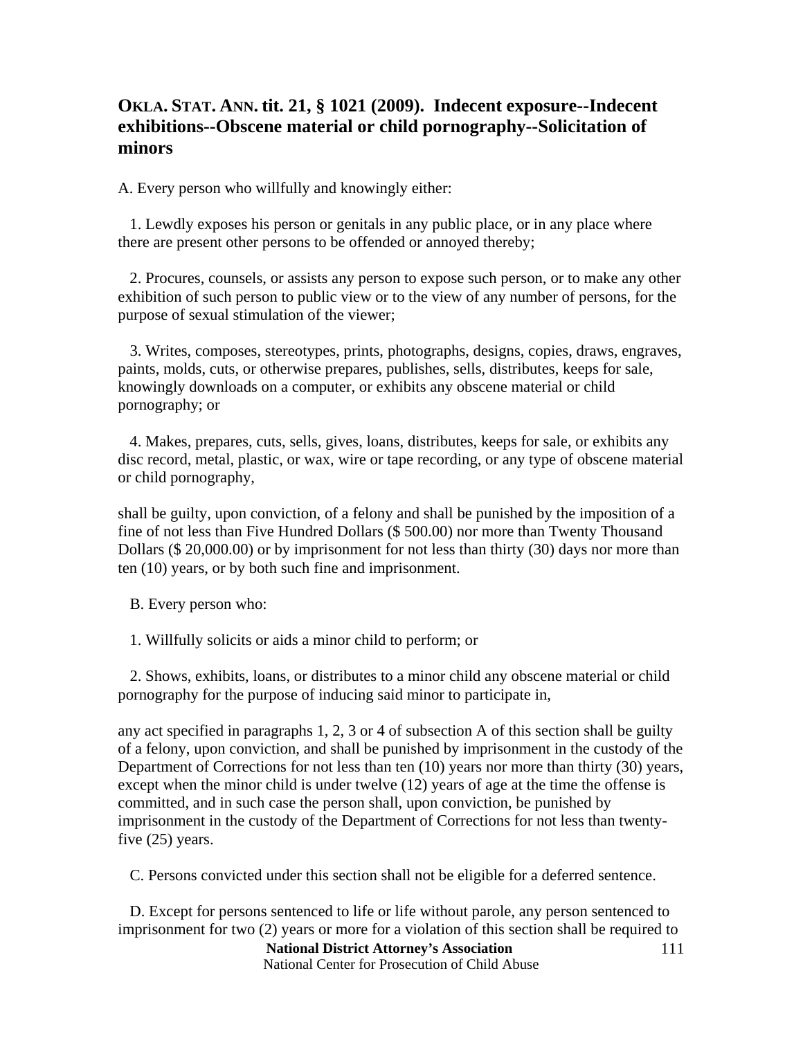## OKLA. STAT. ANN. tit. 21, § 1021 (2009). Indecent exposure--Indecent exhibitions--Obscene material or child pornography--Solicitation of minors

A. Every person who willfully and knowingly either:

1. Lewdly exposes his person or genitals in any public place, or in any place where there are present other persons to be offended or annoyed thereby;

2. Procures, counsels, or assists any person to expose such person, or to make any other exhibition of such person to public view or to the view of any number of persons, for the purpose of sexual stimulation of the viewer;

3. Writes, composes, stereotypes, prints, photographs, designs, copies, draws, engraves, paints, molds, cuts, or otherwise prepares, publishes, sells, distributes, keeps for sale, knowingly downloads on a computer, or exhibits any obscene material or child pornography; or

4. Makes, prepares, cuts, sells, gives, loans, distributes, keeps for sale, or exhibits any disc record, metal, plastic, or wax, wire or tape recording, or any type of obscene material or child pornography,

shall be guilty, upon conviction, of a felony and shall be punished by the imposition of a fine of not less than Five Hundred Dollars ($ 500.00) nor more than Twenty Thousand Dollars ($ 20,000.00) or by imprisonment for not less than thirty (30) days nor more than ten (10) years, or by both such fine and imprisonment.

B. Every person who:

1. Willfully solicits or aids a minor child to perform; or

2. Shows, exhibits, loans, or distributes to a minor child any obscene material or child pornography for the purpose of inducing said minor to participate in,

any act specified in paragraphs 1, 2, 3 or 4 of subsection A of this section shall be guilty of a felony, upon conviction, and shall be punished by imprisonment in the custody of the Department of Corrections for not less than ten (10) years nor more than thirty (30) years, except when the minor child is under twelve (12) years of age at the time the offense is committed, and in such case the person shall, upon conviction, be punished by imprisonment in the custody of the Department of Corrections for not less than twenty-five (25) years.

C. Persons convicted under this section shall not be eligible for a deferred sentence.

D. Except for persons sentenced to life or life without parole, any person sentenced to imprisonment for two (2) years or more for a violation of this section shall be required to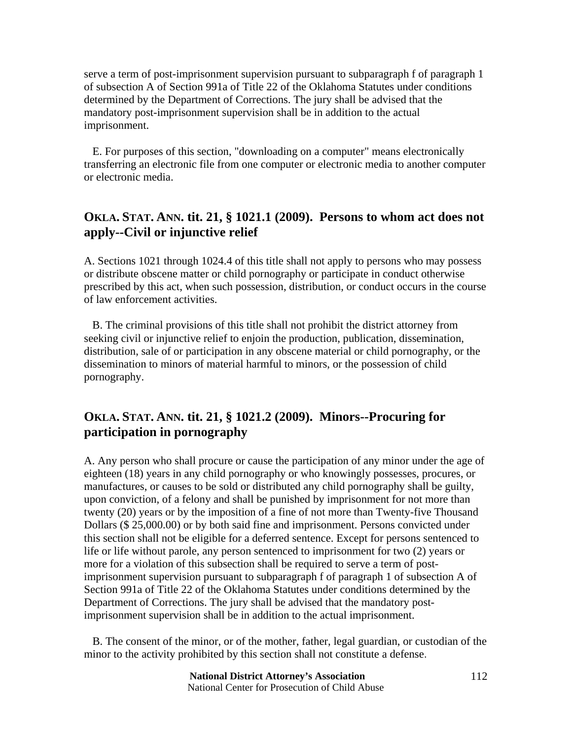serve a term of post-imprisonment supervision pursuant to subparagraph f of paragraph 1 of subsection A of Section 991a of Title 22 of the Oklahoma Statutes under conditions determined by the Department of Corrections. The jury shall be advised that the mandatory post-imprisonment supervision shall be in addition to the actual imprisonment.

E. For purposes of this section, "downloading on a computer" means electronically transferring an electronic file from one computer or electronic media to another computer or electronic media.

## OKLA. STAT. ANN. tit. 21, § 1021.1 (2009). Persons to whom act does not apply--Civil or injunctive relief

A. Sections 1021 through 1024.4 of this title shall not apply to persons who may possess or distribute obscene matter or child pornography or participate in conduct otherwise prescribed by this act, when such possession, distribution, or conduct occurs in the course of law enforcement activities.

B. The criminal provisions of this title shall not prohibit the district attorney from seeking civil or injunctive relief to enjoin the production, publication, dissemination, distribution, sale of or participation in any obscene material or child pornography, or the dissemination to minors of material harmful to minors, or the possession of child pornography.

## OKLA. STAT. ANN. tit. 21, § 1021.2 (2009). Minors--Procuring for participation in pornography

A. Any person who shall procure or cause the participation of any minor under the age of eighteen (18) years in any child pornography or who knowingly possesses, procures, or manufactures, or causes to be sold or distributed any child pornography shall be guilty, upon conviction, of a felony and shall be punished by imprisonment for not more than twenty (20) years or by the imposition of a fine of not more than Twenty-five Thousand Dollars ($ 25,000.00) or by both said fine and imprisonment. Persons convicted under this section shall not be eligible for a deferred sentence. Except for persons sentenced to life or life without parole, any person sentenced to imprisonment for two (2) years or more for a violation of this subsection shall be required to serve a term of post-imprisonment supervision pursuant to subparagraph f of paragraph 1 of subsection A of Section 991a of Title 22 of the Oklahoma Statutes under conditions determined by the Department of Corrections. The jury shall be advised that the mandatory post-imprisonment supervision shall be in addition to the actual imprisonment.

B. The consent of the minor, or of the mother, father, legal guardian, or custodian of the minor to the activity prohibited by this section shall not constitute a defense.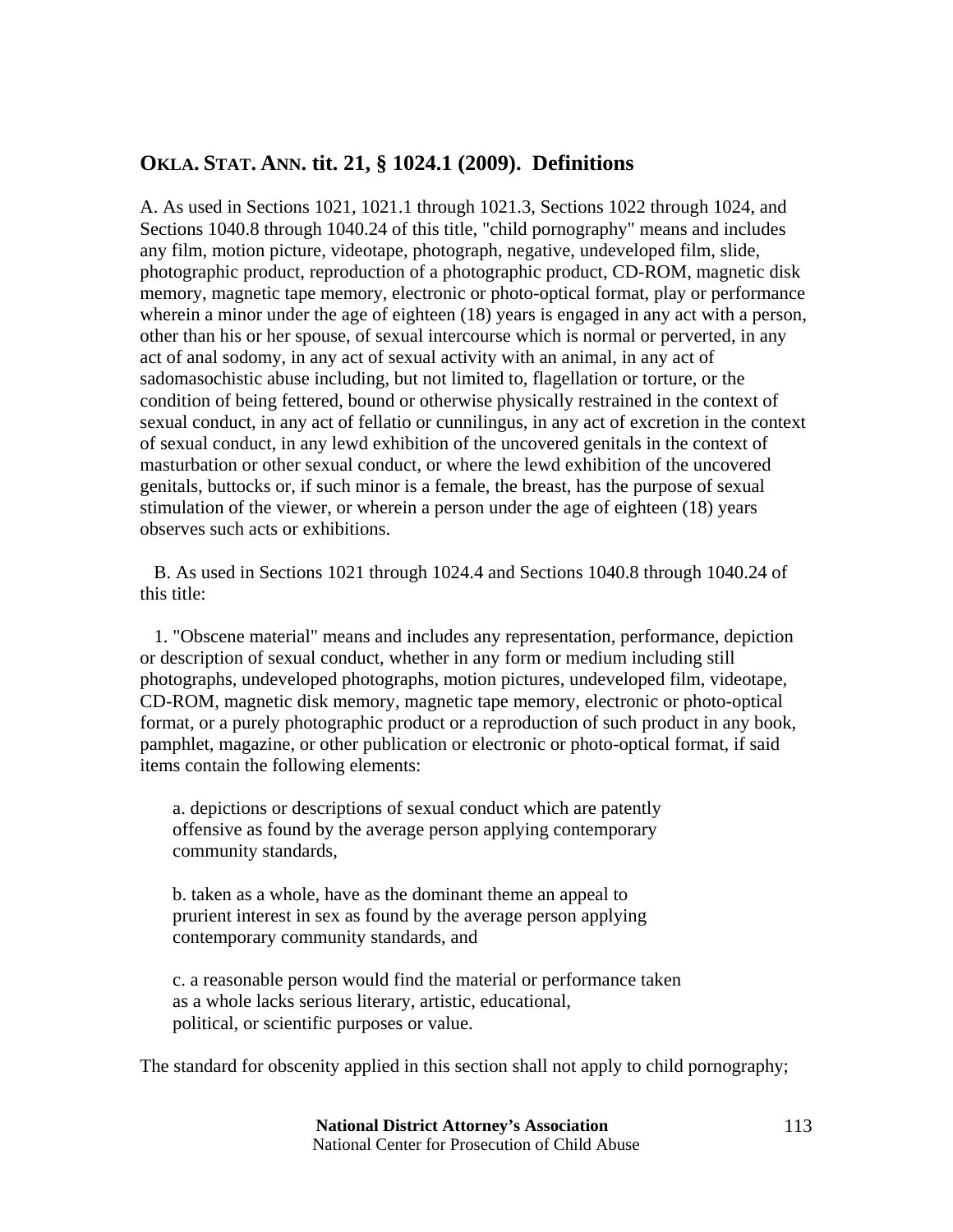## OKLA. STAT. ANN. tit. 21, § 1024.1 (2009). Definitions

A. As used in Sections 1021, 1021.1 through 1021.3, Sections 1022 through 1024, and Sections 1040.8 through 1040.24 of this title, "child pornography" means and includes any film, motion picture, videotape, photograph, negative, undeveloped film, slide, photographic product, reproduction of a photographic product, CD-ROM, magnetic disk memory, magnetic tape memory, electronic or photo-optical format, play or performance wherein a minor under the age of eighteen (18) years is engaged in any act with a person, other than his or her spouse, of sexual intercourse which is normal or perverted, in any act of anal sodomy, in any act of sexual activity with an animal, in any act of sadomasochistic abuse including, but not limited to, flagellation or torture, or the condition of being fettered, bound or otherwise physically restrained in the context of sexual conduct, in any act of fellatio or cunnilingus, in any act of excretion in the context of sexual conduct, in any lewd exhibition of the uncovered genitals in the context of masturbation or other sexual conduct, or where the lewd exhibition of the uncovered genitals, buttocks or, if such minor is a female, the breast, has the purpose of sexual stimulation of the viewer, or wherein a person under the age of eighteen (18) years observes such acts or exhibitions.

B. As used in Sections 1021 through 1024.4 and Sections 1040.8 through 1040.24 of this title:

1. "Obscene material" means and includes any representation, performance, depiction or description of sexual conduct, whether in any form or medium including still photographs, undeveloped photographs, motion pictures, undeveloped film, videotape, CD-ROM, magnetic disk memory, magnetic tape memory, electronic or photo-optical format, or a purely photographic product or a reproduction of such product in any book, pamphlet, magazine, or other publication or electronic or photo-optical format, if said items contain the following elements:

a. depictions or descriptions of sexual conduct which are patently offensive as found by the average person applying contemporary community standards,

b. taken as a whole, have as the dominant theme an appeal to prurient interest in sex as found by the average person applying contemporary community standards, and

c. a reasonable person would find the material or performance taken as a whole lacks serious literary, artistic, educational, political, or scientific purposes or value.

The standard for obscenity applied in this section shall not apply to child pornography;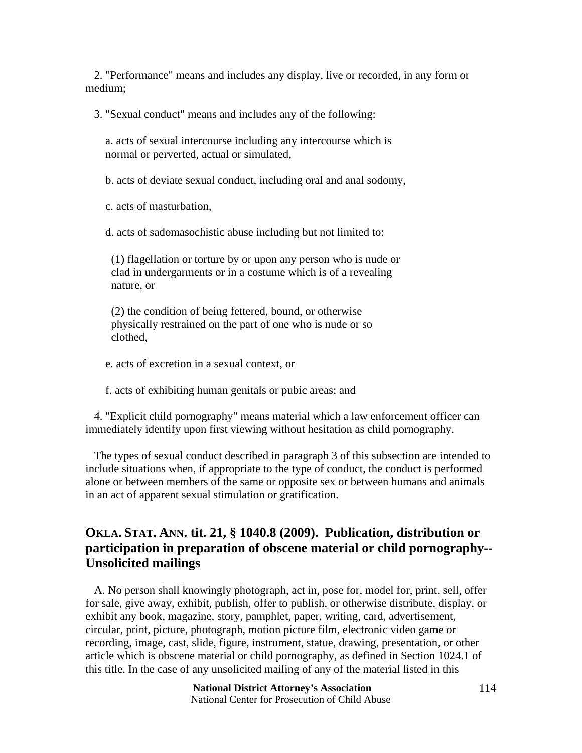2. "Performance" means and includes any display, live or recorded, in any form or medium;

3. "Sexual conduct" means and includes any of the following:

a. acts of sexual intercourse including any intercourse which is normal or perverted, actual or simulated,

b. acts of deviate sexual conduct, including oral and anal sodomy,

c. acts of masturbation,

d. acts of sadomasochistic abuse including but not limited to:

(1) flagellation or torture by or upon any person who is nude or clad in undergarments or in a costume which is of a revealing nature, or

(2) the condition of being fettered, bound, or otherwise physically restrained on the part of one who is nude or so clothed,

e. acts of excretion in a sexual context, or

f. acts of exhibiting human genitals or pubic areas; and

4. "Explicit child pornography" means material which a law enforcement officer can immediately identify upon first viewing without hesitation as child pornography.

The types of sexual conduct described in paragraph 3 of this subsection are intended to include situations when, if appropriate to the type of conduct, the conduct is performed alone or between members of the same or opposite sex or between humans and animals in an act of apparent sexual stimulation or gratification.

## OKLA. STAT. ANN. tit. 21, § 1040.8 (2009). Publication, distribution or participation in preparation of obscene material or child pornography--Unsolicited mailings

A. No person shall knowingly photograph, act in, pose for, model for, print, sell, offer for sale, give away, exhibit, publish, offer to publish, or otherwise distribute, display, or exhibit any book, magazine, story, pamphlet, paper, writing, card, advertisement, circular, print, picture, photograph, motion picture film, electronic video game or recording, image, cast, slide, figure, instrument, statue, drawing, presentation, or other article which is obscene material or child pornography, as defined in Section 1024.1 of this title. In the case of any unsolicited mailing of any of the material listed in this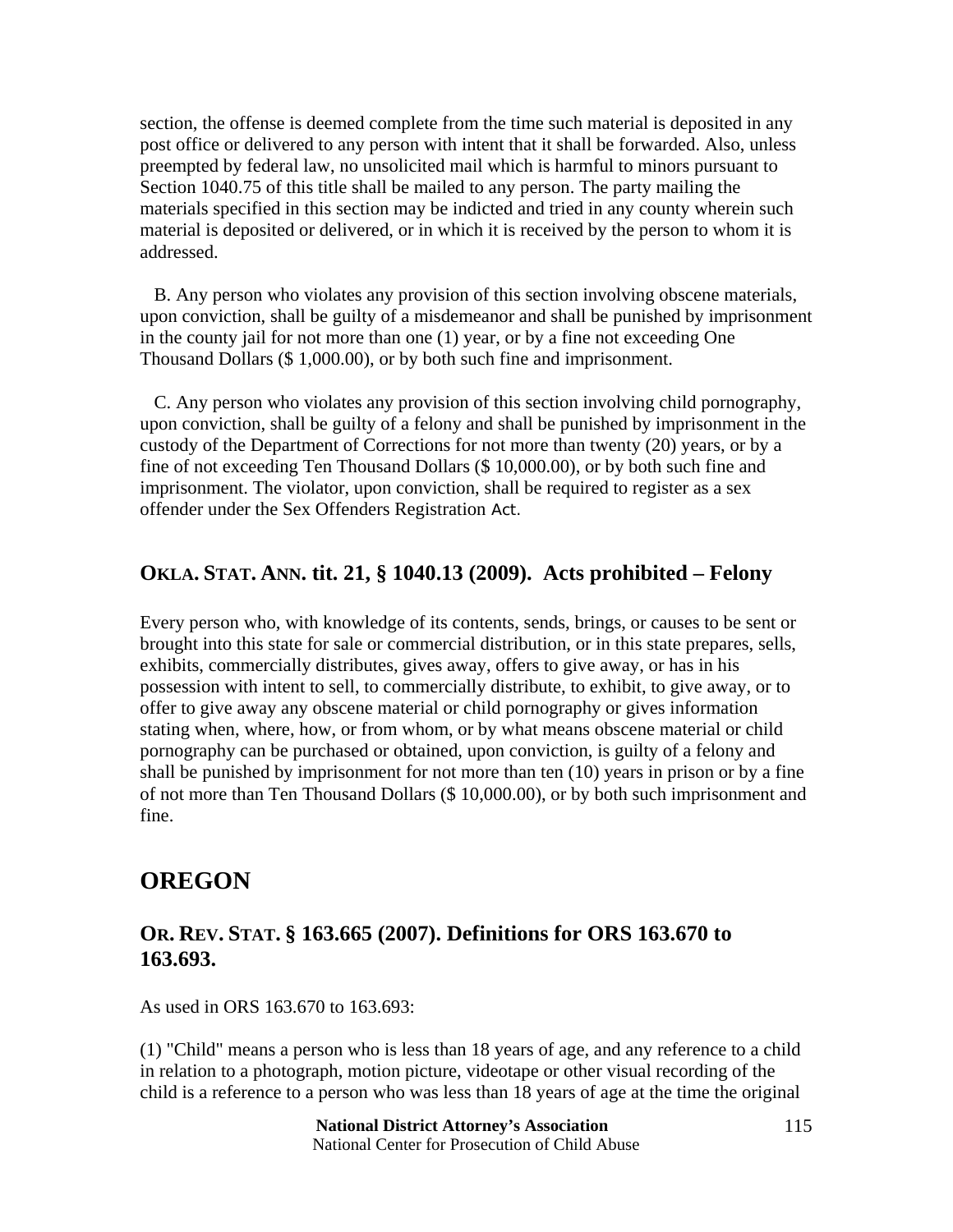section, the offense is deemed complete from the time such material is deposited in any post office or delivered to any person with intent that it shall be forwarded. Also, unless preempted by federal law, no unsolicited mail which is harmful to minors pursuant to Section 1040.75 of this title shall be mailed to any person. The party mailing the materials specified in this section may be indicted and tried in any county wherein such material is deposited or delivered, or in which it is received by the person to whom it is addressed.

B. Any person who violates any provision of this section involving obscene materials, upon conviction, shall be guilty of a misdemeanor and shall be punished by imprisonment in the county jail for not more than one (1) year, or by a fine not exceeding One Thousand Dollars ($ 1,000.00), or by both such fine and imprisonment.

C. Any person who violates any provision of this section involving child pornography, upon conviction, shall be guilty of a felony and shall be punished by imprisonment in the custody of the Department of Corrections for not more than twenty (20) years, or by a fine of not exceeding Ten Thousand Dollars ($ 10,000.00), or by both such fine and imprisonment. The violator, upon conviction, shall be required to register as a sex offender under the Sex Offenders Registration Act.

### OKLA. STAT. ANN. tit. 21, § 1040.13 (2009). Acts prohibited – Felony

Every person who, with knowledge of its contents, sends, brings, or causes to be sent or brought into this state for sale or commercial distribution, or in this state prepares, sells, exhibits, commercially distributes, gives away, offers to give away, or has in his possession with intent to sell, to commercially distribute, to exhibit, to give away, or to offer to give away any obscene material or child pornography or gives information stating when, where, how, or from whom, or by what means obscene material or child pornography can be purchased or obtained, upon conviction, is guilty of a felony and shall be punished by imprisonment for not more than ten (10) years in prison or by a fine of not more than Ten Thousand Dollars ($ 10,000.00), or by both such imprisonment and fine.

## OREGON

### OR. REV. STAT. § 163.665 (2007). Definitions for ORS 163.670 to 163.693.

As used in ORS 163.670 to 163.693:

(1) "Child" means a person who is less than 18 years of age, and any reference to a child in relation to a photograph, motion picture, videotape or other visual recording of the child is a reference to a person who was less than 18 years of age at the time the original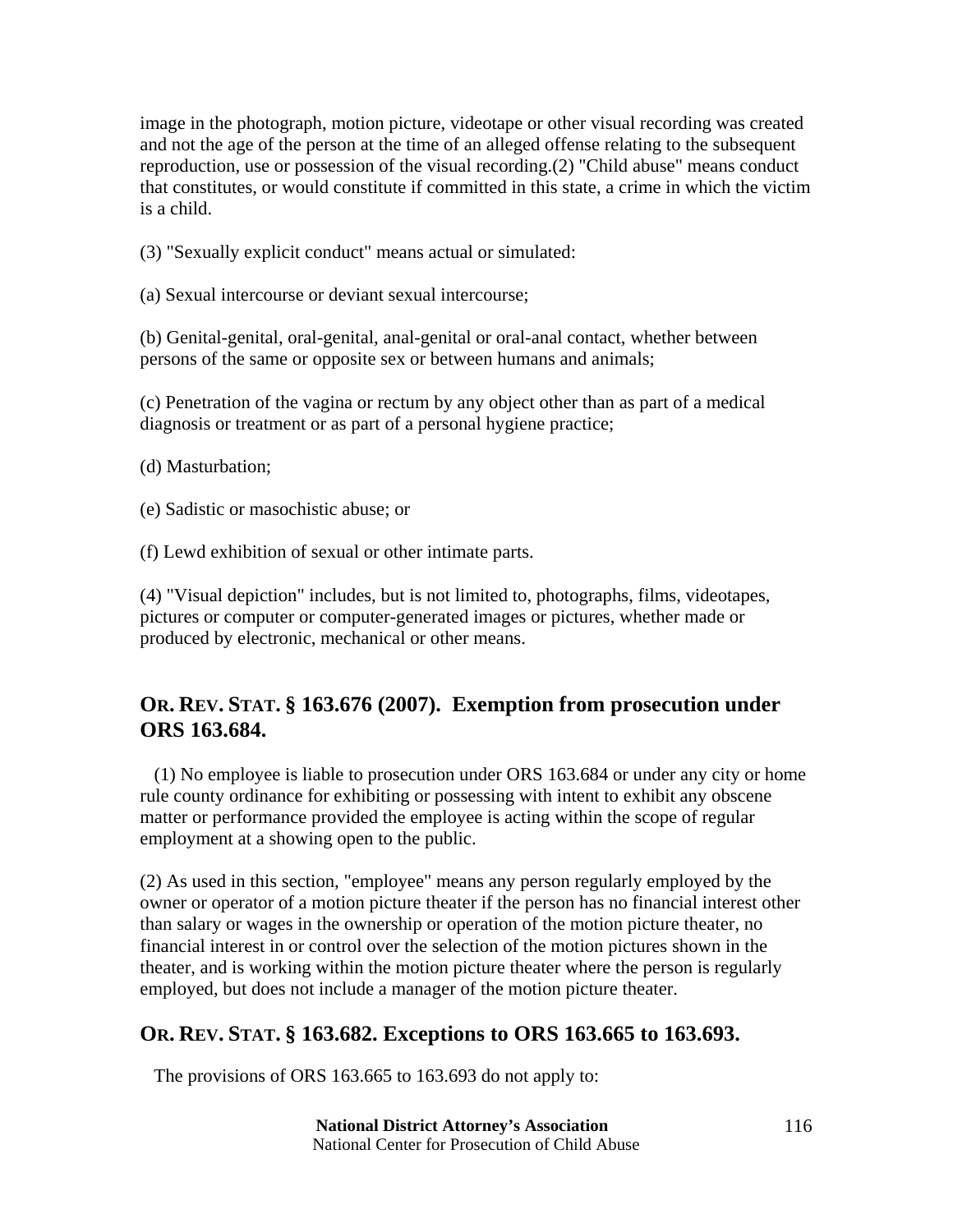image in the photograph, motion picture, videotape or other visual recording was created and not the age of the person at the time of an alleged offense relating to the subsequent reproduction, use or possession of the visual recording.(2) "Child abuse" means conduct that constitutes, or would constitute if committed in this state, a crime in which the victim is a child.

(3) "Sexually explicit conduct" means actual or simulated:

(a) Sexual intercourse or deviant sexual intercourse;

(b) Genital-genital, oral-genital, anal-genital or oral-anal contact, whether between persons of the same or opposite sex or between humans and animals;

(c) Penetration of the vagina or rectum by any object other than as part of a medical diagnosis or treatment or as part of a personal hygiene practice;

(d) Masturbation;

(e) Sadistic or masochistic abuse; or

(f) Lewd exhibition of sexual or other intimate parts.

(4) "Visual depiction" includes, but is not limited to, photographs, films, videotapes, pictures or computer or computer-generated images or pictures, whether made or produced by electronic, mechanical or other means.

## OR. REV. STAT. § 163.676 (2007). Exemption from prosecution under ORS 163.684.

(1) No employee is liable to prosecution under ORS 163.684 or under any city or home rule county ordinance for exhibiting or possessing with intent to exhibit any obscene matter or performance provided the employee is acting within the scope of regular employment at a showing open to the public.

(2) As used in this section, "employee" means any person regularly employed by the owner or operator of a motion picture theater if the person has no financial interest other than salary or wages in the ownership or operation of the motion picture theater, no financial interest in or control over the selection of the motion pictures shown in the theater, and is working within the motion picture theater where the person is regularly employed, but does not include a manager of the motion picture theater.

## OR. REV. STAT. § 163.682. Exceptions to ORS 163.665 to 163.693.

The provisions of ORS 163.665 to 163.693 do not apply to: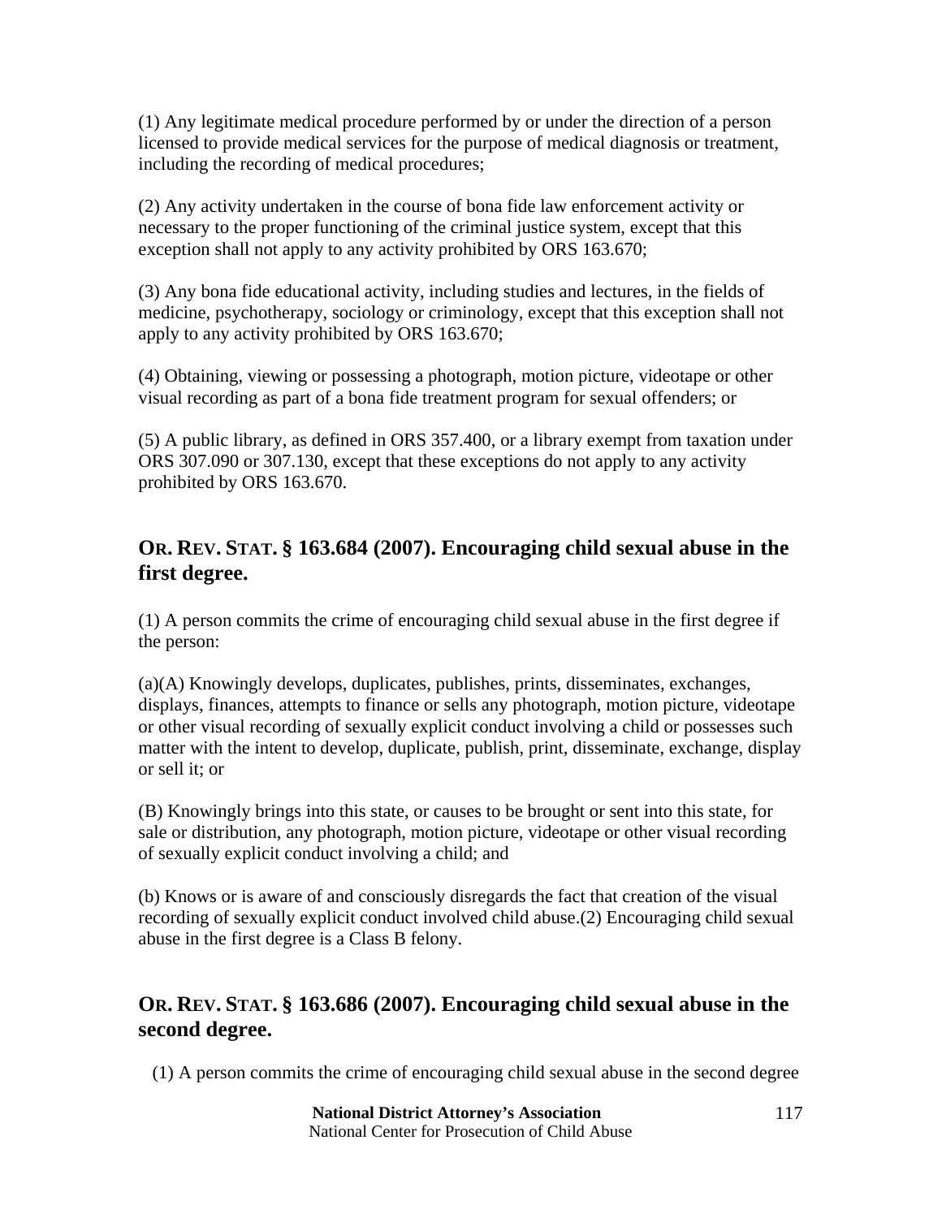(1) Any legitimate medical procedure performed by or under the direction of a person licensed to provide medical services for the purpose of medical diagnosis or treatment, including the recording of medical procedures;

(2) Any activity undertaken in the course of bona fide law enforcement activity or necessary to the proper functioning of the criminal justice system, except that this exception shall not apply to any activity prohibited by ORS 163.670;

(3) Any bona fide educational activity, including studies and lectures, in the fields of medicine, psychotherapy, sociology or criminology, except that this exception shall not apply to any activity prohibited by ORS 163.670;

(4) Obtaining, viewing or possessing a photograph, motion picture, videotape or other visual recording as part of a bona fide treatment program for sexual offenders; or

(5) A public library, as defined in ORS 357.400, or a library exempt from taxation under ORS 307.090 or 307.130, except that these exceptions do not apply to any activity prohibited by ORS 163.670.

## OR. REV. STAT. § 163.684 (2007). Encouraging child sexual abuse in the first degree.

(1) A person commits the crime of encouraging child sexual abuse in the first degree if the person:

(a)(A) Knowingly develops, duplicates, publishes, prints, disseminates, exchanges, displays, finances, attempts to finance or sells any photograph, motion picture, videotape or other visual recording of sexually explicit conduct involving a child or possesses such matter with the intent to develop, duplicate, publish, print, disseminate, exchange, display or sell it; or

(B) Knowingly brings into this state, or causes to be brought or sent into this state, for sale or distribution, any photograph, motion picture, videotape or other visual recording of sexually explicit conduct involving a child; and

(b) Knows or is aware of and consciously disregards the fact that creation of the visual recording of sexually explicit conduct involved child abuse.(2) Encouraging child sexual abuse in the first degree is a Class B felony.

## OR. REV. STAT. § 163.686 (2007). Encouraging child sexual abuse in the second degree.

(1) A person commits the crime of encouraging child sexual abuse in the second degree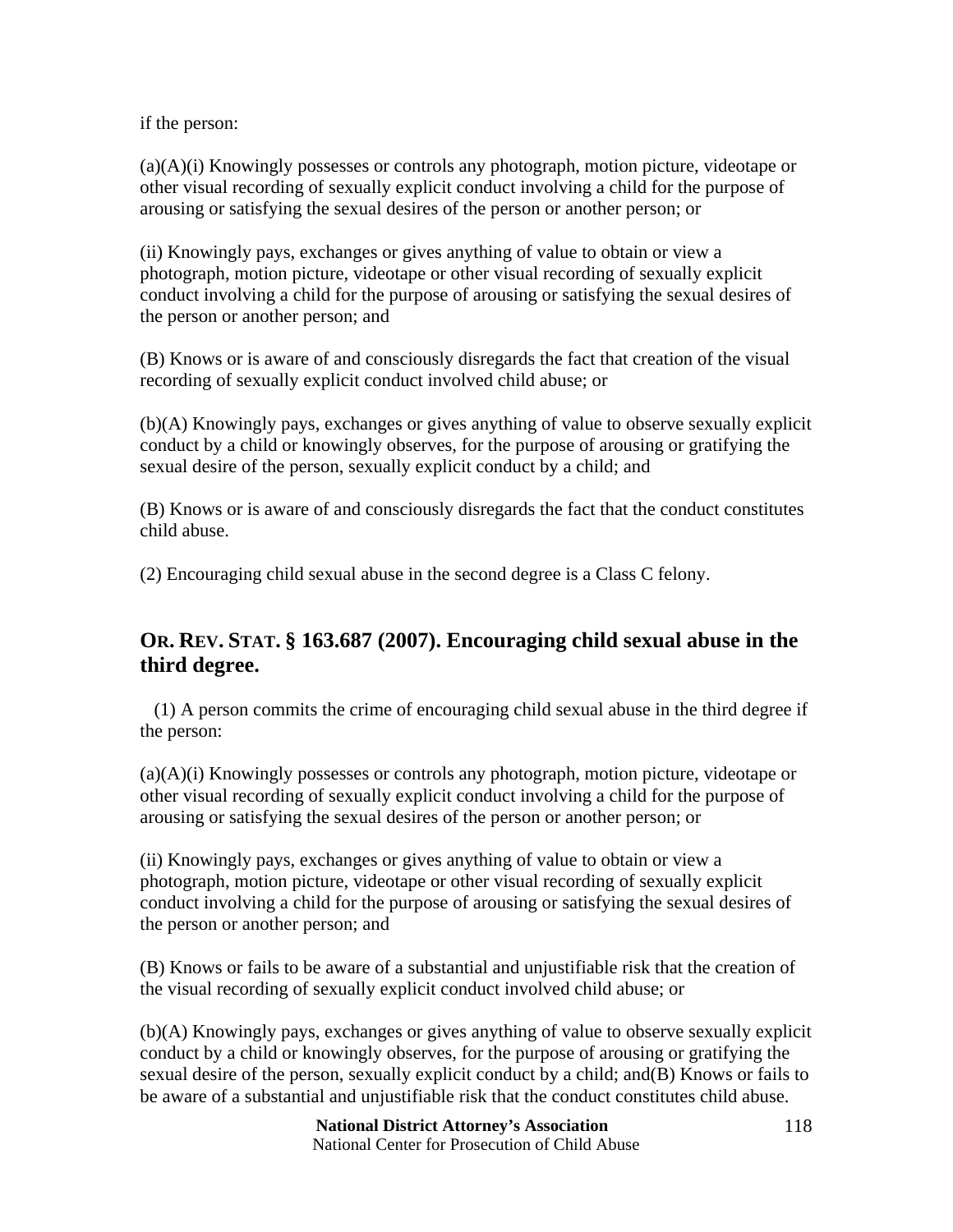if the person:

(a)(A)(i) Knowingly possesses or controls any photograph, motion picture, videotape or other visual recording of sexually explicit conduct involving a child for the purpose of arousing or satisfying the sexual desires of the person or another person; or

(ii) Knowingly pays, exchanges or gives anything of value to obtain or view a photograph, motion picture, videotape or other visual recording of sexually explicit conduct involving a child for the purpose of arousing or satisfying the sexual desires of the person or another person; and

(B) Knows or is aware of and consciously disregards the fact that creation of the visual recording of sexually explicit conduct involved child abuse; or

(b)(A) Knowingly pays, exchanges or gives anything of value to observe sexually explicit conduct by a child or knowingly observes, for the purpose of arousing or gratifying the sexual desire of the person, sexually explicit conduct by a child; and

(B) Knows or is aware of and consciously disregards the fact that the conduct constitutes child abuse.

(2) Encouraging child sexual abuse in the second degree is a Class C felony.

## OR. REV. STAT. § 163.687 (2007). Encouraging child sexual abuse in the third degree.

(1) A person commits the crime of encouraging child sexual abuse in the third degree if the person:

(a)(A)(i) Knowingly possesses or controls any photograph, motion picture, videotape or other visual recording of sexually explicit conduct involving a child for the purpose of arousing or satisfying the sexual desires of the person or another person; or

(ii) Knowingly pays, exchanges or gives anything of value to obtain or view a photograph, motion picture, videotape or other visual recording of sexually explicit conduct involving a child for the purpose of arousing or satisfying the sexual desires of the person or another person; and

(B) Knows or fails to be aware of a substantial and unjustifiable risk that the creation of the visual recording of sexually explicit conduct involved child abuse; or

(b)(A) Knowingly pays, exchanges or gives anything of value to observe sexually explicit conduct by a child or knowingly observes, for the purpose of arousing or gratifying the sexual desire of the person, sexually explicit conduct by a child; and(B) Knows or fails to be aware of a substantial and unjustifiable risk that the conduct constitutes child abuse.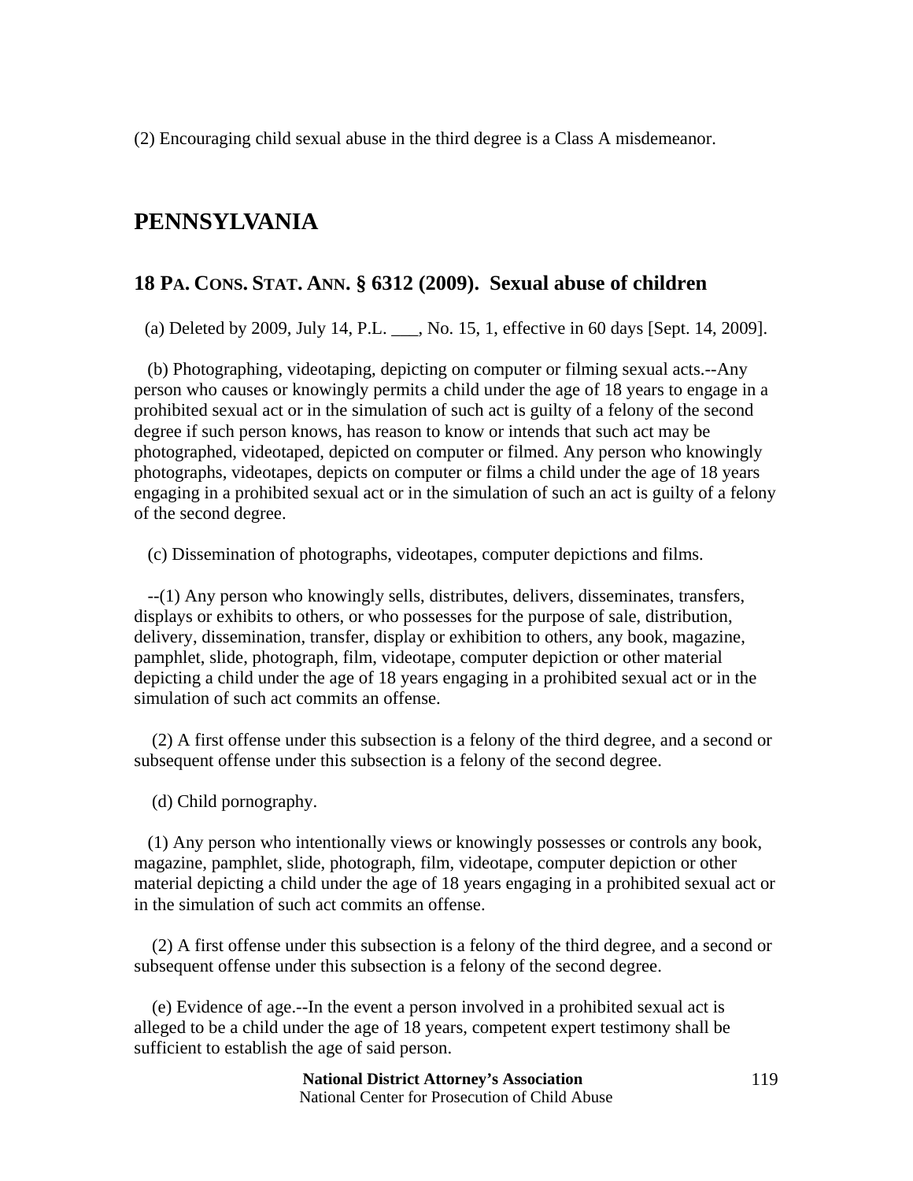(2) Encouraging child sexual abuse in the third degree is a Class A misdemeanor.

## PENNSYLVANIA

### 18 PA. CONS. STAT. ANN. § 6312 (2009). Sexual abuse of children

(a) Deleted by 2009, July 14, P.L. ___, No. 15, 1, effective in 60 days [Sept. 14, 2009].

(b) Photographing, videotaping, depicting on computer or filming sexual acts.--Any person who causes or knowingly permits a child under the age of 18 years to engage in a prohibited sexual act or in the simulation of such act is guilty of a felony of the second degree if such person knows, has reason to know or intends that such act may be photographed, videotaped, depicted on computer or filmed. Any person who knowingly photographs, videotapes, depicts on computer or films a child under the age of 18 years engaging in a prohibited sexual act or in the simulation of such an act is guilty of a felony of the second degree.

(c) Dissemination of photographs, videotapes, computer depictions and films.

--(1) Any person who knowingly sells, distributes, delivers, disseminates, transfers, displays or exhibits to others, or who possesses for the purpose of sale, distribution, delivery, dissemination, transfer, display or exhibition to others, any book, magazine, pamphlet, slide, photograph, film, videotape, computer depiction or other material depicting a child under the age of 18 years engaging in a prohibited sexual act or in the simulation of such act commits an offense.

(2) A first offense under this subsection is a felony of the third degree, and a second or subsequent offense under this subsection is a felony of the second degree.

(d) Child pornography.

(1) Any person who intentionally views or knowingly possesses or controls any book, magazine, pamphlet, slide, photograph, film, videotape, computer depiction or other material depicting a child under the age of 18 years engaging in a prohibited sexual act or in the simulation of such act commits an offense.

(2) A first offense under this subsection is a felony of the third degree, and a second or subsequent offense under this subsection is a felony of the second degree.

(e) Evidence of age.--In the event a person involved in a prohibited sexual act is alleged to be a child under the age of 18 years, competent expert testimony shall be sufficient to establish the age of said person.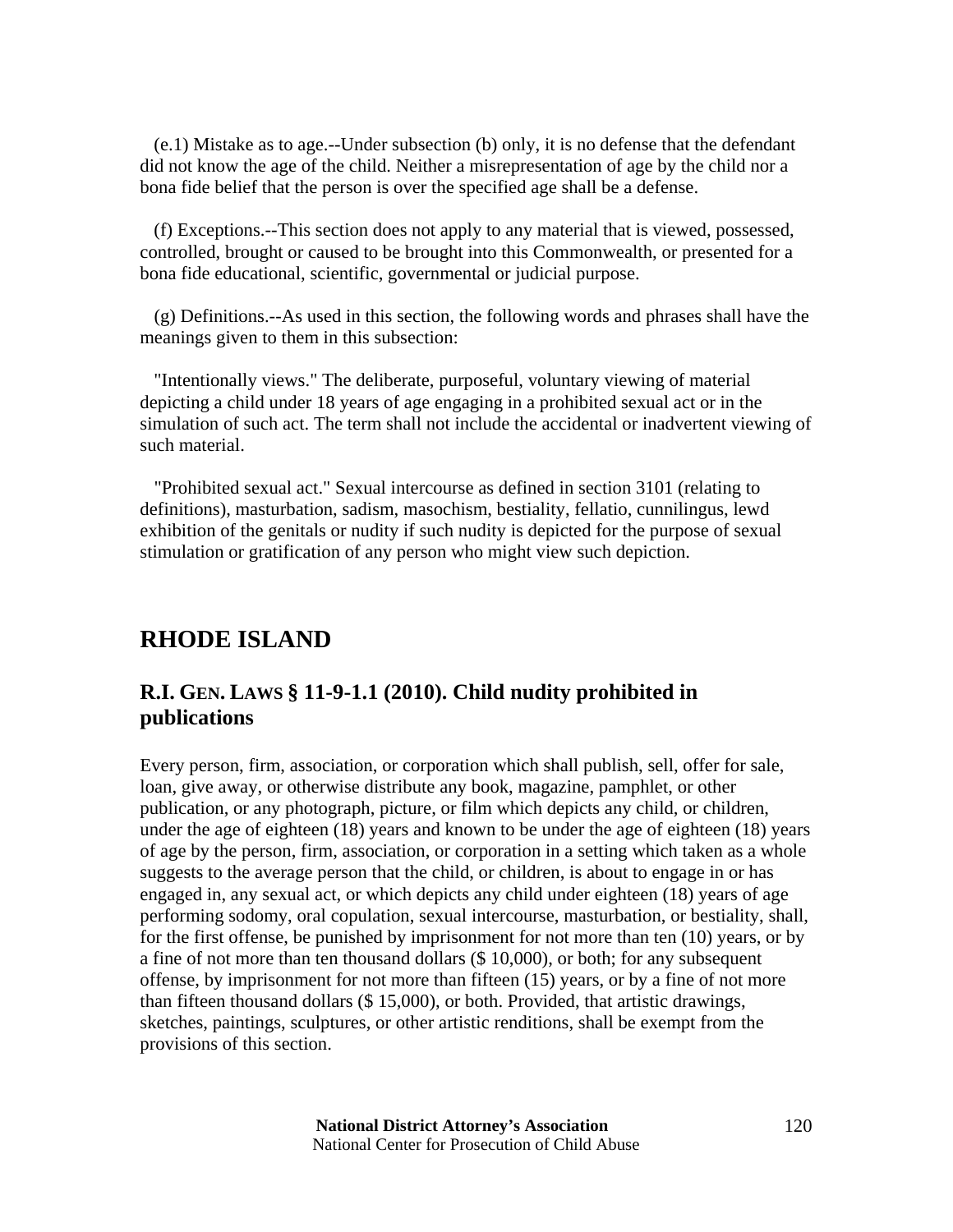(e.1) Mistake as to age.--Under subsection (b) only, it is no defense that the defendant did not know the age of the child. Neither a misrepresentation of age by the child nor a bona fide belief that the person is over the specified age shall be a defense.

(f) Exceptions.--This section does not apply to any material that is viewed, possessed, controlled, brought or caused to be brought into this Commonwealth, or presented for a bona fide educational, scientific, governmental or judicial purpose.

(g) Definitions.--As used in this section, the following words and phrases shall have the meanings given to them in this subsection:

"Intentionally views." The deliberate, purposeful, voluntary viewing of material depicting a child under 18 years of age engaging in a prohibited sexual act or in the simulation of such act. The term shall not include the accidental or inadvertent viewing of such material.

"Prohibited sexual act." Sexual intercourse as defined in section 3101 (relating to definitions), masturbation, sadism, masochism, bestiality, fellatio, cunnilingus, lewd exhibition of the genitals or nudity if such nudity is depicted for the purpose of sexual stimulation or gratification of any person who might view such depiction.

## RHODE ISLAND

### R.I. GEN. LAWS § 11-9-1.1 (2010). Child nudity prohibited in publications

Every person, firm, association, or corporation which shall publish, sell, offer for sale, loan, give away, or otherwise distribute any book, magazine, pamphlet, or other publication, or any photograph, picture, or film which depicts any child, or children, under the age of eighteen (18) years and known to be under the age of eighteen (18) years of age by the person, firm, association, or corporation in a setting which taken as a whole suggests to the average person that the child, or children, is about to engage in or has engaged in, any sexual act, or which depicts any child under eighteen (18) years of age performing sodomy, oral copulation, sexual intercourse, masturbation, or bestiality, shall, for the first offense, be punished by imprisonment for not more than ten (10) years, or by a fine of not more than ten thousand dollars ($ 10,000), or both; for any subsequent offense, by imprisonment for not more than fifteen (15) years, or by a fine of not more than fifteen thousand dollars ($ 15,000), or both. Provided, that artistic drawings, sketches, paintings, sculptures, or other artistic renditions, shall be exempt from the provisions of this section.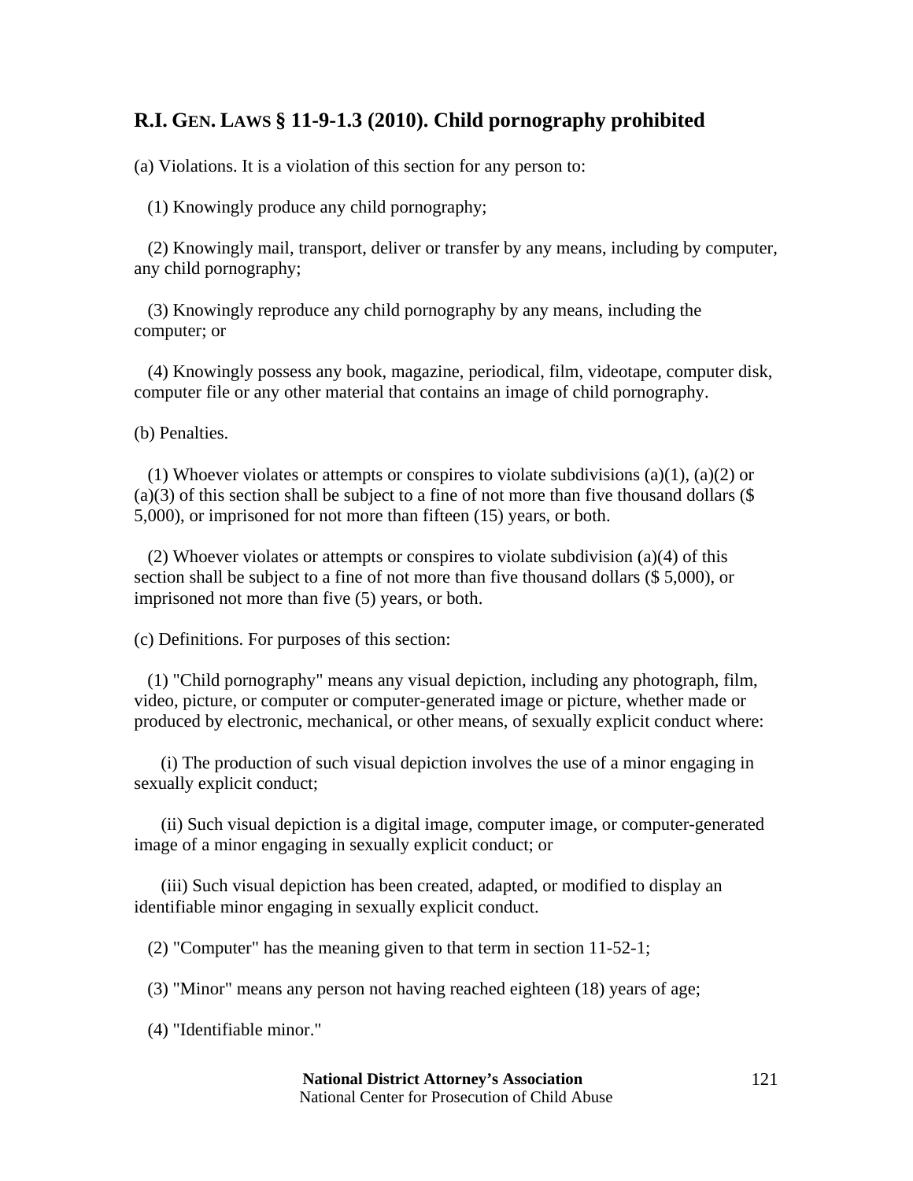## R.I. GEN. LAWS § 11-9-1.3 (2010). Child pornography prohibited

(a) Violations. It is a violation of this section for any person to:

(1) Knowingly produce any child pornography;

(2) Knowingly mail, transport, deliver or transfer by any means, including by computer, any child pornography;

(3) Knowingly reproduce any child pornography by any means, including the computer; or

(4) Knowingly possess any book, magazine, periodical, film, videotape, computer disk, computer file or any other material that contains an image of child pornography.

(b) Penalties.

(1) Whoever violates or attempts or conspires to violate subdivisions (a)(1), (a)(2) or (a)(3) of this section shall be subject to a fine of not more than five thousand dollars ($ 5,000), or imprisoned for not more than fifteen (15) years, or both.

(2) Whoever violates or attempts or conspires to violate subdivision (a)(4) of this section shall be subject to a fine of not more than five thousand dollars ($ 5,000), or imprisoned not more than five (5) years, or both.

(c) Definitions. For purposes of this section:

(1) "Child pornography" means any visual depiction, including any photograph, film, video, picture, or computer or computer-generated image or picture, whether made or produced by electronic, mechanical, or other means, of sexually explicit conduct where:

(i) The production of such visual depiction involves the use of a minor engaging in sexually explicit conduct;

(ii) Such visual depiction is a digital image, computer image, or computer-generated image of a minor engaging in sexually explicit conduct; or

(iii) Such visual depiction has been created, adapted, or modified to display an identifiable minor engaging in sexually explicit conduct.

(2) "Computer" has the meaning given to that term in section 11-52-1;

(3) "Minor" means any person not having reached eighteen (18) years of age;

(4) "Identifiable minor."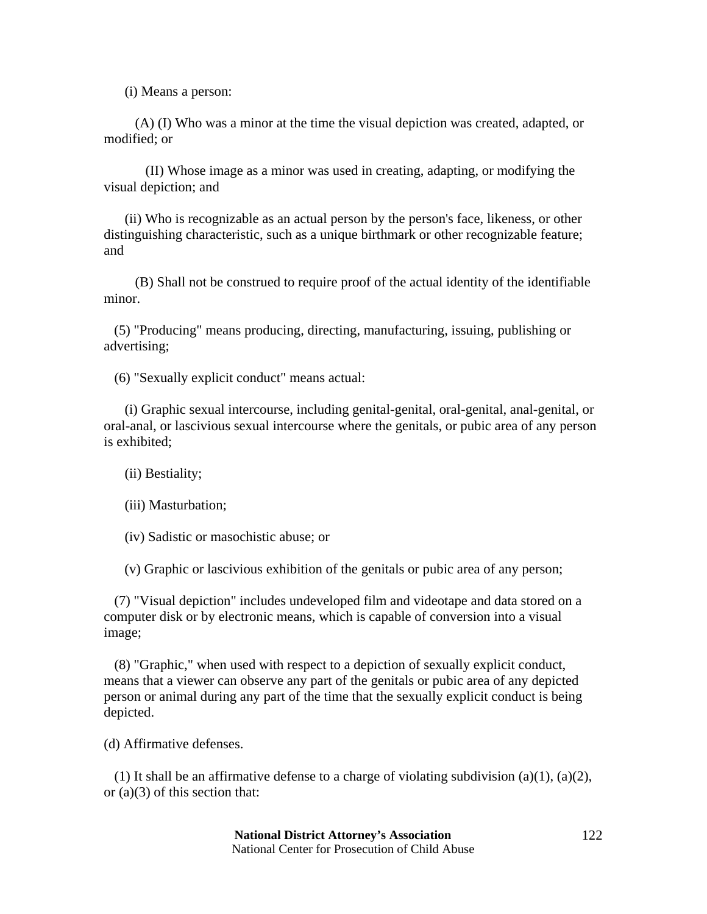(i) Means a person:

(A) (I) Who was a minor at the time the visual depiction was created, adapted, or modified; or

(II) Whose image as a minor was used in creating, adapting, or modifying the visual depiction; and

(ii) Who is recognizable as an actual person by the person's face, likeness, or other distinguishing characteristic, such as a unique birthmark or other recognizable feature; and

(B) Shall not be construed to require proof of the actual identity of the identifiable minor.

(5) "Producing" means producing, directing, manufacturing, issuing, publishing or advertising;

(6) "Sexually explicit conduct" means actual:

(i) Graphic sexual intercourse, including genital-genital, oral-genital, anal-genital, or oral-anal, or lascivious sexual intercourse where the genitals, or pubic area of any person is exhibited;

(ii) Bestiality;

(iii) Masturbation;

(iv) Sadistic or masochistic abuse; or

(v) Graphic or lascivious exhibition of the genitals or pubic area of any person;

(7) "Visual depiction" includes undeveloped film and videotape and data stored on a computer disk or by electronic means, which is capable of conversion into a visual image;

(8) "Graphic," when used with respect to a depiction of sexually explicit conduct, means that a viewer can observe any part of the genitals or pubic area of any depicted person or animal during any part of the time that the sexually explicit conduct is being depicted.

(d) Affirmative defenses.

(1) It shall be an affirmative defense to a charge of violating subdivision (a)(1), (a)(2), or (a)(3) of this section that: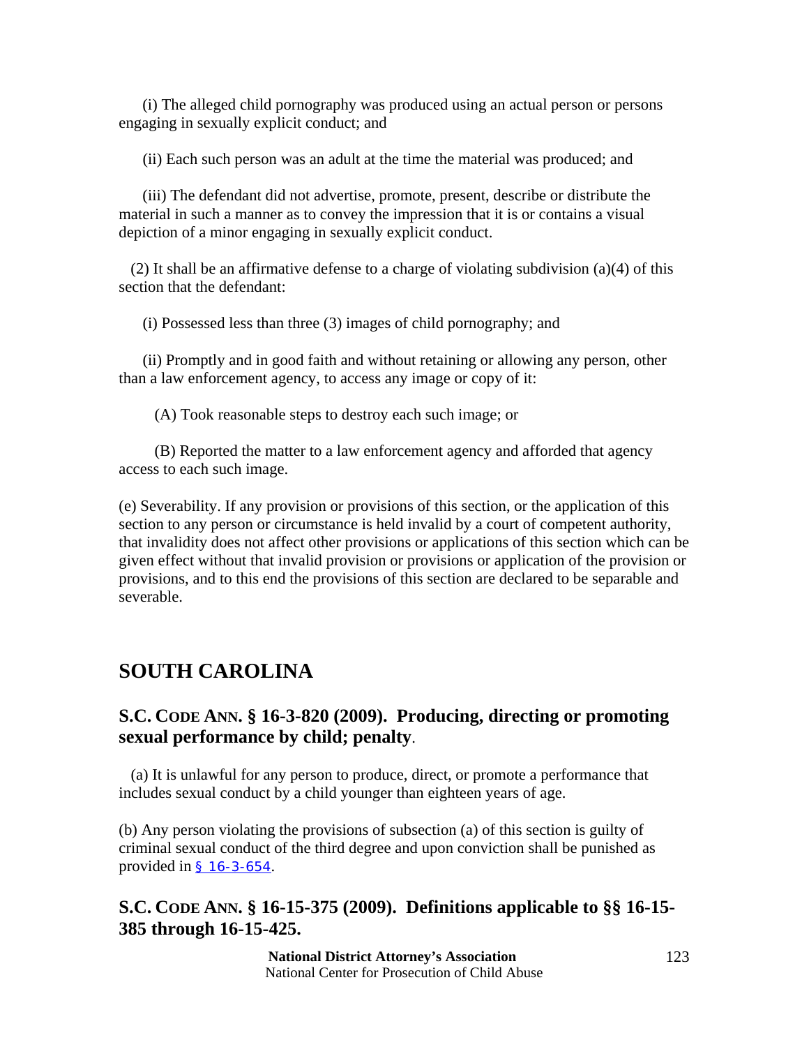(i) The alleged child pornography was produced using an actual person or persons engaging in sexually explicit conduct; and

(ii) Each such person was an adult at the time the material was produced; and

(iii) The defendant did not advertise, promote, present, describe or distribute the material in such a manner as to convey the impression that it is or contains a visual depiction of a minor engaging in sexually explicit conduct.

(2) It shall be an affirmative defense to a charge of violating subdivision (a)(4) of this section that the defendant:

(i) Possessed less than three (3) images of child pornography; and

(ii) Promptly and in good faith and without retaining or allowing any person, other than a law enforcement agency, to access any image or copy of it:

(A) Took reasonable steps to destroy each such image; or

(B) Reported the matter to a law enforcement agency and afforded that agency access to each such image.

(e) Severability. If any provision or provisions of this section, or the application of this section to any person or circumstance is held invalid by a court of competent authority, that invalidity does not affect other provisions or applications of this section which can be given effect without that invalid provision or provisions or application of the provision or provisions, and to this end the provisions of this section are declared to be separable and severable.

## SOUTH CAROLINA

### S.C. CODE ANN. § 16-3-820 (2009). Producing, directing or promoting sexual performance by child; penalty.

(a) It is unlawful for any person to produce, direct, or promote a performance that includes sexual conduct by a child younger than eighteen years of age.

(b) Any person violating the provisions of subsection (a) of this section is guilty of criminal sexual conduct of the third degree and upon conviction shall be punished as provided in § 16-3-654.

### S.C. CODE ANN. § 16-15-375 (2009). Definitions applicable to §§ 16-15-385 through 16-15-425.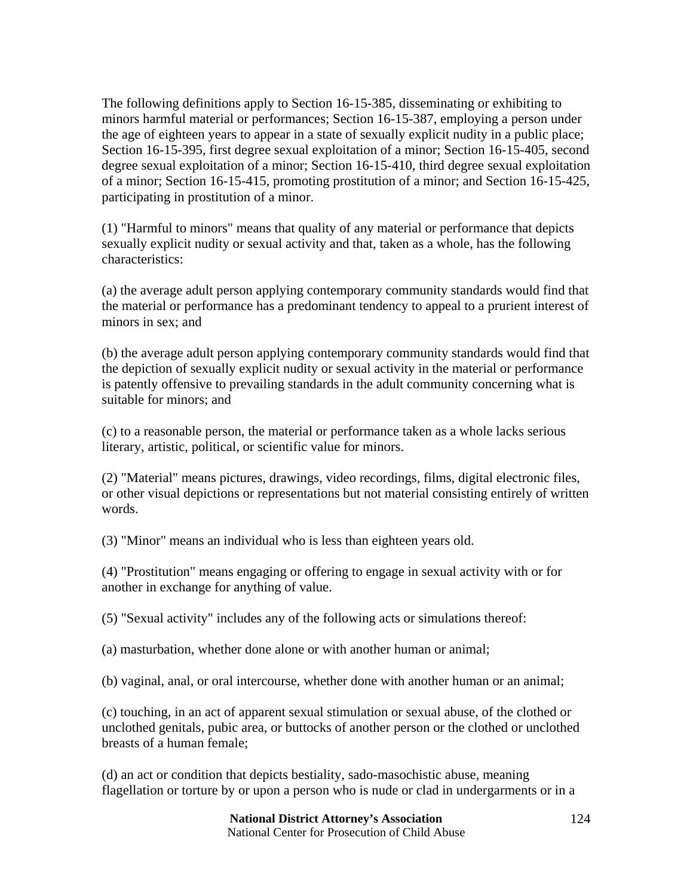The following definitions apply to Section 16-15-385, disseminating or exhibiting to minors harmful material or performances; Section 16-15-387, employing a person under the age of eighteen years to appear in a state of sexually explicit nudity in a public place; Section 16-15-395, first degree sexual exploitation of a minor; Section 16-15-405, second degree sexual exploitation of a minor; Section 16-15-410, third degree sexual exploitation of a minor; Section 16-15-415, promoting prostitution of a minor; and Section 16-15-425, participating in prostitution of a minor.

(1) "Harmful to minors" means that quality of any material or performance that depicts sexually explicit nudity or sexual activity and that, taken as a whole, has the following characteristics:

(a) the average adult person applying contemporary community standards would find that the material or performance has a predominant tendency to appeal to a prurient interest of minors in sex; and

(b) the average adult person applying contemporary community standards would find that the depiction of sexually explicit nudity or sexual activity in the material or performance is patently offensive to prevailing standards in the adult community concerning what is suitable for minors; and

(c) to a reasonable person, the material or performance taken as a whole lacks serious literary, artistic, political, or scientific value for minors.

(2) "Material" means pictures, drawings, video recordings, films, digital electronic files, or other visual depictions or representations but not material consisting entirely of written words.

(3) "Minor" means an individual who is less than eighteen years old.

(4) "Prostitution" means engaging or offering to engage in sexual activity with or for another in exchange for anything of value.

(5) "Sexual activity" includes any of the following acts or simulations thereof:

(a) masturbation, whether done alone or with another human or animal;

(b) vaginal, anal, or oral intercourse, whether done with another human or an animal;

(c) touching, in an act of apparent sexual stimulation or sexual abuse, of the clothed or unclothed genitals, pubic area, or buttocks of another person or the clothed or unclothed breasts of a human female;

(d) an act or condition that depicts bestiality, sado-masochistic abuse, meaning flagellation or torture by or upon a person who is nude or clad in undergarments or in a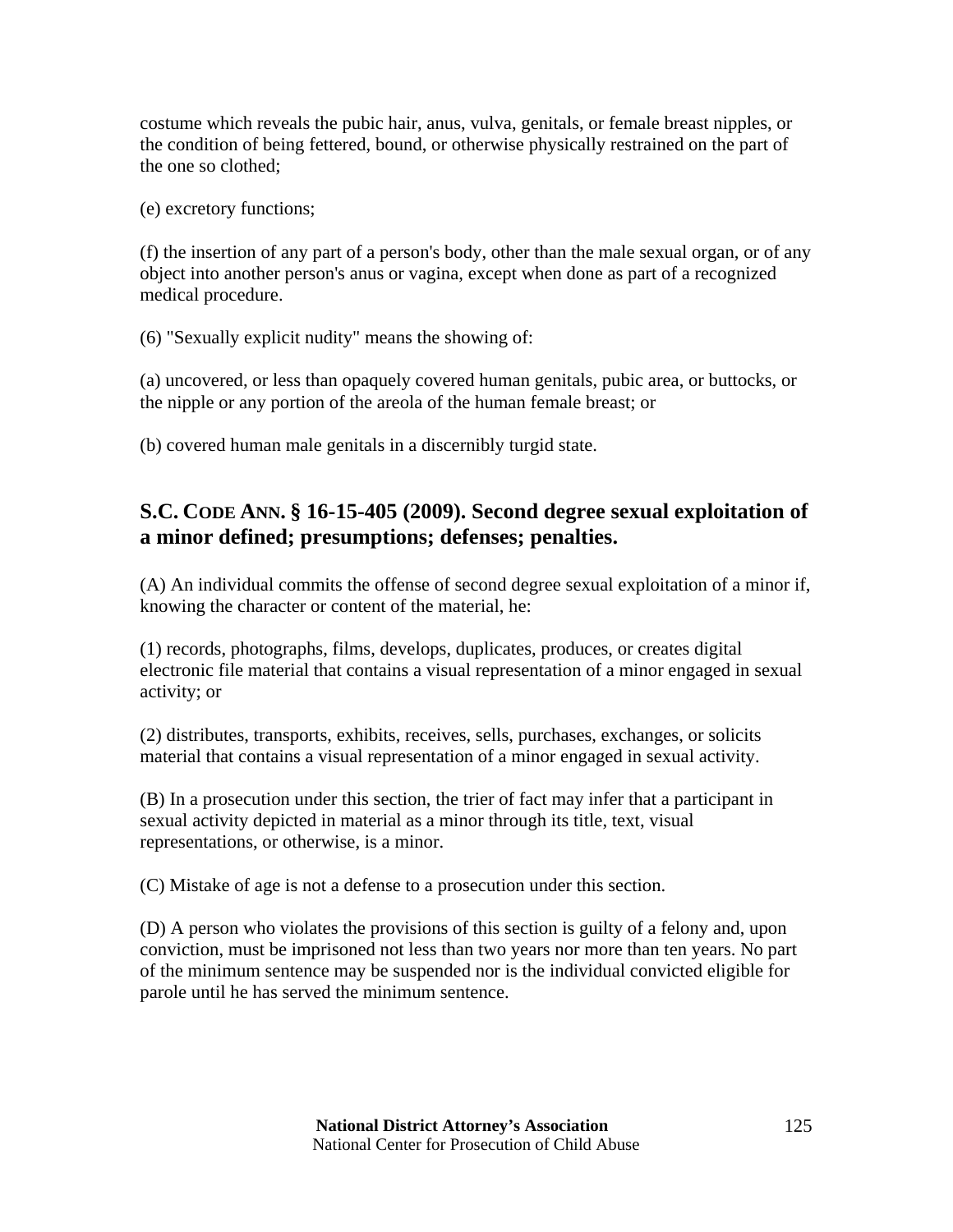costume which reveals the pubic hair, anus, vulva, genitals, or female breast nipples, or the condition of being fettered, bound, or otherwise physically restrained on the part of the one so clothed;

(e) excretory functions;

(f) the insertion of any part of a person's body, other than the male sexual organ, or of any object into another person's anus or vagina, except when done as part of a recognized medical procedure.

(6) "Sexually explicit nudity" means the showing of:

(a) uncovered, or less than opaquely covered human genitals, pubic area, or buttocks, or the nipple or any portion of the areola of the human female breast; or

(b) covered human male genitals in a discernibly turgid state.

## S.C. CODE ANN. § 16-15-405 (2009). Second degree sexual exploitation of a minor defined; presumptions; defenses; penalties.

(A) An individual commits the offense of second degree sexual exploitation of a minor if, knowing the character or content of the material, he:

(1) records, photographs, films, develops, duplicates, produces, or creates digital electronic file material that contains a visual representation of a minor engaged in sexual activity; or

(2) distributes, transports, exhibits, receives, sells, purchases, exchanges, or solicits material that contains a visual representation of a minor engaged in sexual activity.

(B) In a prosecution under this section, the trier of fact may infer that a participant in sexual activity depicted in material as a minor through its title, text, visual representations, or otherwise, is a minor.

(C) Mistake of age is not a defense to a prosecution under this section.

(D) A person who violates the provisions of this section is guilty of a felony and, upon conviction, must be imprisoned not less than two years nor more than ten years. No part of the minimum sentence may be suspended nor is the individual convicted eligible for parole until he has served the minimum sentence.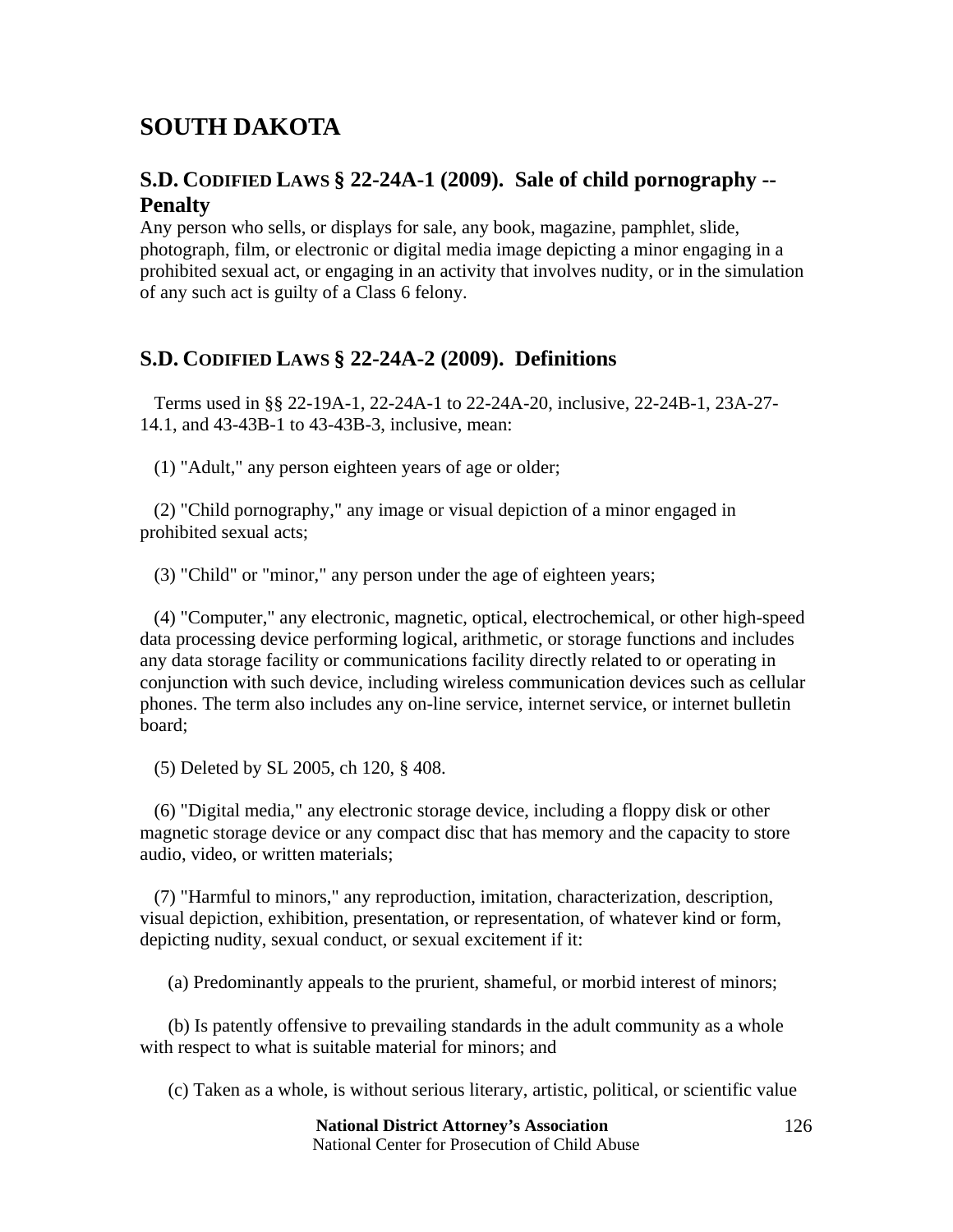# SOUTH DAKOTA

## S.D. CODIFIED LAWS § 22-24A-1 (2009). Sale of child pornography -- Penalty

Any person who sells, or displays for sale, any book, magazine, pamphlet, slide, photograph, film, or electronic or digital media image depicting a minor engaging in a prohibited sexual act, or engaging in an activity that involves nudity, or in the simulation of any such act is guilty of a Class 6 felony.

## S.D. CODIFIED LAWS § 22-24A-2 (2009). Definitions

Terms used in §§ 22-19A-1, 22-24A-1 to 22-24A-20, inclusive, 22-24B-1, 23A-27-14.1, and 43-43B-1 to 43-43B-3, inclusive, mean:

(1) "Adult," any person eighteen years of age or older;

(2) "Child pornography," any image or visual depiction of a minor engaged in prohibited sexual acts;

(3) "Child" or "minor," any person under the age of eighteen years;

(4) "Computer," any electronic, magnetic, optical, electrochemical, or other high-speed data processing device performing logical, arithmetic, or storage functions and includes any data storage facility or communications facility directly related to or operating in conjunction with such device, including wireless communication devices such as cellular phones. The term also includes any on-line service, internet service, or internet bulletin board;

(5) Deleted by SL 2005, ch 120, § 408.

(6) "Digital media," any electronic storage device, including a floppy disk or other magnetic storage device or any compact disc that has memory and the capacity to store audio, video, or written materials;

(7) "Harmful to minors," any reproduction, imitation, characterization, description, visual depiction, exhibition, presentation, or representation, of whatever kind or form, depicting nudity, sexual conduct, or sexual excitement if it:

(a) Predominantly appeals to the prurient, shameful, or morbid interest of minors;

(b) Is patently offensive to prevailing standards in the adult community as a whole with respect to what is suitable material for minors; and

(c) Taken as a whole, is without serious literary, artistic, political, or scientific value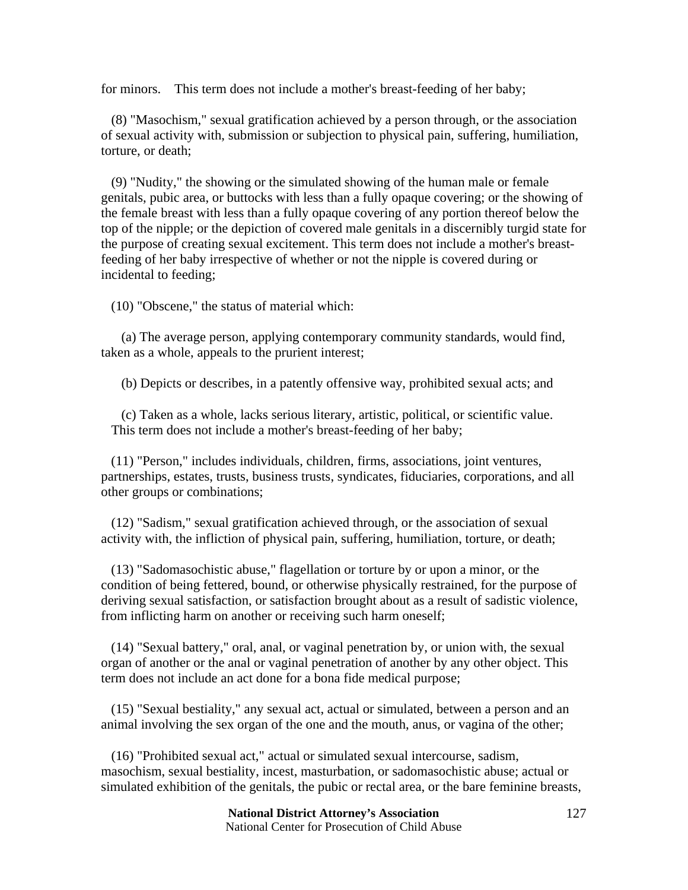for minors. This term does not include a mother's breast-feeding of her baby;

(8) "Masochism," sexual gratification achieved by a person through, or the association of sexual activity with, submission or subjection to physical pain, suffering, humiliation, torture, or death;

(9) "Nudity," the showing or the simulated showing of the human male or female genitals, pubic area, or buttocks with less than a fully opaque covering; or the showing of the female breast with less than a fully opaque covering of any portion thereof below the top of the nipple; or the depiction of covered male genitals in a discernibly turgid state for the purpose of creating sexual excitement. This term does not include a mother's breast-feeding of her baby irrespective of whether or not the nipple is covered during or incidental to feeding;

(10) "Obscene," the status of material which:

(a) The average person, applying contemporary community standards, would find, taken as a whole, appeals to the prurient interest;

(b) Depicts or describes, in a patently offensive way, prohibited sexual acts; and

(c) Taken as a whole, lacks serious literary, artistic, political, or scientific value. This term does not include a mother's breast-feeding of her baby;

(11) "Person," includes individuals, children, firms, associations, joint ventures, partnerships, estates, trusts, business trusts, syndicates, fiduciaries, corporations, and all other groups or combinations;

(12) "Sadism," sexual gratification achieved through, or the association of sexual activity with, the infliction of physical pain, suffering, humiliation, torture, or death;

(13) "Sadomasochistic abuse," flagellation or torture by or upon a minor, or the condition of being fettered, bound, or otherwise physically restrained, for the purpose of deriving sexual satisfaction, or satisfaction brought about as a result of sadistic violence, from inflicting harm on another or receiving such harm oneself;

(14) "Sexual battery," oral, anal, or vaginal penetration by, or union with, the sexual organ of another or the anal or vaginal penetration of another by any other object. This term does not include an act done for a bona fide medical purpose;

(15) "Sexual bestiality," any sexual act, actual or simulated, between a person and an animal involving the sex organ of the one and the mouth, anus, or vagina of the other;

(16) "Prohibited sexual act," actual or simulated sexual intercourse, sadism, masochism, sexual bestiality, incest, masturbation, or sadomasochistic abuse; actual or simulated exhibition of the genitals, the pubic or rectal area, or the bare feminine breasts,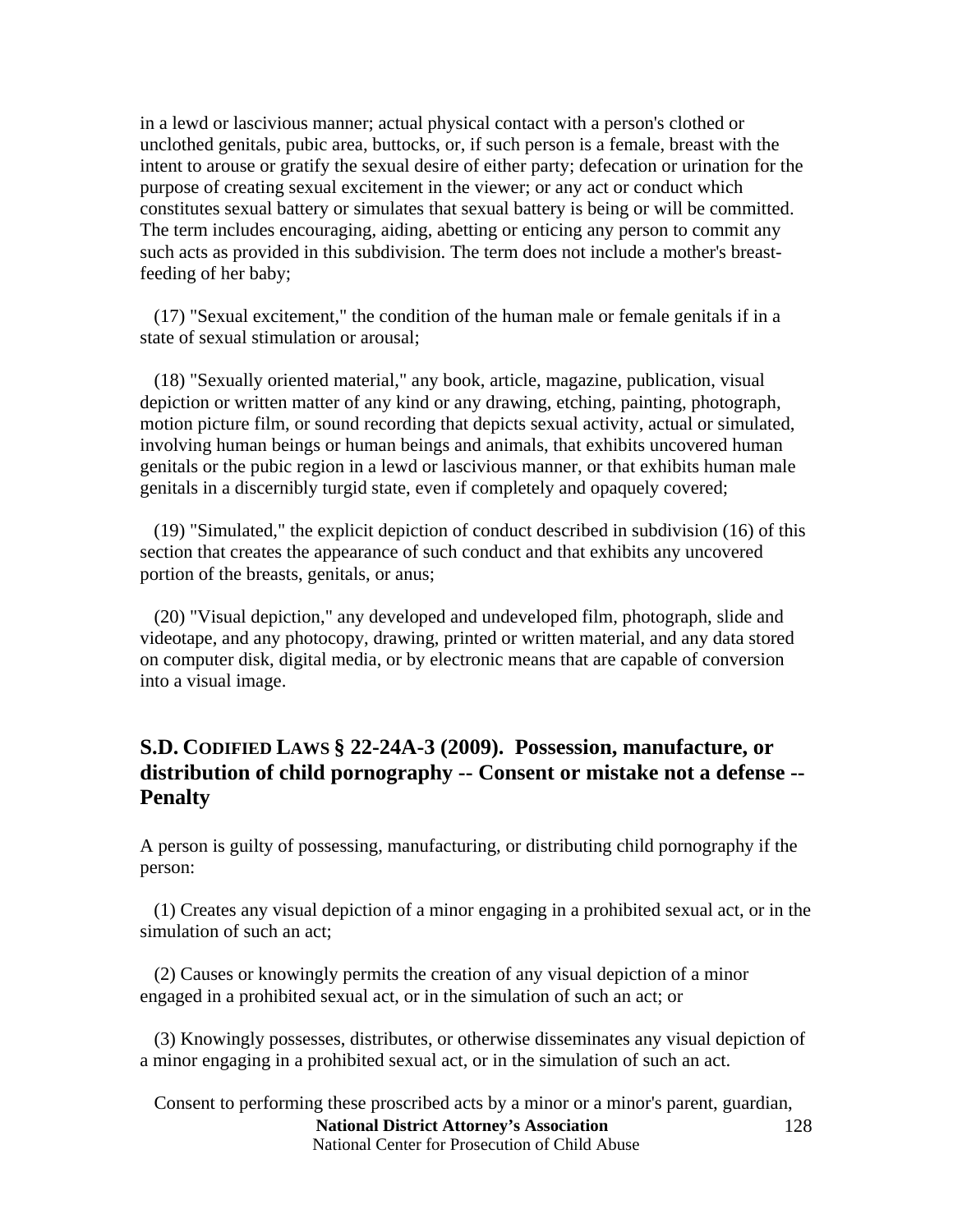in a lewd or lascivious manner; actual physical contact with a person's clothed or unclothed genitals, pubic area, buttocks, or, if such person is a female, breast with the intent to arouse or gratify the sexual desire of either party; defecation or urination for the purpose of creating sexual excitement in the viewer; or any act or conduct which constitutes sexual battery or simulates that sexual battery is being or will be committed. The term includes encouraging, aiding, abetting or enticing any person to commit any such acts as provided in this subdivision. The term does not include a mother's breast-feeding of her baby;

(17) "Sexual excitement," the condition of the human male or female genitals if in a state of sexual stimulation or arousal;

(18) "Sexually oriented material," any book, article, magazine, publication, visual depiction or written matter of any kind or any drawing, etching, painting, photograph, motion picture film, or sound recording that depicts sexual activity, actual or simulated, involving human beings or human beings and animals, that exhibits uncovered human genitals or the pubic region in a lewd or lascivious manner, or that exhibits human male genitals in a discernibly turgid state, even if completely and opaquely covered;

(19) "Simulated," the explicit depiction of conduct described in subdivision (16) of this section that creates the appearance of such conduct and that exhibits any uncovered portion of the breasts, genitals, or anus;

(20) "Visual depiction," any developed and undeveloped film, photograph, slide and videotape, and any photocopy, drawing, printed or written material, and any data stored on computer disk, digital media, or by electronic means that are capable of conversion into a visual image.

## S.D. CODIFIED LAWS § 22-24A-3 (2009). Possession, manufacture, or distribution of child pornography -- Consent or mistake not a defense -- Penalty

A person is guilty of possessing, manufacturing, or distributing child pornography if the person:

(1) Creates any visual depiction of a minor engaging in a prohibited sexual act, or in the simulation of such an act;

(2) Causes or knowingly permits the creation of any visual depiction of a minor engaged in a prohibited sexual act, or in the simulation of such an act; or

(3) Knowingly possesses, distributes, or otherwise disseminates any visual depiction of a minor engaging in a prohibited sexual act, or in the simulation of such an act.

Consent to performing these proscribed acts by a minor or a minor's parent, guardian,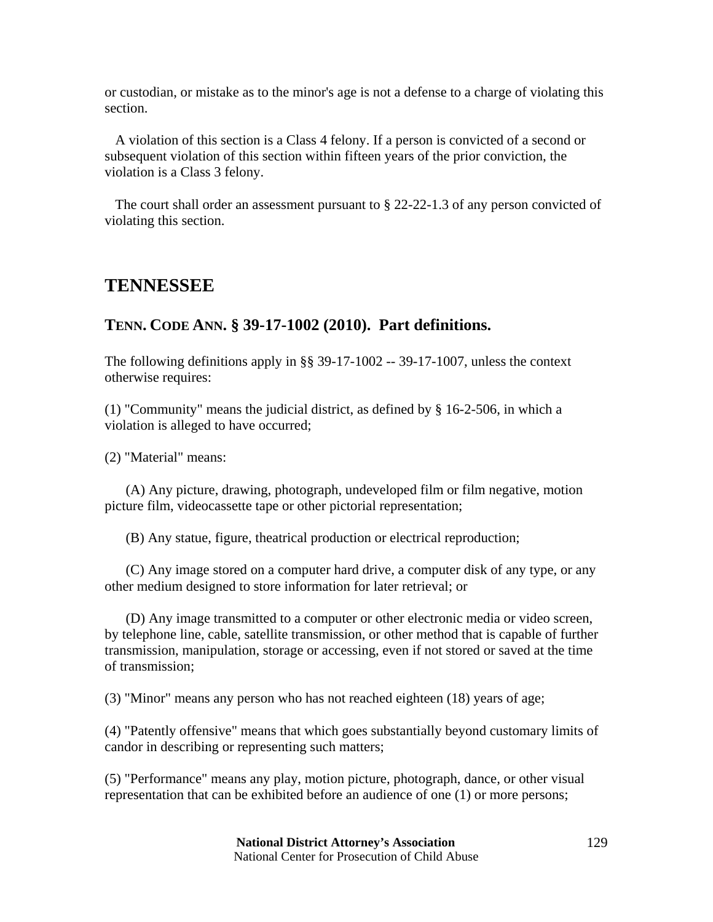or custodian, or mistake as to the minor's age is not a defense to a charge of violating this section.

A violation of this section is a Class 4 felony. If a person is convicted of a second or subsequent violation of this section within fifteen years of the prior conviction, the violation is a Class 3 felony.

The court shall order an assessment pursuant to § 22-22-1.3 of any person convicted of violating this section.

## TENNESSEE

### TENN. CODE ANN. § 39-17-1002 (2010). Part definitions.

The following definitions apply in §§ 39-17-1002 -- 39-17-1007, unless the context otherwise requires:

(1) "Community" means the judicial district, as defined by § 16-2-506, in which a violation is alleged to have occurred;

(2) "Material" means:

(A) Any picture, drawing, photograph, undeveloped film or film negative, motion picture film, videocassette tape or other pictorial representation;

(B) Any statue, figure, theatrical production or electrical reproduction;

(C) Any image stored on a computer hard drive, a computer disk of any type, or any other medium designed to store information for later retrieval; or

(D) Any image transmitted to a computer or other electronic media or video screen, by telephone line, cable, satellite transmission, or other method that is capable of further transmission, manipulation, storage or accessing, even if not stored or saved at the time of transmission;

(3) "Minor" means any person who has not reached eighteen (18) years of age;

(4) "Patently offensive" means that which goes substantially beyond customary limits of candor in describing or representing such matters;

(5) "Performance" means any play, motion picture, photograph, dance, or other visual representation that can be exhibited before an audience of one (1) or more persons;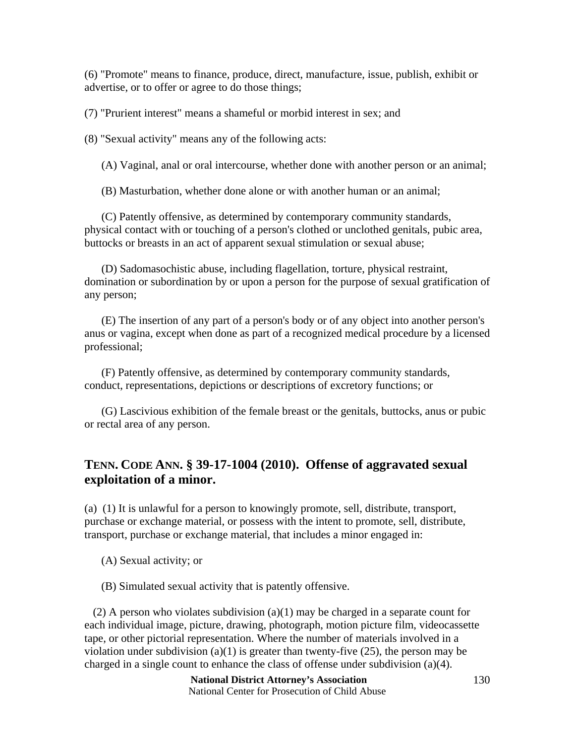(6) "Promote" means to finance, produce, direct, manufacture, issue, publish, exhibit or advertise, or to offer or agree to do those things;

(7) "Prurient interest" means a shameful or morbid interest in sex; and

(8) "Sexual activity" means any of the following acts:

(A) Vaginal, anal or oral intercourse, whether done with another person or an animal;

(B) Masturbation, whether done alone or with another human or an animal;

(C) Patently offensive, as determined by contemporary community standards, physical contact with or touching of a person's clothed or unclothed genitals, pubic area, buttocks or breasts in an act of apparent sexual stimulation or sexual abuse;

(D) Sadomasochistic abuse, including flagellation, torture, physical restraint, domination or subordination by or upon a person for the purpose of sexual gratification of any person;

(E) The insertion of any part of a person's body or of any object into another person's anus or vagina, except when done as part of a recognized medical procedure by a licensed professional;

(F) Patently offensive, as determined by contemporary community standards, conduct, representations, depictions or descriptions of excretory functions; or

(G) Lascivious exhibition of the female breast or the genitals, buttocks, anus or pubic or rectal area of any person.

## TENN. CODE ANN. § 39-17-1004 (2010). Offense of aggravated sexual exploitation of a minor.

(a) (1) It is unlawful for a person to knowingly promote, sell, distribute, transport, purchase or exchange material, or possess with the intent to promote, sell, distribute, transport, purchase or exchange material, that includes a minor engaged in:

(A) Sexual activity; or

(B) Simulated sexual activity that is patently offensive.

(2) A person who violates subdivision (a)(1) may be charged in a separate count for each individual image, picture, drawing, photograph, motion picture film, videocassette tape, or other pictorial representation. Where the number of materials involved in a violation under subdivision (a)(1) is greater than twenty-five (25), the person may be charged in a single count to enhance the class of offense under subdivision (a)(4).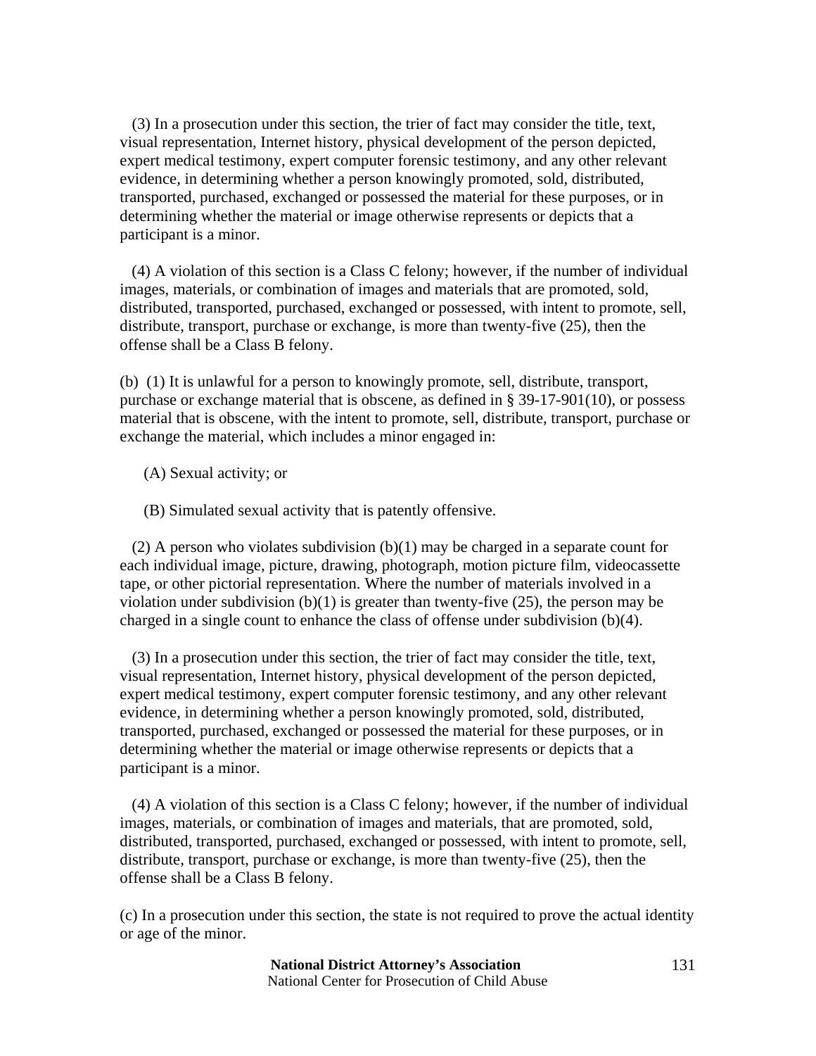(3) In a prosecution under this section, the trier of fact may consider the title, text, visual representation, Internet history, physical development of the person depicted, expert medical testimony, expert computer forensic testimony, and any other relevant evidence, in determining whether a person knowingly promoted, sold, distributed, transported, purchased, exchanged or possessed the material for these purposes, or in determining whether the material or image otherwise represents or depicts that a participant is a minor.

(4) A violation of this section is a Class C felony; however, if the number of individual images, materials, or combination of images and materials that are promoted, sold, distributed, transported, purchased, exchanged or possessed, with intent to promote, sell, distribute, transport, purchase or exchange, is more than twenty-five (25), then the offense shall be a Class B felony.

(b) (1) It is unlawful for a person to knowingly promote, sell, distribute, transport, purchase or exchange material that is obscene, as defined in § 39-17-901(10), or possess material that is obscene, with the intent to promote, sell, distribute, transport, purchase or exchange the material, which includes a minor engaged in:

(A) Sexual activity; or

(B) Simulated sexual activity that is patently offensive.

(2) A person who violates subdivision (b)(1) may be charged in a separate count for each individual image, picture, drawing, photograph, motion picture film, videocassette tape, or other pictorial representation. Where the number of materials involved in a violation under subdivision (b)(1) is greater than twenty-five (25), the person may be charged in a single count to enhance the class of offense under subdivision (b)(4).

(3) In a prosecution under this section, the trier of fact may consider the title, text, visual representation, Internet history, physical development of the person depicted, expert medical testimony, expert computer forensic testimony, and any other relevant evidence, in determining whether a person knowingly promoted, sold, distributed, transported, purchased, exchanged or possessed the material for these purposes, or in determining whether the material or image otherwise represents or depicts that a participant is a minor.

(4) A violation of this section is a Class C felony; however, if the number of individual images, materials, or combination of images and materials, that are promoted, sold, distributed, transported, purchased, exchanged or possessed, with intent to promote, sell, distribute, transport, purchase or exchange, is more than twenty-five (25), then the offense shall be a Class B felony.

(c) In a prosecution under this section, the state is not required to prove the actual identity or age of the minor.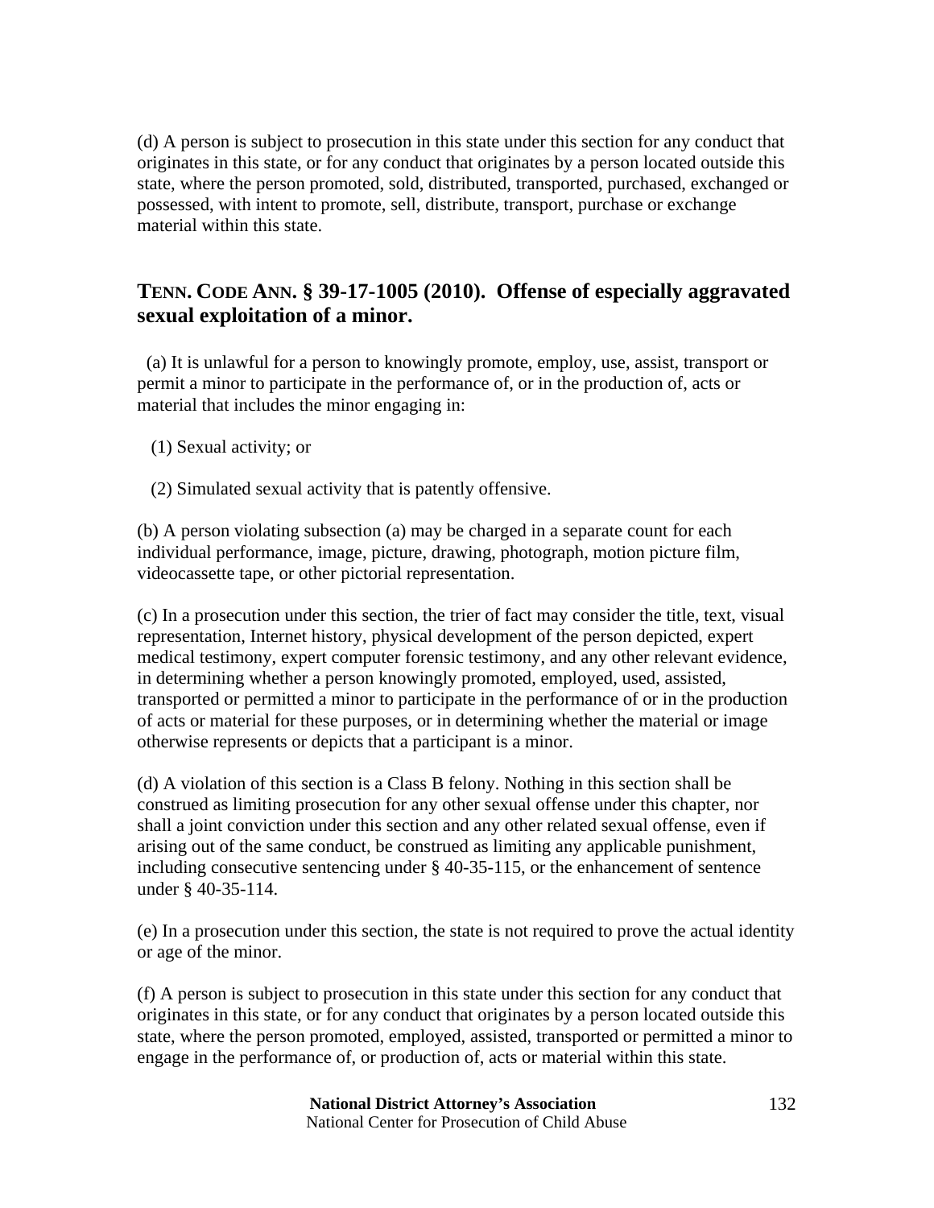(d) A person is subject to prosecution in this state under this section for any conduct that originates in this state, or for any conduct that originates by a person located outside this state, where the person promoted, sold, distributed, transported, purchased, exchanged or possessed, with intent to promote, sell, distribute, transport, purchase or exchange material within this state.

## TENN. CODE ANN. § 39-17-1005 (2010). Offense of especially aggravated sexual exploitation of a minor.

(a) It is unlawful for a person to knowingly promote, employ, use, assist, transport or permit a minor to participate in the performance of, or in the production of, acts or material that includes the minor engaging in:

(1) Sexual activity; or

(2) Simulated sexual activity that is patently offensive.

(b) A person violating subsection (a) may be charged in a separate count for each individual performance, image, picture, drawing, photograph, motion picture film, videocassette tape, or other pictorial representation.

(c) In a prosecution under this section, the trier of fact may consider the title, text, visual representation, Internet history, physical development of the person depicted, expert medical testimony, expert computer forensic testimony, and any other relevant evidence, in determining whether a person knowingly promoted, employed, used, assisted, transported or permitted a minor to participate in the performance of or in the production of acts or material for these purposes, or in determining whether the material or image otherwise represents or depicts that a participant is a minor.

(d) A violation of this section is a Class B felony. Nothing in this section shall be construed as limiting prosecution for any other sexual offense under this chapter, nor shall a joint conviction under this section and any other related sexual offense, even if arising out of the same conduct, be construed as limiting any applicable punishment, including consecutive sentencing under § 40-35-115, or the enhancement of sentence under § 40-35-114.

(e) In a prosecution under this section, the state is not required to prove the actual identity or age of the minor.

(f) A person is subject to prosecution in this state under this section for any conduct that originates in this state, or for any conduct that originates by a person located outside this state, where the person promoted, employed, assisted, transported or permitted a minor to engage in the performance of, or production of, acts or material within this state.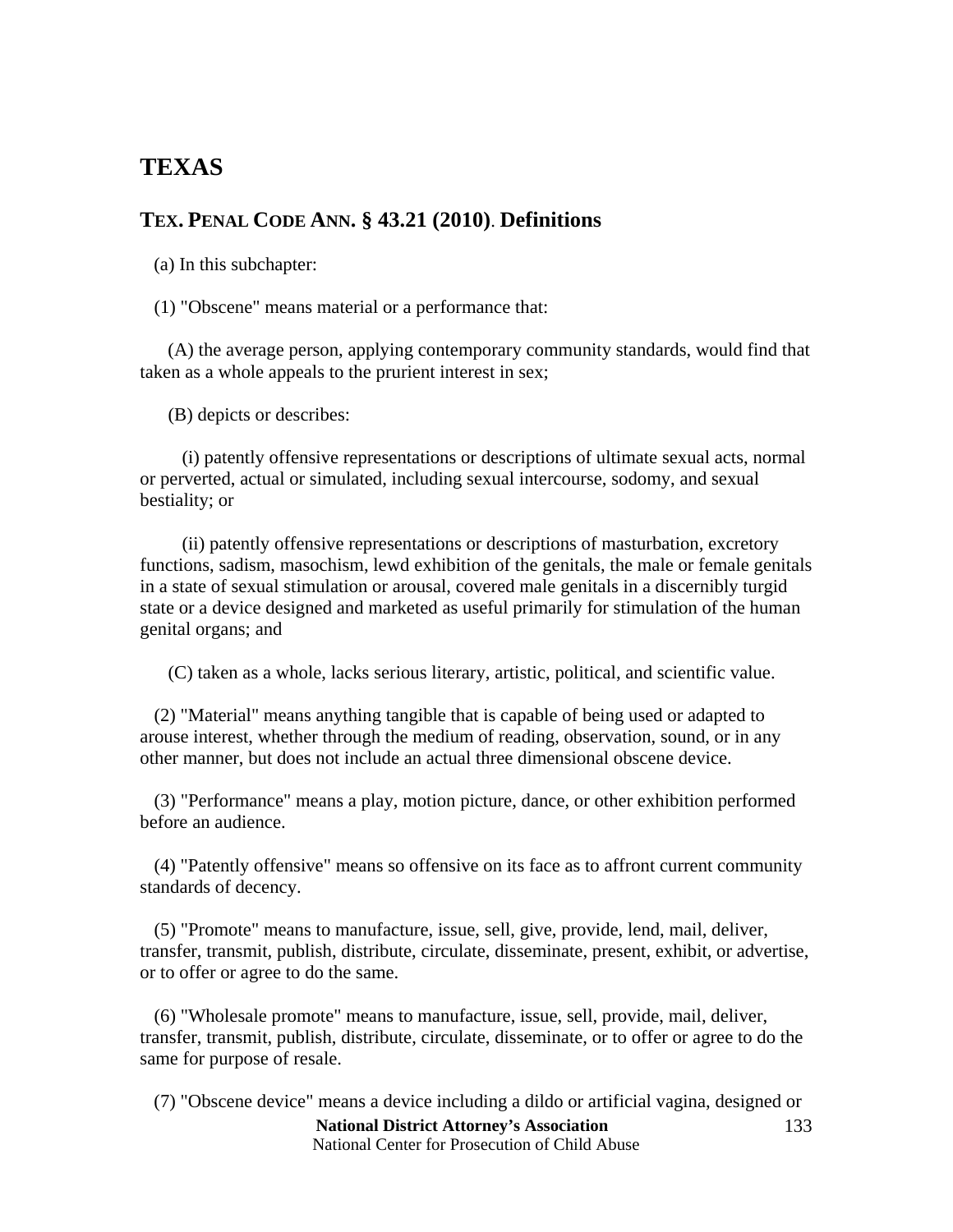# TEXAS

## TEX. PENAL CODE ANN. § 43.21 (2010). Definitions

(a) In this subchapter:

(1) "Obscene" means material or a performance that:

(A) the average person, applying contemporary community standards, would find that taken as a whole appeals to the prurient interest in sex;

(B) depicts or describes:

(i) patently offensive representations or descriptions of ultimate sexual acts, normal or perverted, actual or simulated, including sexual intercourse, sodomy, and sexual bestiality; or

(ii) patently offensive representations or descriptions of masturbation, excretory functions, sadism, masochism, lewd exhibition of the genitals, the male or female genitals in a state of sexual stimulation or arousal, covered male genitals in a discernibly turgid state or a device designed and marketed as useful primarily for stimulation of the human genital organs; and

(C) taken as a whole, lacks serious literary, artistic, political, and scientific value.

(2) "Material" means anything tangible that is capable of being used or adapted to arouse interest, whether through the medium of reading, observation, sound, or in any other manner, but does not include an actual three dimensional obscene device.

(3) "Performance" means a play, motion picture, dance, or other exhibition performed before an audience.

(4) "Patently offensive" means so offensive on its face as to affront current community standards of decency.

(5) "Promote" means to manufacture, issue, sell, give, provide, lend, mail, deliver, transfer, transmit, publish, distribute, circulate, disseminate, present, exhibit, or advertise, or to offer or agree to do the same.

(6) "Wholesale promote" means to manufacture, issue, sell, provide, mail, deliver, transfer, transmit, publish, distribute, circulate, disseminate, or to offer or agree to do the same for purpose of resale.

(7) "Obscene device" means a device including a dildo or artificial vagina, designed or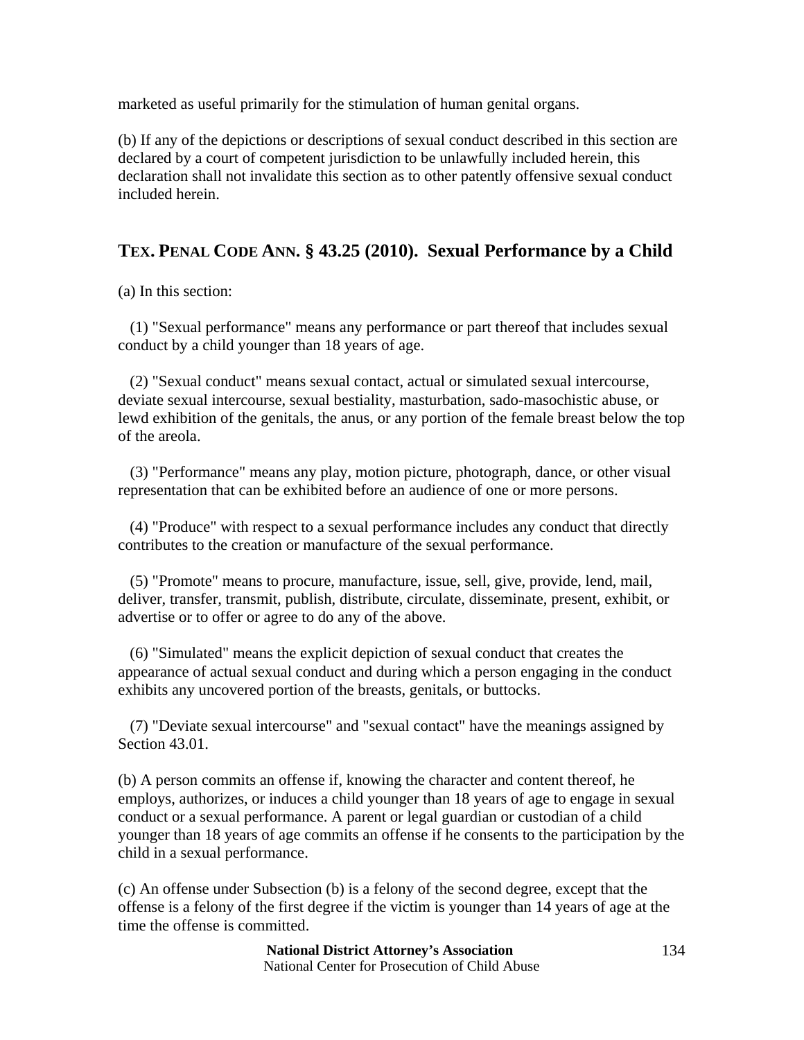marketed as useful primarily for the stimulation of human genital organs.

(b) If any of the depictions or descriptions of sexual conduct described in this section are declared by a court of competent jurisdiction to be unlawfully included herein, this declaration shall not invalidate this section as to other patently offensive sexual conduct included herein.

## TEX. PENAL CODE ANN. § 43.25 (2010). Sexual Performance by a Child

(a) In this section:

(1) "Sexual performance" means any performance or part thereof that includes sexual conduct by a child younger than 18 years of age.

(2) "Sexual conduct" means sexual contact, actual or simulated sexual intercourse, deviate sexual intercourse, sexual bestiality, masturbation, sado-masochistic abuse, or lewd exhibition of the genitals, the anus, or any portion of the female breast below the top of the areola.

(3) "Performance" means any play, motion picture, photograph, dance, or other visual representation that can be exhibited before an audience of one or more persons.

(4) "Produce" with respect to a sexual performance includes any conduct that directly contributes to the creation or manufacture of the sexual performance.

(5) "Promote" means to procure, manufacture, issue, sell, give, provide, lend, mail, deliver, transfer, transmit, publish, distribute, circulate, disseminate, present, exhibit, or advertise or to offer or agree to do any of the above.

(6) "Simulated" means the explicit depiction of sexual conduct that creates the appearance of actual sexual conduct and during which a person engaging in the conduct exhibits any uncovered portion of the breasts, genitals, or buttocks.

(7) "Deviate sexual intercourse" and "sexual contact" have the meanings assigned by Section 43.01.

(b) A person commits an offense if, knowing the character and content thereof, he employs, authorizes, or induces a child younger than 18 years of age to engage in sexual conduct or a sexual performance. A parent or legal guardian or custodian of a child younger than 18 years of age commits an offense if he consents to the participation by the child in a sexual performance.

(c) An offense under Subsection (b) is a felony of the second degree, except that the offense is a felony of the first degree if the victim is younger than 14 years of age at the time the offense is committed.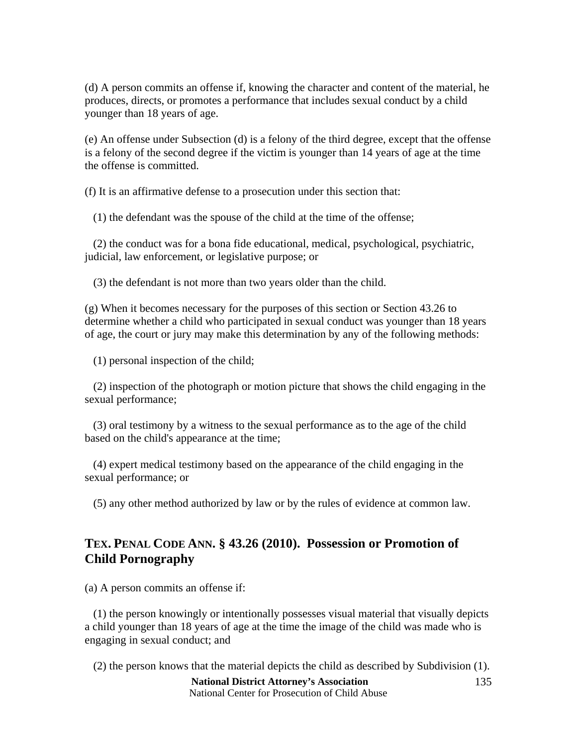(d) A person commits an offense if, knowing the character and content of the material, he produces, directs, or promotes a performance that includes sexual conduct by a child younger than 18 years of age.

(e) An offense under Subsection (d) is a felony of the third degree, except that the offense is a felony of the second degree if the victim is younger than 14 years of age at the time the offense is committed.

(f) It is an affirmative defense to a prosecution under this section that:

(1) the defendant was the spouse of the child at the time of the offense;

(2) the conduct was for a bona fide educational, medical, psychological, psychiatric, judicial, law enforcement, or legislative purpose; or

(3) the defendant is not more than two years older than the child.

(g) When it becomes necessary for the purposes of this section or Section 43.26 to determine whether a child who participated in sexual conduct was younger than 18 years of age, the court or jury may make this determination by any of the following methods:

(1) personal inspection of the child;

(2) inspection of the photograph or motion picture that shows the child engaging in the sexual performance;

(3) oral testimony by a witness to the sexual performance as to the age of the child based on the child's appearance at the time;

(4) expert medical testimony based on the appearance of the child engaging in the sexual performance; or

(5) any other method authorized by law or by the rules of evidence at common law.

## TEX. PENAL CODE ANN. § 43.26 (2010). Possession or Promotion of Child Pornography

(a) A person commits an offense if:

(1) the person knowingly or intentionally possesses visual material that visually depicts a child younger than 18 years of age at the time the image of the child was made who is engaging in sexual conduct; and

(2) the person knows that the material depicts the child as described by Subdivision (1).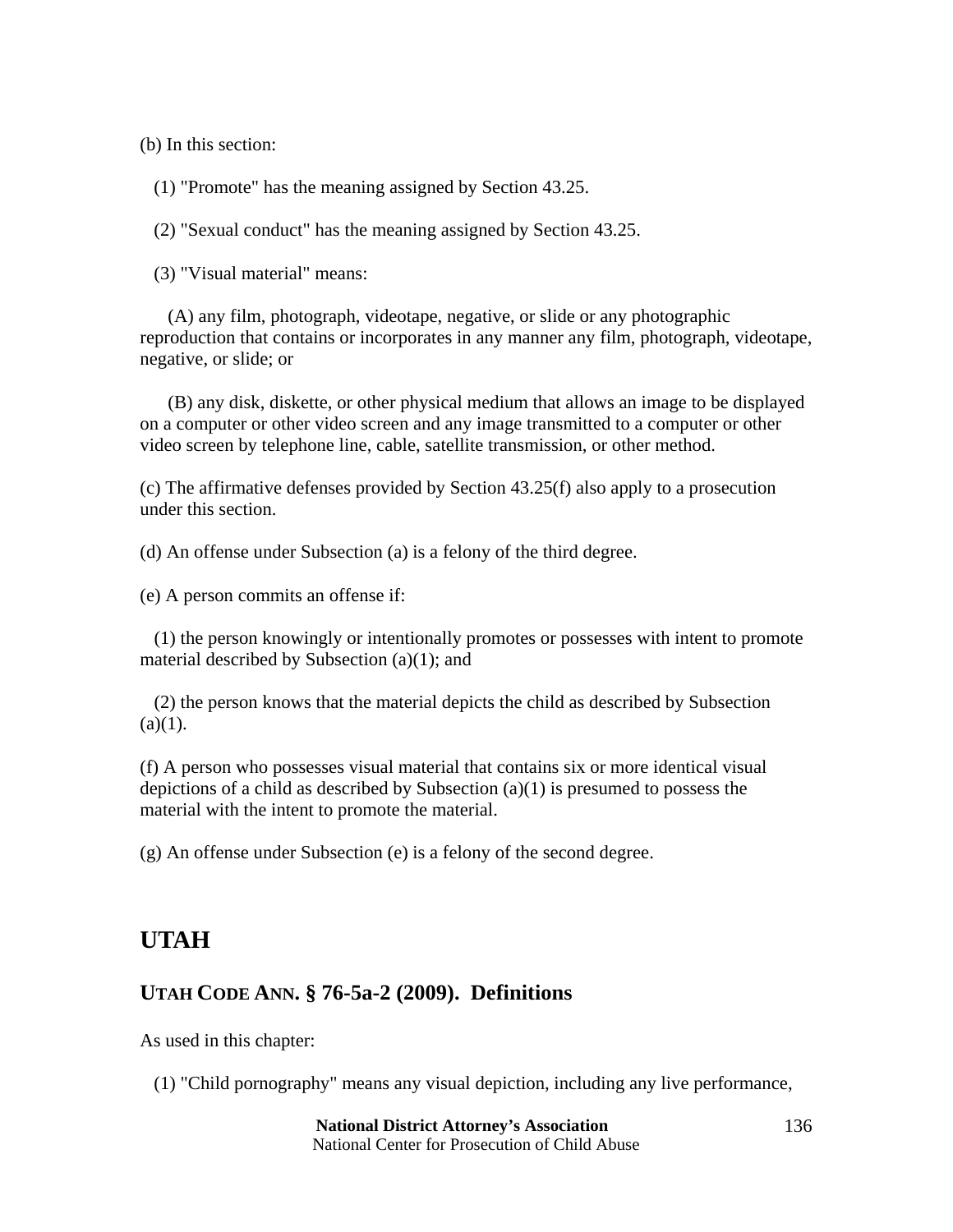(b) In this section:

(1) "Promote" has the meaning assigned by Section 43.25.

(2) "Sexual conduct" has the meaning assigned by Section 43.25.

(3) "Visual material" means:

(A) any film, photograph, videotape, negative, or slide or any photographic reproduction that contains or incorporates in any manner any film, photograph, videotape, negative, or slide; or

(B) any disk, diskette, or other physical medium that allows an image to be displayed on a computer or other video screen and any image transmitted to a computer or other video screen by telephone line, cable, satellite transmission, or other method.

(c) The affirmative defenses provided by Section 43.25(f) also apply to a prosecution under this section.

(d) An offense under Subsection (a) is a felony of the third degree.

(e) A person commits an offense if:

(1) the person knowingly or intentionally promotes or possesses with intent to promote material described by Subsection (a)(1); and

(2) the person knows that the material depicts the child as described by Subsection (a)(1).

(f) A person who possesses visual material that contains six or more identical visual depictions of a child as described by Subsection (a)(1) is presumed to possess the material with the intent to promote the material.

(g) An offense under Subsection (e) is a felony of the second degree.

## UTAH

### UTAH CODE ANN. § 76-5a-2 (2009). Definitions

As used in this chapter:

(1) "Child pornography" means any visual depiction, including any live performance,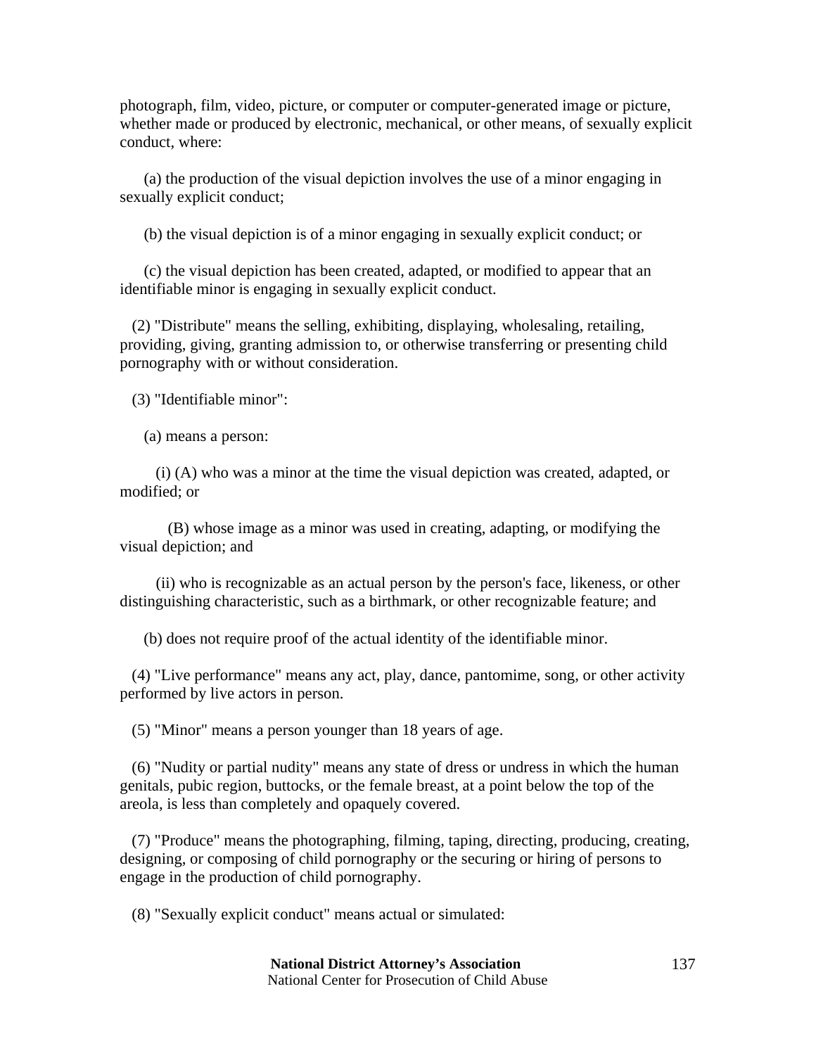photograph, film, video, picture, or computer or computer-generated image or picture, whether made or produced by electronic, mechanical, or other means, of sexually explicit conduct, where:

(a) the production of the visual depiction involves the use of a minor engaging in sexually explicit conduct;

(b) the visual depiction is of a minor engaging in sexually explicit conduct; or

(c) the visual depiction has been created, adapted, or modified to appear that an identifiable minor is engaging in sexually explicit conduct.

(2) "Distribute" means the selling, exhibiting, displaying, wholesaling, retailing, providing, giving, granting admission to, or otherwise transferring or presenting child pornography with or without consideration.

(3) "Identifiable minor":

(a) means a person:

(i) (A) who was a minor at the time the visual depiction was created, adapted, or modified; or

(B) whose image as a minor was used in creating, adapting, or modifying the visual depiction; and

(ii) who is recognizable as an actual person by the person's face, likeness, or other distinguishing characteristic, such as a birthmark, or other recognizable feature; and

(b) does not require proof of the actual identity of the identifiable minor.

(4) "Live performance" means any act, play, dance, pantomime, song, or other activity performed by live actors in person.

(5) "Minor" means a person younger than 18 years of age.

(6) "Nudity or partial nudity" means any state of dress or undress in which the human genitals, pubic region, buttocks, or the female breast, at a point below the top of the areola, is less than completely and opaquely covered.

(7) "Produce" means the photographing, filming, taping, directing, producing, creating, designing, or composing of child pornography or the securing or hiring of persons to engage in the production of child pornography.

(8) "Sexually explicit conduct" means actual or simulated: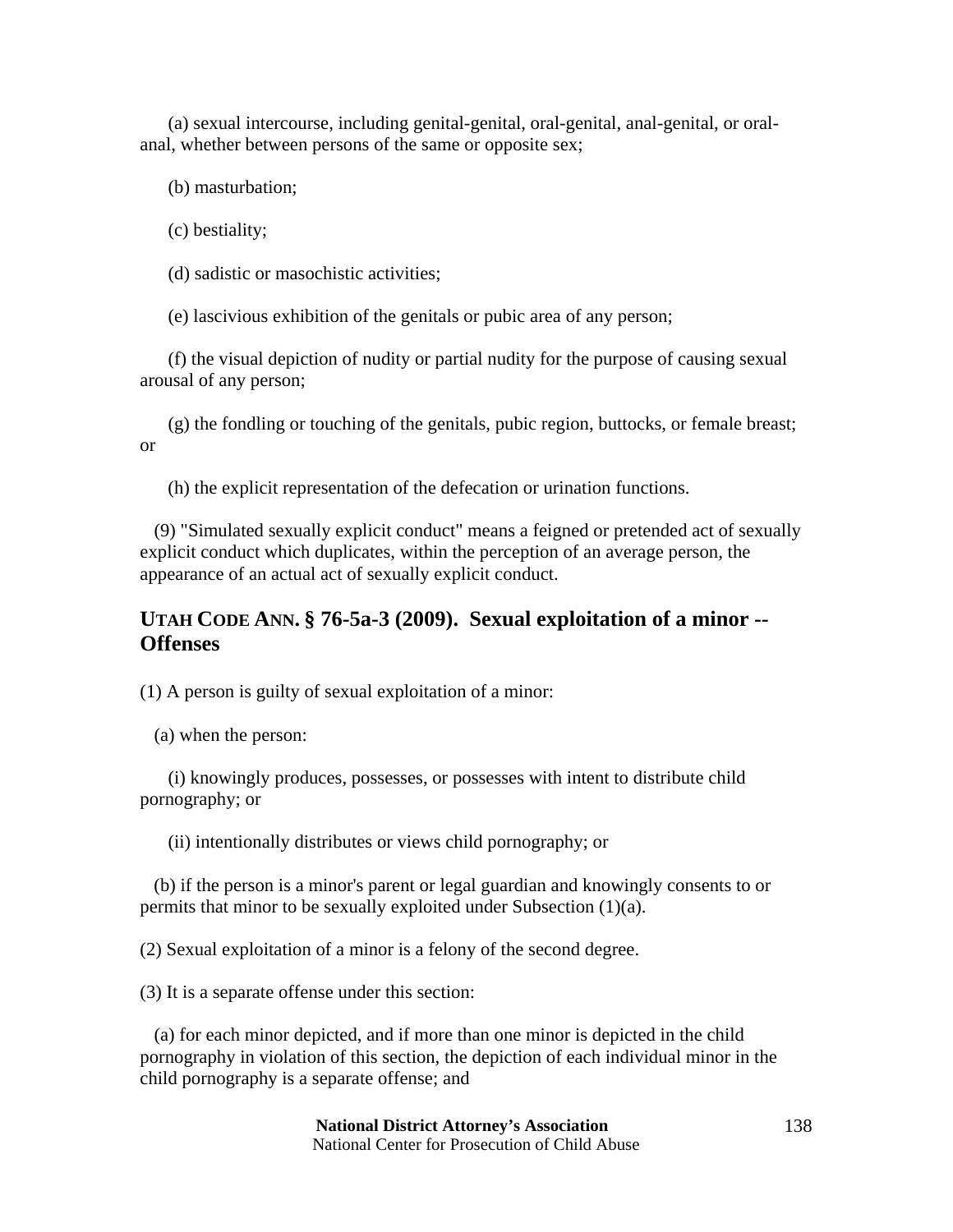(a) sexual intercourse, including genital-genital, oral-genital, anal-genital, or oral-anal, whether between persons of the same or opposite sex;

(b) masturbation;

(c) bestiality;

(d) sadistic or masochistic activities;

(e) lascivious exhibition of the genitals or pubic area of any person;

(f) the visual depiction of nudity or partial nudity for the purpose of causing sexual arousal of any person;

(g) the fondling or touching of the genitals, pubic region, buttocks, or female breast; or

(h) the explicit representation of the defecation or urination functions.

(9) "Simulated sexually explicit conduct" means a feigned or pretended act of sexually explicit conduct which duplicates, within the perception of an average person, the appearance of an actual act of sexually explicit conduct.

## UTAH CODE ANN. § 76-5a-3 (2009). Sexual exploitation of a minor -- Offenses

(1) A person is guilty of sexual exploitation of a minor:

(a) when the person:

(i) knowingly produces, possesses, or possesses with intent to distribute child pornography; or

(ii) intentionally distributes or views child pornography; or

(b) if the person is a minor's parent or legal guardian and knowingly consents to or permits that minor to be sexually exploited under Subsection (1)(a).

(2) Sexual exploitation of a minor is a felony of the second degree.

(3) It is a separate offense under this section:

(a) for each minor depicted, and if more than one minor is depicted in the child pornography in violation of this section, the depiction of each individual minor in the child pornography is a separate offense; and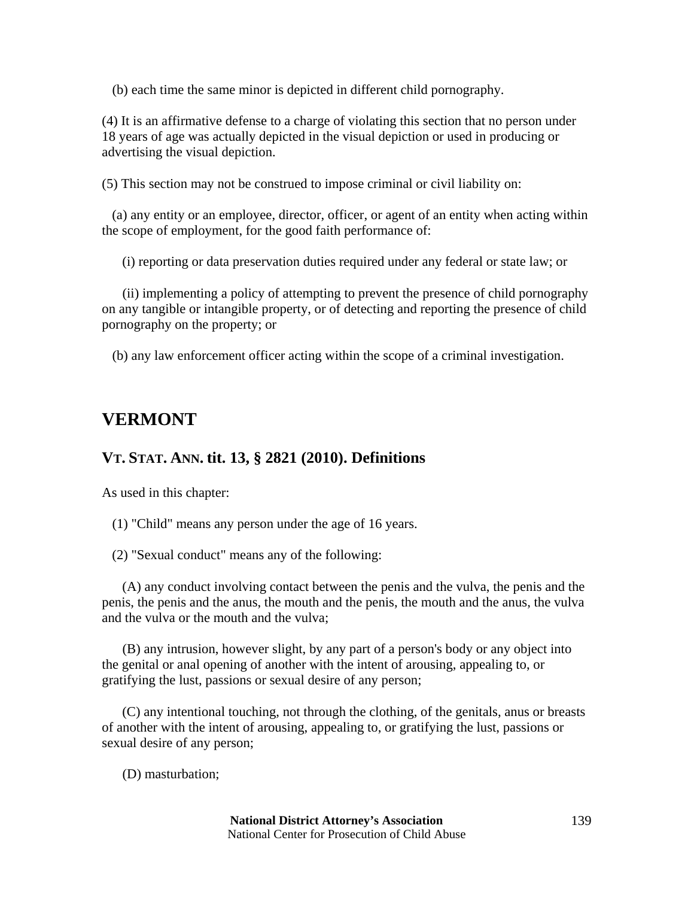(b) each time the same minor is depicted in different child pornography.

(4) It is an affirmative defense to a charge of violating this section that no person under 18 years of age was actually depicted in the visual depiction or used in producing or advertising the visual depiction.

(5) This section may not be construed to impose criminal or civil liability on:

(a) any entity or an employee, director, officer, or agent of an entity when acting within the scope of employment, for the good faith performance of:

(i) reporting or data preservation duties required under any federal or state law; or

(ii) implementing a policy of attempting to prevent the presence of child pornography on any tangible or intangible property, or of detecting and reporting the presence of child pornography on the property; or

(b) any law enforcement officer acting within the scope of a criminal investigation.

## VERMONT

### VT. STAT. ANN. tit. 13, § 2821 (2010). Definitions

As used in this chapter:

(1) "Child" means any person under the age of 16 years.

(2) "Sexual conduct" means any of the following:

(A) any conduct involving contact between the penis and the vulva, the penis and the penis, the penis and the anus, the mouth and the penis, the mouth and the anus, the vulva and the vulva or the mouth and the vulva;

(B) any intrusion, however slight, by any part of a person's body or any object into the genital or anal opening of another with the intent of arousing, appealing to, or gratifying the lust, passions or sexual desire of any person;

(C) any intentional touching, not through the clothing, of the genitals, anus or breasts of another with the intent of arousing, appealing to, or gratifying the lust, passions or sexual desire of any person;

(D) masturbation;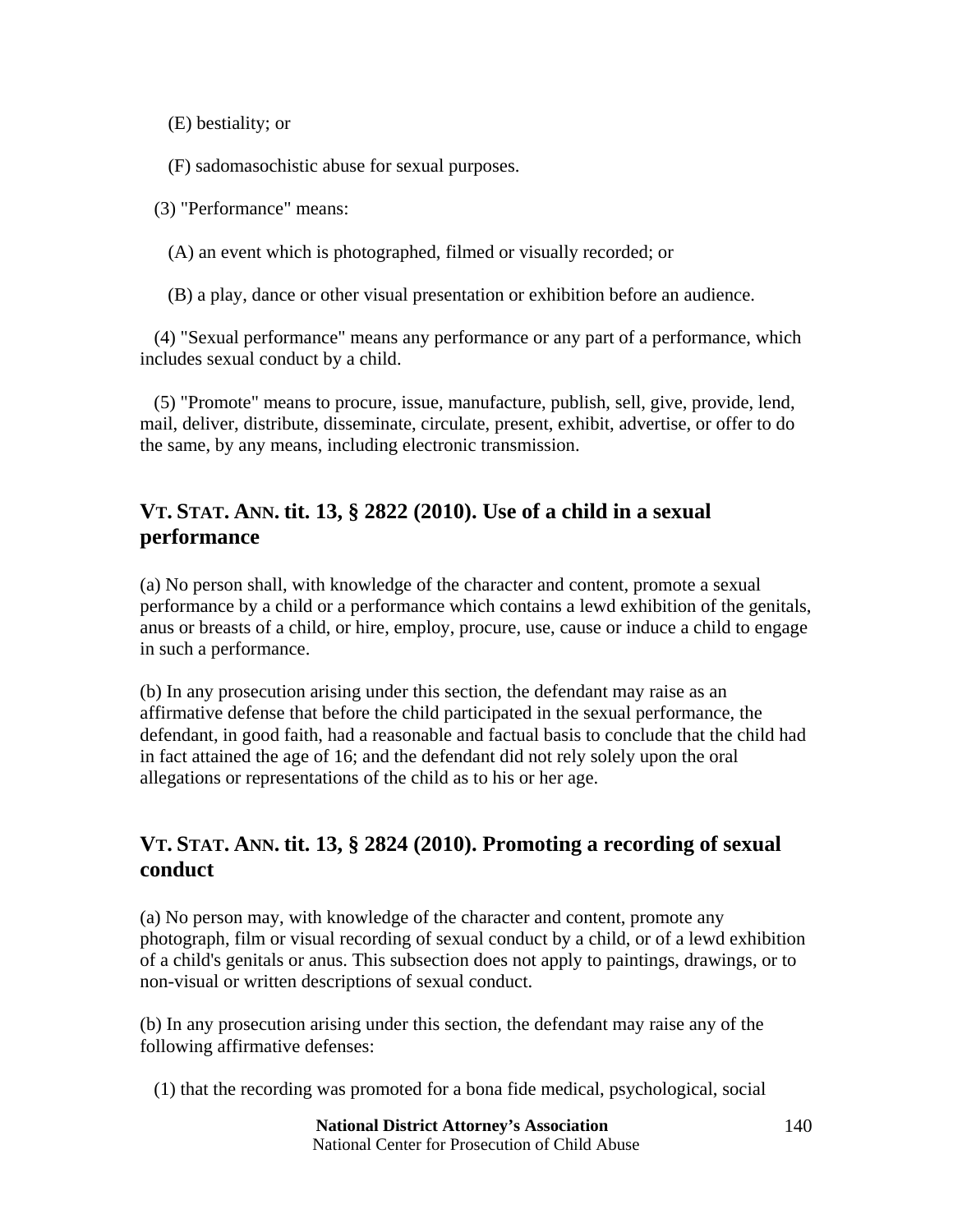(E) bestiality; or

(F) sadomasochistic abuse for sexual purposes.

(3) "Performance" means:

(A) an event which is photographed, filmed or visually recorded; or

(B) a play, dance or other visual presentation or exhibition before an audience.

(4) "Sexual performance" means any performance or any part of a performance, which includes sexual conduct by a child.

(5) "Promote" means to procure, issue, manufacture, publish, sell, give, provide, lend, mail, deliver, distribute, disseminate, circulate, present, exhibit, advertise, or offer to do the same, by any means, including electronic transmission.

## VT. STAT. ANN. tit. 13, § 2822 (2010). Use of a child in a sexual performance

(a) No person shall, with knowledge of the character and content, promote a sexual performance by a child or a performance which contains a lewd exhibition of the genitals, anus or breasts of a child, or hire, employ, procure, use, cause or induce a child to engage in such a performance.

(b) In any prosecution arising under this section, the defendant may raise as an affirmative defense that before the child participated in the sexual performance, the defendant, in good faith, had a reasonable and factual basis to conclude that the child had in fact attained the age of 16; and the defendant did not rely solely upon the oral allegations or representations of the child as to his or her age.

## VT. STAT. ANN. tit. 13, § 2824 (2010). Promoting a recording of sexual conduct

(a) No person may, with knowledge of the character and content, promote any photograph, film or visual recording of sexual conduct by a child, or of a lewd exhibition of a child's genitals or anus. This subsection does not apply to paintings, drawings, or to non-visual or written descriptions of sexual conduct.

(b) In any prosecution arising under this section, the defendant may raise any of the following affirmative defenses:

(1) that the recording was promoted for a bona fide medical, psychological, social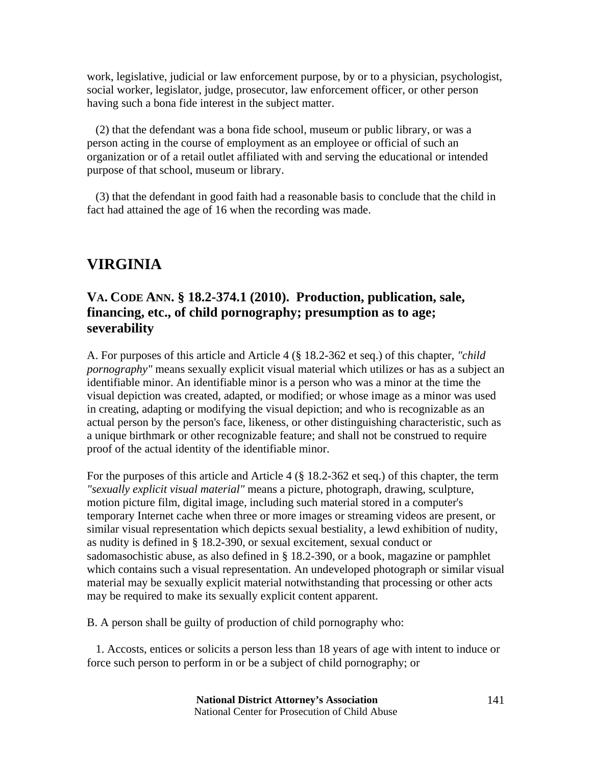work, legislative, judicial or law enforcement purpose, by or to a physician, psychologist, social worker, legislator, judge, prosecutor, law enforcement officer, or other person having such a bona fide interest in the subject matter.

(2) that the defendant was a bona fide school, museum or public library, or was a person acting in the course of employment as an employee or official of such an organization or of a retail outlet affiliated with and serving the educational or intended purpose of that school, museum or library.

(3) that the defendant in good faith had a reasonable basis to conclude that the child in fact had attained the age of 16 when the recording was made.

## VIRGINIA

### VA. CODE ANN. § 18.2-374.1 (2010). Production, publication, sale, financing, etc., of child pornography; presumption as to age; severability

A. For purposes of this article and Article 4 (§ 18.2-362 et seq.) of this chapter, *"child pornography"* means sexually explicit visual material which utilizes or has as a subject an identifiable minor. An identifiable minor is a person who was a minor at the time the visual depiction was created, adapted, or modified; or whose image as a minor was used in creating, adapting or modifying the visual depiction; and who is recognizable as an actual person by the person's face, likeness, or other distinguishing characteristic, such as a unique birthmark or other recognizable feature; and shall not be construed to require proof of the actual identity of the identifiable minor.

For the purposes of this article and Article 4 (§ 18.2-362 et seq.) of this chapter, the term *"sexually explicit visual material"* means a picture, photograph, drawing, sculpture, motion picture film, digital image, including such material stored in a computer's temporary Internet cache when three or more images or streaming videos are present, or similar visual representation which depicts sexual bestiality, a lewd exhibition of nudity, as nudity is defined in § 18.2-390, or sexual excitement, sexual conduct or sadomasochistic abuse, as also defined in § 18.2-390, or a book, magazine or pamphlet which contains such a visual representation. An undeveloped photograph or similar visual material may be sexually explicit material notwithstanding that processing or other acts may be required to make its sexually explicit content apparent.

B. A person shall be guilty of production of child pornography who:

1. Accosts, entices or solicits a person less than 18 years of age with intent to induce or force such person to perform in or be a subject of child pornography; or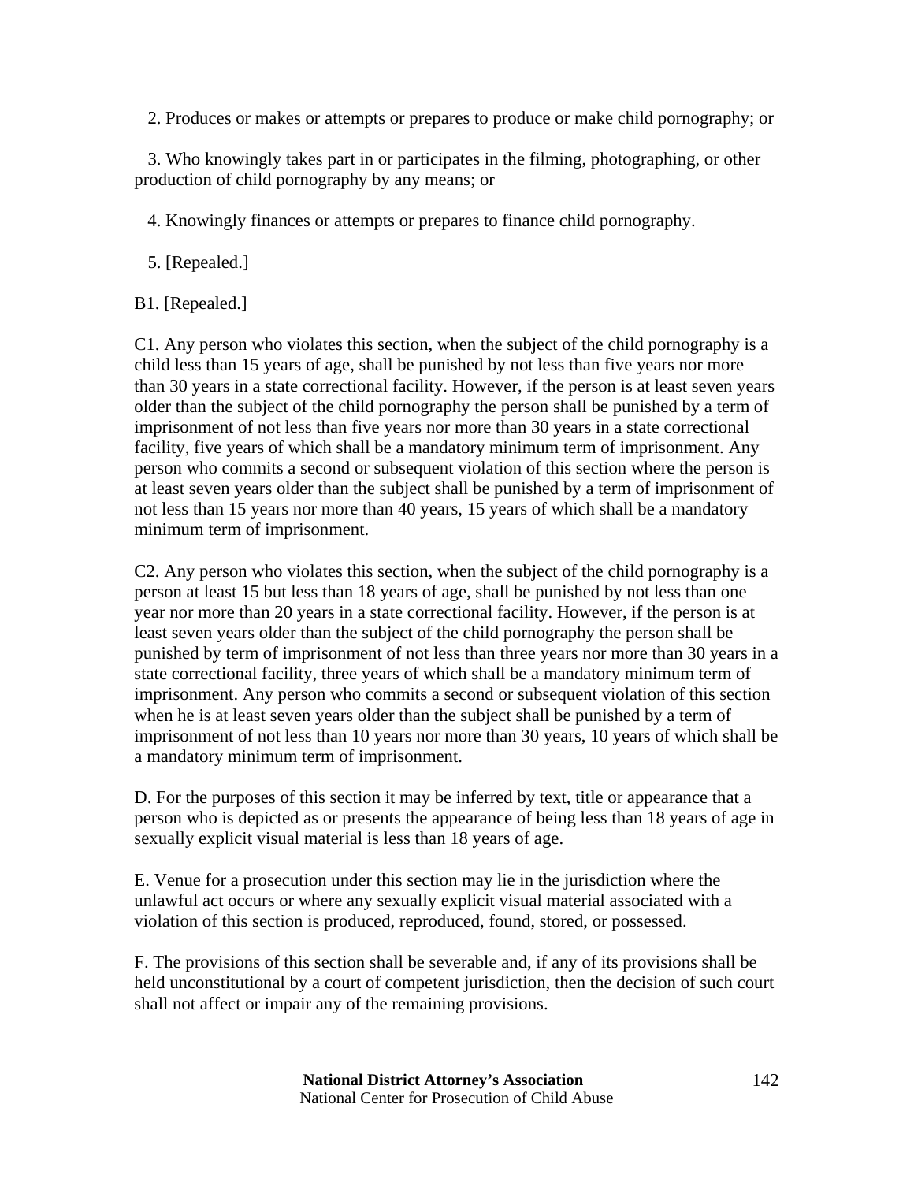2. Produces or makes or attempts or prepares to produce or make child pornography; or

3. Who knowingly takes part in or participates in the filming, photographing, or other production of child pornography by any means; or

4. Knowingly finances or attempts or prepares to finance child pornography.

5. [Repealed.]

B1. [Repealed.]

C1. Any person who violates this section, when the subject of the child pornography is a child less than 15 years of age, shall be punished by not less than five years nor more than 30 years in a state correctional facility. However, if the person is at least seven years older than the subject of the child pornography the person shall be punished by a term of imprisonment of not less than five years nor more than 30 years in a state correctional facility, five years of which shall be a mandatory minimum term of imprisonment. Any person who commits a second or subsequent violation of this section where the person is at least seven years older than the subject shall be punished by a term of imprisonment of not less than 15 years nor more than 40 years, 15 years of which shall be a mandatory minimum term of imprisonment.

C2. Any person who violates this section, when the subject of the child pornography is a person at least 15 but less than 18 years of age, shall be punished by not less than one year nor more than 20 years in a state correctional facility. However, if the person is at least seven years older than the subject of the child pornography the person shall be punished by term of imprisonment of not less than three years nor more than 30 years in a state correctional facility, three years of which shall be a mandatory minimum term of imprisonment. Any person who commits a second or subsequent violation of this section when he is at least seven years older than the subject shall be punished by a term of imprisonment of not less than 10 years nor more than 30 years, 10 years of which shall be a mandatory minimum term of imprisonment.

D. For the purposes of this section it may be inferred by text, title or appearance that a person who is depicted as or presents the appearance of being less than 18 years of age in sexually explicit visual material is less than 18 years of age.

E. Venue for a prosecution under this section may lie in the jurisdiction where the unlawful act occurs or where any sexually explicit visual material associated with a violation of this section is produced, reproduced, found, stored, or possessed.

F. The provisions of this section shall be severable and, if any of its provisions shall be held unconstitutional by a court of competent jurisdiction, then the decision of such court shall not affect or impair any of the remaining provisions.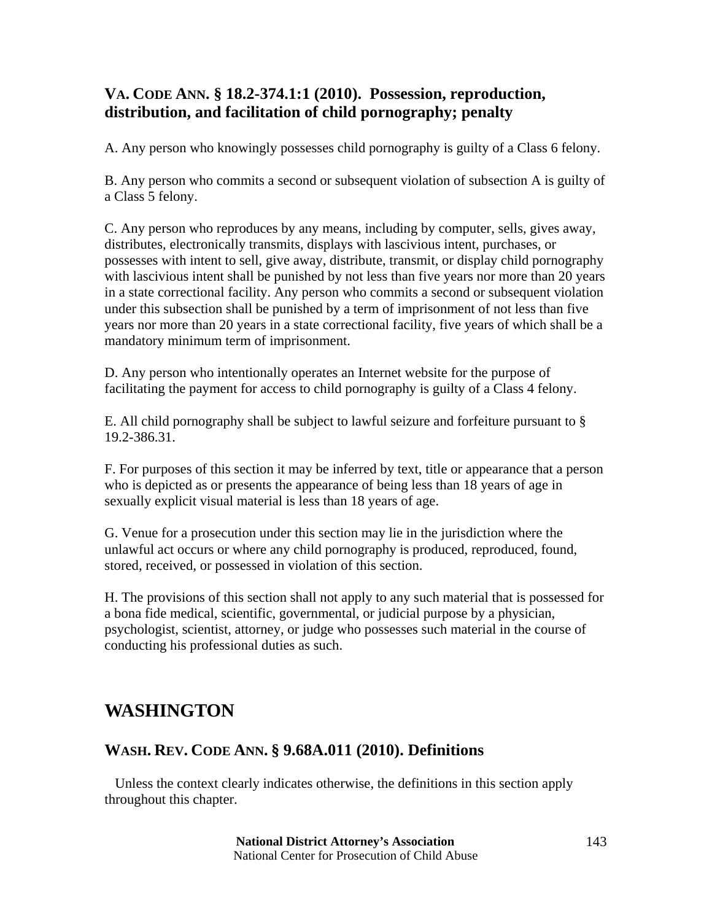### VA. CODE ANN. § 18.2-374.1:1 (2010). Possession, reproduction, distribution, and facilitation of child pornography; penalty

A. Any person who knowingly possesses child pornography is guilty of a Class 6 felony.

B. Any person who commits a second or subsequent violation of subsection A is guilty of a Class 5 felony.

C. Any person who reproduces by any means, including by computer, sells, gives away, distributes, electronically transmits, displays with lascivious intent, purchases, or possesses with intent to sell, give away, distribute, transmit, or display child pornography with lascivious intent shall be punished by not less than five years nor more than 20 years in a state correctional facility. Any person who commits a second or subsequent violation under this subsection shall be punished by a term of imprisonment of not less than five years nor more than 20 years in a state correctional facility, five years of which shall be a mandatory minimum term of imprisonment.

D. Any person who intentionally operates an Internet website for the purpose of facilitating the payment for access to child pornography is guilty of a Class 4 felony.

E. All child pornography shall be subject to lawful seizure and forfeiture pursuant to § 19.2-386.31.

F. For purposes of this section it may be inferred by text, title or appearance that a person who is depicted as or presents the appearance of being less than 18 years of age in sexually explicit visual material is less than 18 years of age.

G. Venue for a prosecution under this section may lie in the jurisdiction where the unlawful act occurs or where any child pornography is produced, reproduced, found, stored, received, or possessed in violation of this section.

H. The provisions of this section shall not apply to any such material that is possessed for a bona fide medical, scientific, governmental, or judicial purpose by a physician, psychologist, scientist, attorney, or judge who possesses such material in the course of conducting his professional duties as such.

## WASHINGTON

### WASH. REV. CODE ANN. § 9.68A.011 (2010). Definitions

Unless the context clearly indicates otherwise, the definitions in this section apply throughout this chapter.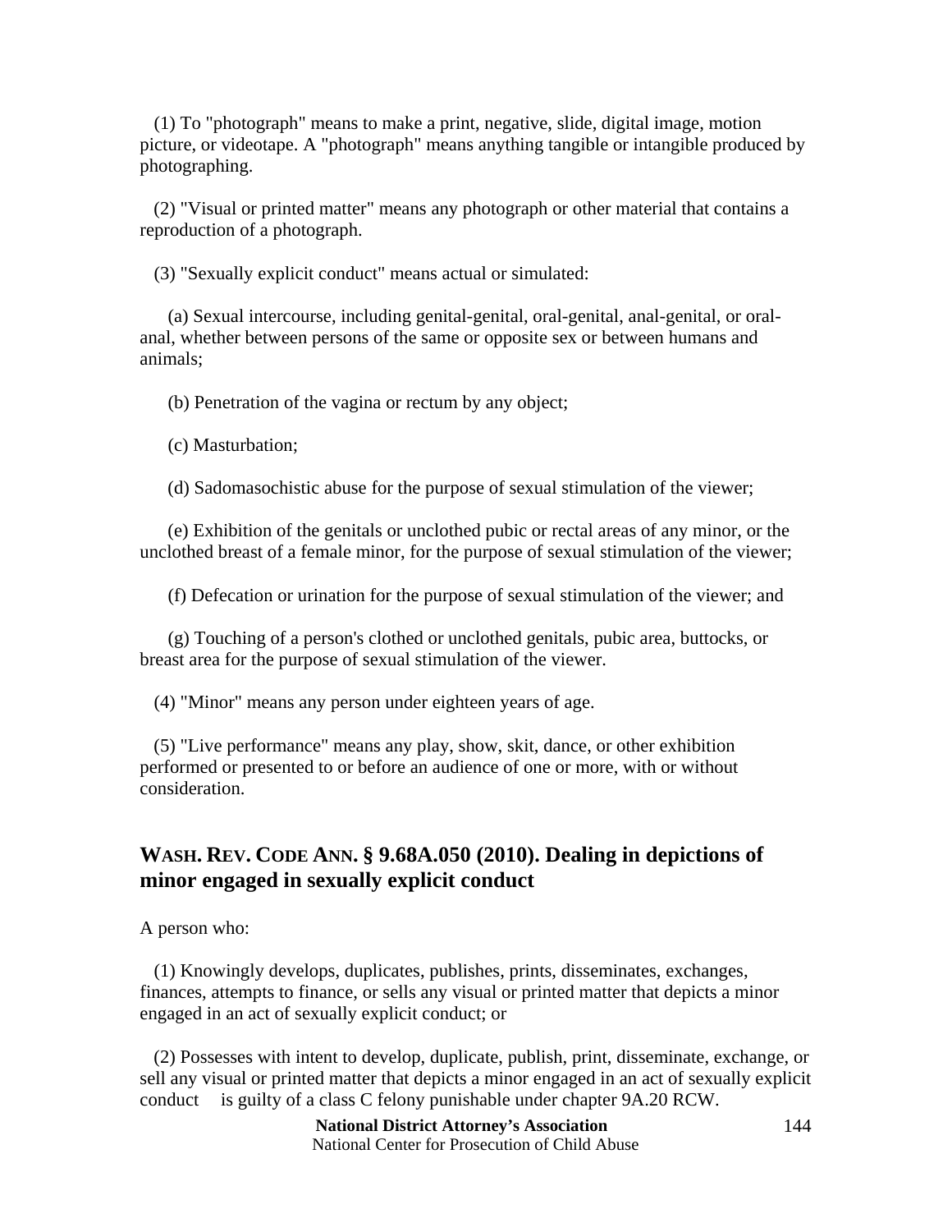(1) To "photograph" means to make a print, negative, slide, digital image, motion picture, or videotape. A "photograph" means anything tangible or intangible produced by photographing.

(2) "Visual or printed matter" means any photograph or other material that contains a reproduction of a photograph.

(3) "Sexually explicit conduct" means actual or simulated:

(a) Sexual intercourse, including genital-genital, oral-genital, anal-genital, or oral-anal, whether between persons of the same or opposite sex or between humans and animals;

(b) Penetration of the vagina or rectum by any object;

(c) Masturbation;

(d) Sadomasochistic abuse for the purpose of sexual stimulation of the viewer;

(e) Exhibition of the genitals or unclothed pubic or rectal areas of any minor, or the unclothed breast of a female minor, for the purpose of sexual stimulation of the viewer;

(f) Defecation or urination for the purpose of sexual stimulation of the viewer; and

(g) Touching of a person's clothed or unclothed genitals, pubic area, buttocks, or breast area for the purpose of sexual stimulation of the viewer.

(4) "Minor" means any person under eighteen years of age.

(5) "Live performance" means any play, show, skit, dance, or other exhibition performed or presented to or before an audience of one or more, with or without consideration.

## WASH. REV. CODE ANN. § 9.68A.050 (2010). Dealing in depictions of minor engaged in sexually explicit conduct

A person who:

(1) Knowingly develops, duplicates, publishes, prints, disseminates, exchanges, finances, attempts to finance, or sells any visual or printed matter that depicts a minor engaged in an act of sexually explicit conduct; or

(2) Possesses with intent to develop, duplicate, publish, print, disseminate, exchange, or sell any visual or printed matter that depicts a minor engaged in an act of sexually explicit conduct is guilty of a class C felony punishable under chapter 9A.20 RCW.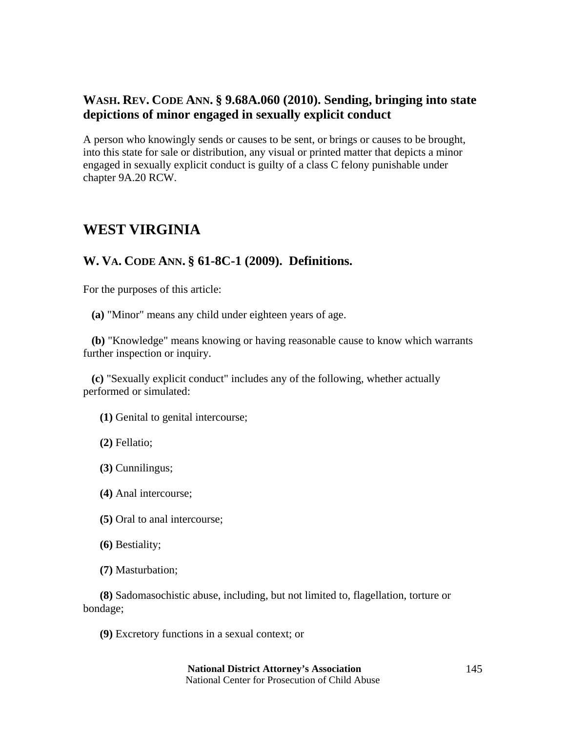### WASH. REV. CODE ANN. § 9.68A.060 (2010). Sending, bringing into state depictions of minor engaged in sexually explicit conduct

A person who knowingly sends or causes to be sent, or brings or causes to be brought, into this state for sale or distribution, any visual or printed matter that depicts a minor engaged in sexually explicit conduct is guilty of a class C felony punishable under chapter 9A.20 RCW.

## WEST VIRGINIA

### W. VA. CODE ANN. § 61-8C-1 (2009). Definitions.

For the purposes of this article:

**(a)** "Minor" means any child under eighteen years of age.

**(b)** "Knowledge" means knowing or having reasonable cause to know which warrants further inspection or inquiry.

**(c)** "Sexually explicit conduct" includes any of the following, whether actually performed or simulated:

**(1)** Genital to genital intercourse;

**(2)** Fellatio;

**(3)** Cunnilingus;

**(4)** Anal intercourse;

**(5)** Oral to anal intercourse;

**(6)** Bestiality;

**(7)** Masturbation;

**(8)** Sadomasochistic abuse, including, but not limited to, flagellation, torture or bondage;

**(9)** Excretory functions in a sexual context; or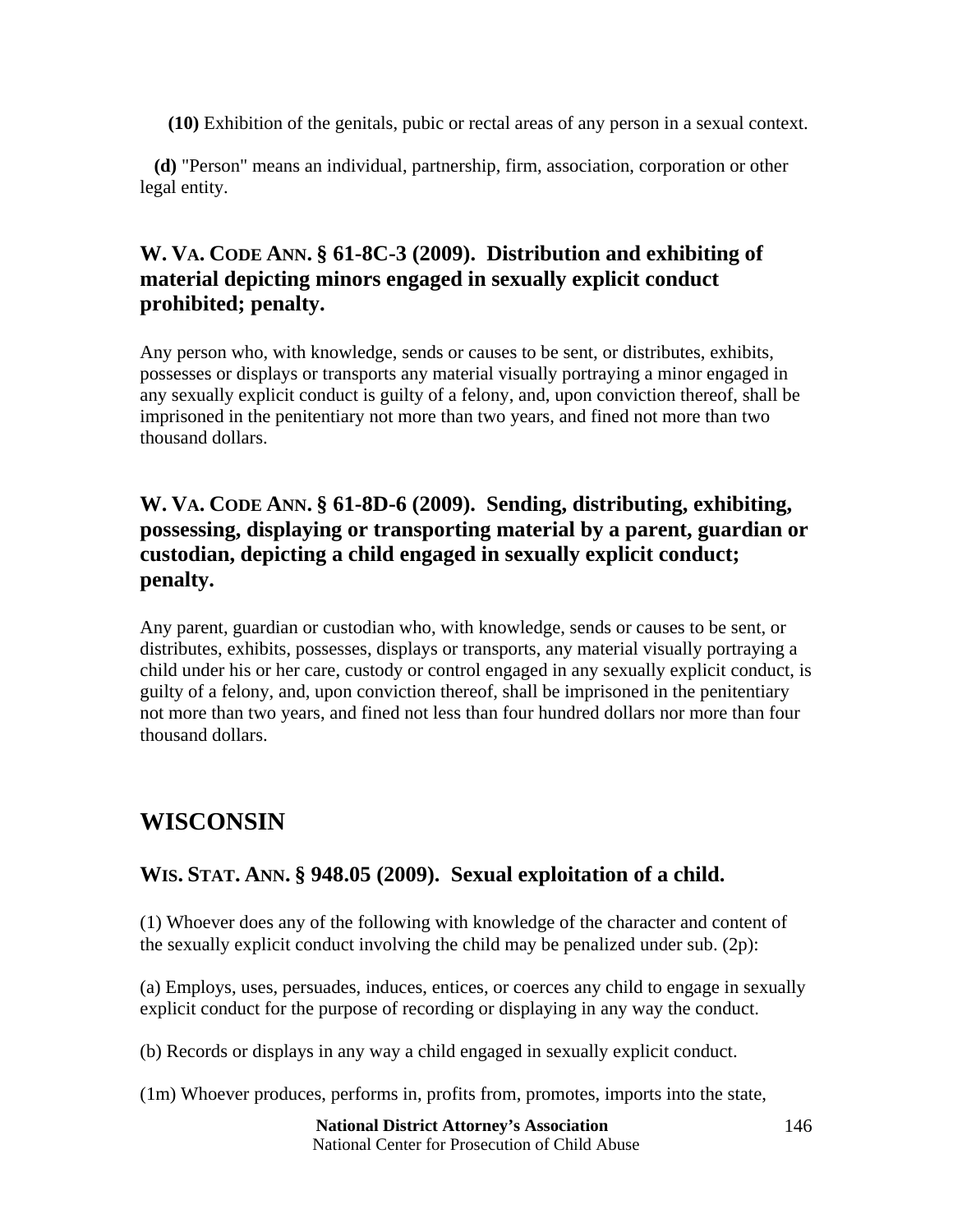**(10)** Exhibition of the genitals, pubic or rectal areas of any person in a sexual context.

**(d)** "Person" means an individual, partnership, firm, association, corporation or other legal entity.

### W. VA. CODE ANN. § 61-8C-3 (2009). Distribution and exhibiting of material depicting minors engaged in sexually explicit conduct prohibited; penalty.

Any person who, with knowledge, sends or causes to be sent, or distributes, exhibits, possesses or displays or transports any material visually portraying a minor engaged in any sexually explicit conduct is guilty of a felony, and, upon conviction thereof, shall be imprisoned in the penitentiary not more than two years, and fined not more than two thousand dollars.

### W. VA. CODE ANN. § 61-8D-6 (2009). Sending, distributing, exhibiting, possessing, displaying or transporting material by a parent, guardian or custodian, depicting a child engaged in sexually explicit conduct; penalty.

Any parent, guardian or custodian who, with knowledge, sends or causes to be sent, or distributes, exhibits, possesses, displays or transports, any material visually portraying a child under his or her care, custody or control engaged in any sexually explicit conduct, is guilty of a felony, and, upon conviction thereof, shall be imprisoned in the penitentiary not more than two years, and fined not less than four hundred dollars nor more than four thousand dollars.

## WISCONSIN

### WIS. STAT. ANN. § 948.05 (2009). Sexual exploitation of a child.

(1) Whoever does any of the following with knowledge of the character and content of the sexually explicit conduct involving the child may be penalized under sub. (2p):

(a) Employs, uses, persuades, induces, entices, or coerces any child to engage in sexually explicit conduct for the purpose of recording or displaying in any way the conduct.

(b) Records or displays in any way a child engaged in sexually explicit conduct.

(1m) Whoever produces, performs in, profits from, promotes, imports into the state,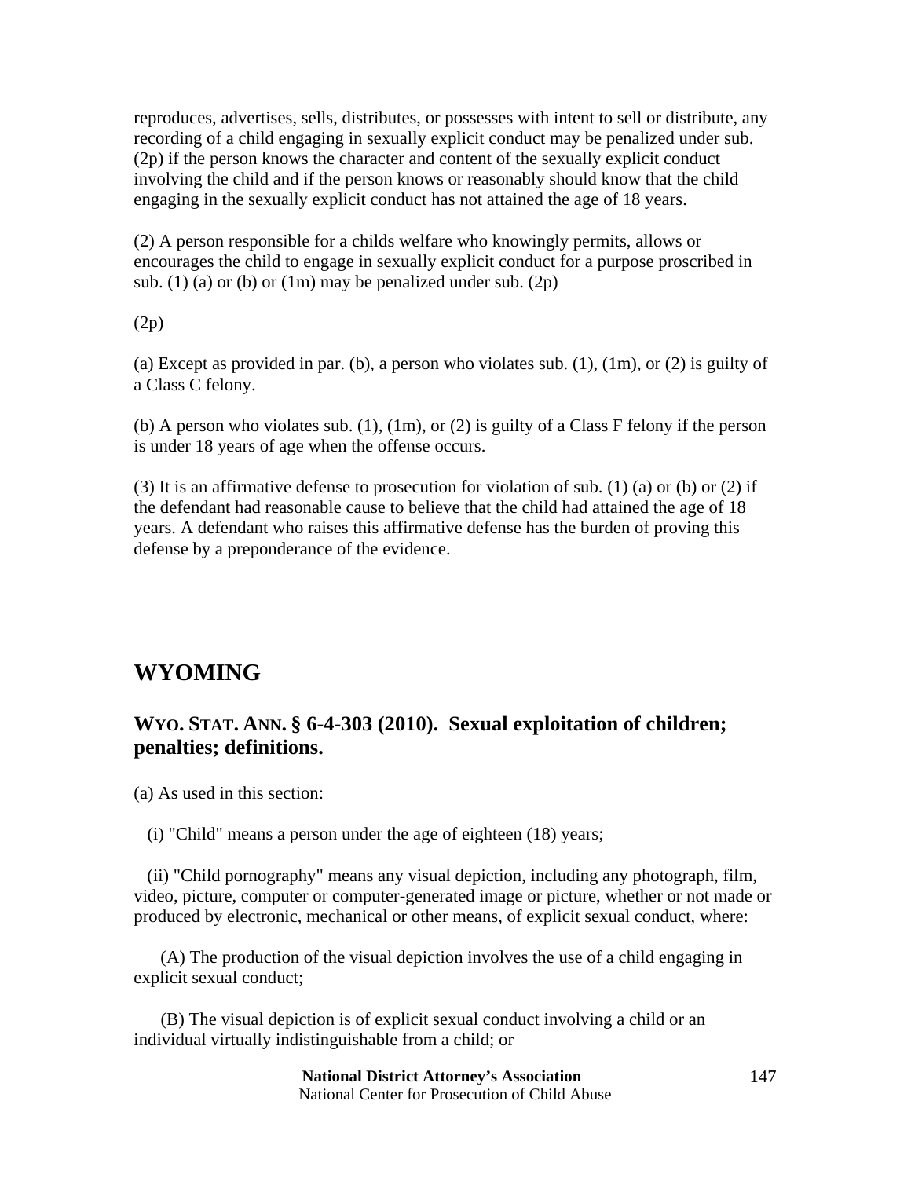reproduces, advertises, sells, distributes, or possesses with intent to sell or distribute, any recording of a child engaging in sexually explicit conduct may be penalized under sub. (2p) if the person knows the character and content of the sexually explicit conduct involving the child and if the person knows or reasonably should know that the child engaging in the sexually explicit conduct has not attained the age of 18 years.

(2) A person responsible for a childs welfare who knowingly permits, allows or encourages the child to engage in sexually explicit conduct for a purpose proscribed in sub. (1) (a) or (b) or (1m) may be penalized under sub. (2p)

(2p)

(a) Except as provided in par. (b), a person who violates sub. (1), (1m), or (2) is guilty of a Class C felony.

(b) A person who violates sub. (1), (1m), or (2) is guilty of a Class F felony if the person is under 18 years of age when the offense occurs.

(3) It is an affirmative defense to prosecution for violation of sub. (1) (a) or (b) or (2) if the defendant had reasonable cause to believe that the child had attained the age of 18 years. A defendant who raises this affirmative defense has the burden of proving this defense by a preponderance of the evidence.

## WYOMING

### WYO. STAT. ANN. § 6-4-303 (2010). Sexual exploitation of children; penalties; definitions.

(a) As used in this section:

(i) "Child" means a person under the age of eighteen (18) years;

(ii) "Child pornography" means any visual depiction, including any photograph, film, video, picture, computer or computer-generated image or picture, whether or not made or produced by electronic, mechanical or other means, of explicit sexual conduct, where:

(A) The production of the visual depiction involves the use of a child engaging in explicit sexual conduct;

(B) The visual depiction is of explicit sexual conduct involving a child or an individual virtually indistinguishable from a child; or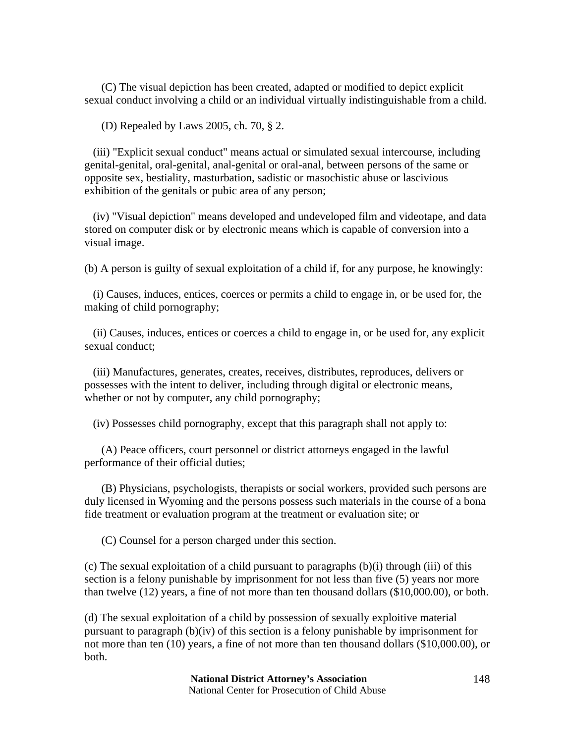(C) The visual depiction has been created, adapted or modified to depict explicit sexual conduct involving a child or an individual virtually indistinguishable from a child.

(D) Repealed by Laws 2005, ch. 70, § 2.

(iii) "Explicit sexual conduct" means actual or simulated sexual intercourse, including genital-genital, oral-genital, anal-genital or oral-anal, between persons of the same or opposite sex, bestiality, masturbation, sadistic or masochistic abuse or lascivious exhibition of the genitals or pubic area of any person;

(iv) "Visual depiction" means developed and undeveloped film and videotape, and data stored on computer disk or by electronic means which is capable of conversion into a visual image.

(b) A person is guilty of sexual exploitation of a child if, for any purpose, he knowingly:

(i) Causes, induces, entices, coerces or permits a child to engage in, or be used for, the making of child pornography;

(ii) Causes, induces, entices or coerces a child to engage in, or be used for, any explicit sexual conduct;

(iii) Manufactures, generates, creates, receives, distributes, reproduces, delivers or possesses with the intent to deliver, including through digital or electronic means, whether or not by computer, any child pornography;

(iv) Possesses child pornography, except that this paragraph shall not apply to:

(A) Peace officers, court personnel or district attorneys engaged in the lawful performance of their official duties;

(B) Physicians, psychologists, therapists or social workers, provided such persons are duly licensed in Wyoming and the persons possess such materials in the course of a bona fide treatment or evaluation program at the treatment or evaluation site; or

(C) Counsel for a person charged under this section.

(c) The sexual exploitation of a child pursuant to paragraphs (b)(i) through (iii) of this section is a felony punishable by imprisonment for not less than five (5) years nor more than twelve (12) years, a fine of not more than ten thousand dollars ($10,000.00), or both.

(d) The sexual exploitation of a child by possession of sexually exploitive material pursuant to paragraph (b)(iv) of this section is a felony punishable by imprisonment for not more than ten (10) years, a fine of not more than ten thousand dollars ($10,000.00), or both.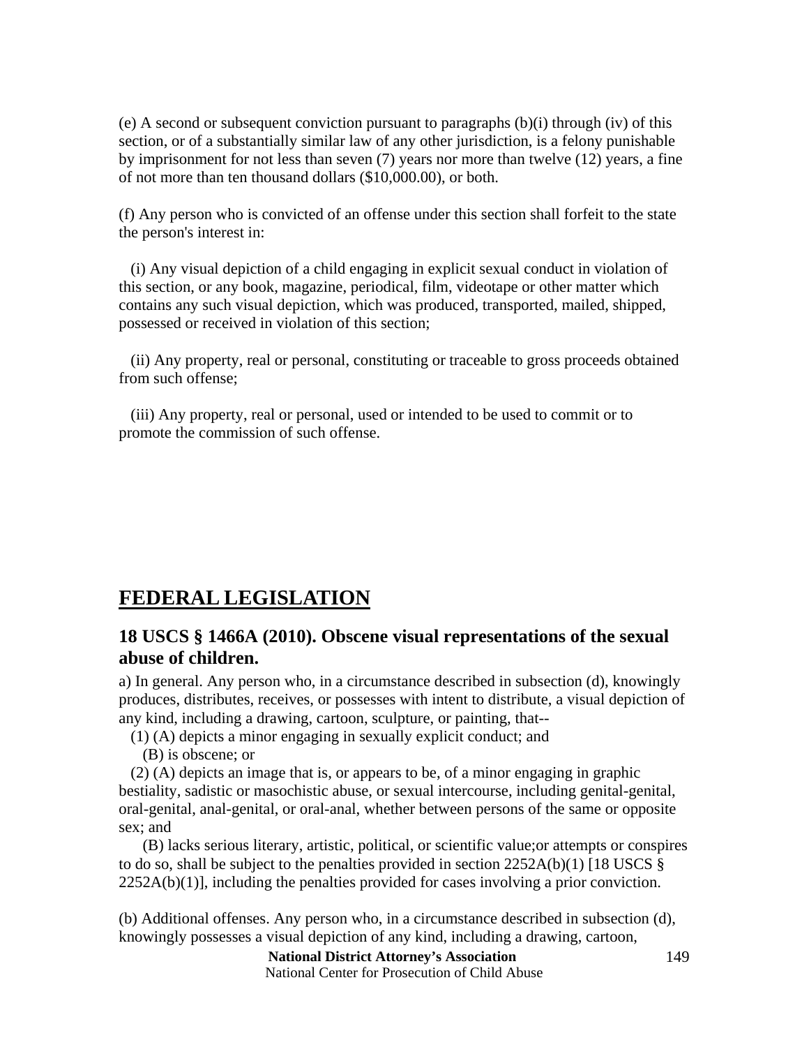(e) A second or subsequent conviction pursuant to paragraphs (b)(i) through (iv) of this section, or of a substantially similar law of any other jurisdiction, is a felony punishable by imprisonment for not less than seven (7) years nor more than twelve (12) years, a fine of not more than ten thousand dollars ($10,000.00), or both.

(f) Any person who is convicted of an offense under this section shall forfeit to the state the person's interest in:

(i) Any visual depiction of a child engaging in explicit sexual conduct in violation of this section, or any book, magazine, periodical, film, videotape or other matter which contains any such visual depiction, which was produced, transported, mailed, shipped, possessed or received in violation of this section;

(ii) Any property, real or personal, constituting or traceable to gross proceeds obtained from such offense;

(iii) Any property, real or personal, used or intended to be used to commit or to promote the commission of such offense.

## FEDERAL LEGISLATION

### 18 USCS § 1466A (2010). Obscene visual representations of the sexual abuse of children.

a) In general. Any person who, in a circumstance described in subsection (d), knowingly produces, distributes, receives, or possesses with intent to distribute, a visual depiction of any kind, including a drawing, cartoon, sculpture, or painting, that--

(1) (A) depicts a minor engaging in sexually explicit conduct; and

(B) is obscene; or

(2) (A) depicts an image that is, or appears to be, of a minor engaging in graphic bestiality, sadistic or masochistic abuse, or sexual intercourse, including genital-genital, oral-genital, anal-genital, or oral-anal, whether between persons of the same or opposite sex; and

(B) lacks serious literary, artistic, political, or scientific value;or attempts or conspires to do so, shall be subject to the penalties provided in section 2252A(b)(1) [18 USCS § 2252A(b)(1)], including the penalties provided for cases involving a prior conviction.

(b) Additional offenses. Any person who, in a circumstance described in subsection (d), knowingly possesses a visual depiction of any kind, including a drawing, cartoon,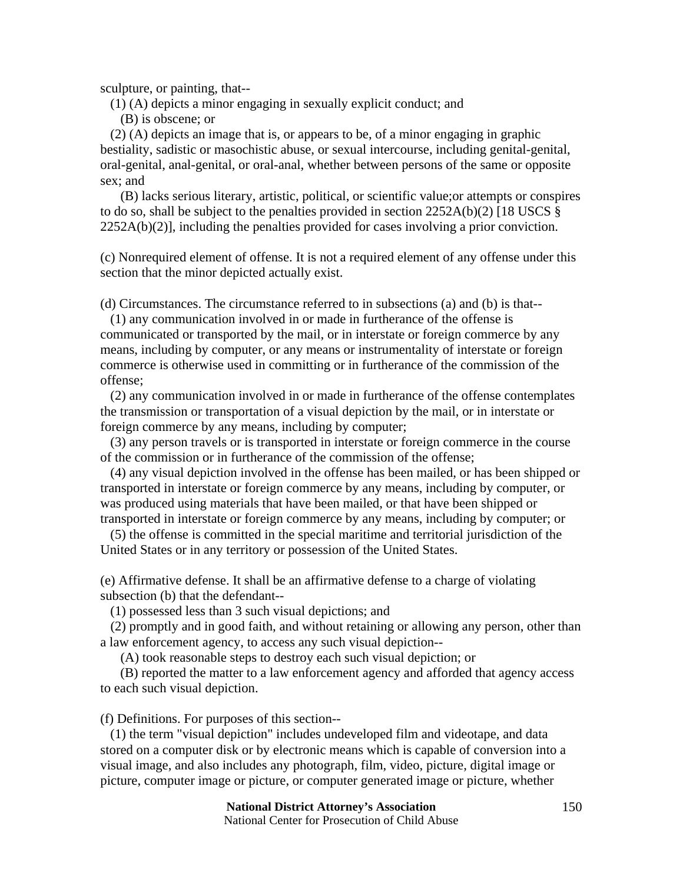sculpture, or painting, that--

  (1) (A) depicts a minor engaging in sexually explicit conduct; and

    (B) is obscene; or

  (2) (A) depicts an image that is, or appears to be, of a minor engaging in graphic bestiality, sadistic or masochistic abuse, or sexual intercourse, including genital-genital, oral-genital, anal-genital, or oral-anal, whether between persons of the same or opposite sex; and

    (B) lacks serious literary, artistic, political, or scientific value;or attempts or conspires to do so, shall be subject to the penalties provided in section 2252A(b)(2) [18 USCS § 2252A(b)(2)], including the penalties provided for cases involving a prior conviction.

(c) Nonrequired element of offense. It is not a required element of any offense under this section that the minor depicted actually exist.

(d) Circumstances. The circumstance referred to in subsections (a) and (b) is that--

  (1) any communication involved in or made in furtherance of the offense is communicated or transported by the mail, or in interstate or foreign commerce by any means, including by computer, or any means or instrumentality of interstate or foreign commerce is otherwise used in committing or in furtherance of the commission of the offense;

  (2) any communication involved in or made in furtherance of the offense contemplates the transmission or transportation of a visual depiction by the mail, or in interstate or foreign commerce by any means, including by computer;

  (3) any person travels or is transported in interstate or foreign commerce in the course of the commission or in furtherance of the commission of the offense;

  (4) any visual depiction involved in the offense has been mailed, or has been shipped or transported in interstate or foreign commerce by any means, including by computer, or was produced using materials that have been mailed, or that have been shipped or transported in interstate or foreign commerce by any means, including by computer; or

  (5) the offense is committed in the special maritime and territorial jurisdiction of the United States or in any territory or possession of the United States.

(e) Affirmative defense. It shall be an affirmative defense to a charge of violating subsection (b) that the defendant--

  (1) possessed less than 3 such visual depictions; and

  (2) promptly and in good faith, and without retaining or allowing any person, other than a law enforcement agency, to access any such visual depiction--

    (A) took reasonable steps to destroy each such visual depiction; or

    (B) reported the matter to a law enforcement agency and afforded that agency access to each such visual depiction.

(f) Definitions. For purposes of this section--

  (1) the term "visual depiction" includes undeveloped film and videotape, and data stored on a computer disk or by electronic means which is capable of conversion into a visual image, and also includes any photograph, film, video, picture, digital image or picture, computer image or picture, or computer generated image or picture, whether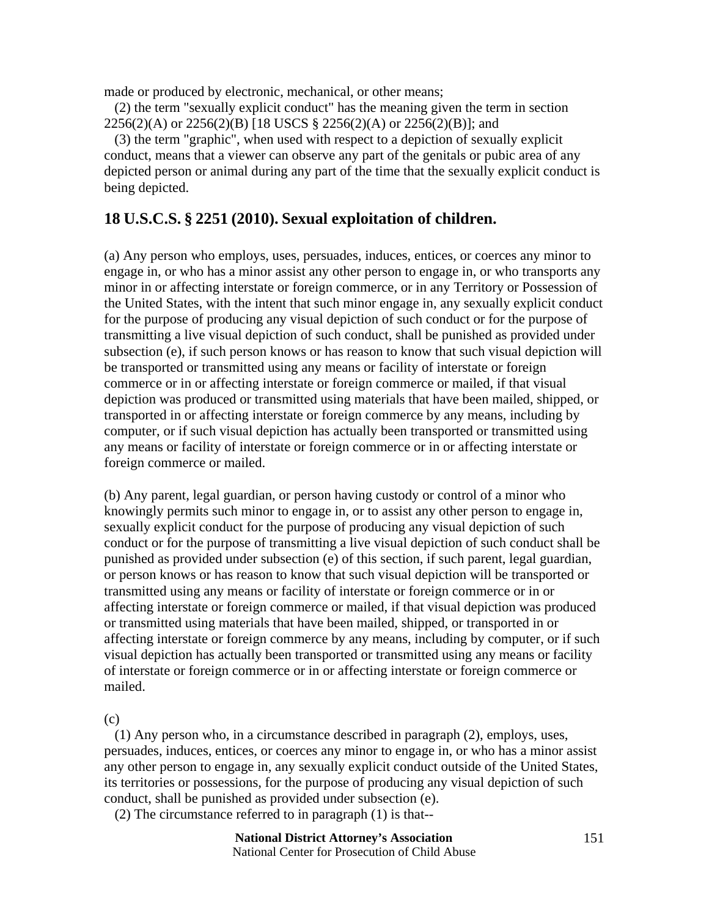made or produced by electronic, mechanical, or other means;

(2) the term "sexually explicit conduct" has the meaning given the term in section 2256(2)(A) or 2256(2)(B) [18 USCS § 2256(2)(A) or 2256(2)(B)]; and

(3) the term "graphic", when used with respect to a depiction of sexually explicit conduct, means that a viewer can observe any part of the genitals or pubic area of any depicted person or animal during any part of the time that the sexually explicit conduct is being depicted.

## 18 U.S.C.S. § 2251 (2010). Sexual exploitation of children.

(a) Any person who employs, uses, persuades, induces, entices, or coerces any minor to engage in, or who has a minor assist any other person to engage in, or who transports any minor in or affecting interstate or foreign commerce, or in any Territory or Possession of the United States, with the intent that such minor engage in, any sexually explicit conduct for the purpose of producing any visual depiction of such conduct or for the purpose of transmitting a live visual depiction of such conduct, shall be punished as provided under subsection (e), if such person knows or has reason to know that such visual depiction will be transported or transmitted using any means or facility of interstate or foreign commerce or in or affecting interstate or foreign commerce or mailed, if that visual depiction was produced or transmitted using materials that have been mailed, shipped, or transported in or affecting interstate or foreign commerce by any means, including by computer, or if such visual depiction has actually been transported or transmitted using any means or facility of interstate or foreign commerce or in or affecting interstate or foreign commerce or mailed.

(b) Any parent, legal guardian, or person having custody or control of a minor who knowingly permits such minor to engage in, or to assist any other person to engage in, sexually explicit conduct for the purpose of producing any visual depiction of such conduct or for the purpose of transmitting a live visual depiction of such conduct shall be punished as provided under subsection (e) of this section, if such parent, legal guardian, or person knows or has reason to know that such visual depiction will be transported or transmitted using any means or facility of interstate or foreign commerce or in or affecting interstate or foreign commerce or mailed, if that visual depiction was produced or transmitted using materials that have been mailed, shipped, or transported in or affecting interstate or foreign commerce by any means, including by computer, or if such visual depiction has actually been transported or transmitted using any means or facility of interstate or foreign commerce or in or affecting interstate or foreign commerce or mailed.

(c)

(1) Any person who, in a circumstance described in paragraph (2), employs, uses, persuades, induces, entices, or coerces any minor to engage in, or who has a minor assist any other person to engage in, any sexually explicit conduct outside of the United States, its territories or possessions, for the purpose of producing any visual depiction of such conduct, shall be punished as provided under subsection (e).

(2) The circumstance referred to in paragraph (1) is that--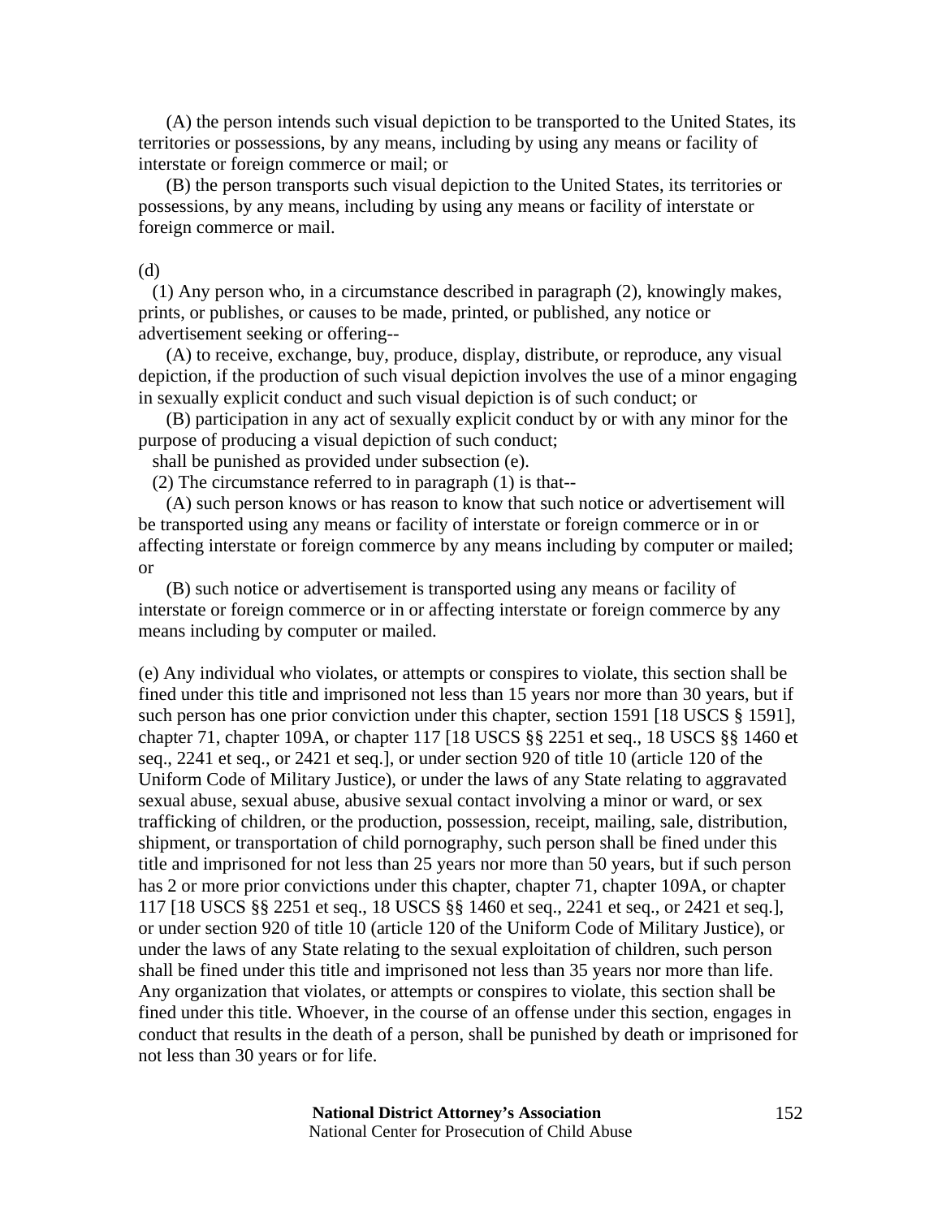(A) the person intends such visual depiction to be transported to the United States, its territories or possessions, by any means, including by using any means or facility of interstate or foreign commerce or mail; or

(B) the person transports such visual depiction to the United States, its territories or possessions, by any means, including by using any means or facility of interstate or foreign commerce or mail.

(d)

(1) Any person who, in a circumstance described in paragraph (2), knowingly makes, prints, or publishes, or causes to be made, printed, or published, any notice or advertisement seeking or offering--

(A) to receive, exchange, buy, produce, display, distribute, or reproduce, any visual depiction, if the production of such visual depiction involves the use of a minor engaging in sexually explicit conduct and such visual depiction is of such conduct; or

(B) participation in any act of sexually explicit conduct by or with any minor for the purpose of producing a visual depiction of such conduct;

shall be punished as provided under subsection (e).

(2) The circumstance referred to in paragraph (1) is that--

(A) such person knows or has reason to know that such notice or advertisement will be transported using any means or facility of interstate or foreign commerce or in or affecting interstate or foreign commerce by any means including by computer or mailed; or

(B) such notice or advertisement is transported using any means or facility of interstate or foreign commerce or in or affecting interstate or foreign commerce by any means including by computer or mailed.

(e) Any individual who violates, or attempts or conspires to violate, this section shall be fined under this title and imprisoned not less than 15 years nor more than 30 years, but if such person has one prior conviction under this chapter, section 1591 [18 USCS § 1591], chapter 71, chapter 109A, or chapter 117 [18 USCS §§ 2251 et seq., 18 USCS §§ 1460 et seq., 2241 et seq., or 2421 et seq.], or under section 920 of title 10 (article 120 of the Uniform Code of Military Justice), or under the laws of any State relating to aggravated sexual abuse, sexual abuse, abusive sexual contact involving a minor or ward, or sex trafficking of children, or the production, possession, receipt, mailing, sale, distribution, shipment, or transportation of child pornography, such person shall be fined under this title and imprisoned for not less than 25 years nor more than 50 years, but if such person has 2 or more prior convictions under this chapter, chapter 71, chapter 109A, or chapter 117 [18 USCS §§ 2251 et seq., 18 USCS §§ 1460 et seq., 2241 et seq., or 2421 et seq.], or under section 920 of title 10 (article 120 of the Uniform Code of Military Justice), or under the laws of any State relating to the sexual exploitation of children, such person shall be fined under this title and imprisoned not less than 35 years nor more than life. Any organization that violates, or attempts or conspires to violate, this section shall be fined under this title. Whoever, in the course of an offense under this section, engages in conduct that results in the death of a person, shall be punished by death or imprisoned for not less than 30 years or for life.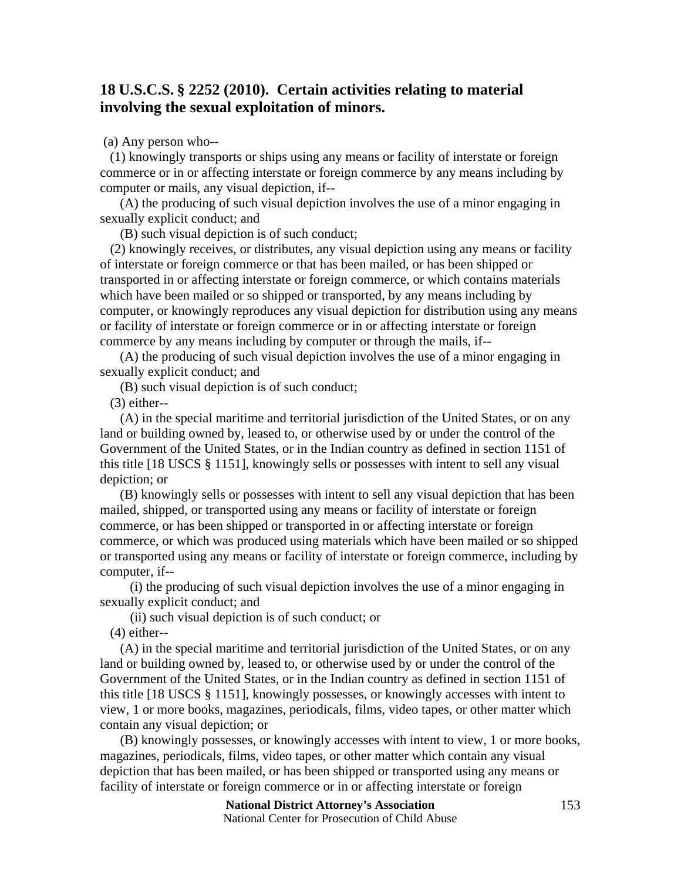## 18 U.S.C.S. § 2252 (2010). Certain activities relating to material involving the sexual exploitation of minors.

(a) Any person who--

(1) knowingly transports or ships using any means or facility of interstate or foreign commerce or in or affecting interstate or foreign commerce by any means including by computer or mails, any visual depiction, if--

(A) the producing of such visual depiction involves the use of a minor engaging in sexually explicit conduct; and

(B) such visual depiction is of such conduct;

(2) knowingly receives, or distributes, any visual depiction using any means or facility of interstate or foreign commerce or that has been mailed, or has been shipped or transported in or affecting interstate or foreign commerce, or which contains materials which have been mailed or so shipped or transported, by any means including by computer, or knowingly reproduces any visual depiction for distribution using any means or facility of interstate or foreign commerce or in or affecting interstate or foreign commerce by any means including by computer or through the mails, if--

(A) the producing of such visual depiction involves the use of a minor engaging in sexually explicit conduct; and

(B) such visual depiction is of such conduct;

(3) either--

(A) in the special maritime and territorial jurisdiction of the United States, or on any land or building owned by, leased to, or otherwise used by or under the control of the Government of the United States, or in the Indian country as defined in section 1151 of this title [18 USCS § 1151], knowingly sells or possesses with intent to sell any visual depiction; or

(B) knowingly sells or possesses with intent to sell any visual depiction that has been mailed, shipped, or transported using any means or facility of interstate or foreign commerce, or has been shipped or transported in or affecting interstate or foreign commerce, or which was produced using materials which have been mailed or so shipped or transported using any means or facility of interstate or foreign commerce, including by computer, if--

(i) the producing of such visual depiction involves the use of a minor engaging in sexually explicit conduct; and

(ii) such visual depiction is of such conduct; or

(4) either--

(A) in the special maritime and territorial jurisdiction of the United States, or on any land or building owned by, leased to, or otherwise used by or under the control of the Government of the United States, or in the Indian country as defined in section 1151 of this title [18 USCS § 1151], knowingly possesses, or knowingly accesses with intent to view, 1 or more books, magazines, periodicals, films, video tapes, or other matter which contain any visual depiction; or

(B) knowingly possesses, or knowingly accesses with intent to view, 1 or more books, magazines, periodicals, films, video tapes, or other matter which contain any visual depiction that has been mailed, or has been shipped or transported using any means or facility of interstate or foreign commerce or in or affecting interstate or foreign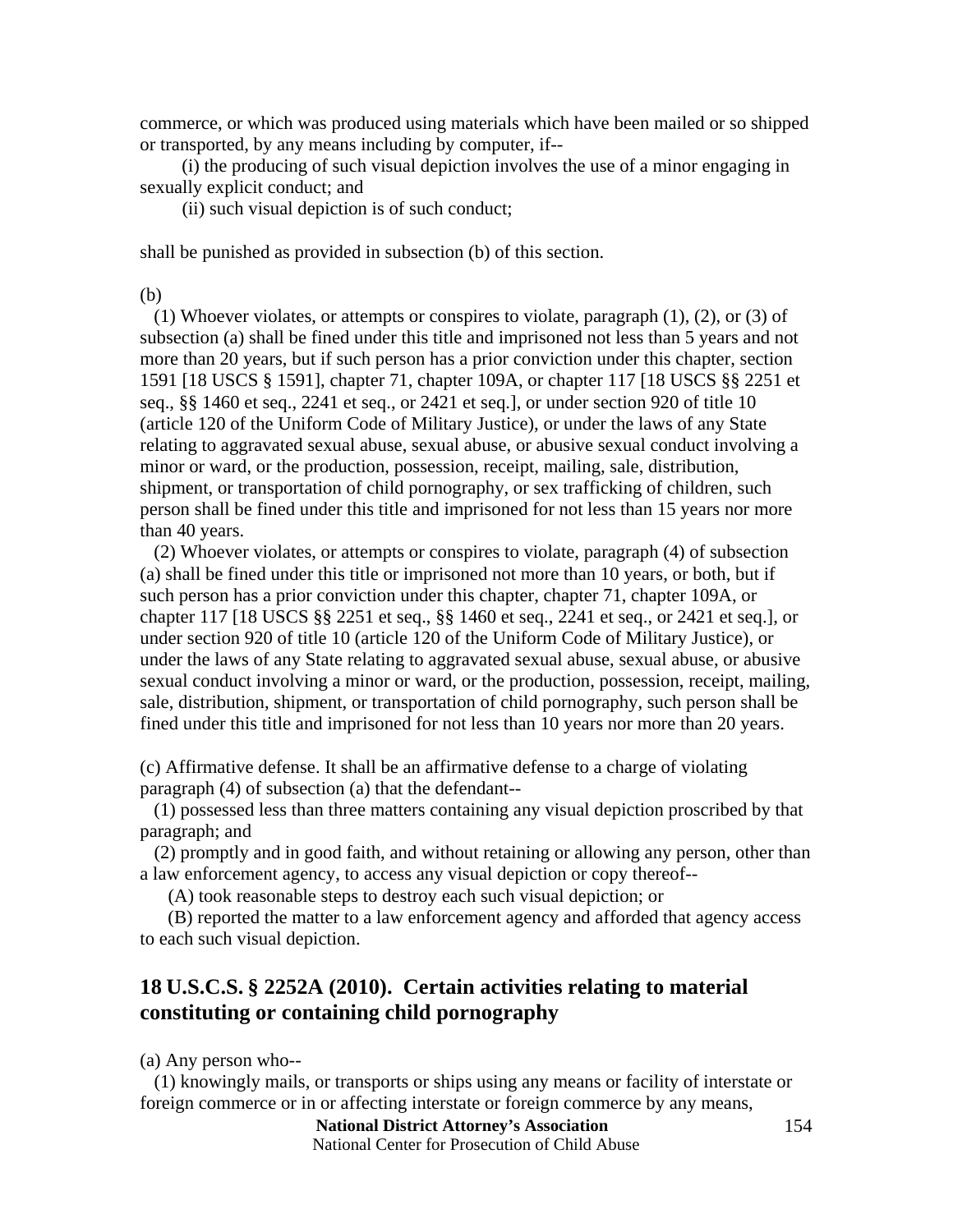commerce, or which was produced using materials which have been mailed or so shipped or transported, by any means including by computer, if--

(i) the producing of such visual depiction involves the use of a minor engaging in sexually explicit conduct; and

(ii) such visual depiction is of such conduct;

shall be punished as provided in subsection (b) of this section.

(b)

(1) Whoever violates, or attempts or conspires to violate, paragraph (1), (2), or (3) of subsection (a) shall be fined under this title and imprisoned not less than 5 years and not more than 20 years, but if such person has a prior conviction under this chapter, section 1591 [18 USCS § 1591], chapter 71, chapter 109A, or chapter 117 [18 USCS §§ 2251 et seq., §§ 1460 et seq., 2241 et seq., or 2421 et seq.], or under section 920 of title 10 (article 120 of the Uniform Code of Military Justice), or under the laws of any State relating to aggravated sexual abuse, sexual abuse, or abusive sexual conduct involving a minor or ward, or the production, possession, receipt, mailing, sale, distribution, shipment, or transportation of child pornography, or sex trafficking of children, such person shall be fined under this title and imprisoned for not less than 15 years nor more than 40 years.

(2) Whoever violates, or attempts or conspires to violate, paragraph (4) of subsection (a) shall be fined under this title or imprisoned not more than 10 years, or both, but if such person has a prior conviction under this chapter, chapter 71, chapter 109A, or chapter 117 [18 USCS §§ 2251 et seq., §§ 1460 et seq., 2241 et seq., or 2421 et seq.], or under section 920 of title 10 (article 120 of the Uniform Code of Military Justice), or under the laws of any State relating to aggravated sexual abuse, sexual abuse, or abusive sexual conduct involving a minor or ward, or the production, possession, receipt, mailing, sale, distribution, shipment, or transportation of child pornography, such person shall be fined under this title and imprisoned for not less than 10 years nor more than 20 years.

(c) Affirmative defense. It shall be an affirmative defense to a charge of violating paragraph (4) of subsection (a) that the defendant--

(1) possessed less than three matters containing any visual depiction proscribed by that paragraph; and

(2) promptly and in good faith, and without retaining or allowing any person, other than a law enforcement agency, to access any visual depiction or copy thereof--

(A) took reasonable steps to destroy each such visual depiction; or

(B) reported the matter to a law enforcement agency and afforded that agency access to each such visual depiction.

## 18 U.S.C.S. § 2252A (2010). Certain activities relating to material constituting or containing child pornography

(a) Any person who--

(1) knowingly mails, or transports or ships using any means or facility of interstate or foreign commerce or in or affecting interstate or foreign commerce by any means,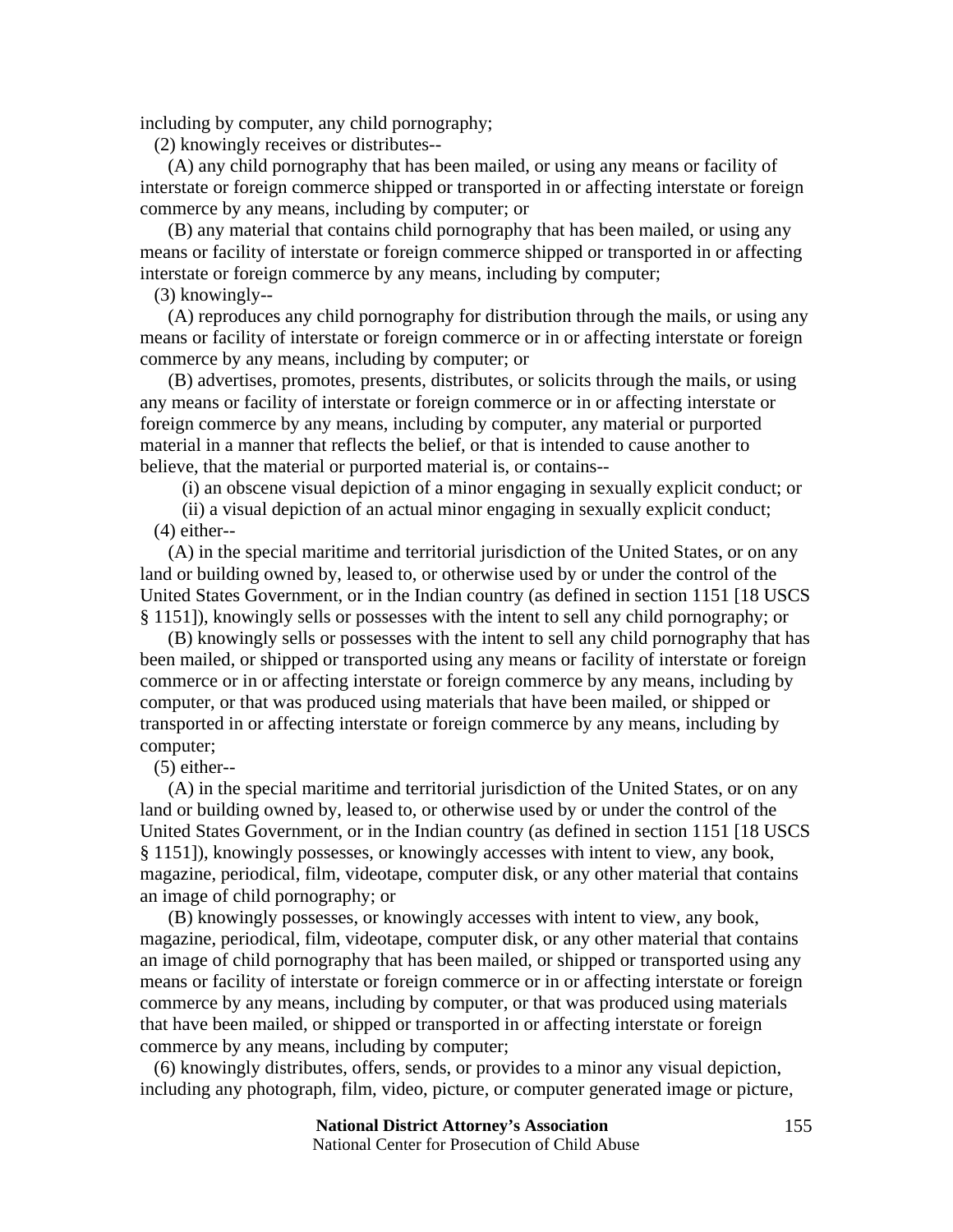including by computer, any child pornography;

(2) knowingly receives or distributes--

(A) any child pornography that has been mailed, or using any means or facility of interstate or foreign commerce shipped or transported in or affecting interstate or foreign commerce by any means, including by computer; or

(B) any material that contains child pornography that has been mailed, or using any means or facility of interstate or foreign commerce shipped or transported in or affecting interstate or foreign commerce by any means, including by computer;

(3) knowingly--

(A) reproduces any child pornography for distribution through the mails, or using any means or facility of interstate or foreign commerce or in or affecting interstate or foreign commerce by any means, including by computer; or

(B) advertises, promotes, presents, distributes, or solicits through the mails, or using any means or facility of interstate or foreign commerce or in or affecting interstate or foreign commerce by any means, including by computer, any material or purported material in a manner that reflects the belief, or that is intended to cause another to believe, that the material or purported material is, or contains--

(i) an obscene visual depiction of a minor engaging in sexually explicit conduct; or

(ii) a visual depiction of an actual minor engaging in sexually explicit conduct;

(4) either--

(A) in the special maritime and territorial jurisdiction of the United States, or on any land or building owned by, leased to, or otherwise used by or under the control of the United States Government, or in the Indian country (as defined in section 1151 [18 USCS § 1151]), knowingly sells or possesses with the intent to sell any child pornography; or

(B) knowingly sells or possesses with the intent to sell any child pornography that has been mailed, or shipped or transported using any means or facility of interstate or foreign commerce or in or affecting interstate or foreign commerce by any means, including by computer, or that was produced using materials that have been mailed, or shipped or transported in or affecting interstate or foreign commerce by any means, including by computer;

(5) either--

(A) in the special maritime and territorial jurisdiction of the United States, or on any land or building owned by, leased to, or otherwise used by or under the control of the United States Government, or in the Indian country (as defined in section 1151 [18 USCS § 1151]), knowingly possesses, or knowingly accesses with intent to view, any book, magazine, periodical, film, videotape, computer disk, or any other material that contains an image of child pornography; or

(B) knowingly possesses, or knowingly accesses with intent to view, any book, magazine, periodical, film, videotape, computer disk, or any other material that contains an image of child pornography that has been mailed, or shipped or transported using any means or facility of interstate or foreign commerce or in or affecting interstate or foreign commerce by any means, including by computer, or that was produced using materials that have been mailed, or shipped or transported in or affecting interstate or foreign commerce by any means, including by computer;

(6) knowingly distributes, offers, sends, or provides to a minor any visual depiction, including any photograph, film, video, picture, or computer generated image or picture,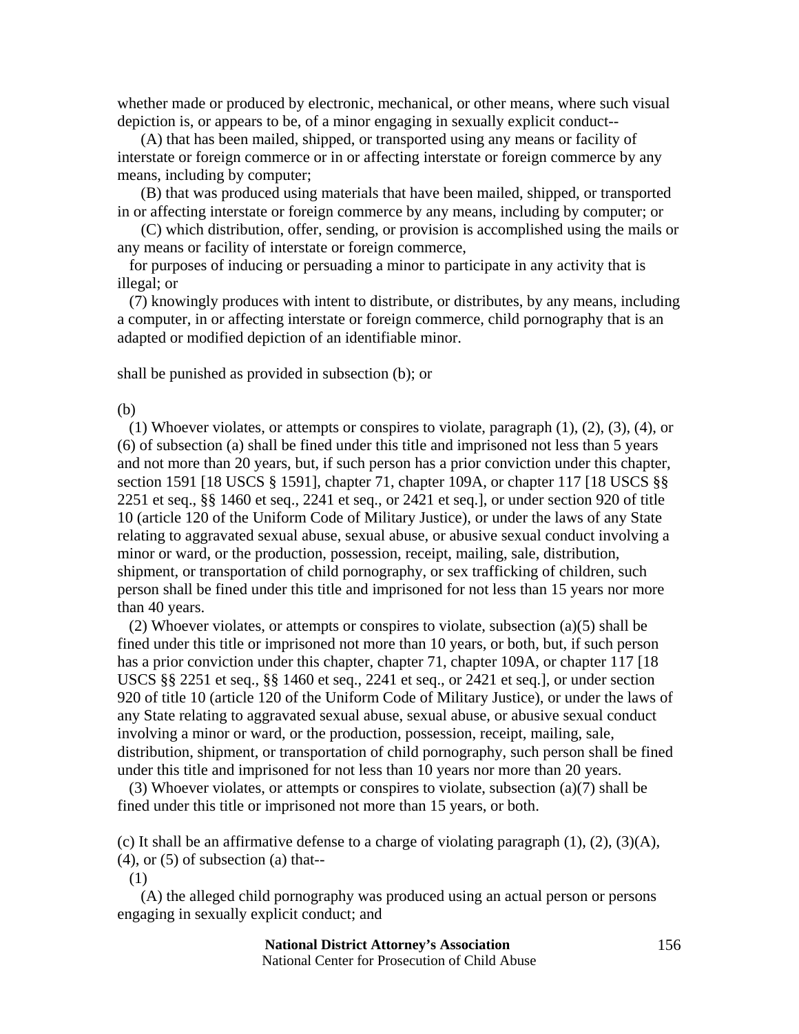whether made or produced by electronic, mechanical, or other means, where such visual depiction is, or appears to be, of a minor engaging in sexually explicit conduct--

(A) that has been mailed, shipped, or transported using any means or facility of interstate or foreign commerce or in or affecting interstate or foreign commerce by any means, including by computer;

(B) that was produced using materials that have been mailed, shipped, or transported in or affecting interstate or foreign commerce by any means, including by computer; or

(C) which distribution, offer, sending, or provision is accomplished using the mails or any means or facility of interstate or foreign commerce,

for purposes of inducing or persuading a minor to participate in any activity that is illegal; or

(7) knowingly produces with intent to distribute, or distributes, by any means, including a computer, in or affecting interstate or foreign commerce, child pornography that is an adapted or modified depiction of an identifiable minor.

shall be punished as provided in subsection (b); or

(b)

(1) Whoever violates, or attempts or conspires to violate, paragraph (1), (2), (3), (4), or (6) of subsection (a) shall be fined under this title and imprisoned not less than 5 years and not more than 20 years, but, if such person has a prior conviction under this chapter, section 1591 [18 USCS § 1591], chapter 71, chapter 109A, or chapter 117 [18 USCS §§ 2251 et seq., §§ 1460 et seq., 2241 et seq., or 2421 et seq.], or under section 920 of title 10 (article 120 of the Uniform Code of Military Justice), or under the laws of any State relating to aggravated sexual abuse, sexual abuse, or abusive sexual conduct involving a minor or ward, or the production, possession, receipt, mailing, sale, distribution, shipment, or transportation of child pornography, or sex trafficking of children, such person shall be fined under this title and imprisoned for not less than 15 years nor more than 40 years.

(2) Whoever violates, or attempts or conspires to violate, subsection (a)(5) shall be fined under this title or imprisoned not more than 10 years, or both, but, if such person has a prior conviction under this chapter, chapter 71, chapter 109A, or chapter 117 [18 USCS §§ 2251 et seq., §§ 1460 et seq., 2241 et seq., or 2421 et seq.], or under section 920 of title 10 (article 120 of the Uniform Code of Military Justice), or under the laws of any State relating to aggravated sexual abuse, sexual abuse, or abusive sexual conduct involving a minor or ward, or the production, possession, receipt, mailing, sale, distribution, shipment, or transportation of child pornography, such person shall be fined under this title and imprisoned for not less than 10 years nor more than 20 years.

(3) Whoever violates, or attempts or conspires to violate, subsection (a)(7) shall be fined under this title or imprisoned not more than 15 years, or both.

(c) It shall be an affirmative defense to a charge of violating paragraph (1), (2), (3)(A), (4), or (5) of subsection (a) that--

(1)

(A) the alleged child pornography was produced using an actual person or persons engaging in sexually explicit conduct; and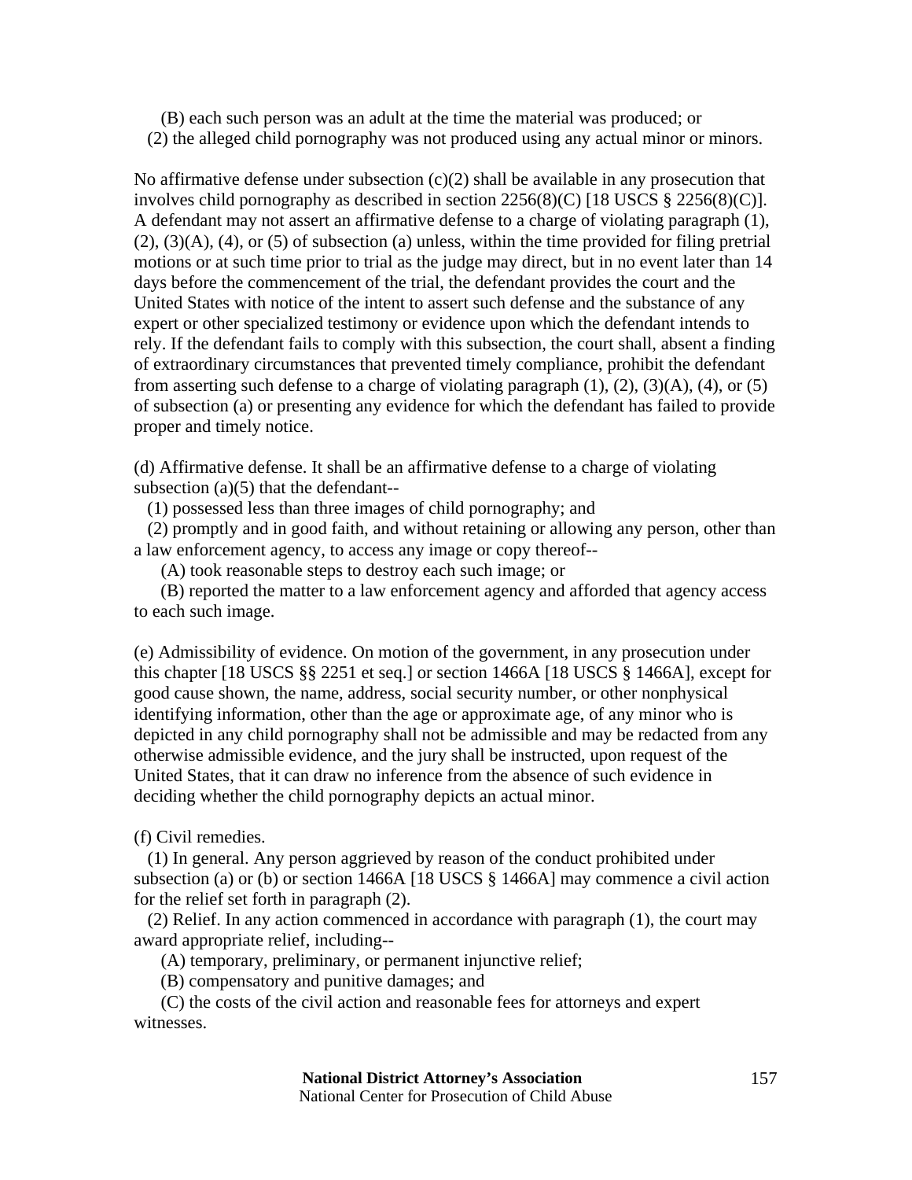(B) each such person was an adult at the time the material was produced; or

(2) the alleged child pornography was not produced using any actual minor or minors.

No affirmative defense under subsection (c)(2) shall be available in any prosecution that involves child pornography as described in section 2256(8)(C) [18 USCS § 2256(8)(C)]. A defendant may not assert an affirmative defense to a charge of violating paragraph (1), (2), (3)(A), (4), or (5) of subsection (a) unless, within the time provided for filing pretrial motions or at such time prior to trial as the judge may direct, but in no event later than 14 days before the commencement of the trial, the defendant provides the court and the United States with notice of the intent to assert such defense and the substance of any expert or other specialized testimony or evidence upon which the defendant intends to rely. If the defendant fails to comply with this subsection, the court shall, absent a finding of extraordinary circumstances that prevented timely compliance, prohibit the defendant from asserting such defense to a charge of violating paragraph (1), (2), (3)(A), (4), or (5) of subsection (a) or presenting any evidence for which the defendant has failed to provide proper and timely notice.

(d) Affirmative defense. It shall be an affirmative defense to a charge of violating subsection (a)(5) that the defendant--

(1) possessed less than three images of child pornography; and

(2) promptly and in good faith, and without retaining or allowing any person, other than a law enforcement agency, to access any image or copy thereof--

(A) took reasonable steps to destroy each such image; or

(B) reported the matter to a law enforcement agency and afforded that agency access to each such image.

(e) Admissibility of evidence. On motion of the government, in any prosecution under this chapter [18 USCS §§ 2251 et seq.] or section 1466A [18 USCS § 1466A], except for good cause shown, the name, address, social security number, or other nonphysical identifying information, other than the age or approximate age, of any minor who is depicted in any child pornography shall not be admissible and may be redacted from any otherwise admissible evidence, and the jury shall be instructed, upon request of the United States, that it can draw no inference from the absence of such evidence in deciding whether the child pornography depicts an actual minor.

(f) Civil remedies.

(1) In general. Any person aggrieved by reason of the conduct prohibited under subsection (a) or (b) or section 1466A [18 USCS § 1466A] may commence a civil action for the relief set forth in paragraph (2).

(2) Relief. In any action commenced in accordance with paragraph (1), the court may award appropriate relief, including--

(A) temporary, preliminary, or permanent injunctive relief;

(B) compensatory and punitive damages; and

(C) the costs of the civil action and reasonable fees for attorneys and expert witnesses.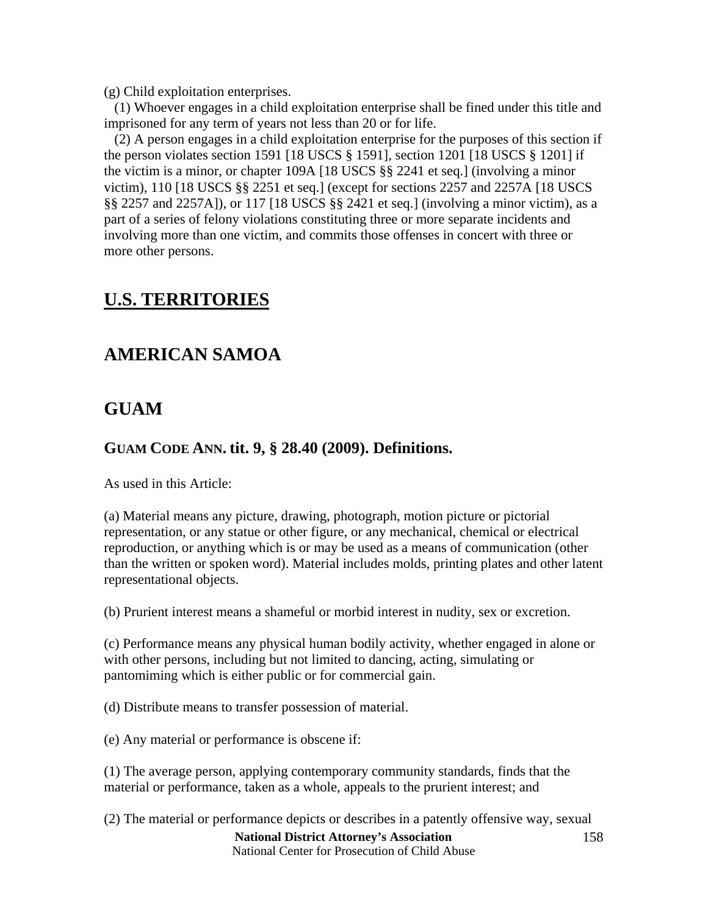(g) Child exploitation enterprises.

(1) Whoever engages in a child exploitation enterprise shall be fined under this title and imprisoned for any term of years not less than 20 or for life.

(2) A person engages in a child exploitation enterprise for the purposes of this section if the person violates section 1591 [18 USCS § 1591], section 1201 [18 USCS § 1201] if the victim is a minor, or chapter 109A [18 USCS §§ 2241 et seq.] (involving a minor victim), 110 [18 USCS §§ 2251 et seq.] (except for sections 2257 and 2257A [18 USCS §§ 2257 and 2257A]), or 117 [18 USCS §§ 2421 et seq.] (involving a minor victim), as a part of a series of felony violations constituting three or more separate incidents and involving more than one victim, and commits those offenses in concert with three or more other persons.

# U.S. TERRITORIES

## AMERICAN SAMOA

## GUAM

### GUAM CODE ANN. tit. 9, § 28.40 (2009). Definitions.

As used in this Article:

(a) Material means any picture, drawing, photograph, motion picture or pictorial representation, or any statue or other figure, or any mechanical, chemical or electrical reproduction, or anything which is or may be used as a means of communication (other than the written or spoken word). Material includes molds, printing plates and other latent representational objects.

(b) Prurient interest means a shameful or morbid interest in nudity, sex or excretion.

(c) Performance means any physical human bodily activity, whether engaged in alone or with other persons, including but not limited to dancing, acting, simulating or pantomiming which is either public or for commercial gain.

(d) Distribute means to transfer possession of material.

(e) Any material or performance is obscene if:

(1) The average person, applying contemporary community standards, finds that the material or performance, taken as a whole, appeals to the prurient interest; and

(2) The material or performance depicts or describes in a patently offensive way, sexual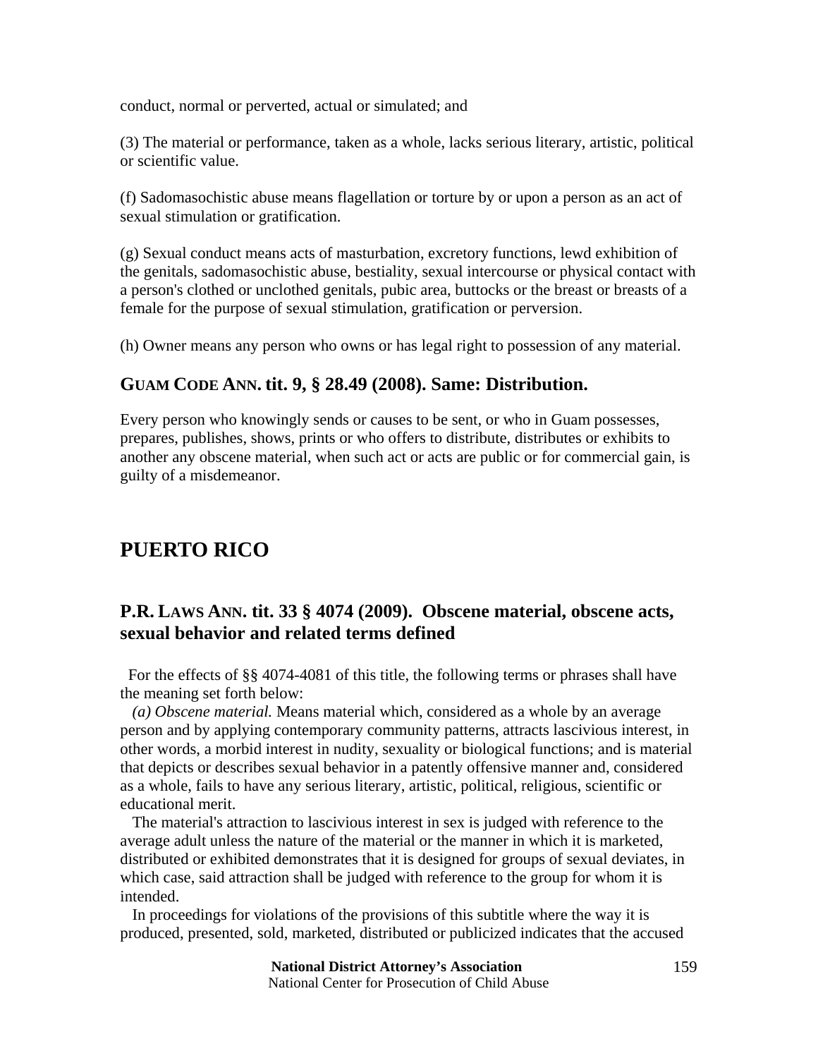conduct, normal or perverted, actual or simulated; and

(3) The material or performance, taken as a whole, lacks serious literary, artistic, political or scientific value.

(f) Sadomasochistic abuse means flagellation or torture by or upon a person as an act of sexual stimulation or gratification.

(g) Sexual conduct means acts of masturbation, excretory functions, lewd exhibition of the genitals, sadomasochistic abuse, bestiality, sexual intercourse or physical contact with a person's clothed or unclothed genitals, pubic area, buttocks or the breast or breasts of a female for the purpose of sexual stimulation, gratification or perversion.

(h) Owner means any person who owns or has legal right to possession of any material.

### GUAM CODE ANN. tit. 9, § 28.49 (2008). Same: Distribution.

Every person who knowingly sends or causes to be sent, or who in Guam possesses, prepares, publishes, shows, prints or who offers to distribute, distributes or exhibits to another any obscene material, when such act or acts are public or for commercial gain, is guilty of a misdemeanor.

## PUERTO RICO

### P.R. LAWS ANN. tit. 33 § 4074 (2009). Obscene material, obscene acts, sexual behavior and related terms defined

For the effects of §§ 4074-4081 of this title, the following terms or phrases shall have the meaning set forth below:

*(a) Obscene material.* Means material which, considered as a whole by an average person and by applying contemporary community patterns, attracts lascivious interest, in other words, a morbid interest in nudity, sexuality or biological functions; and is material that depicts or describes sexual behavior in a patently offensive manner and, considered as a whole, fails to have any serious literary, artistic, political, religious, scientific or educational merit.

The material's attraction to lascivious interest in sex is judged with reference to the average adult unless the nature of the material or the manner in which it is marketed, distributed or exhibited demonstrates that it is designed for groups of sexual deviates, in which case, said attraction shall be judged with reference to the group for whom it is intended.

In proceedings for violations of the provisions of this subtitle where the way it is produced, presented, sold, marketed, distributed or publicized indicates that the accused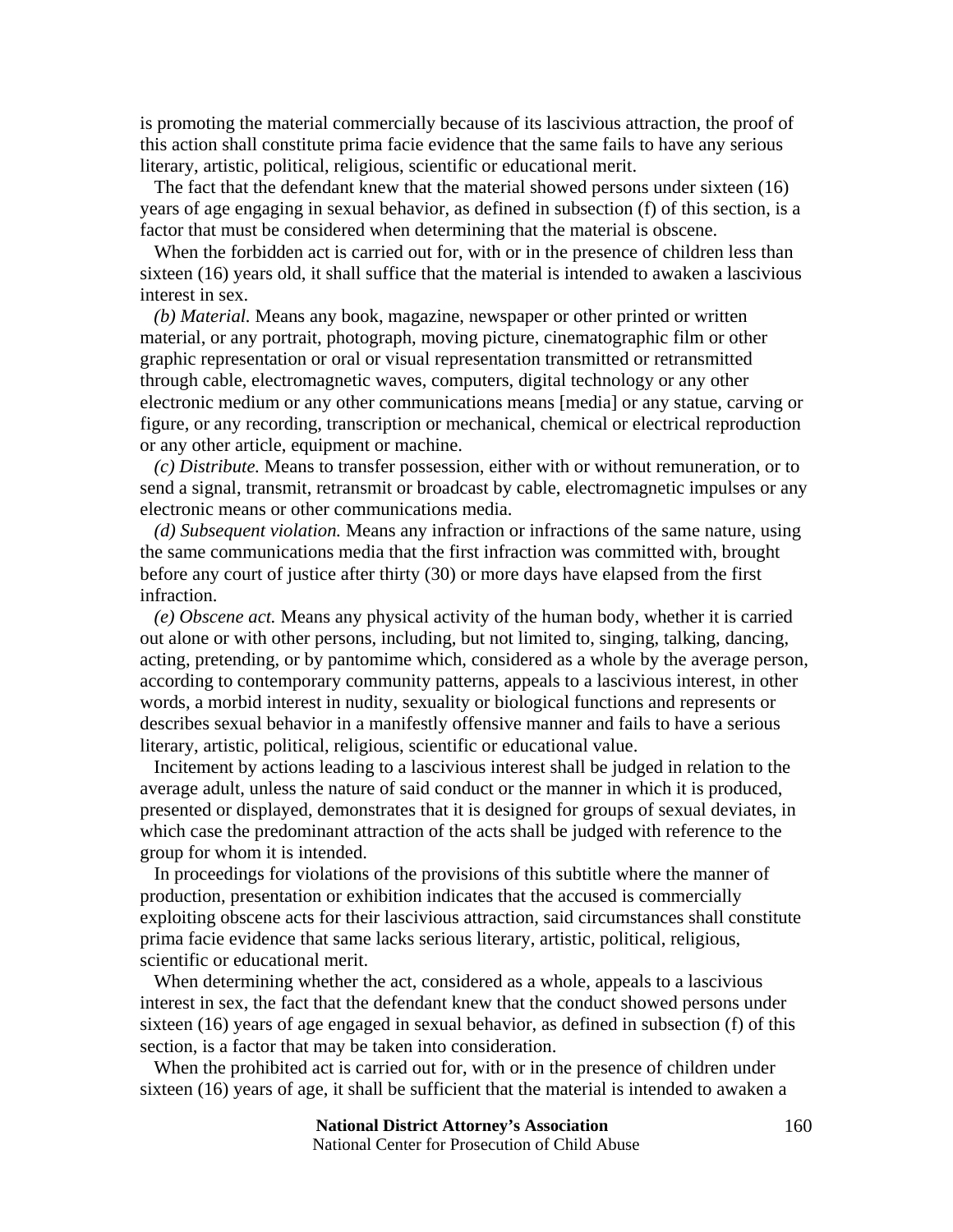is promoting the material commercially because of its lascivious attraction, the proof of this action shall constitute prima facie evidence that the same fails to have any serious literary, artistic, political, religious, scientific or educational merit.

The fact that the defendant knew that the material showed persons under sixteen (16) years of age engaging in sexual behavior, as defined in subsection (f) of this section, is a factor that must be considered when determining that the material is obscene.

When the forbidden act is carried out for, with or in the presence of children less than sixteen (16) years old, it shall suffice that the material is intended to awaken a lascivious interest in sex.

*(b) Material.* Means any book, magazine, newspaper or other printed or written material, or any portrait, photograph, moving picture, cinematographic film or other graphic representation or oral or visual representation transmitted or retransmitted through cable, electromagnetic waves, computers, digital technology or any other electronic medium or any other communications means [media] or any statue, carving or figure, or any recording, transcription or mechanical, chemical or electrical reproduction or any other article, equipment or machine.

*(c) Distribute.* Means to transfer possession, either with or without remuneration, or to send a signal, transmit, retransmit or broadcast by cable, electromagnetic impulses or any electronic means or other communications media.

*(d) Subsequent violation.* Means any infraction or infractions of the same nature, using the same communications media that the first infraction was committed with, brought before any court of justice after thirty (30) or more days have elapsed from the first infraction.

*(e) Obscene act.* Means any physical activity of the human body, whether it is carried out alone or with other persons, including, but not limited to, singing, talking, dancing, acting, pretending, or by pantomime which, considered as a whole by the average person, according to contemporary community patterns, appeals to a lascivious interest, in other words, a morbid interest in nudity, sexuality or biological functions and represents or describes sexual behavior in a manifestly offensive manner and fails to have a serious literary, artistic, political, religious, scientific or educational value.

Incitement by actions leading to a lascivious interest shall be judged in relation to the average adult, unless the nature of said conduct or the manner in which it is produced, presented or displayed, demonstrates that it is designed for groups of sexual deviates, in which case the predominant attraction of the acts shall be judged with reference to the group for whom it is intended.

In proceedings for violations of the provisions of this subtitle where the manner of production, presentation or exhibition indicates that the accused is commercially exploiting obscene acts for their lascivious attraction, said circumstances shall constitute prima facie evidence that same lacks serious literary, artistic, political, religious, scientific or educational merit.

When determining whether the act, considered as a whole, appeals to a lascivious interest in sex, the fact that the defendant knew that the conduct showed persons under sixteen (16) years of age engaged in sexual behavior, as defined in subsection (f) of this section, is a factor that may be taken into consideration.

When the prohibited act is carried out for, with or in the presence of children under sixteen (16) years of age, it shall be sufficient that the material is intended to awaken a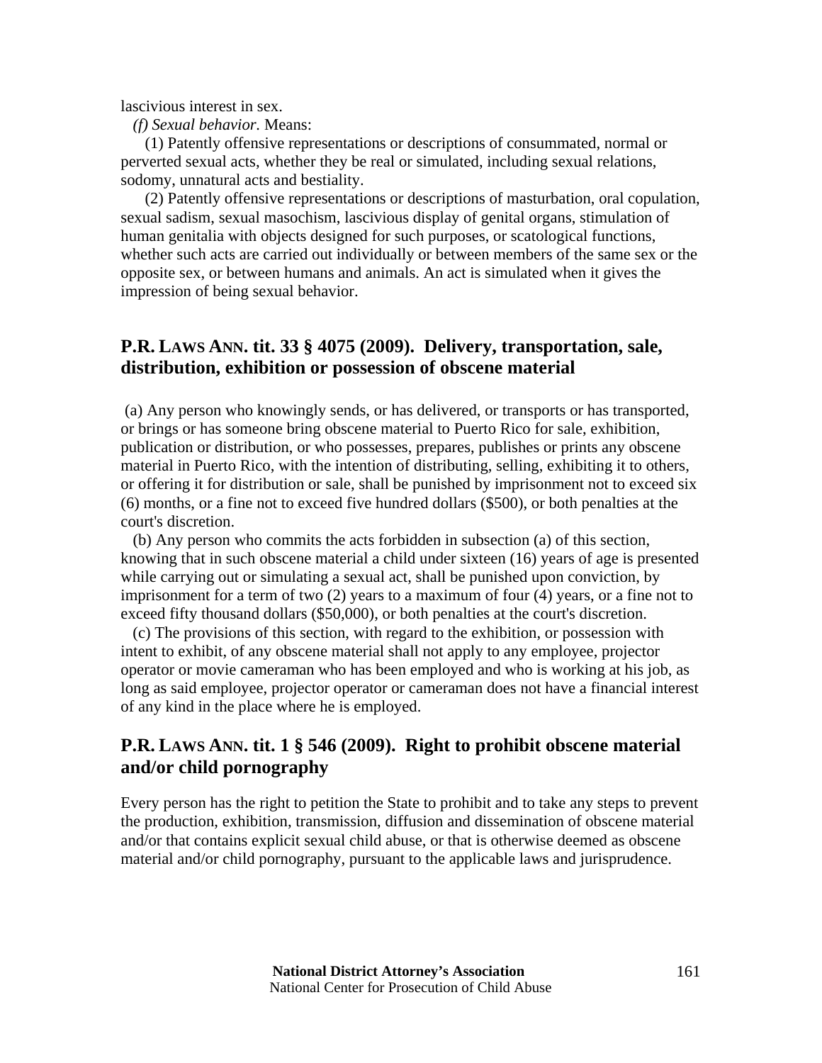lascivious interest in sex.

*(f) Sexual behavior.* Means:

(1) Patently offensive representations or descriptions of consummated, normal or perverted sexual acts, whether they be real or simulated, including sexual relations, sodomy, unnatural acts and bestiality.

(2) Patently offensive representations or descriptions of masturbation, oral copulation, sexual sadism, sexual masochism, lascivious display of genital organs, stimulation of human genitalia with objects designed for such purposes, or scatological functions, whether such acts are carried out individually or between members of the same sex or the opposite sex, or between humans and animals. An act is simulated when it gives the impression of being sexual behavior.

## P.R. LAWS ANN. tit. 33 § 4075 (2009). Delivery, transportation, sale, distribution, exhibition or possession of obscene material

(a) Any person who knowingly sends, or has delivered, or transports or has transported, or brings or has someone bring obscene material to Puerto Rico for sale, exhibition, publication or distribution, or who possesses, prepares, publishes or prints any obscene material in Puerto Rico, with the intention of distributing, selling, exhibiting it to others, or offering it for distribution or sale, shall be punished by imprisonment not to exceed six (6) months, or a fine not to exceed five hundred dollars ($500), or both penalties at the court's discretion.

(b) Any person who commits the acts forbidden in subsection (a) of this section, knowing that in such obscene material a child under sixteen (16) years of age is presented while carrying out or simulating a sexual act, shall be punished upon conviction, by imprisonment for a term of two (2) years to a maximum of four (4) years, or a fine not to exceed fifty thousand dollars ($50,000), or both penalties at the court's discretion.

(c) The provisions of this section, with regard to the exhibition, or possession with intent to exhibit, of any obscene material shall not apply to any employee, projector operator or movie cameraman who has been employed and who is working at his job, as long as said employee, projector operator or cameraman does not have a financial interest of any kind in the place where he is employed.

## P.R. LAWS ANN. tit. 1 § 546 (2009). Right to prohibit obscene material and/or child pornography

Every person has the right to petition the State to prohibit and to take any steps to prevent the production, exhibition, transmission, diffusion and dissemination of obscene material and/or that contains explicit sexual child abuse, or that is otherwise deemed as obscene material and/or child pornography, pursuant to the applicable laws and jurisprudence.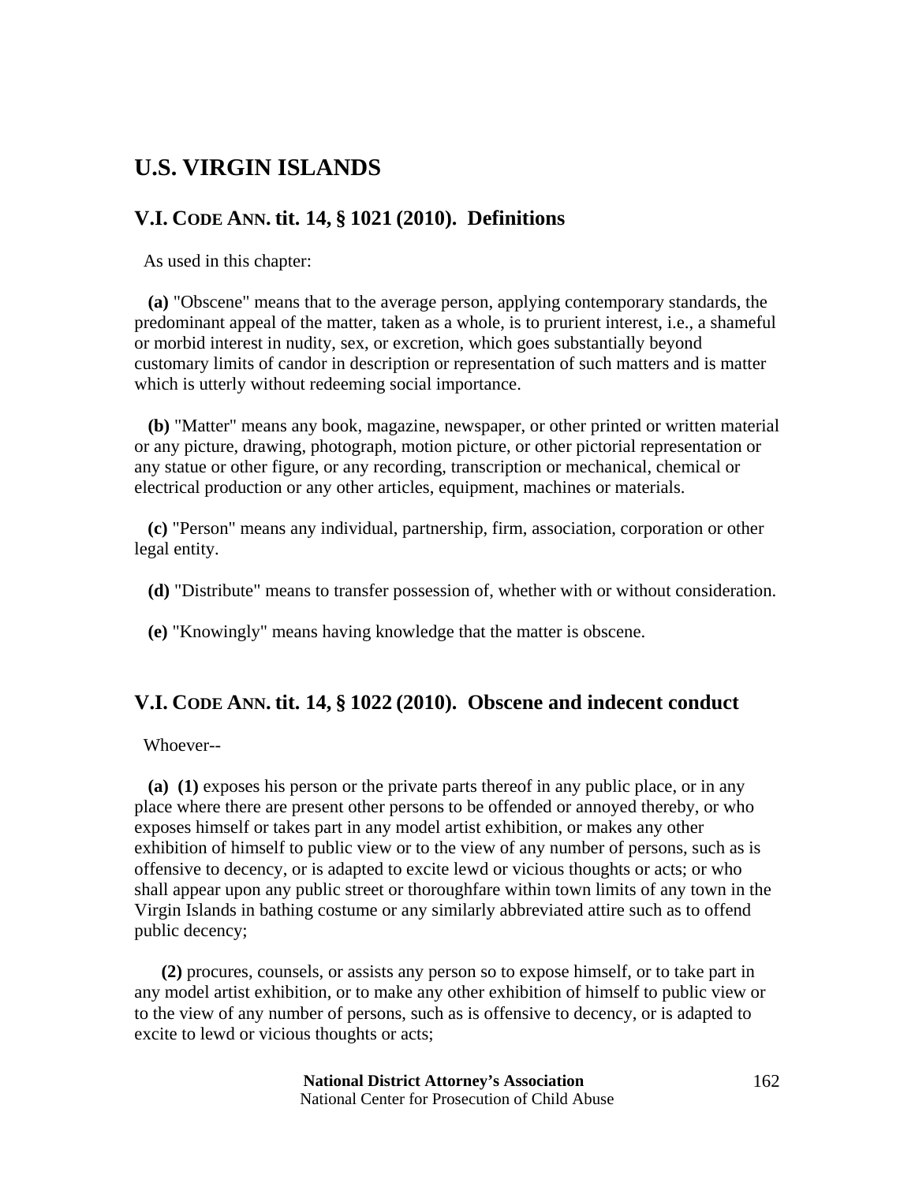# U.S. VIRGIN ISLANDS

## V.I. CODE ANN. tit. 14, § 1021 (2010). Definitions

As used in this chapter:

**(a)** "Obscene" means that to the average person, applying contemporary standards, the predominant appeal of the matter, taken as a whole, is to prurient interest, i.e., a shameful or morbid interest in nudity, sex, or excretion, which goes substantially beyond customary limits of candor in description or representation of such matters and is matter which is utterly without redeeming social importance.

**(b)** "Matter" means any book, magazine, newspaper, or other printed or written material or any picture, drawing, photograph, motion picture, or other pictorial representation or any statue or other figure, or any recording, transcription or mechanical, chemical or electrical production or any other articles, equipment, machines or materials.

**(c)** "Person" means any individual, partnership, firm, association, corporation or other legal entity.

**(d)** "Distribute" means to transfer possession of, whether with or without consideration.

**(e)** "Knowingly" means having knowledge that the matter is obscene.

## V.I. CODE ANN. tit. 14, § 1022 (2010). Obscene and indecent conduct

Whoever--

**(a) (1)** exposes his person or the private parts thereof in any public place, or in any place where there are present other persons to be offended or annoyed thereby, or who exposes himself or takes part in any model artist exhibition, or makes any other exhibition of himself to public view or to the view of any number of persons, such as is offensive to decency, or is adapted to excite lewd or vicious thoughts or acts; or who shall appear upon any public street or thoroughfare within town limits of any town in the Virgin Islands in bathing costume or any similarly abbreviated attire such as to offend public decency;

**(2)** procures, counsels, or assists any person so to expose himself, or to take part in any model artist exhibition, or to make any other exhibition of himself to public view or to the view of any number of persons, such as is offensive to decency, or is adapted to excite to lewd or vicious thoughts or acts;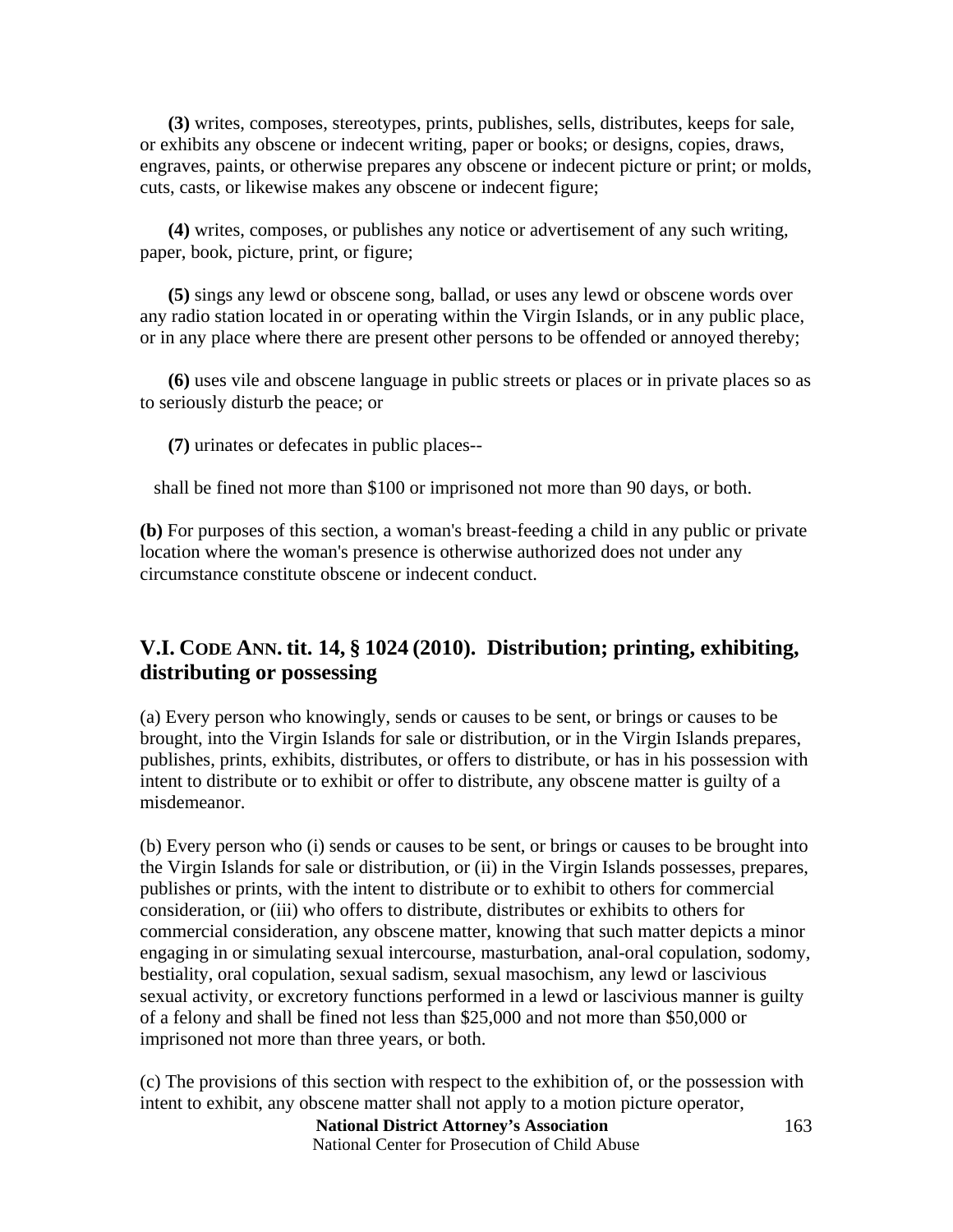**(3)** writes, composes, stereotypes, prints, publishes, sells, distributes, keeps for sale, or exhibits any obscene or indecent writing, paper or books; or designs, copies, draws, engraves, paints, or otherwise prepares any obscene or indecent picture or print; or molds, cuts, casts, or likewise makes any obscene or indecent figure;

**(4)** writes, composes, or publishes any notice or advertisement of any such writing, paper, book, picture, print, or figure;

**(5)** sings any lewd or obscene song, ballad, or uses any lewd or obscene words over any radio station located in or operating within the Virgin Islands, or in any public place, or in any place where there are present other persons to be offended or annoyed thereby;

**(6)** uses vile and obscene language in public streets or places or in private places so as to seriously disturb the peace; or

**(7)** urinates or defecates in public places--

shall be fined not more than $100 or imprisoned not more than 90 days, or both.

**(b)** For purposes of this section, a woman's breast-feeding a child in any public or private location where the woman's presence is otherwise authorized does not under any circumstance constitute obscene or indecent conduct.

## V.I. CODE ANN. tit. 14, § 1024 (2010). Distribution; printing, exhibiting, distributing or possessing

(a) Every person who knowingly, sends or causes to be sent, or brings or causes to be brought, into the Virgin Islands for sale or distribution, or in the Virgin Islands prepares, publishes, prints, exhibits, distributes, or offers to distribute, or has in his possession with intent to distribute or to exhibit or offer to distribute, any obscene matter is guilty of a misdemeanor.

(b) Every person who (i) sends or causes to be sent, or brings or causes to be brought into the Virgin Islands for sale or distribution, or (ii) in the Virgin Islands possesses, prepares, publishes or prints, with the intent to distribute or to exhibit to others for commercial consideration, or (iii) who offers to distribute, distributes or exhibits to others for commercial consideration, any obscene matter, knowing that such matter depicts a minor engaging in or simulating sexual intercourse, masturbation, anal-oral copulation, sodomy, bestiality, oral copulation, sexual sadism, sexual masochism, any lewd or lascivious sexual activity, or excretory functions performed in a lewd or lascivious manner is guilty of a felony and shall be fined not less than $25,000 and not more than $50,000 or imprisoned not more than three years, or both.

(c) The provisions of this section with respect to the exhibition of, or the possession with intent to exhibit, any obscene matter shall not apply to a motion picture operator,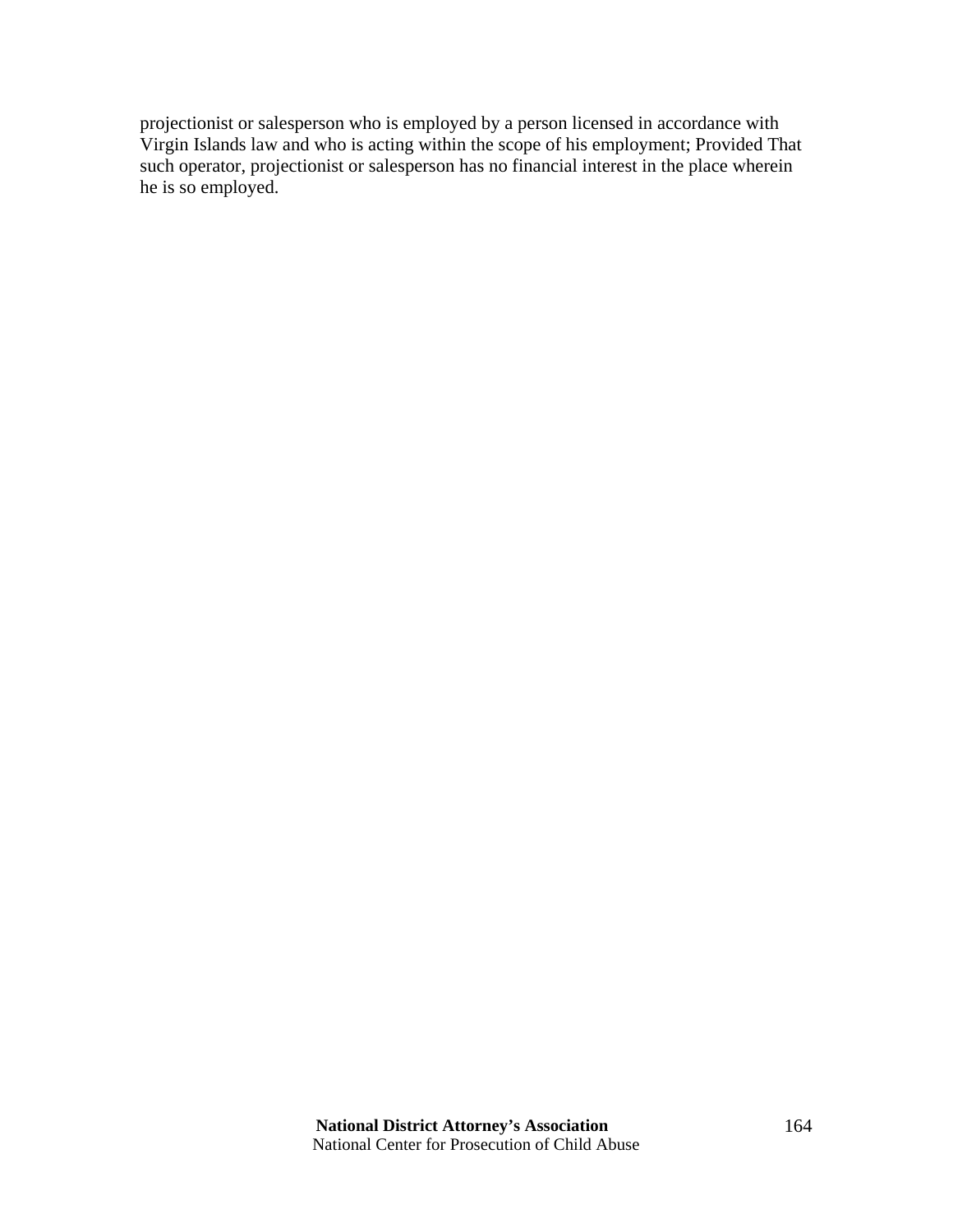projectionist or salesperson who is employed by a person licensed in accordance with Virgin Islands law and who is acting within the scope of his employment; Provided That such operator, projectionist or salesperson has no financial interest in the place wherein he is so employed.